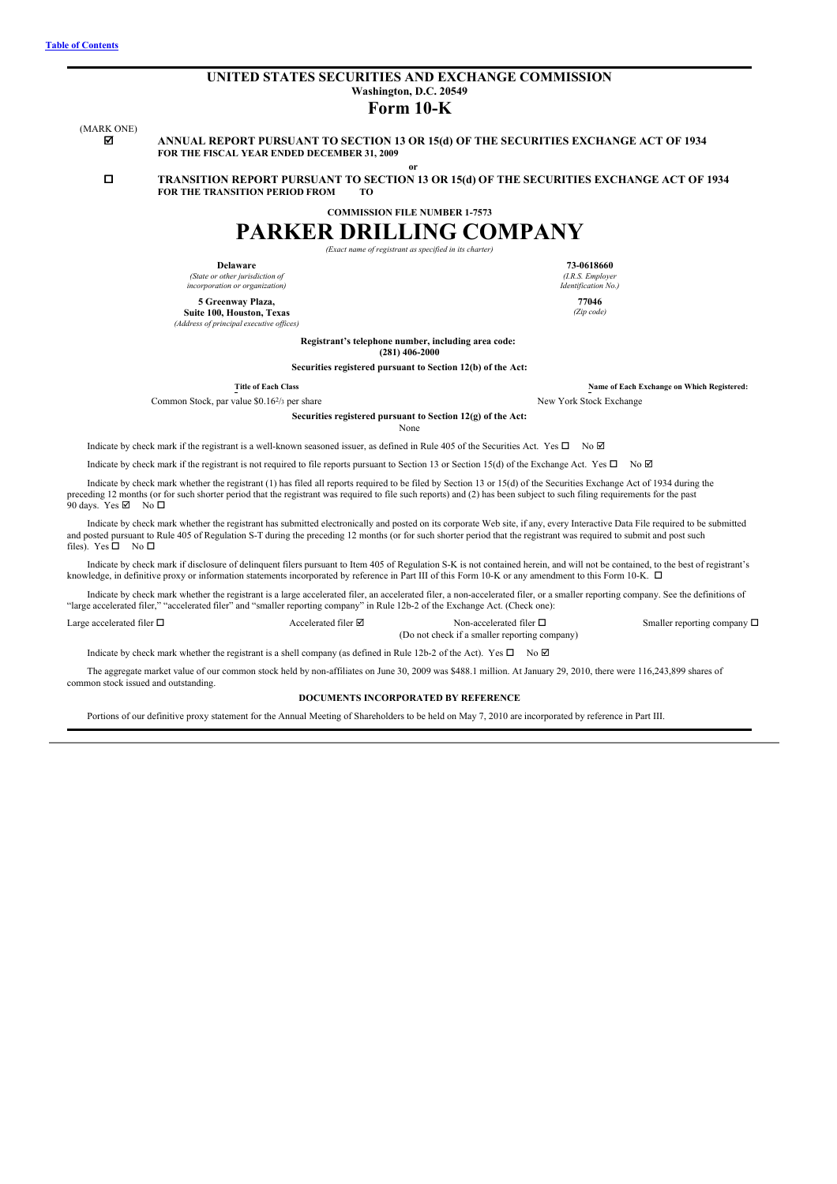[Table of Contents](#)

# UNITED STATES SECURITIES AND EXCHANGE COMMISSION

**Washington, D.C. 20549**

# Form 10-K

(MARK ONE)

☑ **ANNUAL REPORT PURSUANT TO SECTION 13 OR 15(d) OF THE SECURITIES EXCHANGE ACT OF 1934**
**FOR THE FISCAL YEAR ENDED DECEMBER 31, 2009**

**or**

☐ **TRANSITION REPORT PURSUANT TO SECTION 13 OR 15(d) OF THE SECURITIES EXCHANGE ACT OF 1934**
**FOR THE TRANSITION PERIOD FROM TO**

**COMMISSION FILE NUMBER 1-7573**

# PARKER DRILLING COMPANY

*(Exact name of registrant as specified in its charter)*

| | |
|---|---|
| **Delaware**<br>*(State or other jurisdiction of incorporation or organization)* | **73-0618660**<br>*(I.R.S. Employer Identification No.)* |
| **5 Greenway Plaza, Suite 100, Houston, Texas**<br>*(Address of principal executive offices)* | **77046**<br>*(Zip code)* |

**Registrant's telephone number, including area code:**
**(281) 406-2000**

**Securities registered pursuant to Section 12(b) of the Act:**

| Title of Each Class | Name of Each Exchange on Which Registered: |
|---|---|
| Common Stock, par value $0.16²/₃ per share | New York Stock Exchange |

**Securities registered pursuant to Section 12(g) of the Act:**
None

Indicate by check mark if the registrant is a well-known seasoned issuer, as defined in Rule 405 of the Securities Act. Yes ☐ No ☑

Indicate by check mark if the registrant is not required to file reports pursuant to Section 13 or Section 15(d) of the Exchange Act. Yes ☐ No ☑

Indicate by check mark whether the registrant (1) has filed all reports required to be filed by Section 13 or 15(d) of the Securities Exchange Act of 1934 during the preceding 12 months (or for such shorter period that the registrant was required to file such reports) and (2) has been subject to such filing requirements for the past 90 days. Yes ☑ No ☐

Indicate by check mark whether the registrant has submitted electronically and posted on its corporate Web site, if any, every Interactive Data File required to be submitted and posted pursuant to Rule 405 of Regulation S-T during the preceding 12 months (or for such shorter period that the registrant was required to submit and post such files). Yes ☐ No ☐

Indicate by check mark if disclosure of delinquent filers pursuant to Item 405 of Regulation S-K is not contained herein, and will not be contained, to the best of registrant's knowledge, in definitive proxy or information statements incorporated by reference in Part III of this Form 10-K or any amendment to this Form 10-K. ☐

Indicate by check mark whether the registrant is a large accelerated filer, an accelerated filer, a non-accelerated filer, or a smaller reporting company. See the definitions of "large accelerated filer," "accelerated filer" and "smaller reporting company" in Rule 12b-2 of the Exchange Act. (Check one):

| | | | |
|---|---|---|---|
| Large accelerated filer ☐ | Accelerated filer ☑ | Non-accelerated filer ☐<br>(Do not check if a smaller reporting company) | Smaller reporting company ☐ |

Indicate by check mark whether the registrant is a shell company (as defined in Rule 12b-2 of the Act). Yes ☐ No ☑

The aggregate market value of our common stock held by non-affiliates on June 30, 2009 was $488.1 million. At January 29, 2010, there were 116,243,899 shares of common stock issued and outstanding.

**DOCUMENTS INCORPORATED BY REFERENCE**

Portions of our definitive proxy statement for the Annual Meeting of Shareholders to be held on May 7, 2010 are incorporated by reference in Part III.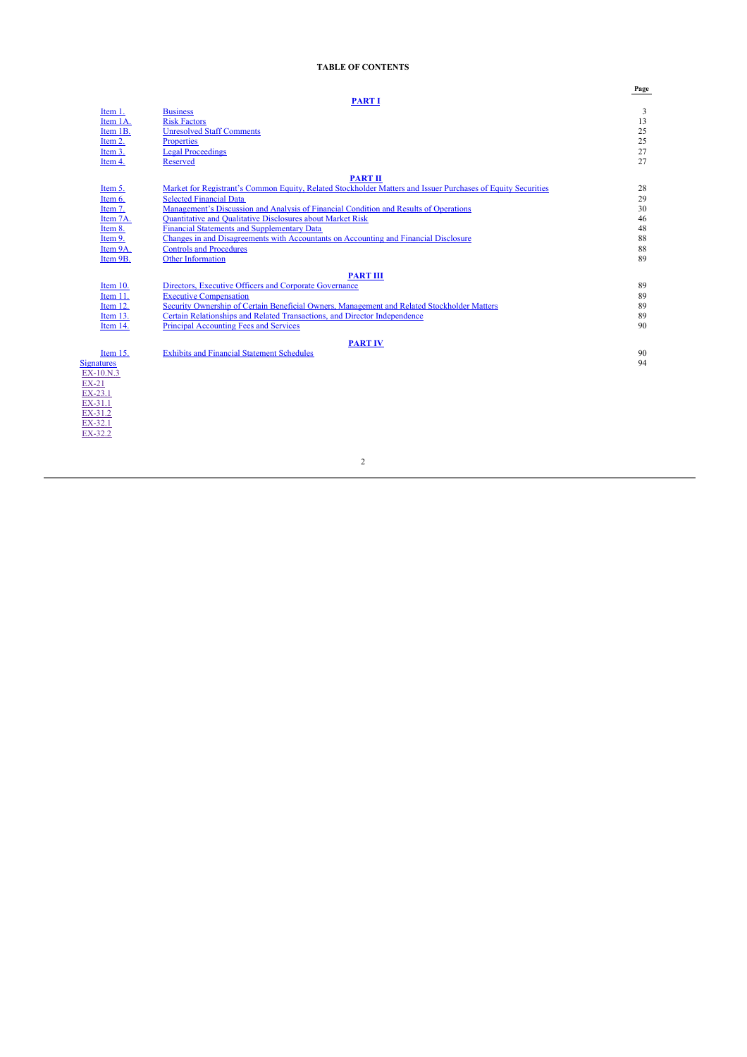# TABLE OF CONTENTS

| | | Page |
|---|---|---|
| | **PART I** | |
| Item 1. | Business | 3 |
| Item 1A. | Risk Factors | 13 |
| Item 1B. | Unresolved Staff Comments | 25 |
| Item 2. | Properties | 25 |
| Item 3. | Legal Proceedings | 27 |
| Item 4. | Reserved | 27 |
| | **PART II** | |
| Item 5. | Market for Registrant's Common Equity, Related Stockholder Matters and Issuer Purchases of Equity Securities | 28 |
| Item 6. | Selected Financial Data | 29 |
| Item 7. | Management's Discussion and Analysis of Financial Condition and Results of Operations | 30 |
| Item 7A. | Quantitative and Qualitative Disclosures about Market Risk | 46 |
| Item 8. | Financial Statements and Supplementary Data | 48 |
| Item 9. | Changes in and Disagreements with Accountants on Accounting and Financial Disclosure | 88 |
| Item 9A. | Controls and Procedures | 88 |
| Item 9B. | Other Information | 89 |
| | **PART III** | |
| Item 10. | Directors, Executive Officers and Corporate Governance | 89 |
| Item 11. | Executive Compensation | 89 |
| Item 12. | Security Ownership of Certain Beneficial Owners, Management and Related Stockholder Matters | 89 |
| Item 13. | Certain Relationships and Related Transactions, and Director Independence | 89 |
| Item 14. | Principal Accounting Fees and Services | 90 |
| | **PART IV** | |
| Item 15. | Exhibits and Financial Statement Schedules | 90 |
| Signatures | | 94 |

EX-10.N.3
EX-21
EX-23.1
EX-31.1
EX-31.2
EX-32.1
EX-32.2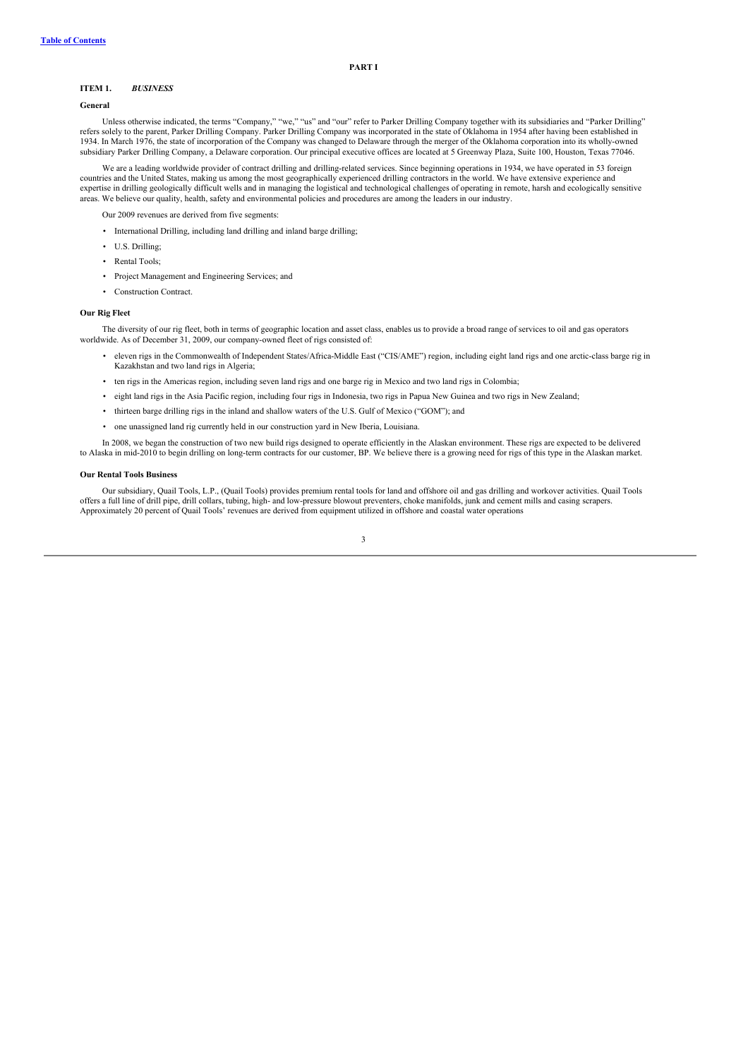# PART I

## ITEM 1. *BUSINESS*

### General

Unless otherwise indicated, the terms "Company," "we," "us" and "our" refer to Parker Drilling Company together with its subsidiaries and "Parker Drilling" refers solely to the parent, Parker Drilling Company. Parker Drilling Company was incorporated in the state of Oklahoma in 1954 after having been established in 1934. In March 1976, the state of incorporation of the Company was changed to Delaware through the merger of the Oklahoma corporation into its wholly-owned subsidiary Parker Drilling Company, a Delaware corporation. Our principal executive offices are located at 5 Greenway Plaza, Suite 100, Houston, Texas 77046.

We are a leading worldwide provider of contract drilling and drilling-related services. Since beginning operations in 1934, we have operated in 53 foreign countries and the United States, making us among the most geographically experienced drilling contractors in the world. We have extensive experience and expertise in drilling geologically difficult wells and in managing the logistical and technological challenges of operating in remote, harsh and ecologically sensitive areas. We believe our quality, health, safety and environmental policies and procedures are among the leaders in our industry.

Our 2009 revenues are derived from five segments:

- International Drilling, including land drilling and inland barge drilling;
- U.S. Drilling;
- Rental Tools;
- Project Management and Engineering Services; and
- Construction Contract.

### Our Rig Fleet

The diversity of our rig fleet, both in terms of geographic location and asset class, enables us to provide a broad range of services to oil and gas operators worldwide. As of December 31, 2009, our company-owned fleet of rigs consisted of:

- eleven rigs in the Commonwealth of Independent States/Africa-Middle East ("CIS/AME") region, including eight land rigs and one arctic-class barge rig in Kazakhstan and two land rigs in Algeria;
- ten rigs in the Americas region, including seven land rigs and one barge rig in Mexico and two land rigs in Colombia;
- eight land rigs in the Asia Pacific region, including four rigs in Indonesia, two rigs in Papua New Guinea and two rigs in New Zealand;
- thirteen barge drilling rigs in the inland and shallow waters of the U.S. Gulf of Mexico ("GOM"); and
- one unassigned land rig currently held in our construction yard in New Iberia, Louisiana.

In 2008, we began the construction of two new build rigs designed to operate efficiently in the Alaskan environment. These rigs are expected to be delivered to Alaska in mid-2010 to begin drilling on long-term contracts for our customer, BP. We believe there is a growing need for rigs of this type in the Alaskan market.

### Our Rental Tools Business

Our subsidiary, Quail Tools, L.P., (Quail Tools) provides premium rental tools for land and offshore oil and gas drilling and workover activities. Quail Tools offers a full line of drill pipe, drill collars, tubing, high- and low-pressure blowout preventers, choke manifolds, junk and cement mills and casing scrapers. Approximately 20 percent of Quail Tools' revenues are derived from equipment utilized in offshore and coastal water operations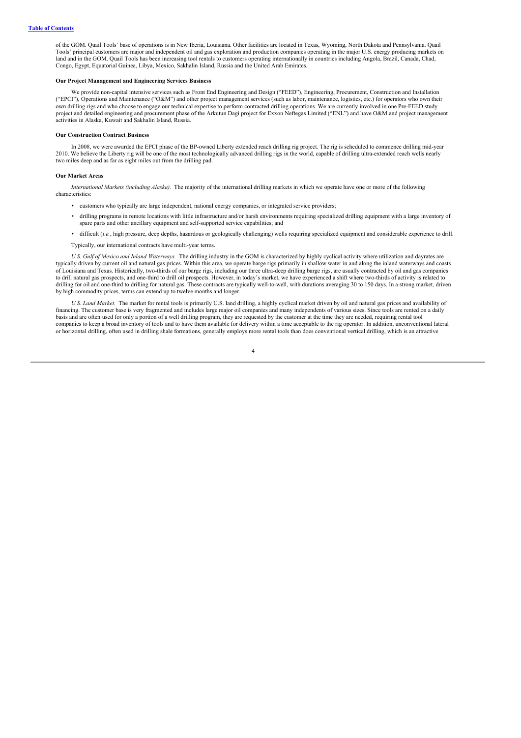of the GOM. Quail Tools' base of operations is in New Iberia, Louisiana. Other facilities are located in Texas, Wyoming, North Dakota and Pennsylvania. Quail Tools' principal customers are major and independent oil and gas exploration and production companies operating in the major U.S. energy producing markets on land and in the GOM. Quail Tools has been increasing tool rentals to customers operating internationally in countries including Angola, Brazil, Canada, Chad, Congo, Egypt, Equatorial Guinea, Libya, Mexico, Sakhalin Island, Russia and the United Arab Emirates.

**Our Project Management and Engineering Services Business**

We provide non-capital intensive services such as Front End Engineering and Design ("FEED"), Engineering, Procurement, Construction and Installation ("EPCI"), Operations and Maintenance ("O&M") and other project management services (such as labor, maintenance, logistics, etc.) for operators who own their own drilling rigs and who choose to engage our technical expertise to perform contracted drilling operations. We are currently involved in one Pre-FEED study project and detailed engineering and procurement phase of the Arkutun Dagi project for Exxon Neftegas Limited ("ENL") and have O&M and project management activities in Alaska, Kuwait and Sakhalin Island, Russia.

**Our Construction Contract Business**

In 2008, we were awarded the EPCI phase of the BP-owned Liberty extended reach drilling rig project. The rig is scheduled to commence drilling mid-year 2010. We believe the Liberty rig will be one of the most technologically advanced drilling rigs in the world, capable of drilling ultra-extended reach wells nearly two miles deep and as far as eight miles out from the drilling pad.

**Our Market Areas**

*International Markets (including Alaska).* The majority of the international drilling markets in which we operate have one or more of the following characteristics:

- customers who typically are large independent, national energy companies, or integrated service providers;
- drilling programs in remote locations with little infrastructure and/or harsh environments requiring specialized drilling equipment with a large inventory of spare parts and other ancillary equipment and self-supported service capabilities; and
- difficult (*i.e.*, high pressure, deep depths, hazardous or geologically challenging) wells requiring specialized equipment and considerable experience to drill.

Typically, our international contracts have multi-year terms.

*U.S. Gulf of Mexico and Inland Waterways.* The drilling industry in the GOM is characterized by highly cyclical activity where utilization and dayrates are typically driven by current oil and natural gas prices. Within this area, we operate barge rigs primarily in shallow water in and along the inland waterways and coasts of Louisiana and Texas. Historically, two-thirds of our barge rigs, including our three ultra-deep drilling barge rigs, are usually contracted by oil and gas companies to drill natural gas prospects, and one-third to drill oil prospects. However, in today's market, we have experienced a shift where two-thirds of activity is related to drilling for oil and one-third to drilling for natural gas. These contracts are typically well-to-well, with durations averaging 30 to 150 days. In a strong market, driven by high commodity prices, terms can extend up to twelve months and longer.

*U.S. Land Market.* The market for rental tools is primarily U.S. land drilling, a highly cyclical market driven by oil and natural gas prices and availability of financing. The customer base is very fragmented and includes large major oil companies and many independents of various sizes. Since tools are rented on a daily basis and are often used for only a portion of a well drilling program, they are requested by the customer at the time they are needed, requiring rental tool companies to keep a broad inventory of tools and to have them available for delivery within a time acceptable to the rig operator. In addition, unconventional lateral or horizontal drilling, often used in drilling shale formations, generally employs more rental tools than does conventional vertical drilling, which is an attractive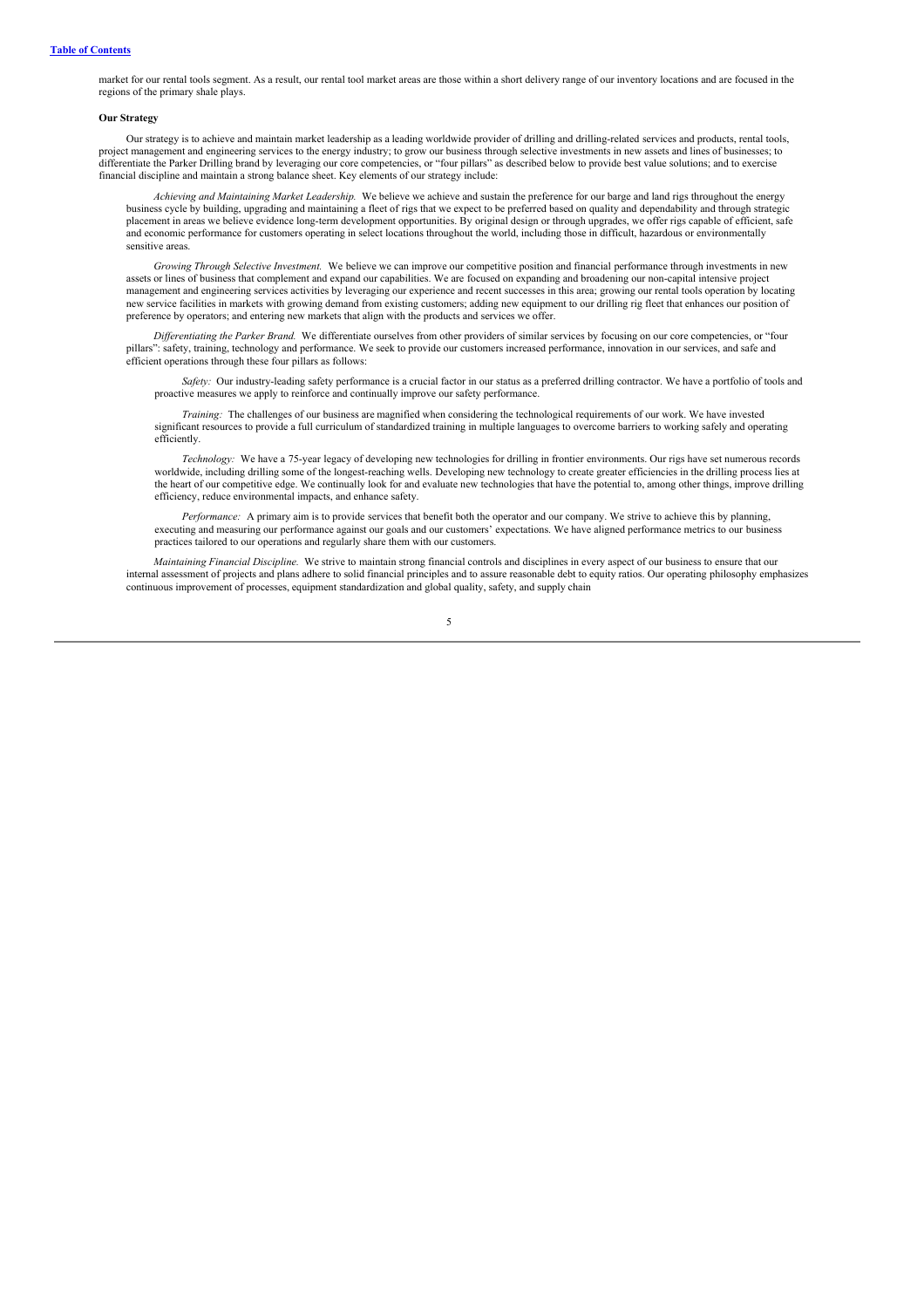market for our rental tools segment. As a result, our rental tool market areas are those within a short delivery range of our inventory locations and are focused in the regions of the primary shale plays.

**Our Strategy**

Our strategy is to achieve and maintain market leadership as a leading worldwide provider of drilling and drilling-related services and products, rental tools, project management and engineering services to the energy industry; to grow our business through selective investments in new assets and lines of businesses; to differentiate the Parker Drilling brand by leveraging our core competencies, or "four pillars" as described below to provide best value solutions; and to exercise financial discipline and maintain a strong balance sheet. Key elements of our strategy include:

*Achieving and Maintaining Market Leadership.* We believe we achieve and sustain the preference for our barge and land rigs throughout the energy business cycle by building, upgrading and maintaining a fleet of rigs that we expect to be preferred based on quality and dependability and through strategic placement in areas we believe evidence long-term development opportunities. By original design or through upgrades, we offer rigs capable of efficient, safe and economic performance for customers operating in select locations throughout the world, including those in difficult, hazardous or environmentally sensitive areas.

*Growing Through Selective Investment.* We believe we can improve our competitive position and financial performance through investments in new assets or lines of business that complement and expand our capabilities. We are focused on expanding and broadening our non-capital intensive project management and engineering services activities by leveraging our experience and recent successes in this area; growing our rental tools operation by locating new service facilities in markets with growing demand from existing customers; adding new equipment to our drilling rig fleet that enhances our position of preference by operators; and entering new markets that align with the products and services we offer.

*Differentiating the Parker Brand.* We differentiate ourselves from other providers of similar services by focusing on our core competencies, or "four pillars": safety, training, technology and performance. We seek to provide our customers increased performance, innovation in our services, and safe and efficient operations through these four pillars as follows:

*Safety:* Our industry-leading safety performance is a crucial factor in our status as a preferred drilling contractor. We have a portfolio of tools and proactive measures we apply to reinforce and continually improve our safety performance.

*Training:* The challenges of our business are magnified when considering the technological requirements of our work. We have invested significant resources to provide a full curriculum of standardized training in multiple languages to overcome barriers to working safely and operating efficiently.

*Technology:* We have a 75-year legacy of developing new technologies for drilling in frontier environments. Our rigs have set numerous records worldwide, including drilling some of the longest-reaching wells. Developing new technology to create greater efficiencies in the drilling process lies at the heart of our competitive edge. We continually look for and evaluate new technologies that have the potential to, among other things, improve drilling efficiency, reduce environmental impacts, and enhance safety.

*Performance:* A primary aim is to provide services that benefit both the operator and our company. We strive to achieve this by planning, executing and measuring our performance against our goals and our customers' expectations. We have aligned performance metrics to our business practices tailored to our operations and regularly share them with our customers.

*Maintaining Financial Discipline.* We strive to maintain strong financial controls and disciplines in every aspect of our business to ensure that our internal assessment of projects and plans adhere to solid financial principles and to assure reasonable debt to equity ratios. Our operating philosophy emphasizes continuous improvement of processes, equipment standardization and global quality, safety, and supply chain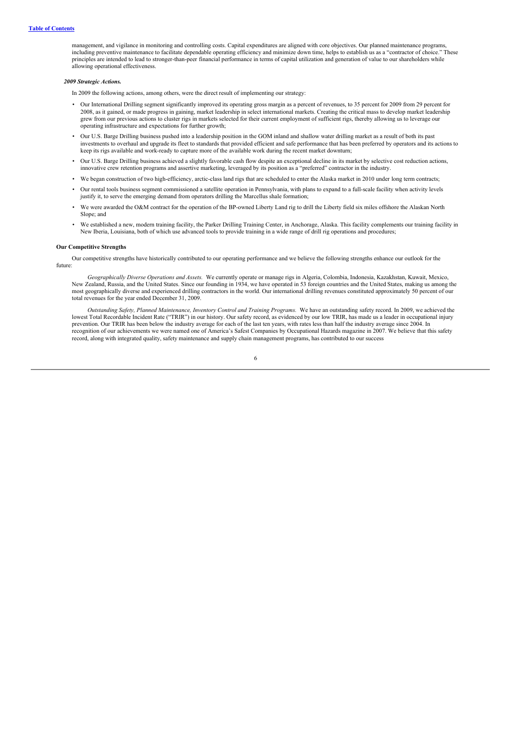management, and vigilance in monitoring and controlling costs. Capital expenditures are aligned with core objectives. Our planned maintenance programs, including preventive maintenance to facilitate dependable operating efficiency and minimize down time, helps to establish us as a "contractor of choice." These principles are intended to lead to stronger-than-peer financial performance in terms of capital utilization and generation of value to our shareholders while allowing operational effectiveness.

***2009 Strategic Actions.***

In 2009 the following actions, among others, were the direct result of implementing our strategy:

- Our International Drilling segment significantly improved its operating gross margin as a percent of revenues, to 35 percent for 2009 from 29 percent for 2008, as it gained, or made progress in gaining, market leadership in select international markets. Creating the critical mass to develop market leadership grew from our previous actions to cluster rigs in markets selected for their current employment of sufficient rigs, thereby allowing us to leverage our operating infrastructure and expectations for further growth;
- Our U.S. Barge Drilling business pushed into a leadership position in the GOM inland and shallow water drilling market as a result of both its past investments to overhaul and upgrade its fleet to standards that provided efficient and safe performance that has been preferred by operators and its actions to keep its rigs available and work-ready to capture more of the available work during the recent market downturn;
- Our U.S. Barge Drilling business achieved a slightly favorable cash flow despite an exceptional decline in its market by selective cost reduction actions, innovative crew retention programs and assertive marketing, leveraged by its position as a "preferred" contractor in the industry.
- We began construction of two high-efficiency, arctic-class land rigs that are scheduled to enter the Alaska market in 2010 under long term contracts;
- Our rental tools business segment commissioned a satellite operation in Pennsylvania, with plans to expand to a full-scale facility when activity levels justify it, to serve the emerging demand from operators drilling the Marcellus shale formation;
- We were awarded the O&M contract for the operation of the BP-owned Liberty Land rig to drill the Liberty field six miles offshore the Alaskan North Slope; and
- We established a new, modern training facility, the Parker Drilling Training Center, in Anchorage, Alaska. This facility complements our training facility in New Iberia, Louisiana, both of which use advanced tools to provide training in a wide range of drill rig operations and procedures;

**Our Competitive Strengths**

Our competitive strengths have historically contributed to our operating performance and we believe the following strengths enhance our outlook for the future:

*Geographically Diverse Operations and Assets.* We currently operate or manage rigs in Algeria, Colombia, Indonesia, Kazakhstan, Kuwait, Mexico, New Zealand, Russia, and the United States. Since our founding in 1934, we have operated in 53 foreign countries and the United States, making us among the most geographically diverse and experienced drilling contractors in the world. Our international drilling revenues constituted approximately 50 percent of our total revenues for the year ended December 31, 2009.

*Outstanding Safety, Planned Maintenance, Inventory Control and Training Programs.* We have an outstanding safety record. In 2009, we achieved the lowest Total Recordable Incident Rate ("TRIR") in our history. Our safety record, as evidenced by our low TRIR, has made us a leader in occupational injury prevention. Our TRIR has been below the industry average for each of the last ten years, with rates less than half the industry average since 2004. In recognition of our achievements we were named one of America's Safest Companies by Occupational Hazards magazine in 2007. We believe that this safety record, along with integrated quality, safety maintenance and supply chain management programs, has contributed to our success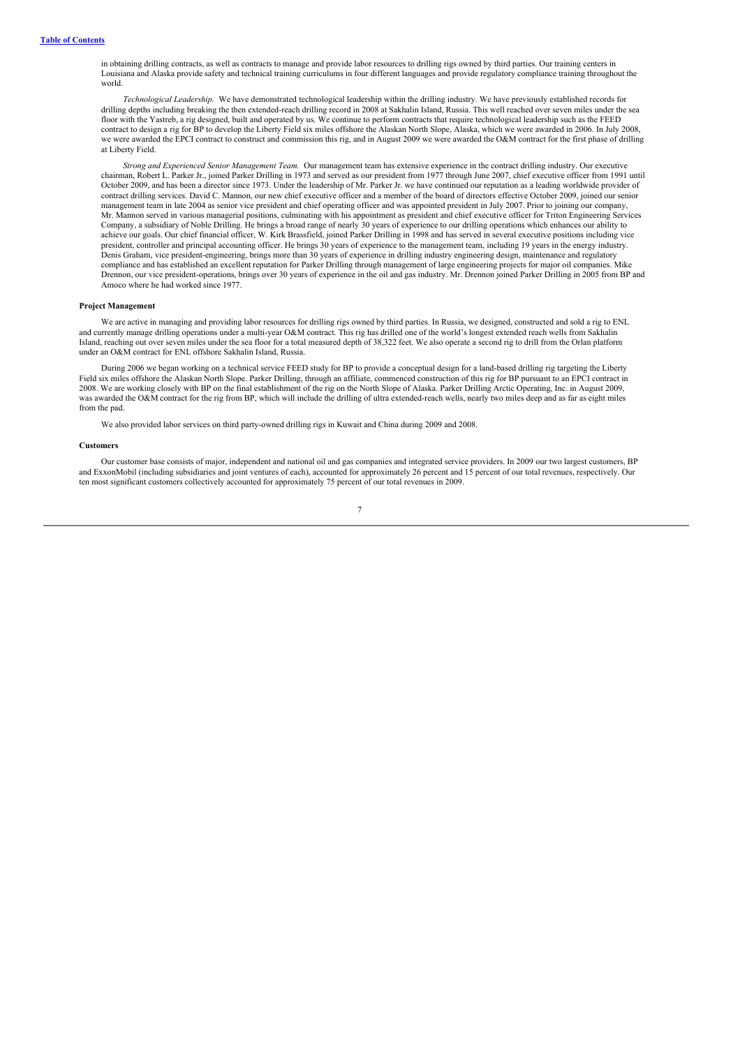in obtaining drilling contracts, as well as contracts to manage and provide labor resources to drilling rigs owned by third parties. Our training centers in Louisiana and Alaska provide safety and technical training curriculums in four different languages and provide regulatory compliance training throughout the world.

*Technological Leadership.* We have demonstrated technological leadership within the drilling industry. We have previously established records for drilling depths including breaking the then extended-reach drilling record in 2008 at Sakhalin Island, Russia. This well reached over seven miles under the sea floor with the Yastreb, a rig designed, built and operated by us. We continue to perform contracts that require technological leadership such as the FEED contract to design a rig for BP to develop the Liberty Field six miles offshore the Alaskan North Slope, Alaska, which we were awarded in 2006. In July 2008, we were awarded the EPCI contract to construct and commission this rig, and in August 2009 we were awarded the O&M contract for the first phase of drilling at Liberty Field.

*Strong and Experienced Senior Management Team.* Our management team has extensive experience in the contract drilling industry. Our executive chairman, Robert L. Parker Jr., joined Parker Drilling in 1973 and served as our president from 1977 through June 2007, chief executive officer from 1991 until October 2009, and has been a director since 1973. Under the leadership of Mr. Parker Jr. we have continued our reputation as a leading worldwide provider of contract drilling services. David C. Mannon, our new chief executive officer and a member of the board of directors effective October 2009, joined our senior management team in late 2004 as senior vice president and chief operating officer and was appointed president in July 2007. Prior to joining our company, Mr. Mannon served in various managerial positions, culminating with his appointment as president and chief executive officer for Triton Engineering Services Company, a subsidiary of Noble Drilling. He brings a broad range of nearly 30 years of experience to our drilling operations which enhances our ability to achieve our goals. Our chief financial officer, W. Kirk Brassfield, joined Parker Drilling in 1998 and has served in several executive positions including vice president, controller and principal accounting officer. He brings 30 years of experience to the management team, including 19 years in the energy industry. Denis Graham, vice president-engineering, brings more than 30 years of experience in drilling industry engineering design, maintenance and regulatory compliance and has established an excellent reputation for Parker Drilling through management of large engineering projects for major oil companies. Mike Drennon, our vice president-operations, brings over 30 years of experience in the oil and gas industry. Mr. Drennon joined Parker Drilling in 2005 from BP and Amoco where he had worked since 1977.

**Project Management**

We are active in managing and providing labor resources for drilling rigs owned by third parties. In Russia, we designed, constructed and sold a rig to ENL and currently manage drilling operations under a multi-year O&M contract. This rig has drilled one of the world's longest extended reach wells from Sakhalin Island, reaching out over seven miles under the sea floor for a total measured depth of 38,322 feet. We also operate a second rig to drill from the Orlan platform under an O&M contract for ENL offshore Sakhalin Island, Russia.

During 2006 we began working on a technical service FEED study for BP to provide a conceptual design for a land-based drilling rig targeting the Liberty Field six miles offshore the Alaskan North Slope. Parker Drilling, through an affiliate, commenced construction of this rig for BP pursuant to an EPCI contract in 2008. We are working closely with BP on the final establishment of the rig on the North Slope of Alaska. Parker Drilling Arctic Operating, Inc. in August 2009, was awarded the O&M contract for the rig from BP, which will include the drilling of ultra extended-reach wells, nearly two miles deep and as far as eight miles from the pad.

We also provided labor services on third party-owned drilling rigs in Kuwait and China during 2009 and 2008.

**Customers**

Our customer base consists of major, independent and national oil and gas companies and integrated service providers. In 2009 our two largest customers, BP and ExxonMobil (including subsidiaries and joint ventures of each), accounted for approximately 26 percent and 15 percent of our total revenues, respectively. Our ten most significant customers collectively accounted for approximately 75 percent of our total revenues in 2009.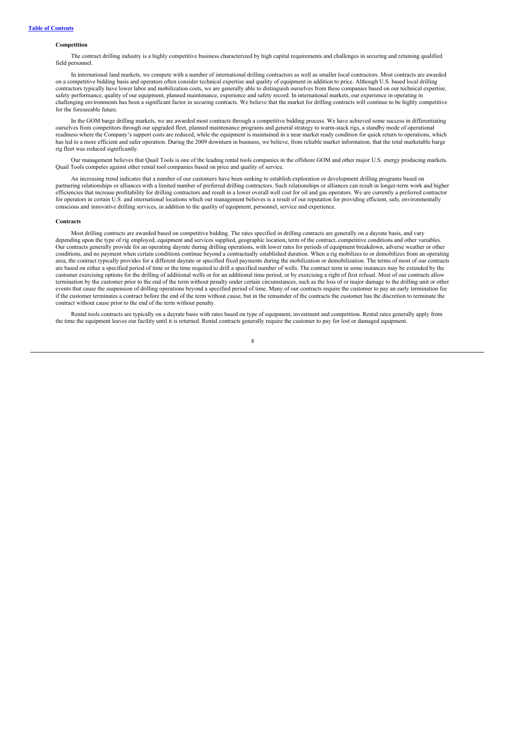### Competition

The contract drilling industry is a highly competitive business characterized by high capital requirements and challenges in securing and retaining qualified field personnel.

In international land markets, we compete with a number of international drilling contractors as well as smaller local contractors. Most contracts are awarded on a competitive bidding basis and operators often consider technical expertise and quality of equipment in addition to price. Although U.S. based local drilling contractors typically have lower labor and mobilization costs, we are generally able to distinguish ourselves from these companies based on our technical expertise, safety performance, quality of our equipment, planned maintenance, experience and safety record. In international markets, our experience in operating in challenging environments has been a significant factor in securing contracts. We believe that the market for drilling contracts will continue to be highly competitive for the foreseeable future.

In the GOM barge drilling markets, we are awarded most contracts through a competitive bidding process. We have achieved some success in differentiating ourselves from competitors through our upgraded fleet, planned maintenance programs and general strategy to warm-stack rigs, a standby mode of operational readiness where the Company's support costs are reduced, while the equipment is maintained in a near market ready condition for quick return to operations, which has led to a more efficient and safer operation. During the 2009 downturn in business, we believe, from reliable market information, that the total marketable barge rig fleet was reduced significantly.

Our management believes that Quail Tools is one of the leading rental tools companies in the offshore GOM and other major U.S. energy producing markets. Quail Tools competes against other rental tool companies based on price and quality of service.

An increasing trend indicates that a number of our customers have been seeking to establish exploration or development drilling programs based on partnering relationships or alliances with a limited number of preferred drilling contractors. Such relationships or alliances can result in longer-term work and higher efficiencies that increase profitability for drilling contractors and result in a lower overall well cost for oil and gas operators. We are currently a preferred contractor for operators in certain U.S. and international locations which our management believes is a result of our reputation for providing efficient, safe, environmentally conscious and innovative drilling services, in addition to the quality of equipment, personnel, service and experience.

### Contracts

Most drilling contracts are awarded based on competitive bidding. The rates specified in drilling contracts are generally on a dayrate basis, and vary depending upon the type of rig employed, equipment and services supplied, geographic location, term of the contract, competitive conditions and other variables. Our contracts generally provide for an operating dayrate during drilling operations, with lower rates for periods of equipment breakdown, adverse weather or other conditions, and no payment when certain conditions continue beyond a contractually established duration. When a rig mobilizes to or demobilizes from an operating area, the contract typically provides for a different dayrate or specified fixed payments during the mobilization or demobilization. The terms of most of our contracts are based on either a specified period of time or the time required to drill a specified number of wells. The contract term in some instances may be extended by the customer exercising options for the drilling of additional wells or for an additional time period, or by exercising a right of first refusal. Most of our contracts allow termination by the customer prior to the end of the term without penalty under certain circumstances, such as the loss of or major damage to the drilling unit or other events that cause the suspension of drilling operations beyond a specified period of time. Many of our contracts require the customer to pay an early termination fee if the customer terminates a contract before the end of the term without cause, but in the remainder of the contracts the customer has the discretion to terminate the contract without cause prior to the end of the term without penalty.

Rental tools contracts are typically on a dayrate basis with rates based on type of equipment, investment and competition. Rental rates generally apply from the time the equipment leaves our facility until it is returned. Rental contracts generally require the customer to pay for lost or damaged equipment.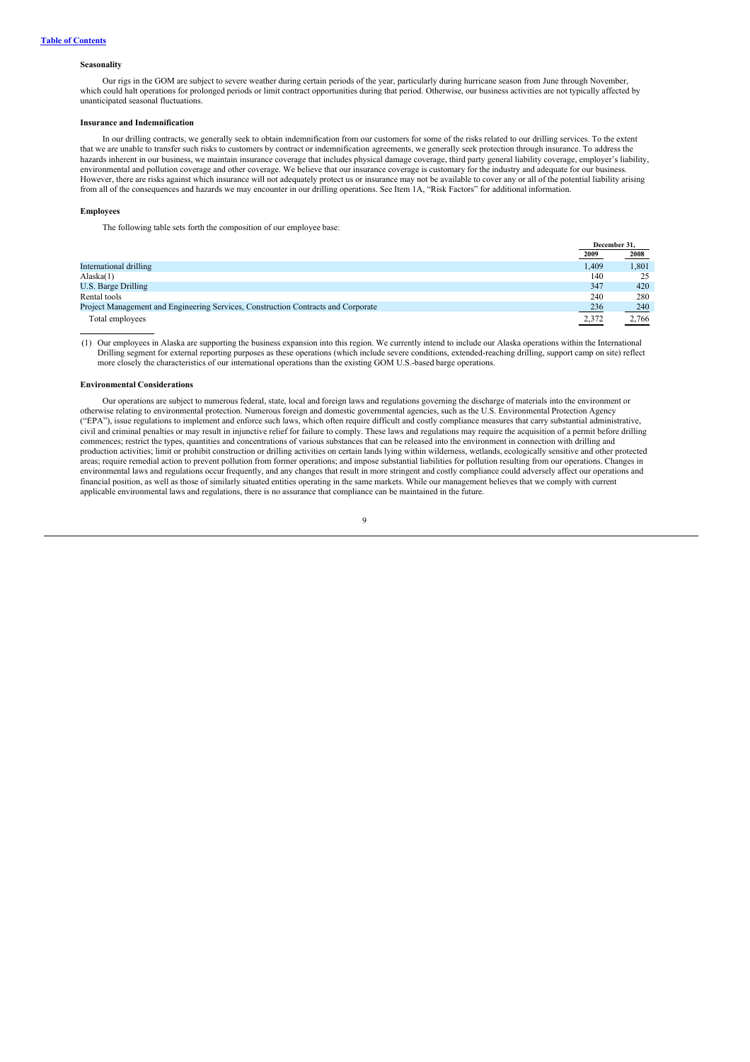[Table of Contents](#)

### Seasonality

Our rigs in the GOM are subject to severe weather during certain periods of the year, particularly during hurricane season from June through November, which could halt operations for prolonged periods or limit contract opportunities during that period. Otherwise, our business activities are not typically affected by unanticipated seasonal fluctuations.

### Insurance and Indemnification

In our drilling contracts, we generally seek to obtain indemnification from our customers for some of the risks related to our drilling services. To the extent that we are unable to transfer such risks to customers by contract or indemnification agreements, we generally seek protection through insurance. To address the hazards inherent in our business, we maintain insurance coverage that includes physical damage coverage, third party general liability coverage, employer's liability, environmental and pollution coverage and other coverage. We believe that our insurance coverage is customary for the industry and adequate for our business. However, there are risks against which insurance will not adequately protect us or insurance may not be available to cover any or all of the potential liability arising from all of the consequences and hazards we may encounter in our drilling operations. See Item 1A, "Risk Factors" for additional information.

### Employees

The following table sets forth the composition of our employee base:

| | December 31, | |
|---|---|---|
| | 2009 | 2008 |
| International drilling | 1,409 | 1,801 |
| Alaska(1) | 140 | 25 |
| U.S. Barge Drilling | 347 | 420 |
| Rental tools | 240 | 280 |
| Project Management and Engineering Services, Construction Contracts and Corporate | 236 | 240 |
| Total employees | 2,372 | 2,766 |

(1) Our employees in Alaska are supporting the business expansion into this region. We currently intend to include our Alaska operations within the International Drilling segment for external reporting purposes as these operations (which include severe conditions, extended-reaching drilling, support camp on site) reflect more closely the characteristics of our international operations than the existing GOM U.S.-based barge operations.

### Environmental Considerations

Our operations are subject to numerous federal, state, local and foreign laws and regulations governing the discharge of materials into the environment or otherwise relating to environmental protection. Numerous foreign and domestic governmental agencies, such as the U.S. Environmental Protection Agency ("EPA"), issue regulations to implement and enforce such laws, which often require difficult and costly compliance measures that carry substantial administrative, civil and criminal penalties or may result in injunctive relief for failure to comply. These laws and regulations may require the acquisition of a permit before drilling commences; restrict the types, quantities and concentrations of various substances that can be released into the environment in connection with drilling and production activities; limit or prohibit construction or drilling activities on certain lands lying within wilderness, wetlands, ecologically sensitive and other protected areas; require remedial action to prevent pollution from former operations; and impose substantial liabilities for pollution resulting from our operations. Changes in environmental laws and regulations occur frequently, and any changes that result in more stringent and costly compliance could adversely affect our operations and financial position, as well as those of similarly situated entities operating in the same markets. While our management believes that we comply with current applicable environmental laws and regulations, there is no assurance that compliance can be maintained in the future.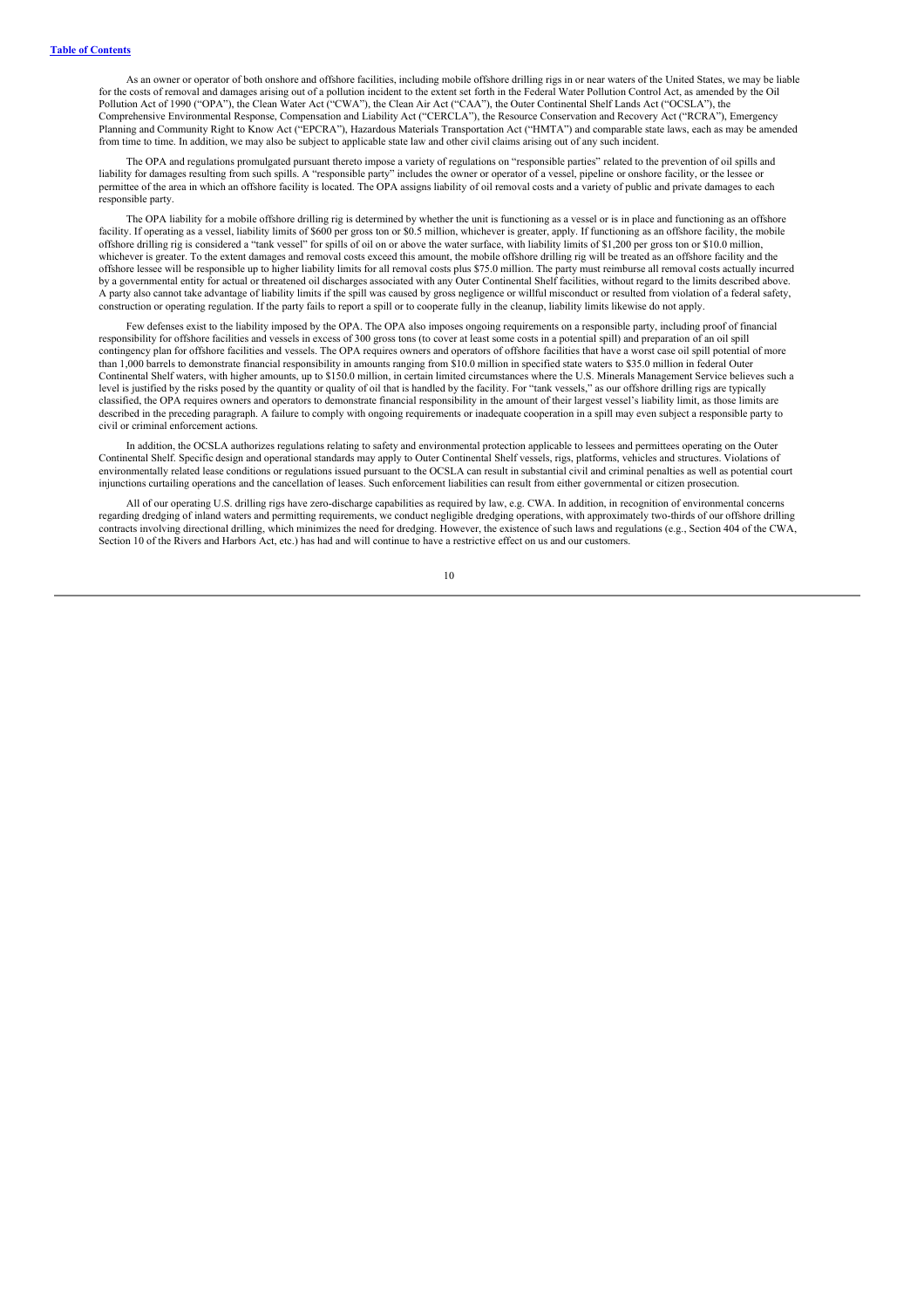As an owner or operator of both onshore and offshore facilities, including mobile offshore drilling rigs in or near waters of the United States, we may be liable for the costs of removal and damages arising out of a pollution incident to the extent set forth in the Federal Water Pollution Control Act, as amended by the Oil Pollution Act of 1990 ("OPA"), the Clean Water Act ("CWA"), the Clean Air Act ("CAA"), the Outer Continental Shelf Lands Act ("OCSLA"), the Comprehensive Environmental Response, Compensation and Liability Act ("CERCLA"), the Resource Conservation and Recovery Act ("RCRA"), Emergency Planning and Community Right to Know Act ("EPCRA"), Hazardous Materials Transportation Act ("HMTA") and comparable state laws, each as may be amended from time to time. In addition, we may also be subject to applicable state law and other civil claims arising out of any such incident.

The OPA and regulations promulgated pursuant thereto impose a variety of regulations on "responsible parties" related to the prevention of oil spills and liability for damages resulting from such spills. A "responsible party" includes the owner or operator of a vessel, pipeline or onshore facility, or the lessee or permittee of the area in which an offshore facility is located. The OPA assigns liability of oil removal costs and a variety of public and private damages to each responsible party.

The OPA liability for a mobile offshore drilling rig is determined by whether the unit is functioning as a vessel or is in place and functioning as an offshore facility. If operating as a vessel, liability limits of $600 per gross ton or $0.5 million, whichever is greater, apply. If functioning as an offshore facility, the mobile offshore drilling rig is considered a "tank vessel" for spills of oil on or above the water surface, with liability limits of $1,200 per gross ton or $10.0 million, whichever is greater. To the extent damages and removal costs exceed this amount, the mobile offshore drilling rig will be treated as an offshore facility and the offshore lessee will be responsible up to higher liability limits for all removal costs plus $75.0 million. The party must reimburse all removal costs actually incurred by a governmental entity for actual or threatened oil discharges associated with any Outer Continental Shelf facilities, without regard to the limits described above. A party also cannot take advantage of liability limits if the spill was caused by gross negligence or willful misconduct or resulted from violation of a federal safety, construction or operating regulation. If the party fails to report a spill or to cooperate fully in the cleanup, liability limits likewise do not apply.

Few defenses exist to the liability imposed by the OPA. The OPA also imposes ongoing requirements on a responsible party, including proof of financial responsibility for offshore facilities and vessels in excess of 300 gross tons (to cover at least some costs in a potential spill) and preparation of an oil spill contingency plan for offshore facilities and vessels. The OPA requires owners and operators of offshore facilities that have a worst case oil spill potential of more than 1,000 barrels to demonstrate financial responsibility in amounts ranging from $10.0 million in specified state waters to $35.0 million in federal Outer Continental Shelf waters, with higher amounts, up to $150.0 million, in certain limited circumstances where the U.S. Minerals Management Service believes such a level is justified by the risks posed by the quantity or quality of oil that is handled by the facility. For "tank vessels," as our offshore drilling rigs are typically classified, the OPA requires owners and operators to demonstrate financial responsibility in the amount of their largest vessel's liability limit, as those limits are described in the preceding paragraph. A failure to comply with ongoing requirements or inadequate cooperation in a spill may even subject a responsible party to civil or criminal enforcement actions.

In addition, the OCSLA authorizes regulations relating to safety and environmental protection applicable to lessees and permittees operating on the Outer Continental Shelf. Specific design and operational standards may apply to Outer Continental Shelf vessels, rigs, platforms, vehicles and structures. Violations of environmentally related lease conditions or regulations issued pursuant to the OCSLA can result in substantial civil and criminal penalties as well as potential court injunctions curtailing operations and the cancellation of leases. Such enforcement liabilities can result from either governmental or citizen prosecution.

All of our operating U.S. drilling rigs have zero-discharge capabilities as required by law, e.g. CWA. In addition, in recognition of environmental concerns regarding dredging of inland waters and permitting requirements, we conduct negligible dredging operations, with approximately two-thirds of our offshore drilling contracts involving directional drilling, which minimizes the need for dredging. However, the existence of such laws and regulations (e.g., Section 404 of the CWA, Section 10 of the Rivers and Harbors Act, etc.) has had and will continue to have a restrictive effect on us and our customers.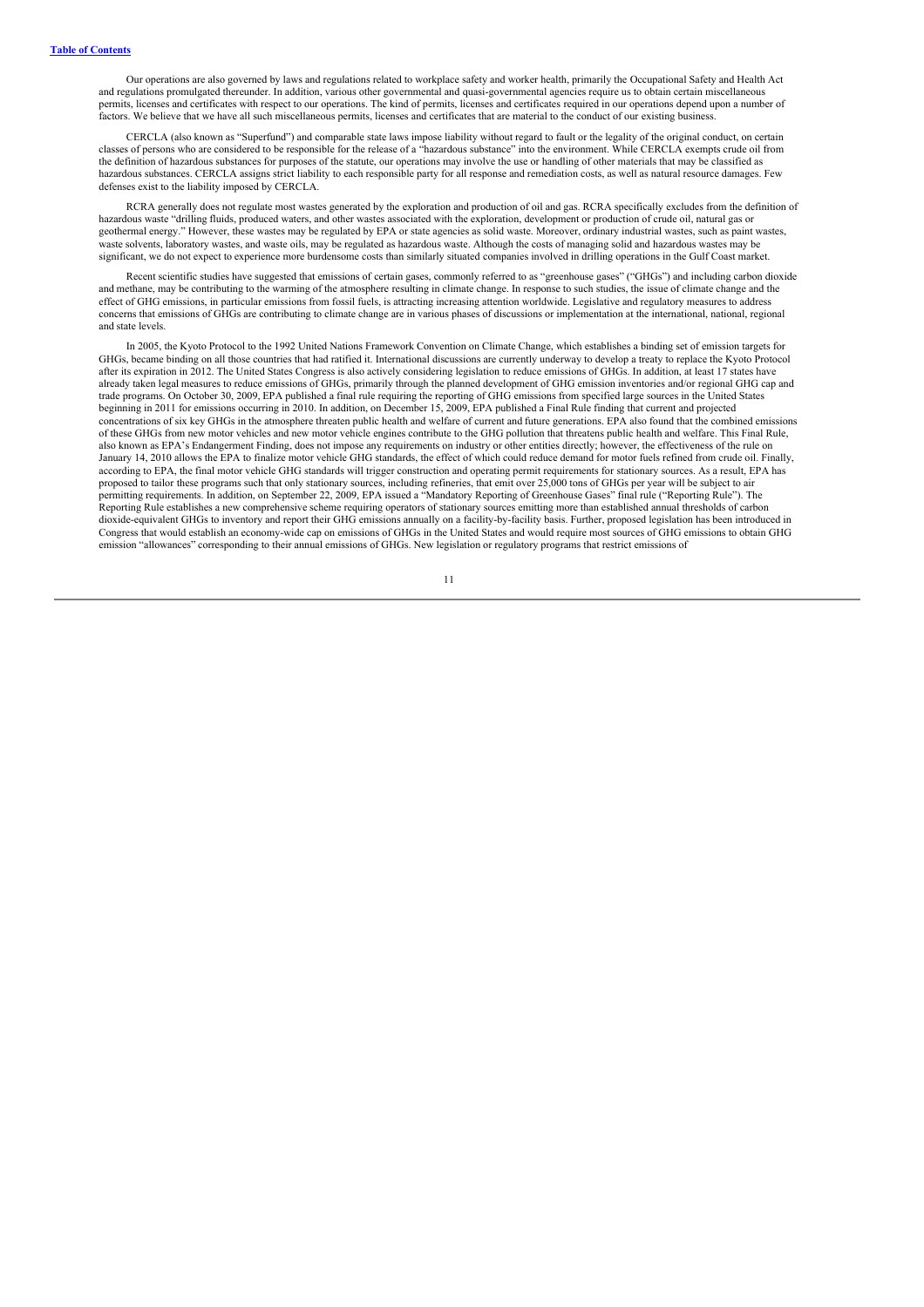Our operations are also governed by laws and regulations related to workplace safety and worker health, primarily the Occupational Safety and Health Act and regulations promulgated thereunder. In addition, various other governmental and quasi-governmental agencies require us to obtain certain miscellaneous permits, licenses and certificates with respect to our operations. The kind of permits, licenses and certificates required in our operations depend upon a number of factors. We believe that we have all such miscellaneous permits, licenses and certificates that are material to the conduct of our existing business.

CERCLA (also known as "Superfund") and comparable state laws impose liability without regard to fault or the legality of the original conduct, on certain classes of persons who are considered to be responsible for the release of a "hazardous substance" into the environment. While CERCLA exempts crude oil from the definition of hazardous substances for purposes of the statute, our operations may involve the use or handling of other materials that may be classified as hazardous substances. CERCLA assigns strict liability to each responsible party for all response and remediation costs, as well as natural resource damages. Few defenses exist to the liability imposed by CERCLA.

RCRA generally does not regulate most wastes generated by the exploration and production of oil and gas. RCRA specifically excludes from the definition of hazardous waste "drilling fluids, produced waters, and other wastes associated with the exploration, development or production of crude oil, natural gas or geothermal energy." However, these wastes may be regulated by EPA or state agencies as solid waste. Moreover, ordinary industrial wastes, such as paint wastes, waste solvents, laboratory wastes, and waste oils, may be regulated as hazardous waste. Although the costs of managing solid and hazardous wastes may be significant, we do not expect to experience more burdensome costs than similarly situated companies involved in drilling operations in the Gulf Coast market.

Recent scientific studies have suggested that emissions of certain gases, commonly referred to as "greenhouse gases" ("GHGs") and including carbon dioxide and methane, may be contributing to the warming of the atmosphere resulting in climate change. In response to such studies, the issue of climate change and the effect of GHG emissions, in particular emissions from fossil fuels, is attracting increasing attention worldwide. Legislative and regulatory measures to address concerns that emissions of GHGs are contributing to climate change are in various phases of discussions or implementation at the international, national, regional and state levels.

In 2005, the Kyoto Protocol to the 1992 United Nations Framework Convention on Climate Change, which establishes a binding set of emission targets for GHGs, became binding on all those countries that had ratified it. International discussions are currently underway to develop a treaty to replace the Kyoto Protocol after its expiration in 2012. The United States Congress is also actively considering legislation to reduce emissions of GHGs. In addition, at least 17 states have already taken legal measures to reduce emissions of GHGs, primarily through the planned development of GHG emission inventories and/or regional GHG cap and trade programs. On October 30, 2009, EPA published a final rule requiring the reporting of GHG emissions from specified large sources in the United States beginning in 2011 for emissions occurring in 2010. In addition, on December 15, 2009, EPA published a Final Rule finding that current and projected concentrations of six key GHGs in the atmosphere threaten public health and welfare of current and future generations. EPA also found that the combined emissions of these GHGs from new motor vehicles and new motor vehicle engines contribute to the GHG pollution that threatens public health and welfare. This Final Rule, also known as EPA's Endangerment Finding, does not impose any requirements on industry or other entities directly; however, the effectiveness of the rule on January 14, 2010 allows the EPA to finalize motor vehicle GHG standards, the effect of which could reduce demand for motor fuels refined from crude oil. Finally, according to EPA, the final motor vehicle GHG standards will trigger construction and operating permit requirements for stationary sources. As a result, EPA has proposed to tailor these programs such that only stationary sources, including refineries, that emit over 25,000 tons of GHGs per year will be subject to air permitting requirements. In addition, on September 22, 2009, EPA issued a "Mandatory Reporting of Greenhouse Gases" final rule ("Reporting Rule"). The Reporting Rule establishes a new comprehensive scheme requiring operators of stationary sources emitting more than established annual thresholds of carbon dioxide-equivalent GHGs to inventory and report their GHG emissions annually on a facility-by-facility basis. Further, proposed legislation has been introduced in Congress that would establish an economy-wide cap on emissions of GHGs in the United States and would require most sources of GHG emissions to obtain GHG emission "allowances" corresponding to their annual emissions of GHGs. New legislation or regulatory programs that restrict emissions of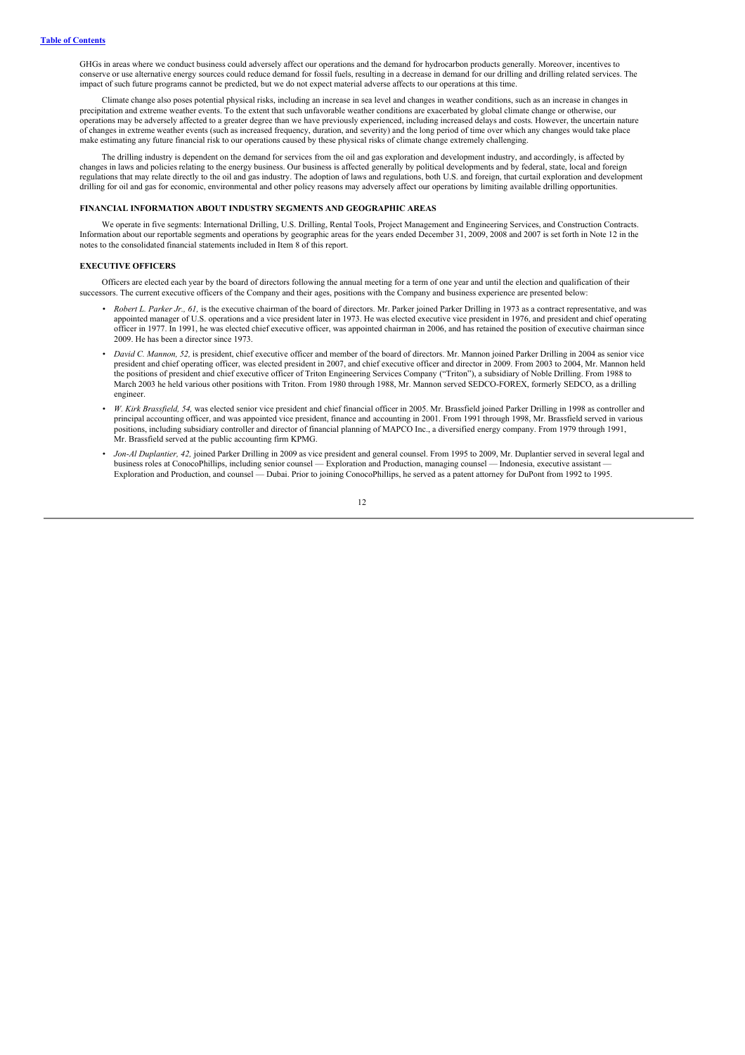GHGs in areas where we conduct business could adversely affect our operations and the demand for hydrocarbon products generally. Moreover, incentives to conserve or use alternative energy sources could reduce demand for fossil fuels, resulting in a decrease in demand for our drilling and drilling related services. The impact of such future programs cannot be predicted, but we do not expect material adverse affects to our operations at this time.

Climate change also poses potential physical risks, including an increase in sea level and changes in weather conditions, such as an increase in changes in precipitation and extreme weather events. To the extent that such unfavorable weather conditions are exacerbated by global climate change or otherwise, our operations may be adversely affected to a greater degree than we have previously experienced, including increased delays and costs. However, the uncertain nature of changes in extreme weather events (such as increased frequency, duration, and severity) and the long period of time over which any changes would take place make estimating any future financial risk to our operations caused by these physical risks of climate change extremely challenging.

The drilling industry is dependent on the demand for services from the oil and gas exploration and development industry, and accordingly, is affected by changes in laws and policies relating to the energy business. Our business is affected generally by political developments and by federal, state, local and foreign regulations that may relate directly to the oil and gas industry. The adoption of laws and regulations, both U.S. and foreign, that curtail exploration and development drilling for oil and gas for economic, environmental and other policy reasons may adversely affect our operations by limiting available drilling opportunities.

### FINANCIAL INFORMATION ABOUT INDUSTRY SEGMENTS AND GEOGRAPHIC AREAS

We operate in five segments: International Drilling, U.S. Drilling, Rental Tools, Project Management and Engineering Services, and Construction Contracts. Information about our reportable segments and operations by geographic areas for the years ended December 31, 2009, 2008 and 2007 is set forth in Note 12 in the notes to the consolidated financial statements included in Item 8 of this report.

### EXECUTIVE OFFICERS

Officers are elected each year by the board of directors following the annual meeting for a term of one year and until the election and qualification of their successors. The current executive officers of the Company and their ages, positions with the Company and business experience are presented below:

- *Robert L. Parker Jr., 61,* is the executive chairman of the board of directors. Mr. Parker joined Parker Drilling in 1973 as a contract representative, and was appointed manager of U.S. operations and a vice president later in 1973. He was elected executive vice president in 1976, and president and chief operating officer in 1977. In 1991, he was elected chief executive officer, was appointed chairman in 2006, and has retained the position of executive chairman since 2009. He has been a director since 1973.
- *David C. Mannon, 52,* is president, chief executive officer and member of the board of directors. Mr. Mannon joined Parker Drilling in 2004 as senior vice president and chief operating officer, was elected president in 2007, and chief executive officer and director in 2009. From 2003 to 2004, Mr. Mannon held the positions of president and chief executive officer of Triton Engineering Services Company ("Triton"), a subsidiary of Noble Drilling. From 1988 to March 2003 he held various other positions with Triton. From 1980 through 1988, Mr. Mannon served SEDCO-FOREX, formerly SEDCO, as a drilling engineer.
- *W. Kirk Brassfield, 54,* was elected senior vice president and chief financial officer in 2005. Mr. Brassfield joined Parker Drilling in 1998 as controller and principal accounting officer, and was appointed vice president, finance and accounting in 2001. From 1991 through 1998, Mr. Brassfield served in various positions, including subsidiary controller and director of financial planning of MAPCO Inc., a diversified energy company. From 1979 through 1991, Mr. Brassfield served at the public accounting firm KPMG.
- *Jon-Al Duplantier, 42,* joined Parker Drilling in 2009 as vice president and general counsel. From 1995 to 2009, Mr. Duplantier served in several legal and business roles at ConocoPhillips, including senior counsel — Exploration and Production, managing counsel — Indonesia, executive assistant — Exploration and Production, and counsel — Dubai. Prior to joining ConocoPhillips, he served as a patent attorney for DuPont from 1992 to 1995.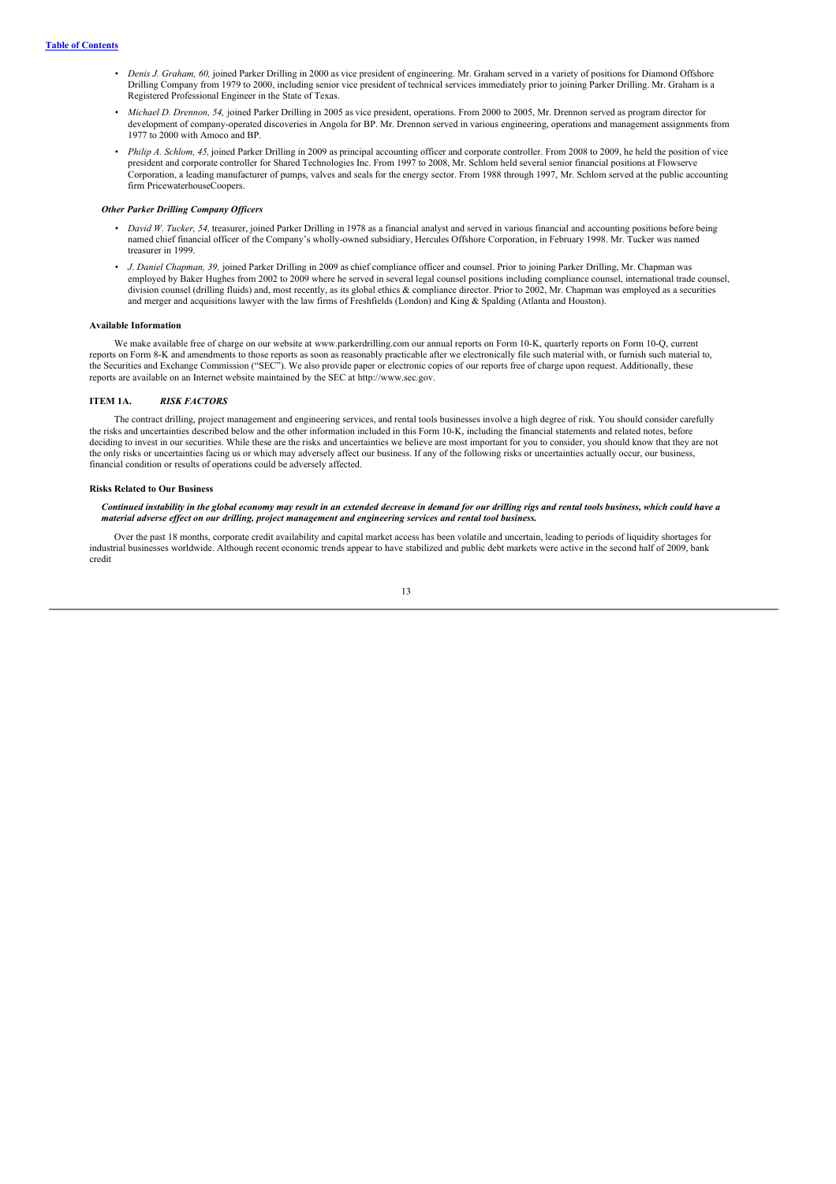- *Denis J. Graham, 60,* joined Parker Drilling in 2000 as vice president of engineering. Mr. Graham served in a variety of positions for Diamond Offshore Drilling Company from 1979 to 2000, including senior vice president of technical services immediately prior to joining Parker Drilling. Mr. Graham is a Registered Professional Engineer in the State of Texas.
- *Michael D. Drennon, 54,* joined Parker Drilling in 2005 as vice president, operations. From 2000 to 2005, Mr. Drennon served as program director for development of company-operated discoveries in Angola for BP. Mr. Drennon served in various engineering, operations and management assignments from 1977 to 2000 with Amoco and BP.
- *Philip A. Schlom, 45,* joined Parker Drilling in 2009 as principal accounting officer and corporate controller. From 2008 to 2009, he held the position of vice president and corporate controller for Shared Technologies Inc. From 1997 to 2008, Mr. Schlom held several senior financial positions at Flowserve Corporation, a leading manufacturer of pumps, valves and seals for the energy sector. From 1988 through 1997, Mr. Schlom served at the public accounting firm PricewaterhouseCoopers.

#### *Other Parker Drilling Company Officers*

- *David W. Tucker, 54,* treasurer, joined Parker Drilling in 1978 as a financial analyst and served in various financial and accounting positions before being named chief financial officer of the Company's wholly-owned subsidiary, Hercules Offshore Corporation, in February 1998. Mr. Tucker was named treasurer in 1999.
- *J. Daniel Chapman, 39,* joined Parker Drilling in 2009 as chief compliance officer and counsel. Prior to joining Parker Drilling, Mr. Chapman was employed by Baker Hughes from 2002 to 2009 where he served in several legal counsel positions including compliance counsel, international trade counsel, division counsel (drilling fluids) and, most recently, as its global ethics & compliance director. Prior to 2002, Mr. Chapman was employed as a securities and merger and acquisitions lawyer with the law firms of Freshfields (London) and King & Spalding (Atlanta and Houston).

### Available Information

We make available free of charge on our website at www.parkerdrilling.com our annual reports on Form 10-K, quarterly reports on Form 10-Q, current reports on Form 8-K and amendments to those reports as soon as reasonably practicable after we electronically file such material with, or furnish such material to, the Securities and Exchange Commission ("SEC"). We also provide paper or electronic copies of our reports free of charge upon request. Additionally, these reports are available on an Internet website maintained by the SEC at http://www.sec.gov.

## ITEM 1A. *RISK FACTORS*

The contract drilling, project management and engineering services, and rental tools businesses involve a high degree of risk. You should consider carefully the risks and uncertainties described below and the other information included in this Form 10-K, including the financial statements and related notes, before deciding to invest in our securities. While these are the risks and uncertainties we believe are most important for you to consider, you should know that they are not the only risks or uncertainties facing us or which may adversely affect our business. If any of the following risks or uncertainties actually occur, our business, financial condition or results of operations could be adversely affected.

### Risks Related to Our Business

***Continued instability in the global economy may result in an extended decrease in demand for our drilling rigs and rental tools business, which could have a material adverse effect on our drilling, project management and engineering services and rental tool business.***

Over the past 18 months, corporate credit availability and capital market access has been volatile and uncertain, leading to periods of liquidity shortages for industrial businesses worldwide. Although recent economic trends appear to have stabilized and public debt markets were active in the second half of 2009, bank credit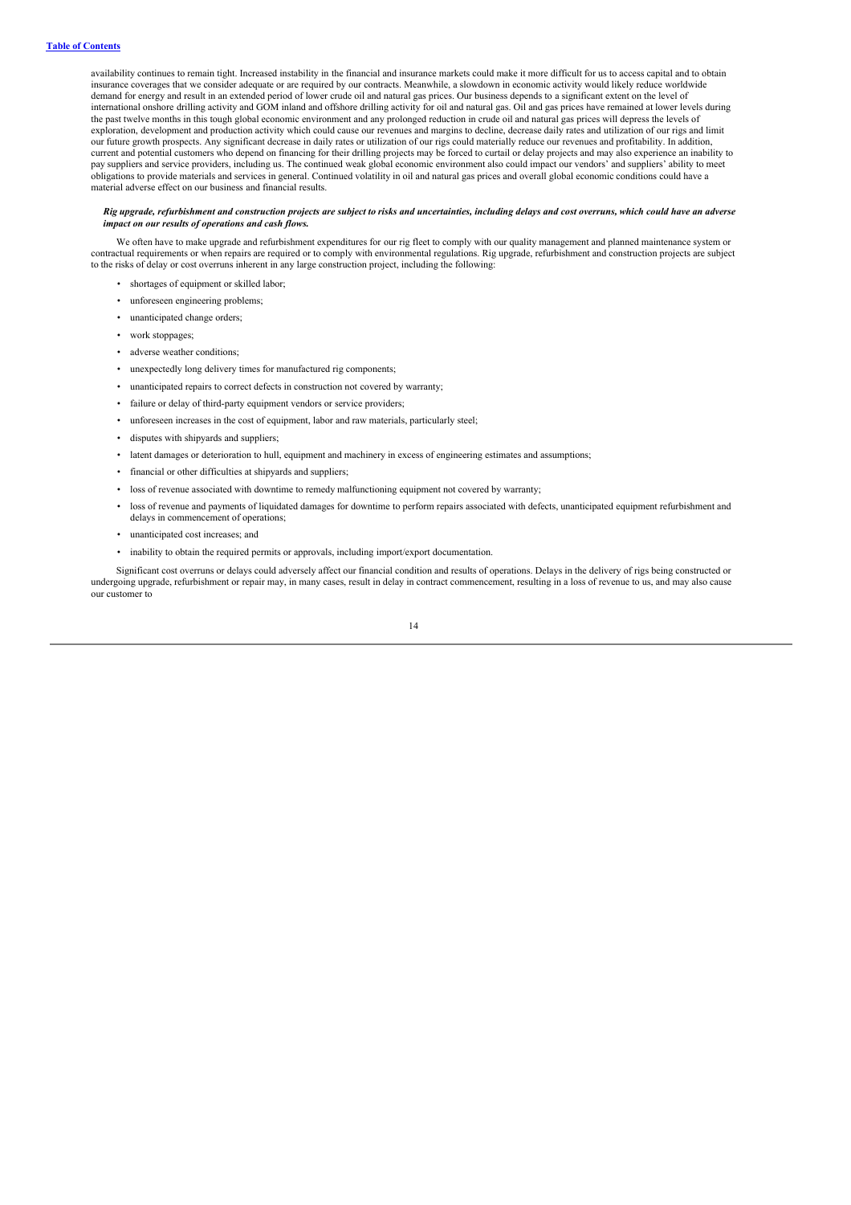availability continues to remain tight. Increased instability in the financial and insurance markets could make it more difficult for us to access capital and to obtain insurance coverages that we consider adequate or are required by our contracts. Meanwhile, a slowdown in economic activity would likely reduce worldwide demand for energy and result in an extended period of lower crude oil and natural gas prices. Our business depends to a significant extent on the level of international onshore drilling activity and GOM inland and offshore drilling activity for oil and natural gas. Oil and gas prices have remained at lower levels during the past twelve months in this tough global economic environment and any prolonged reduction in crude oil and natural gas prices will depress the levels of exploration, development and production activity which could cause our revenues and margins to decline, decrease daily rates and utilization of our rigs and limit our future growth prospects. Any significant decrease in daily rates or utilization of our rigs could materially reduce our revenues and profitability. In addition, current and potential customers who depend on financing for their drilling projects may be forced to curtail or delay projects and may also experience an inability to pay suppliers and service providers, including us. The continued weak global economic environment also could impact our vendors' and suppliers' ability to meet obligations to provide materials and services in general. Continued volatility in oil and natural gas prices and overall global economic conditions could have a material adverse effect on our business and financial results.

***Rig upgrade, refurbishment and construction projects are subject to risks and uncertainties, including delays and cost overruns, which could have an adverse impact on our results of operations and cash flows.***

We often have to make upgrade and refurbishment expenditures for our rig fleet to comply with our quality management and planned maintenance system or contractual requirements or when repairs are required or to comply with environmental regulations. Rig upgrade, refurbishment and construction projects are subject to the risks of delay or cost overruns inherent in any large construction project, including the following:

- shortages of equipment or skilled labor;
- unforeseen engineering problems;
- unanticipated change orders;
- work stoppages;
- adverse weather conditions;
- unexpectedly long delivery times for manufactured rig components;
- unanticipated repairs to correct defects in construction not covered by warranty;
- failure or delay of third-party equipment vendors or service providers;
- unforeseen increases in the cost of equipment, labor and raw materials, particularly steel;
- disputes with shipyards and suppliers;
- latent damages or deterioration to hull, equipment and machinery in excess of engineering estimates and assumptions;
- financial or other difficulties at shipyards and suppliers;
- loss of revenue associated with downtime to remedy malfunctioning equipment not covered by warranty;
- loss of revenue and payments of liquidated damages for downtime to perform repairs associated with defects, unanticipated equipment refurbishment and delays in commencement of operations;
- unanticipated cost increases; and
- inability to obtain the required permits or approvals, including import/export documentation.

Significant cost overruns or delays could adversely affect our financial condition and results of operations. Delays in the delivery of rigs being constructed or undergoing upgrade, refurbishment or repair may, in many cases, result in delay in contract commencement, resulting in a loss of revenue to us, and may also cause our customer to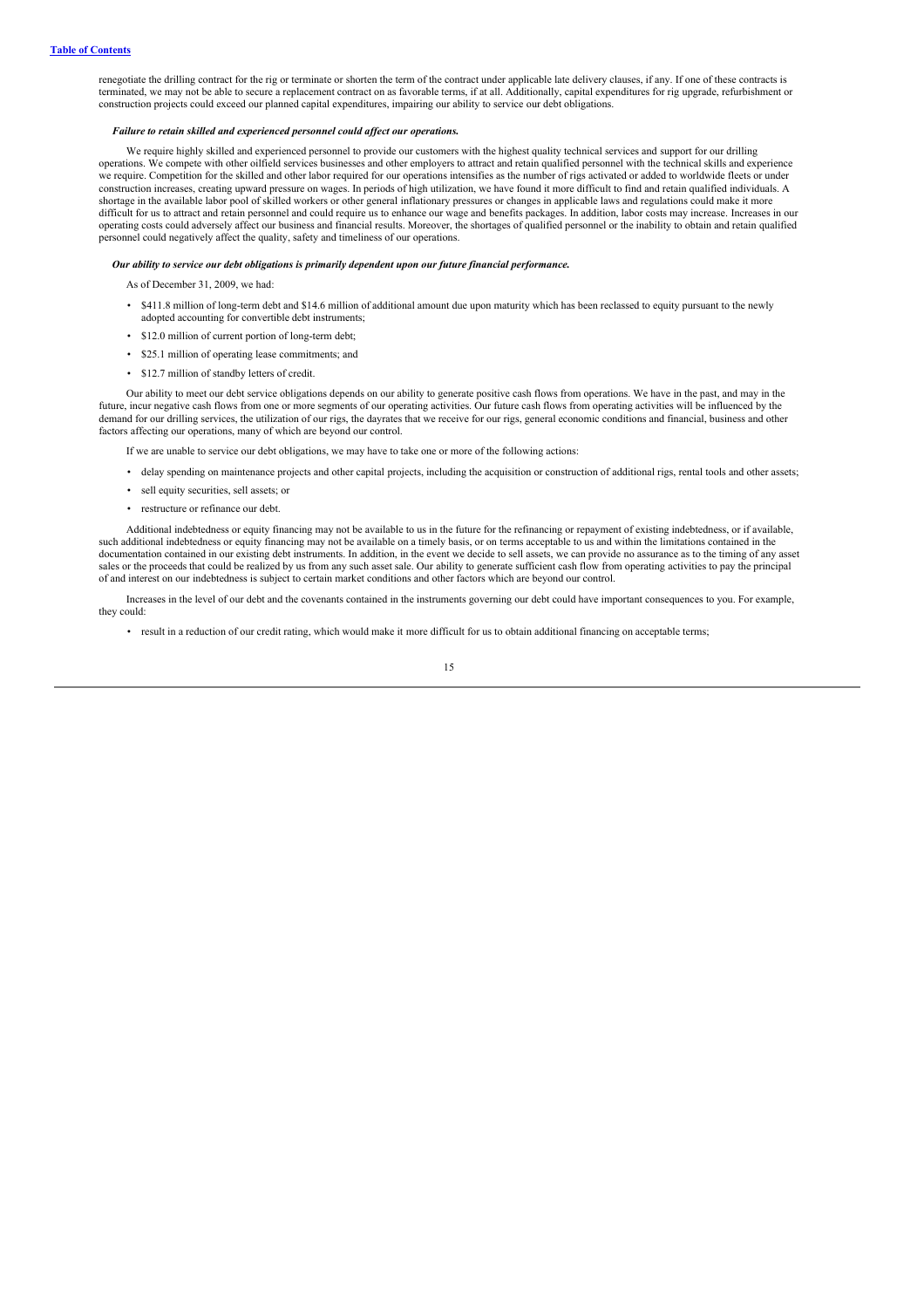renegotiate the drilling contract for the rig or terminate or shorten the term of the contract under applicable late delivery clauses, if any. If one of these contracts is terminated, we may not be able to secure a replacement contract on as favorable terms, if at all. Additionally, capital expenditures for rig upgrade, refurbishment or construction projects could exceed our planned capital expenditures, impairing our ability to service our debt obligations.

***Failure to retain skilled and experienced personnel could affect our operations.***

We require highly skilled and experienced personnel to provide our customers with the highest quality technical services and support for our drilling operations. We compete with other oilfield services businesses and other employers to attract and retain qualified personnel with the technical skills and experience we require. Competition for the skilled and other labor required for our operations intensifies as the number of rigs activated or added to worldwide fleets or under construction increases, creating upward pressure on wages. In periods of high utilization, we have found it more difficult to find and retain qualified individuals. A shortage in the available labor pool of skilled workers or other general inflationary pressures or changes in applicable laws and regulations could make it more difficult for us to attract and retain personnel and could require us to enhance our wage and benefits packages. In addition, labor costs may increase. Increases in our operating costs could adversely affect our business and financial results. Moreover, the shortages of qualified personnel or the inability to obtain and retain qualified personnel could negatively affect the quality, safety and timeliness of our operations.

***Our ability to service our debt obligations is primarily dependent upon our future financial performance.***

As of December 31, 2009, we had:

- $411.8 million of long-term debt and $14.6 million of additional amount due upon maturity which has been reclassed to equity pursuant to the newly adopted accounting for convertible debt instruments;
- $12.0 million of current portion of long-term debt;
- $25.1 million of operating lease commitments; and
- $12.7 million of standby letters of credit.

Our ability to meet our debt service obligations depends on our ability to generate positive cash flows from operations. We have in the past, and may in the future, incur negative cash flows from one or more segments of our operating activities. Our future cash flows from operating activities will be influenced by the demand for our drilling services, the utilization of our rigs, the dayrates that we receive for our rigs, general economic conditions and financial, business and other factors affecting our operations, many of which are beyond our control.

If we are unable to service our debt obligations, we may have to take one or more of the following actions:

- delay spending on maintenance projects and other capital projects, including the acquisition or construction of additional rigs, rental tools and other assets;
- sell equity securities, sell assets; or
- restructure or refinance our debt.

Additional indebtedness or equity financing may not be available to us in the future for the refinancing or repayment of existing indebtedness, or if available, such additional indebtedness or equity financing may not be available on a timely basis, or on terms acceptable to us and within the limitations contained in the documentation contained in our existing debt instruments. In addition, in the event we decide to sell assets, we can provide no assurance as to the timing of any asset sales or the proceeds that could be realized by us from any such asset sale. Our ability to generate sufficient cash flow from operating activities to pay the principal of and interest on our indebtedness is subject to certain market conditions and other factors which are beyond our control.

Increases in the level of our debt and the covenants contained in the instruments governing our debt could have important consequences to you. For example, they could:

- result in a reduction of our credit rating, which would make it more difficult for us to obtain additional financing on acceptable terms;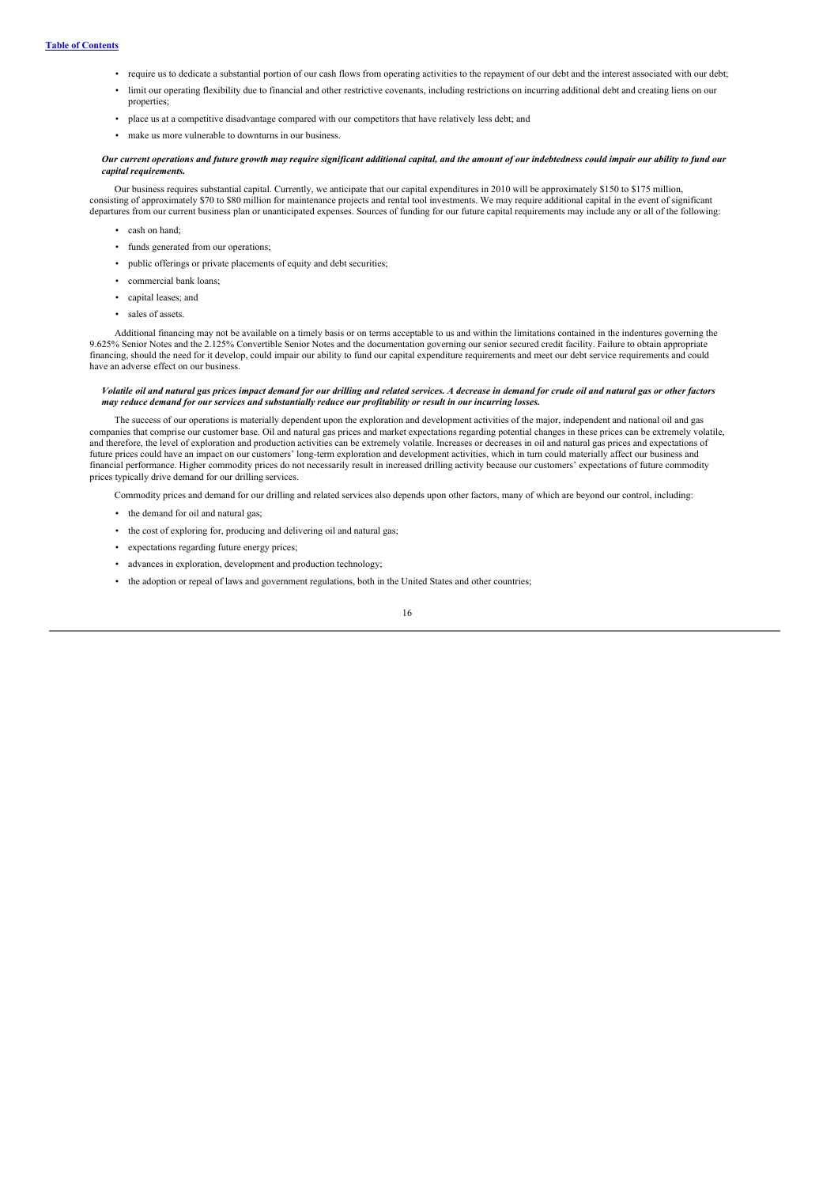- require us to dedicate a substantial portion of our cash flows from operating activities to the repayment of our debt and the interest associated with our debt;
- limit our operating flexibility due to financial and other restrictive covenants, including restrictions on incurring additional debt and creating liens on our properties;
- place us at a competitive disadvantage compared with our competitors that have relatively less debt; and
- make us more vulnerable to downturns in our business.

***Our current operations and future growth may require significant additional capital, and the amount of our indebtedness could impair our ability to fund our capital requirements.***

Our business requires substantial capital. Currently, we anticipate that our capital expenditures in 2010 will be approximately $150 to $175 million, consisting of approximately $70 to $80 million for maintenance projects and rental tool investments. We may require additional capital in the event of significant departures from our current business plan or unanticipated expenses. Sources of funding for our future capital requirements may include any or all of the following:

- cash on hand;
- funds generated from our operations;
- public offerings or private placements of equity and debt securities;
- commercial bank loans;
- capital leases; and
- sales of assets.

Additional financing may not be available on a timely basis or on terms acceptable to us and within the limitations contained in the indentures governing the 9.625% Senior Notes and the 2.125% Convertible Senior Notes and the documentation governing our senior secured credit facility. Failure to obtain appropriate financing, should the need for it develop, could impair our ability to fund our capital expenditure requirements and meet our debt service requirements and could have an adverse effect on our business.

***Volatile oil and natural gas prices impact demand for our drilling and related services. A decrease in demand for crude oil and natural gas or other factors may reduce demand for our services and substantially reduce our profitability or result in our incurring losses.***

The success of our operations is materially dependent upon the exploration and development activities of the major, independent and national oil and gas companies that comprise our customer base. Oil and natural gas prices and market expectations regarding potential changes in these prices can be extremely volatile, and therefore, the level of exploration and production activities can be extremely volatile. Increases or decreases in oil and natural gas prices and expectations of future prices could have an impact on our customers' long-term exploration and development activities, which in turn could materially affect our business and financial performance. Higher commodity prices do not necessarily result in increased drilling activity because our customers' expectations of future commodity prices typically drive demand for our drilling services.

Commodity prices and demand for our drilling and related services also depends upon other factors, many of which are beyond our control, including:

- the demand for oil and natural gas;
- the cost of exploring for, producing and delivering oil and natural gas;
- expectations regarding future energy prices;
- advances in exploration, development and production technology;
- the adoption or repeal of laws and government regulations, both in the United States and other countries;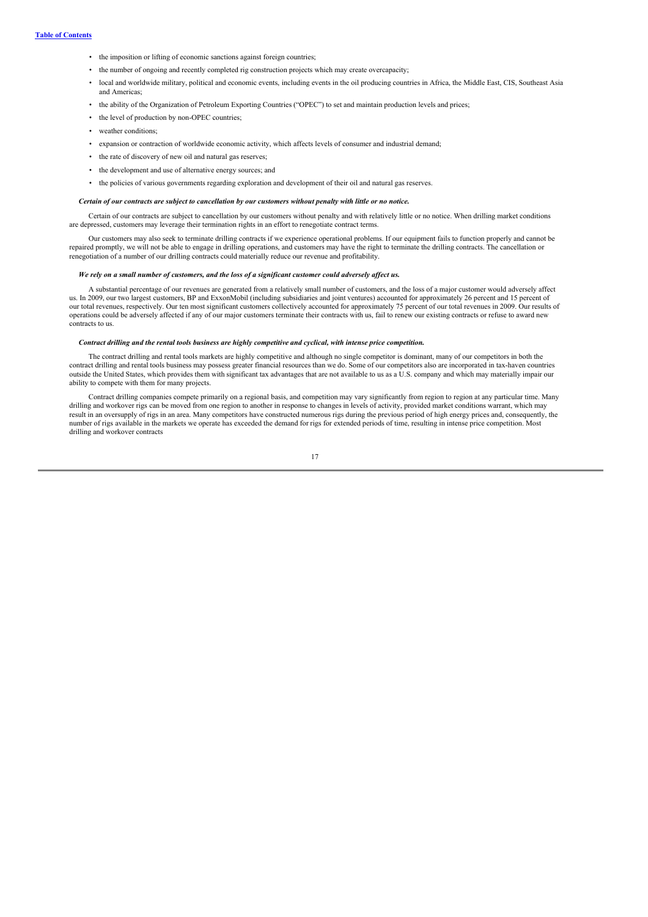- the imposition or lifting of economic sanctions against foreign countries;
- the number of ongoing and recently completed rig construction projects which may create overcapacity;
- local and worldwide military, political and economic events, including events in the oil producing countries in Africa, the Middle East, CIS, Southeast Asia and Americas;
- the ability of the Organization of Petroleum Exporting Countries ("OPEC") to set and maintain production levels and prices;
- the level of production by non-OPEC countries;
- weather conditions;
- expansion or contraction of worldwide economic activity, which affects levels of consumer and industrial demand;
- the rate of discovery of new oil and natural gas reserves;
- the development and use of alternative energy sources; and
- the policies of various governments regarding exploration and development of their oil and natural gas reserves.

***Certain of our contracts are subject to cancellation by our customers without penalty with little or no notice.***

Certain of our contracts are subject to cancellation by our customers without penalty and with relatively little or no notice. When drilling market conditions are depressed, customers may leverage their termination rights in an effort to renegotiate contract terms.

Our customers may also seek to terminate drilling contracts if we experience operational problems. If our equipment fails to function properly and cannot be repaired promptly, we will not be able to engage in drilling operations, and customers may have the right to terminate the drilling contracts. The cancellation or renegotiation of a number of our drilling contracts could materially reduce our revenue and profitability.

***We rely on a small number of customers, and the loss of a significant customer could adversely affect us.***

A substantial percentage of our revenues are generated from a relatively small number of customers, and the loss of a major customer would adversely affect us. In 2009, our two largest customers, BP and ExxonMobil (including subsidiaries and joint ventures) accounted for approximately 26 percent and 15 percent of our total revenues, respectively. Our ten most significant customers collectively accounted for approximately 75 percent of our total revenues in 2009. Our results of operations could be adversely affected if any of our major customers terminate their contracts with us, fail to renew our existing contracts or refuse to award new contracts to us.

***Contract drilling and the rental tools business are highly competitive and cyclical, with intense price competition.***

The contract drilling and rental tools markets are highly competitive and although no single competitor is dominant, many of our competitors in both the contract drilling and rental tools business may possess greater financial resources than we do. Some of our competitors also are incorporated in tax-haven countries outside the United States, which provides them with significant tax advantages that are not available to us as a U.S. company and which may materially impair our ability to compete with them for many projects.

Contract drilling companies compete primarily on a regional basis, and competition may vary significantly from region to region at any particular time. Many drilling and workover rigs can be moved from one region to another in response to changes in levels of activity, provided market conditions warrant, which may result in an oversupply of rigs in an area. Many competitors have constructed numerous rigs during the previous period of high energy prices and, consequently, the number of rigs available in the markets we operate has exceeded the demand for rigs for extended periods of time, resulting in intense price competition. Most drilling and workover contracts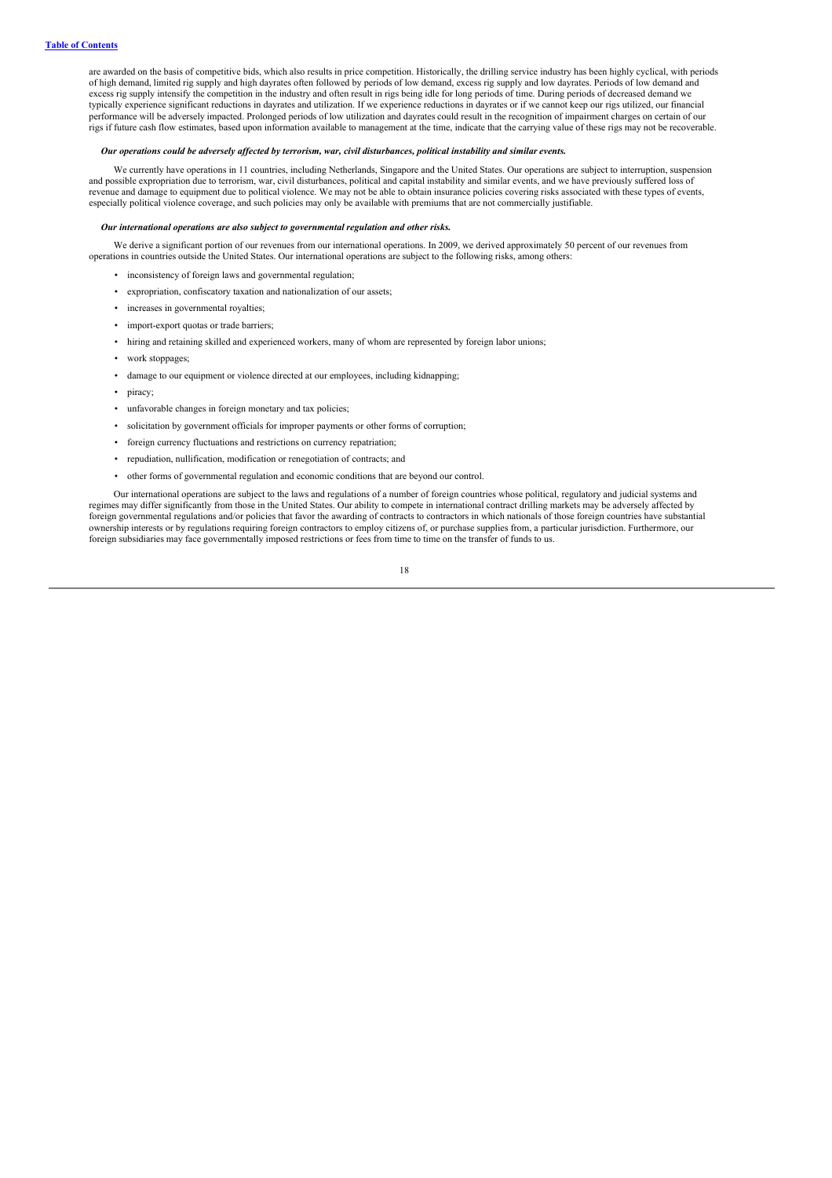are awarded on the basis of competitive bids, which also results in price competition. Historically, the drilling service industry has been highly cyclical, with periods of high demand, limited rig supply and high dayrates often followed by periods of low demand, excess rig supply and low dayrates. Periods of low demand and excess rig supply intensify the competition in the industry and often result in rigs being idle for long periods of time. During periods of decreased demand we typically experience significant reductions in dayrates and utilization. If we experience reductions in dayrates or if we cannot keep our rigs utilized, our financial performance will be adversely impacted. Prolonged periods of low utilization and dayrates could result in the recognition of impairment charges on certain of our rigs if future cash flow estimates, based upon information available to management at the time, indicate that the carrying value of these rigs may not be recoverable.

***Our operations could be adversely affected by terrorism, war, civil disturbances, political instability and similar events.***

We currently have operations in 11 countries, including Netherlands, Singapore and the United States. Our operations are subject to interruption, suspension and possible expropriation due to terrorism, war, civil disturbances, political and capital instability and similar events, and we have previously suffered loss of revenue and damage to equipment due to political violence. We may not be able to obtain insurance policies covering risks associated with these types of events, especially political violence coverage, and such policies may only be available with premiums that are not commercially justifiable.

***Our international operations are also subject to governmental regulation and other risks.***

We derive a significant portion of our revenues from our international operations. In 2009, we derived approximately 50 percent of our revenues from operations in countries outside the United States. Our international operations are subject to the following risks, among others:

- inconsistency of foreign laws and governmental regulation;
- expropriation, confiscatory taxation and nationalization of our assets;
- increases in governmental royalties;
- import-export quotas or trade barriers;
- hiring and retaining skilled and experienced workers, many of whom are represented by foreign labor unions;
- work stoppages;
- damage to our equipment or violence directed at our employees, including kidnapping;
- piracy;
- unfavorable changes in foreign monetary and tax policies;
- solicitation by government officials for improper payments or other forms of corruption;
- foreign currency fluctuations and restrictions on currency repatriation;
- repudiation, nullification, modification or renegotiation of contracts; and
- other forms of governmental regulation and economic conditions that are beyond our control.

Our international operations are subject to the laws and regulations of a number of foreign countries whose political, regulatory and judicial systems and regimes may differ significantly from those in the United States. Our ability to compete in international contract drilling markets may be adversely affected by foreign governmental regulations and/or policies that favor the awarding of contracts to contractors in which nationals of those foreign countries have substantial ownership interests or by regulations requiring foreign contractors to employ citizens of, or purchase supplies from, a particular jurisdiction. Furthermore, our foreign subsidiaries may face governmentally imposed restrictions or fees from time to time on the transfer of funds to us.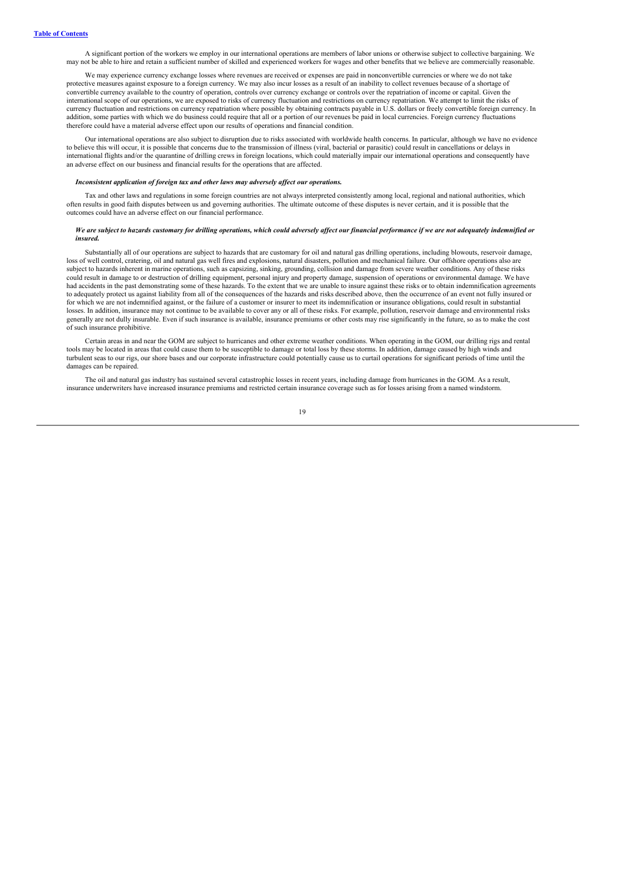A significant portion of the workers we employ in our international operations are members of labor unions or otherwise subject to collective bargaining. We may not be able to hire and retain a sufficient number of skilled and experienced workers for wages and other benefits that we believe are commercially reasonable.

We may experience currency exchange losses where revenues are received or expenses are paid in nonconvertible currencies or where we do not take protective measures against exposure to a foreign currency. We may also incur losses as a result of an inability to collect revenues because of a shortage of convertible currency available to the country of operation, controls over currency exchange or controls over the repatriation of income or capital. Given the international scope of our operations, we are exposed to risks of currency fluctuation and restrictions on currency repatriation. We attempt to limit the risks of currency fluctuation and restrictions on currency repatriation where possible by obtaining contracts payable in U.S. dollars or freely convertible foreign currency. In addition, some parties with which we do business could require that all or a portion of our revenues be paid in local currencies. Foreign currency fluctuations therefore could have a material adverse effect upon our results of operations and financial condition.

Our international operations are also subject to disruption due to risks associated with worldwide health concerns. In particular, although we have no evidence to believe this will occur, it is possible that concerns due to the transmission of illness (viral, bacterial or parasitic) could result in cancellations or delays in international flights and/or the quarantine of drilling crews in foreign locations, which could materially impair our international operations and consequently have an adverse effect on our business and financial results for the operations that are affected.

***Inconsistent application of foreign tax and other laws may adversely affect our operations.***

Tax and other laws and regulations in some foreign countries are not always interpreted consistently among local, regional and national authorities, which often results in good faith disputes between us and governing authorities. The ultimate outcome of these disputes is never certain, and it is possible that the outcomes could have an adverse effect on our financial performance.

***We are subject to hazards customary for drilling operations, which could adversely affect our financial performance if we are not adequately indemnified or insured.***

Substantially all of our operations are subject to hazards that are customary for oil and natural gas drilling operations, including blowouts, reservoir damage, loss of well control, cratering, oil and natural gas well fires and explosions, natural disasters, pollution and mechanical failure. Our offshore operations also are subject to hazards inherent in marine operations, such as capsizing, sinking, grounding, collision and damage from severe weather conditions. Any of these risks could result in damage to or destruction of drilling equipment, personal injury and property damage, suspension of operations or environmental damage. We have had accidents in the past demonstrating some of these hazards. To the extent that we are unable to insure against these risks or to obtain indemnification agreements to adequately protect us against liability from all of the consequences of the hazards and risks described above, then the occurrence of an event not fully insured or for which we are not indemnified against, or the failure of a customer or insurer to meet its indemnification or insurance obligations, could result in substantial losses. In addition, insurance may not continue to be available to cover any or all of these risks. For example, pollution, reservoir damage and environmental risks generally are not dully insurable. Even if such insurance is available, insurance premiums or other costs may rise significantly in the future, so as to make the cost of such insurance prohibitive.

Certain areas in and near the GOM are subject to hurricanes and other extreme weather conditions. When operating in the GOM, our drilling rigs and rental tools may be located in areas that could cause them to be susceptible to damage or total loss by these storms. In addition, damage caused by high winds and turbulent seas to our rigs, our shore bases and our corporate infrastructure could potentially cause us to curtail operations for significant periods of time until the damages can be repaired.

The oil and natural gas industry has sustained several catastrophic losses in recent years, including damage from hurricanes in the GOM. As a result, insurance underwriters have increased insurance premiums and restricted certain insurance coverage such as for losses arising from a named windstorm.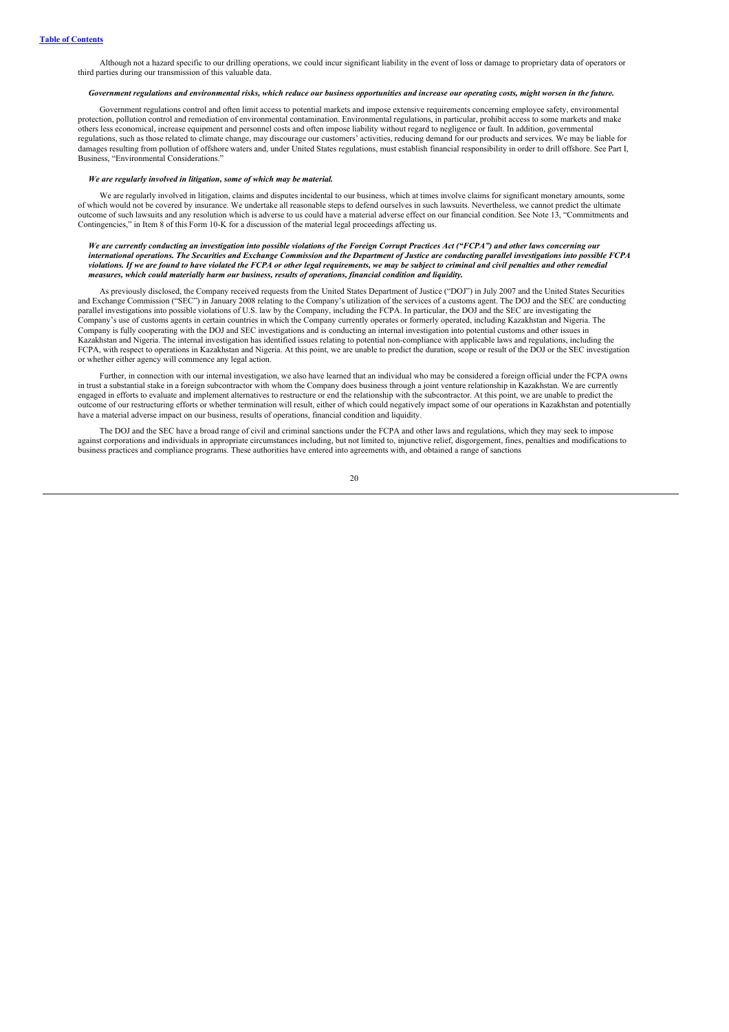Although not a hazard specific to our drilling operations, we could incur significant liability in the event of loss or damage to proprietary data of operators or third parties during our transmission of this valuable data.

***Government regulations and environmental risks, which reduce our business opportunities and increase our operating costs, might worsen in the future.***

Government regulations control and often limit access to potential markets and impose extensive requirements concerning employee safety, environmental protection, pollution control and remediation of environmental contamination. Environmental regulations, in particular, prohibit access to some markets and make others less economical, increase equipment and personnel costs and often impose liability without regard to negligence or fault. In addition, governmental regulations, such as those related to climate change, may discourage our customers' activities, reducing demand for our products and services. We may be liable for damages resulting from pollution of offshore waters and, under United States regulations, must establish financial responsibility in order to drill offshore. See Part I, Business, "Environmental Considerations."

***We are regularly involved in litigation, some of which may be material.***

We are regularly involved in litigation, claims and disputes incidental to our business, which at times involve claims for significant monetary amounts, some of which would not be covered by insurance. We undertake all reasonable steps to defend ourselves in such lawsuits. Nevertheless, we cannot predict the ultimate outcome of such lawsuits and any resolution which is adverse to us could have a material adverse effect on our financial condition. See Note 13, "Commitments and Contingencies," in Item 8 of this Form 10-K for a discussion of the material legal proceedings affecting us.

***We are currently conducting an investigation into possible violations of the Foreign Corrupt Practices Act ("FCPA") and other laws concerning our international operations. The Securities and Exchange Commission and the Department of Justice are conducting parallel investigations into possible FCPA violations. If we are found to have violated the FCPA or other legal requirements, we may be subject to criminal and civil penalties and other remedial measures, which could materially harm our business, results of operations, financial condition and liquidity.***

As previously disclosed, the Company received requests from the United States Department of Justice ("DOJ") in July 2007 and the United States Securities and Exchange Commission ("SEC") in January 2008 relating to the Company's utilization of the services of a customs agent. The DOJ and the SEC are conducting parallel investigations into possible violations of U.S. law by the Company, including the FCPA. In particular, the DOJ and the SEC are investigating the Company's use of customs agents in certain countries in which the Company currently operates or formerly operated, including Kazakhstan and Nigeria. The Company is fully cooperating with the DOJ and SEC investigations and is conducting an internal investigation into potential customs and other issues in Kazakhstan and Nigeria. The internal investigation has identified issues relating to potential non-compliance with applicable laws and regulations, including the FCPA, with respect to operations in Kazakhstan and Nigeria. At this point, we are unable to predict the duration, scope or result of the DOJ or the SEC investigation or whether either agency will commence any legal action.

Further, in connection with our internal investigation, we also have learned that an individual who may be considered a foreign official under the FCPA owns in trust a substantial stake in a foreign subcontractor with whom the Company does business through a joint venture relationship in Kazakhstan. We are currently engaged in efforts to evaluate and implement alternatives to restructure or end the relationship with the subcontractor. At this point, we are unable to predict the outcome of our restructuring efforts or whether termination will result, either of which could negatively impact some of our operations in Kazakhstan and potentially have a material adverse impact on our business, results of operations, financial condition and liquidity.

The DOJ and the SEC have a broad range of civil and criminal sanctions under the FCPA and other laws and regulations, which they may seek to impose against corporations and individuals in appropriate circumstances including, but not limited to, injunctive relief, disgorgement, fines, penalties and modifications to business practices and compliance programs. These authorities have entered into agreements with, and obtained a range of sanctions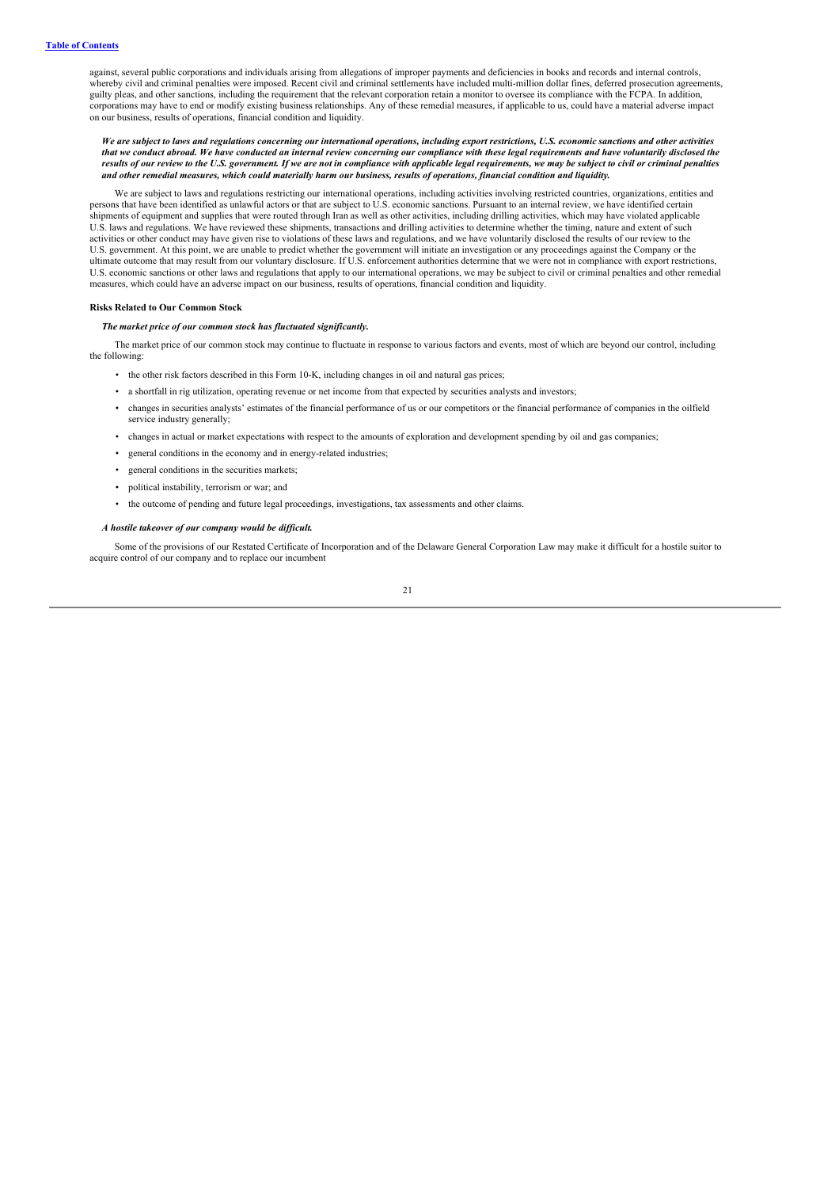against, several public corporations and individuals arising from allegations of improper payments and deficiencies in books and records and internal controls, whereby civil and criminal penalties were imposed. Recent civil and criminal settlements have included multi-million dollar fines, deferred prosecution agreements, guilty pleas, and other sanctions, including the requirement that the relevant corporation retain a monitor to oversee its compliance with the FCPA. In addition, corporations may have to end or modify existing business relationships. Any of these remedial measures, if applicable to us, could have a material adverse impact on our business, results of operations, financial condition and liquidity.

***We are subject to laws and regulations concerning our international operations, including export restrictions, U.S. economic sanctions and other activities that we conduct abroad. We have conducted an internal review concerning our compliance with these legal requirements and have voluntarily disclosed the results of our review to the U.S. government. If we are not in compliance with applicable legal requirements, we may be subject to civil or criminal penalties and other remedial measures, which could materially harm our business, results of operations, financial condition and liquidity.***

We are subject to laws and regulations restricting our international operations, including activities involving restricted countries, organizations, entities and persons that have been identified as unlawful actors or that are subject to U.S. economic sanctions. Pursuant to an internal review, we have identified certain shipments of equipment and supplies that were routed through Iran as well as other activities, including drilling activities, which may have violated applicable U.S. laws and regulations. We have reviewed these shipments, transactions and drilling activities to determine whether the timing, nature and extent of such activities or other conduct may have given rise to violations of these laws and regulations, and we have voluntarily disclosed the results of our review to the U.S. government. At this point, we are unable to predict whether the government will initiate an investigation or any proceedings against the Company or the ultimate outcome that may result from our voluntary disclosure. If U.S. enforcement authorities determine that we were not in compliance with export restrictions, U.S. economic sanctions or other laws and regulations that apply to our international operations, we may be subject to civil or criminal penalties and other remedial measures, which could have an adverse impact on our business, results of operations, financial condition and liquidity.

**Risks Related to Our Common Stock**

***The market price of our common stock has fluctuated significantly.***

The market price of our common stock may continue to fluctuate in response to various factors and events, most of which are beyond our control, including the following:

- the other risk factors described in this Form 10-K, including changes in oil and natural gas prices;
- a shortfall in rig utilization, operating revenue or net income from that expected by securities analysts and investors;
- changes in securities analysts' estimates of the financial performance of us or our competitors or the financial performance of companies in the oilfield service industry generally;
- changes in actual or market expectations with respect to the amounts of exploration and development spending by oil and gas companies;
- general conditions in the economy and in energy-related industries;
- general conditions in the securities markets;
- political instability, terrorism or war; and
- the outcome of pending and future legal proceedings, investigations, tax assessments and other claims.

***A hostile takeover of our company would be difficult.***

Some of the provisions of our Restated Certificate of Incorporation and of the Delaware General Corporation Law may make it difficult for a hostile suitor to acquire control of our company and to replace our incumbent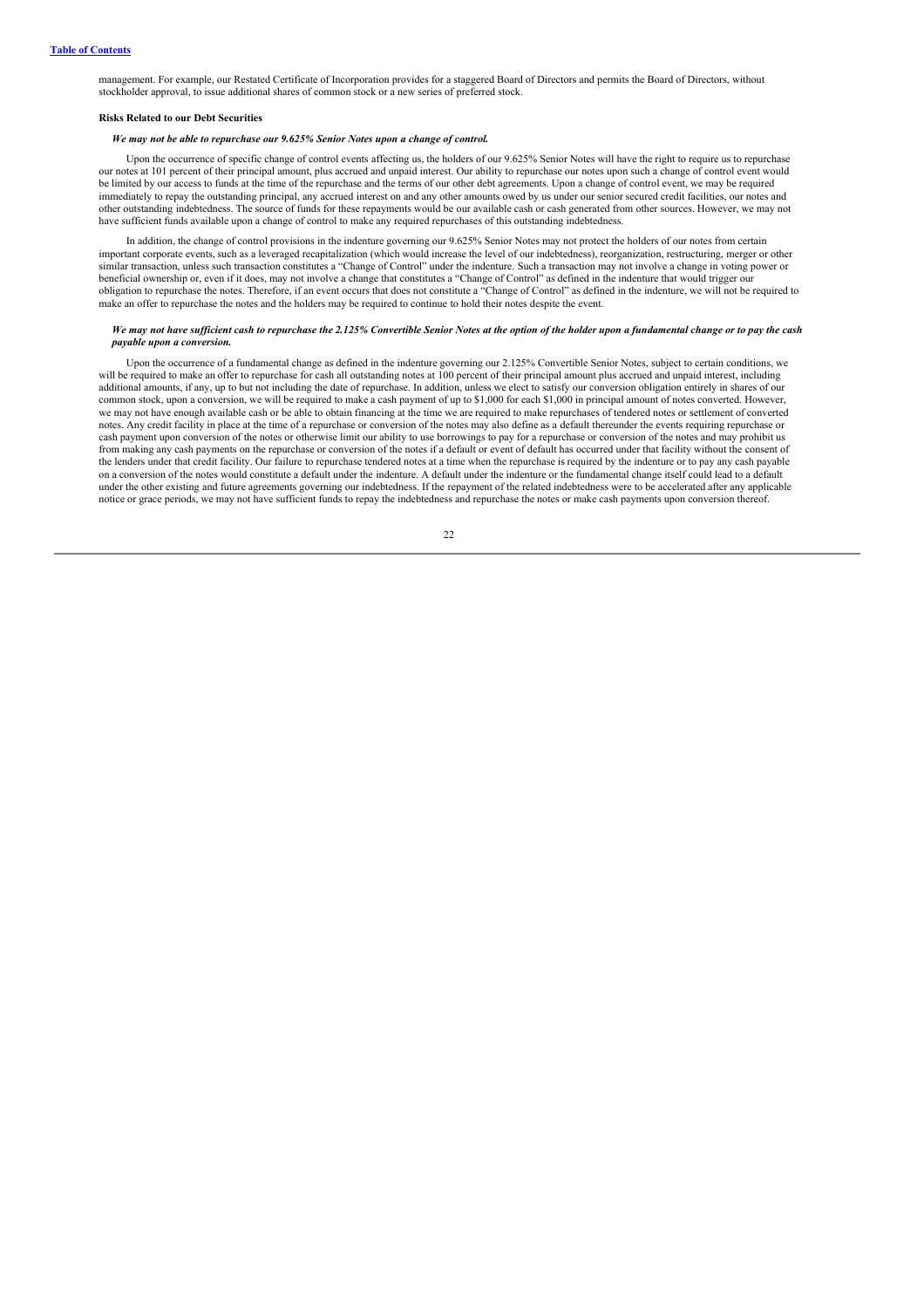management. For example, our Restated Certificate of Incorporation provides for a staggered Board of Directors and permits the Board of Directors, without stockholder approval, to issue additional shares of common stock or a new series of preferred stock.

**Risks Related to our Debt Securities**

***We may not be able to repurchase our 9.625% Senior Notes upon a change of control.***

Upon the occurrence of specific change of control events affecting us, the holders of our 9.625% Senior Notes will have the right to require us to repurchase our notes at 101 percent of their principal amount, plus accrued and unpaid interest. Our ability to repurchase our notes upon such a change of control event would be limited by our access to funds at the time of the repurchase and the terms of our other debt agreements. Upon a change of control event, we may be required immediately to repay the outstanding principal, any accrued interest on and any other amounts owed by us under our senior secured credit facilities, our notes and other outstanding indebtedness. The source of funds for these repayments would be our available cash or cash generated from other sources. However, we may not have sufficient funds available upon a change of control to make any required repurchases of this outstanding indebtedness.

In addition, the change of control provisions in the indenture governing our 9.625% Senior Notes may not protect the holders of our notes from certain important corporate events, such as a leveraged recapitalization (which would increase the level of our indebtedness), reorganization, restructuring, merger or other similar transaction, unless such transaction constitutes a "Change of Control" under the indenture. Such a transaction may not involve a change in voting power or beneficial ownership or, even if it does, may not involve a change that constitutes a "Change of Control" as defined in the indenture that would trigger our obligation to repurchase the notes. Therefore, if an event occurs that does not constitute a "Change of Control" as defined in the indenture, we will not be required to make an offer to repurchase the notes and the holders may be required to continue to hold their notes despite the event.

***We may not have sufficient cash to repurchase the 2.125% Convertible Senior Notes at the option of the holder upon a fundamental change or to pay the cash payable upon a conversion.***

Upon the occurrence of a fundamental change as defined in the indenture governing our 2.125% Convertible Senior Notes, subject to certain conditions, we will be required to make an offer to repurchase for cash all outstanding notes at 100 percent of their principal amount plus accrued and unpaid interest, including additional amounts, if any, up to but not including the date of repurchase. In addition, unless we elect to satisfy our conversion obligation entirely in shares of our common stock, upon a conversion, we will be required to make a cash payment of up to $1,000 for each $1,000 in principal amount of notes converted. However, we may not have enough available cash or be able to obtain financing at the time we are required to make repurchases of tendered notes or settlement of converted notes. Any credit facility in place at the time of a repurchase or conversion of the notes may also define as a default thereunder the events requiring repurchase or cash payment upon conversion of the notes or otherwise limit our ability to use borrowings to pay for a repurchase or conversion of the notes and may prohibit us from making any cash payments on the repurchase or conversion of the notes if a default or event of default has occurred under that facility without the consent of the lenders under that credit facility. Our failure to repurchase tendered notes at a time when the repurchase is required by the indenture or to pay any cash payable on a conversion of the notes would constitute a default under the indenture. A default under the indenture or the fundamental change itself could lead to a default under the other existing and future agreements governing our indebtedness. If the repayment of the related indebtedness were to be accelerated after any applicable notice or grace periods, we may not have sufficient funds to repay the indebtedness and repurchase the notes or make cash payments upon conversion thereof.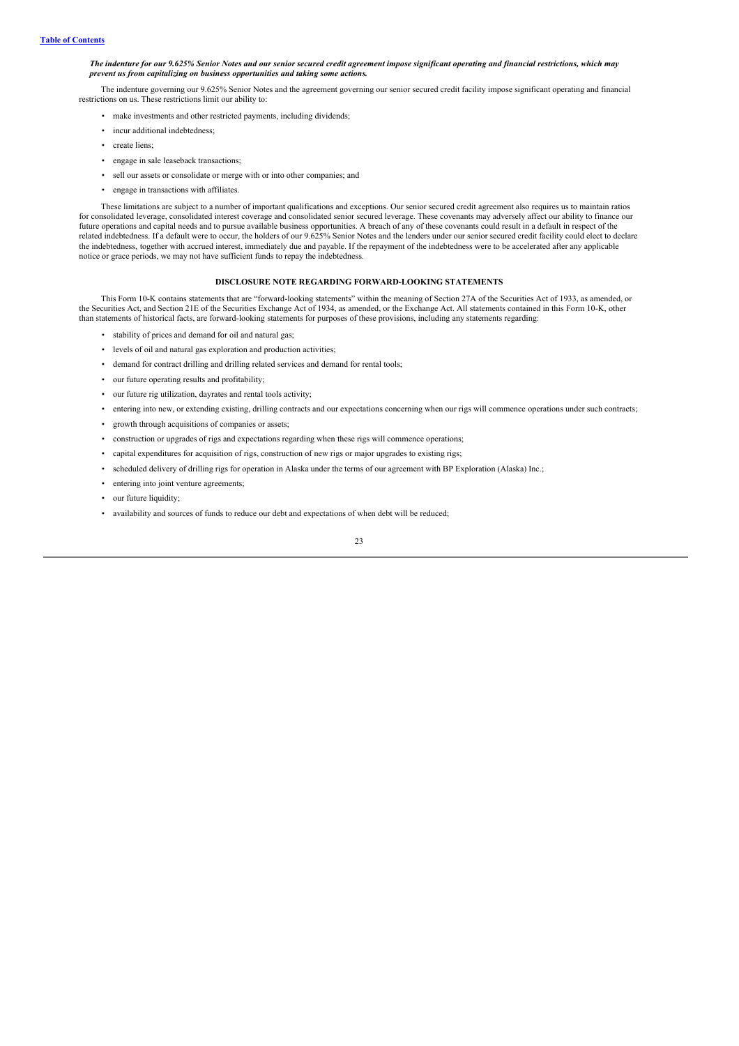***The indenture for our 9.625% Senior Notes and our senior secured credit agreement impose significant operating and financial restrictions, which may prevent us from capitalizing on business opportunities and taking some actions.***

The indenture governing our 9.625% Senior Notes and the agreement governing our senior secured credit facility impose significant operating and financial restrictions on us. These restrictions limit our ability to:

- make investments and other restricted payments, including dividends;
- incur additional indebtedness;
- create liens;
- engage in sale leaseback transactions;
- sell our assets or consolidate or merge with or into other companies; and
- engage in transactions with affiliates.

These limitations are subject to a number of important qualifications and exceptions. Our senior secured credit agreement also requires us to maintain ratios for consolidated leverage, consolidated interest coverage and consolidated senior secured leverage. These covenants may adversely affect our ability to finance our future operations and capital needs and to pursue available business opportunities. A breach of any of these covenants could result in a default in respect of the related indebtedness. If a default were to occur, the holders of our 9.625% Senior Notes and the lenders under our senior secured credit facility could elect to declare the indebtedness, together with accrued interest, immediately due and payable. If the repayment of the indebtedness were to be accelerated after any applicable notice or grace periods, we may not have sufficient funds to repay the indebtedness.

## DISCLOSURE NOTE REGARDING FORWARD-LOOKING STATEMENTS

This Form 10-K contains statements that are "forward-looking statements" within the meaning of Section 27A of the Securities Act of 1933, as amended, or the Securities Act, and Section 21E of the Securities Exchange Act of 1934, as amended, or the Exchange Act. All statements contained in this Form 10-K, other than statements of historical facts, are forward-looking statements for purposes of these provisions, including any statements regarding:

- stability of prices and demand for oil and natural gas;
- levels of oil and natural gas exploration and production activities;
- demand for contract drilling and drilling related services and demand for rental tools;
- our future operating results and profitability;
- our future rig utilization, dayrates and rental tools activity;
- entering into new, or extending existing, drilling contracts and our expectations concerning when our rigs will commence operations under such contracts;
- growth through acquisitions of companies or assets;
- construction or upgrades of rigs and expectations regarding when these rigs will commence operations;
- capital expenditures for acquisition of rigs, construction of new rigs or major upgrades to existing rigs;
- scheduled delivery of drilling rigs for operation in Alaska under the terms of our agreement with BP Exploration (Alaska) Inc.;
- entering into joint venture agreements;
- our future liquidity;
- availability and sources of funds to reduce our debt and expectations of when debt will be reduced;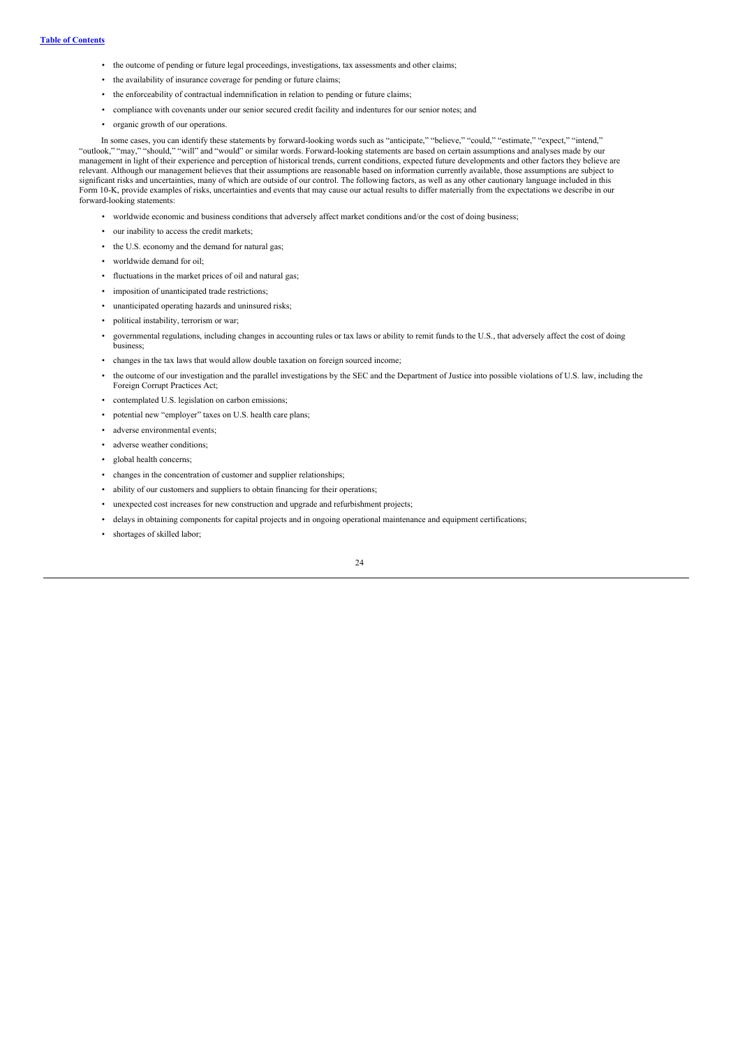- the outcome of pending or future legal proceedings, investigations, tax assessments and other claims;
- the availability of insurance coverage for pending or future claims;
- the enforceability of contractual indemnification in relation to pending or future claims;
- compliance with covenants under our senior secured credit facility and indentures for our senior notes; and
- organic growth of our operations.

In some cases, you can identify these statements by forward-looking words such as "anticipate," "believe," "could," "estimate," "expect," "intend," "outlook," "may," "should," "will" and "would" or similar words. Forward-looking statements are based on certain assumptions and analyses made by our management in light of their experience and perception of historical trends, current conditions, expected future developments and other factors they believe are relevant. Although our management believes that their assumptions are reasonable based on information currently available, those assumptions are subject to significant risks and uncertainties, many of which are outside of our control. The following factors, as well as any other cautionary language included in this Form 10-K, provide examples of risks, uncertainties and events that may cause our actual results to differ materially from the expectations we describe in our forward-looking statements:

- worldwide economic and business conditions that adversely affect market conditions and/or the cost of doing business;
- our inability to access the credit markets;
- the U.S. economy and the demand for natural gas;
- worldwide demand for oil;
- fluctuations in the market prices of oil and natural gas;
- imposition of unanticipated trade restrictions;
- unanticipated operating hazards and uninsured risks;
- political instability, terrorism or war;
- governmental regulations, including changes in accounting rules or tax laws or ability to remit funds to the U.S., that adversely affect the cost of doing business;
- changes in the tax laws that would allow double taxation on foreign sourced income;
- the outcome of our investigation and the parallel investigations by the SEC and the Department of Justice into possible violations of U.S. law, including the Foreign Corrupt Practices Act;
- contemplated U.S. legislation on carbon emissions;
- potential new "employer" taxes on U.S. health care plans;
- adverse environmental events;
- adverse weather conditions;
- global health concerns;
- changes in the concentration of customer and supplier relationships;
- ability of our customers and suppliers to obtain financing for their operations;
- unexpected cost increases for new construction and upgrade and refurbishment projects;
- delays in obtaining components for capital projects and in ongoing operational maintenance and equipment certifications;
- shortages of skilled labor;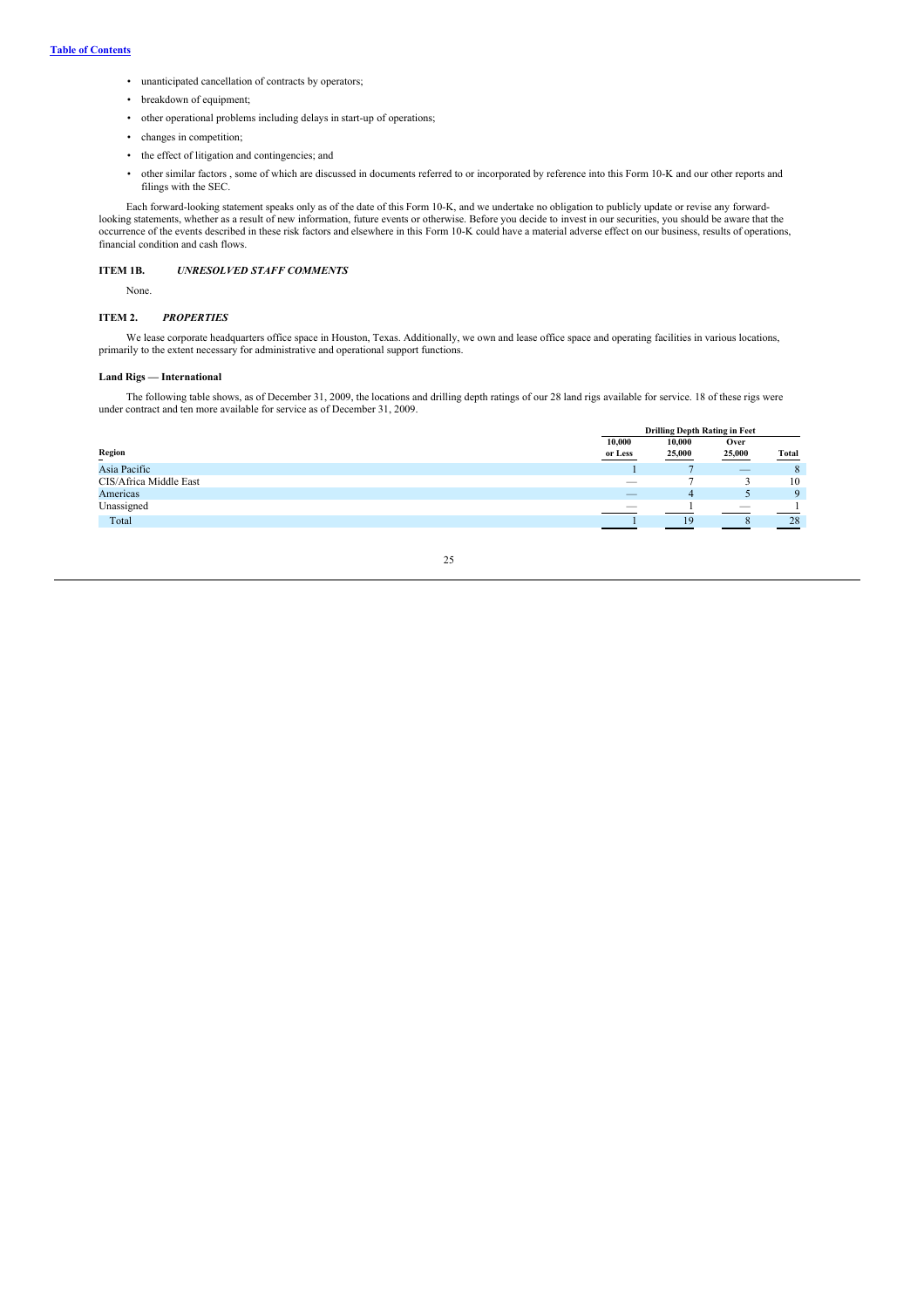- unanticipated cancellation of contracts by operators;
- breakdown of equipment;
- other operational problems including delays in start-up of operations;
- changes in competition;
- the effect of litigation and contingencies; and
- other similar factors , some of which are discussed in documents referred to or incorporated by reference into this Form 10-K and our other reports and filings with the SEC.

Each forward-looking statement speaks only as of the date of this Form 10-K, and we undertake no obligation to publicly update or revise any forward-looking statements, whether as a result of new information, future events or otherwise. Before you decide to invest in our securities, you should be aware that the occurrence of the events described in these risk factors and elsewhere in this Form 10-K could have a material adverse effect on our business, results of operations, financial condition and cash flows.

## ITEM 1B. *UNRESOLVED STAFF COMMENTS*

None.

## ITEM 2. *PROPERTIES*

We lease corporate headquarters office space in Houston, Texas. Additionally, we own and lease office space and operating facilities in various locations, primarily to the extent necessary for administrative and operational support functions.

### Land Rigs — International

The following table shows, as of December 31, 2009, the locations and drilling depth ratings of our 28 land rigs available for service. 18 of these rigs were under contract and ten more available for service as of December 31, 2009.

| | Drilling Depth Rating in Feet | | | |
|---|---|---|---|---|
| Region | 10,000 or Less | 10,000 25,000 | Over 25,000 | Total |
| Asia Pacific | 1 | 7 | — | 8 |
| CIS/Africa Middle East | — | 7 | 3 | 10 |
| Americas | — | 4 | 5 | 9 |
| Unassigned | — | 1 | — | 1 |
| Total | 1 | 19 | 8 | 28 |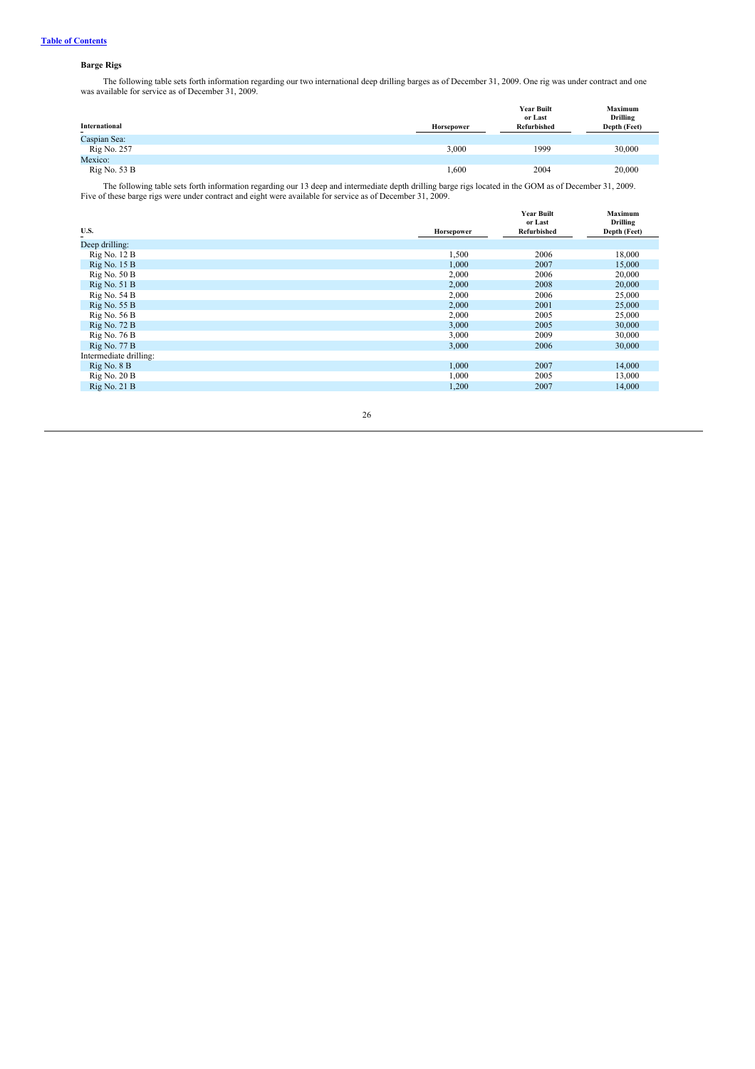[Table of Contents](#)

### Barge Rigs

The following table sets forth information regarding our two international deep drilling barges as of December 31, 2009. One rig was under contract and one was available for service as of December 31, 2009.

| International | Horsepower | Year Built or Last Refurbished | Maximum Drilling Depth (Feet) |
|---|---|---|---|
| Caspian Sea: | | | |
| Rig No. 257 | 3,000 | 1999 | 30,000 |
| Mexico: | | | |
| Rig No. 53 B | 1,600 | 2004 | 20,000 |

The following table sets forth information regarding our 13 deep and intermediate depth drilling barge rigs located in the GOM as of December 31, 2009. Five of these barge rigs were under contract and eight were available for service as of December 31, 2009.

| U.S. | Horsepower | Year Built or Last Refurbished | Maximum Drilling Depth (Feet) |
|---|---|---|---|
| Deep drilling: | | | |
| Rig No. 12 B | 1,500 | 2006 | 18,000 |
| Rig No. 15 B | 1,000 | 2007 | 15,000 |
| Rig No. 50 B | 2,000 | 2006 | 20,000 |
| Rig No. 51 B | 2,000 | 2008 | 20,000 |
| Rig No. 54 B | 2,000 | 2006 | 25,000 |
| Rig No. 55 B | 2,000 | 2001 | 25,000 |
| Rig No. 56 B | 2,000 | 2005 | 25,000 |
| Rig No. 72 B | 3,000 | 2005 | 30,000 |
| Rig No. 76 B | 3,000 | 2009 | 30,000 |
| Rig No. 77 B | 3,000 | 2006 | 30,000 |
| Intermediate drilling: | | | |
| Rig No. 8 B | 1,000 | 2007 | 14,000 |
| Rig No. 20 B | 1,000 | 2005 | 13,000 |
| Rig No. 21 B | 1,200 | 2007 | 14,000 |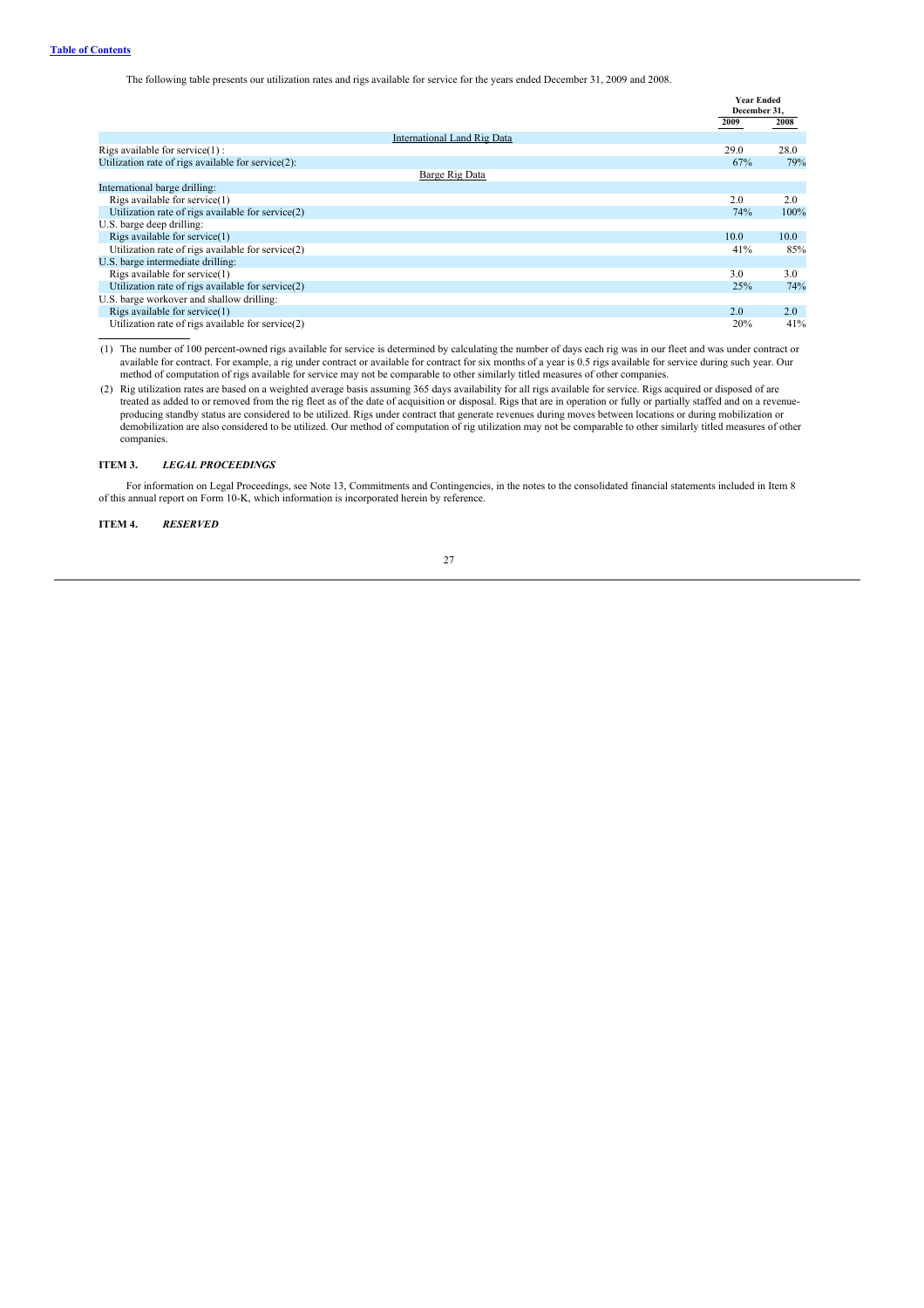[Table of Contents](#)

The following table presents our utilization rates and rigs available for service for the years ended December 31, 2009 and 2008.

| | Year Ended December 31, | |
|---|---|---|
| | 2009 | 2008 |
| International Land Rig Data | | |
| Rigs available for service(1) : | 29.0 | 28.0 |
| Utilization rate of rigs available for service(2): | 67% | 79% |
| Barge Rig Data | | |
| International barge drilling: | | |
| Rigs available for service(1) | 2.0 | 2.0 |
| Utilization rate of rigs available for service(2) | 74% | 100% |
| U.S. barge deep drilling: | | |
| Rigs available for service(1) | 10.0 | 10.0 |
| Utilization rate of rigs available for service(2) | 41% | 85% |
| U.S. barge intermediate drilling: | | |
| Rigs available for service(1) | 3.0 | 3.0 |
| Utilization rate of rigs available for service(2) | 25% | 74% |
| U.S. barge workover and shallow drilling: | | |
| Rigs available for service(1) | 2.0 | 2.0 |
| Utilization rate of rigs available for service(2) | 20% | 41% |

(1) The number of 100 percent-owned rigs available for service is determined by calculating the number of days each rig was in our fleet and was under contract or available for contract. For example, a rig under contract or available for contract for six months of a year is 0.5 rigs available for service during such year. Our method of computation of rigs available for service may not be comparable to other similarly titled measures of other companies.

(2) Rig utilization rates are based on a weighted average basis assuming 365 days availability for all rigs available for service. Rigs acquired or disposed of are treated as added to or removed from the rig fleet as of the date of acquisition or disposal. Rigs that are in operation or fully or partially staffed and on a revenue-producing standby status are considered to be utilized. Rigs under contract that generate revenues during moves between locations or during mobilization or demobilization are also considered to be utilized. Our method of computation of rig utilization may not be comparable to other similarly titled measures of other companies.

**ITEM 3.** ***LEGAL PROCEEDINGS***

For information on Legal Proceedings, see Note 13, Commitments and Contingencies, in the notes to the consolidated financial statements included in Item 8 of this annual report on Form 10-K, which information is incorporated herein by reference.

**ITEM 4.** ***RESERVED***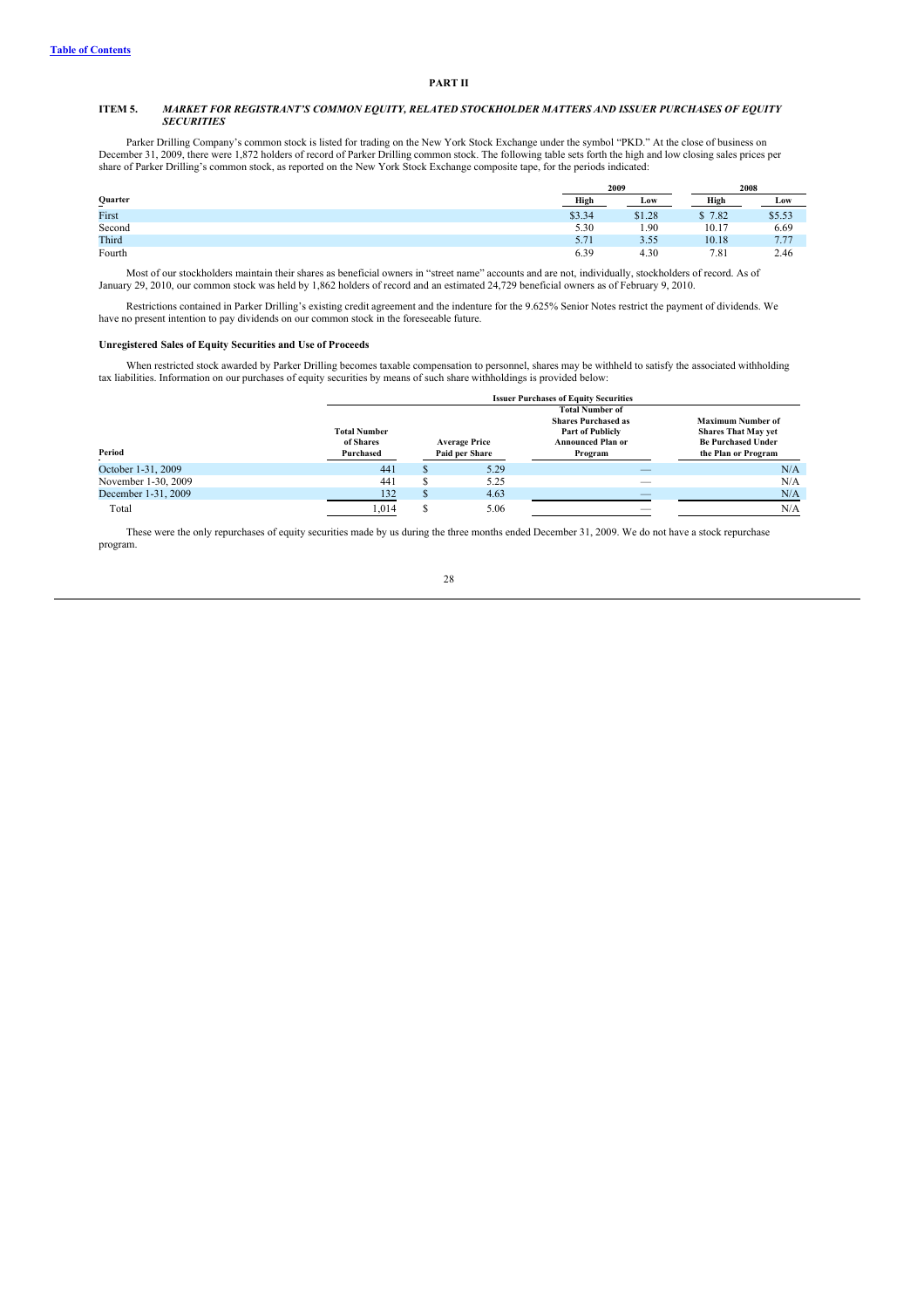[Table of Contents](#)

## PART II

### ITEM 5. *MARKET FOR REGISTRANT'S COMMON EQUITY, RELATED STOCKHOLDER MATTERS AND ISSUER PURCHASES OF EQUITY SECURITIES*

Parker Drilling Company's common stock is listed for trading on the New York Stock Exchange under the symbol "PKD." At the close of business on December 31, 2009, there were 1,872 holders of record of Parker Drilling common stock. The following table sets forth the high and low closing sales prices per share of Parker Drilling's common stock, as reported on the New York Stock Exchange composite tape, for the periods indicated:

| | 2009 | | 2008 | |
|---|---|---|---|---|
| **Quarter** | **High** | **Low** | **High** | **Low** |
| First | $3.34 | $1.28 | $ 7.82 | $5.53 |
| Second | 5.30 | 1.90 | 10.17 | 6.69 |
| Third | 5.71 | 3.55 | 10.18 | 7.77 |
| Fourth | 6.39 | 4.30 | 7.81 | 2.46 |

Most of our stockholders maintain their shares as beneficial owners in "street name" accounts and are not, individually, stockholders of record. As of January 29, 2010, our common stock was held by 1,862 holders of record and an estimated 24,729 beneficial owners as of February 9, 2010.

Restrictions contained in Parker Drilling's existing credit agreement and the indenture for the 9.625% Senior Notes restrict the payment of dividends. We have no present intention to pay dividends on our common stock in the foreseeable future.

#### Unregistered Sales of Equity Securities and Use of Proceeds

When restricted stock awarded by Parker Drilling becomes taxable compensation to personnel, shares may be withheld to satisfy the associated withholding tax liabilities. Information on our purchases of equity securities by means of such share withholdings is provided below:

| | Issuer Purchases of Equity Securities | | | |
|---|---|---|---|---|
| **Period** | **Total Number of Shares Purchased** | **Average Price Paid per Share** | **Total Number of Shares Purchased as Part of Publicly Announced Plan or Program** | **Maximum Number of Shares That May yet Be Purchased Under the Plan or Program** |
| October 1-31, 2009 | 441 | $ 5.29 | — | N/A |
| November 1-30, 2009 | 441 | $ 5.25 | — | N/A |
| December 1-31, 2009 | 132 | $ 4.63 | — | N/A |
| Total | 1,014 | $ 5.06 | — | N/A |

These were the only repurchases of equity securities made by us during the three months ended December 31, 2009. We do not have a stock repurchase program.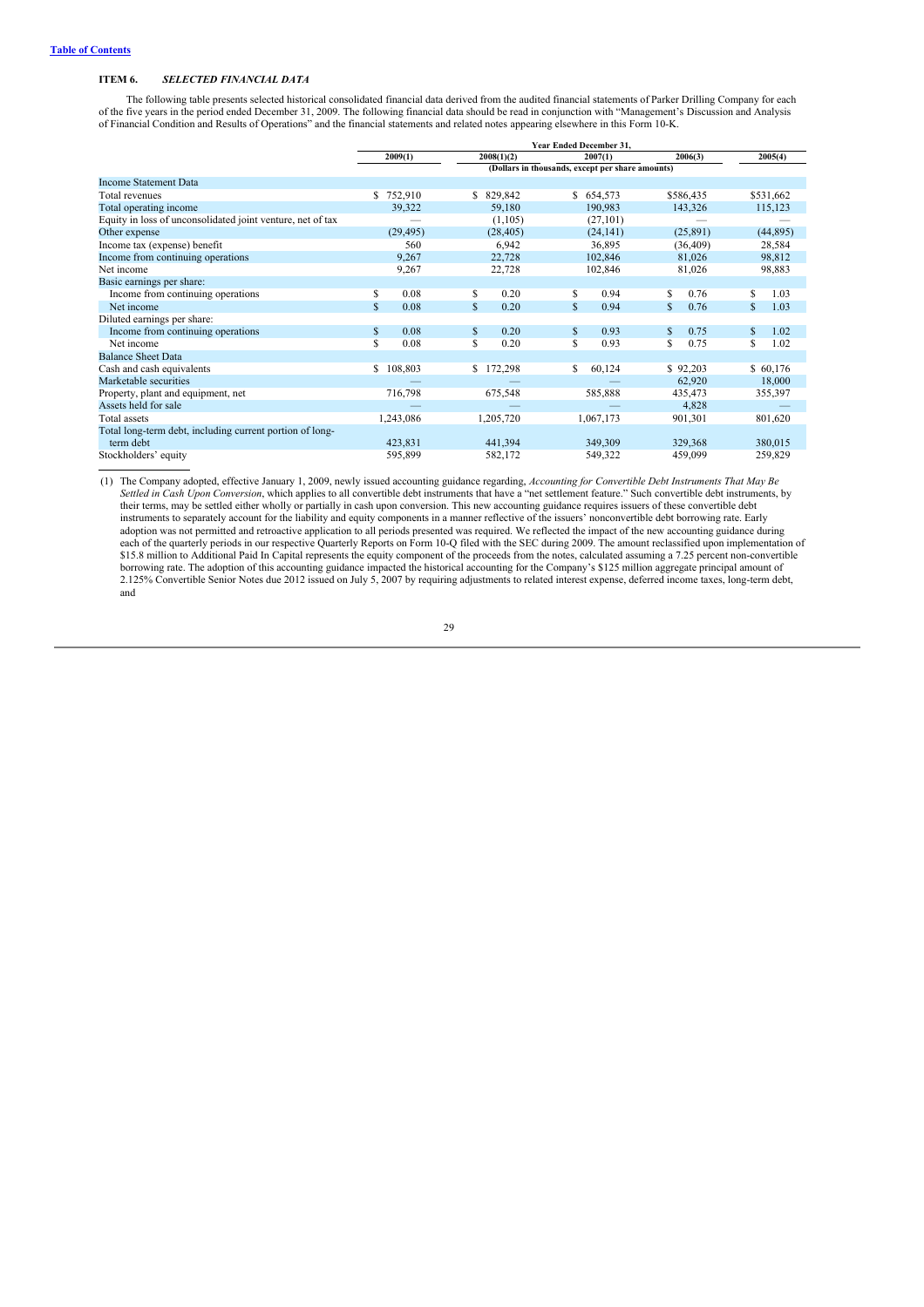[Table of Contents](#)

**ITEM 6.** ***SELECTED FINANCIAL DATA***

The following table presents selected historical consolidated financial data derived from the audited financial statements of Parker Drilling Company for each of the five years in the period ended December 31, 2009. The following financial data should be read in conjunction with "Management's Discussion and Analysis of Financial Condition and Results of Operations" and the financial statements and related notes appearing elsewhere in this Form 10-K.

| | Year Ended December 31, | | | | |
|---|---|---|---|---|---|
| | 2009(1) | 2008(1)(2) | 2007(1) | 2006(3) | 2005(4) |
| | (Dollars in thousands, except per share amounts) | | | | |
| **Income Statement Data** | | | | | |
| Total revenues | $ 752,910 | $ 829,842 | $ 654,573 | $586,435 | $531,662 |
| Total operating income | 39,322 | 59,180 | 190,983 | 143,326 | 115,123 |
| Equity in loss of unconsolidated joint venture, net of tax | — | (1,105) | (27,101) | — | — |
| Other expense | (29,495) | (28,405) | (24,141) | (25,891) | (44,895) |
| Income tax (expense) benefit | 560 | 6,942 | 36,895 | (36,409) | 28,584 |
| Income from continuing operations | 9,267 | 22,728 | 102,846 | 81,026 | 98,812 |
| Net income | 9,267 | 22,728 | 102,846 | 81,026 | 98,883 |
| Basic earnings per share: | | | | | |
| Income from continuing operations | $ 0.08 | $ 0.20 | $ 0.94 | $ 0.76 | $ 1.03 |
| Net income | $ 0.08 | $ 0.20 | $ 0.94 | $ 0.76 | $ 1.03 |
| Diluted earnings per share: | | | | | |
| Income from continuing operations | $ 0.08 | $ 0.20 | $ 0.93 | $ 0.75 | $ 1.02 |
| Net income | $ 0.08 | $ 0.20 | $ 0.93 | $ 0.75 | $ 1.02 |
| **Balance Sheet Data** | | | | | |
| Cash and cash equivalents | $ 108,803 | $ 172,298 | $ 60,124 | $ 92,203 | $ 60,176 |
| Marketable securities | — | — | — | 62,920 | 18,000 |
| Property, plant and equipment, net | 716,798 | 675,548 | 585,888 | 435,473 | 355,397 |
| Assets held for sale | — | — | — | 4,828 | — |
| Total assets | 1,243,086 | 1,205,720 | 1,067,173 | 901,301 | 801,620 |
| Total long-term debt, including current portion of long-term debt | 423,831 | 441,394 | 349,309 | 329,368 | 380,015 |
| Stockholders' equity | 595,899 | 582,172 | 549,322 | 459,099 | 259,829 |

(1) The Company adopted, effective January 1, 2009, newly issued accounting guidance regarding, *Accounting for Convertible Debt Instruments That May Be Settled in Cash Upon Conversion*, which applies to all convertible debt instruments that have a "net settlement feature." Such convertible debt instruments, by their terms, may be settled either wholly or partially in cash upon conversion. This new accounting guidance requires issuers of these convertible debt instruments to separately account for the liability and equity components in a manner reflective of the issuers' nonconvertible debt borrowing rate. Early adoption was not permitted and retroactive application to all periods presented was required. We reflected the impact of the new accounting guidance during each of the quarterly periods in our respective Quarterly Reports on Form 10-Q filed with the SEC during 2009. The amount reclassified upon implementation of $15.8 million to Additional Paid In Capital represents the equity component of the proceeds from the notes, calculated assuming a 7.25 percent non-convertible borrowing rate. The adoption of this accounting guidance impacted the historical accounting for the Company's $125 million aggregate principal amount of 2.125% Convertible Senior Notes due 2012 issued on July 5, 2007 by requiring adjustments to related interest expense, deferred income taxes, long-term debt, and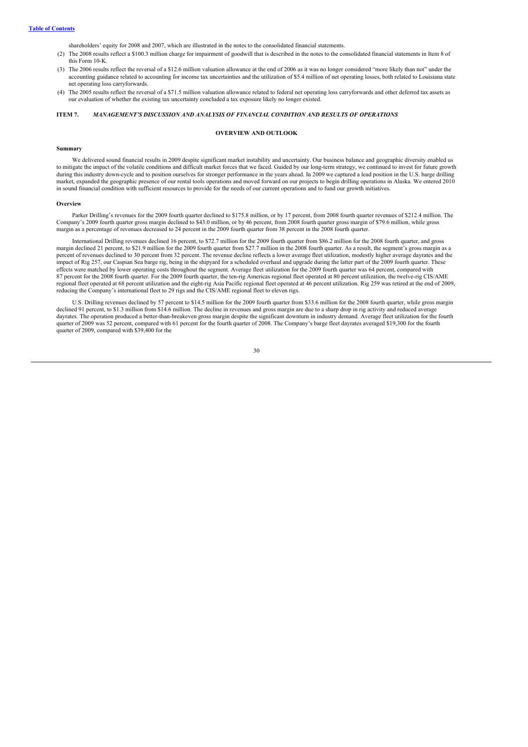shareholders' equity for 2008 and 2007, which are illustrated in the notes to the consolidated financial statements.

(2) The 2008 results reflect a $100.3 million charge for impairment of goodwill that is described in the notes to the consolidated financial statements in Item 8 of this Form 10-K.

(3) The 2006 results reflect the reversal of a $12.6 million valuation allowance at the end of 2006 as it was no longer considered "more likely than not" under the accounting guidance related to accounting for income tax uncertainties and the utilization of $5.4 million of net operating losses, both related to Louisiana state net operating loss carryforwards.

(4) The 2005 results reflect the reversal of a $71.5 million valuation allowance related to federal net operating loss carryforwards and other deferred tax assets as our evaluation of whether the existing tax uncertainty concluded a tax exposure likely no longer existed.

## ITEM 7. *MANAGEMENT'S DISCUSSION AND ANALYSIS OF FINANCIAL CONDITION AND RESULTS OF OPERATIONS*

### OVERVIEW AND OUTLOOK

#### Summary

We delivered sound financial results in 2009 despite significant market instability and uncertainty. Our business balance and geographic diversity enabled us to mitigate the impact of the volatile conditions and difficult market forces that we faced. Guided by our long-term strategy, we continued to invest for future growth during this industry down-cycle and to position ourselves for stronger performance in the years ahead. In 2009 we captured a lead position in the U.S. barge drilling market, expanded the geographic presence of our rental tools operations and moved forward on our projects to begin drilling operations in Alaska. We entered 2010 in sound financial condition with sufficient resources to provide for the needs of our current operations and to fund our growth initiatives.

#### Overview

Parker Drilling's revenues for the 2009 fourth quarter declined to $175.8 million, or by 17 percent, from 2008 fourth quarter revenues of $212.4 million. The Company's 2009 fourth quarter gross margin declined to $43.0 million, or by 46 percent, from 2008 fourth quarter gross margin of $79.6 million, while gross margin as a percentage of revenues decreased to 24 percent in the 2009 fourth quarter from 38 percent in the 2008 fourth quarter.

International Drilling revenues declined 16 percent, to $72.7 million for the 2009 fourth quarter from $86.2 million for the 2008 fourth quarter, and gross margin declined 21 percent, to $21.9 million for the 2009 fourth quarter from $27.7 million in the 2008 fourth quarter. As a result, the segment's gross margin as a percent of revenues declined to 30 percent from 32 percent. The revenue decline reflects a lower average fleet utilization, modestly higher average dayrates and the impact of Rig 257, our Caspian Sea barge rig, being in the shipyard for a scheduled overhaul and upgrade during the latter part of the 2009 fourth quarter. These effects were matched by lower operating costs throughout the segment. Average fleet utilization for the 2009 fourth quarter was 64 percent, compared with 87 percent for the 2008 fourth quarter. For the 2009 fourth quarter, the ten-rig Americas regional fleet operated at 80 percent utilization, the twelve-rig CIS/AME regional fleet operated at 68 percent utilization and the eight-rig Asia Pacific regional fleet operated at 46 percent utilization. Rig 259 was retired at the end of 2009, reducing the Company's international fleet to 29 rigs and the CIS/AME regional fleet to eleven rigs.

U.S. Drilling revenues declined by 57 percent to $14.5 million for the 2009 fourth quarter from $33.6 million for the 2008 fourth quarter, while gross margin declined 91 percent, to $1.3 million from $14.6 million. The decline in revenues and gross margin are due to a sharp drop in rig activity and reduced average dayrates. The operation produced a better-than-breakeven gross margin despite the significant downturn in industry demand. Average fleet utilization for the fourth quarter of 2009 was 52 percent, compared with 61 percent for the fourth quarter of 2008. The Company's barge fleet dayrates averaged $19,300 for the fourth quarter of 2009, compared with $39,400 for the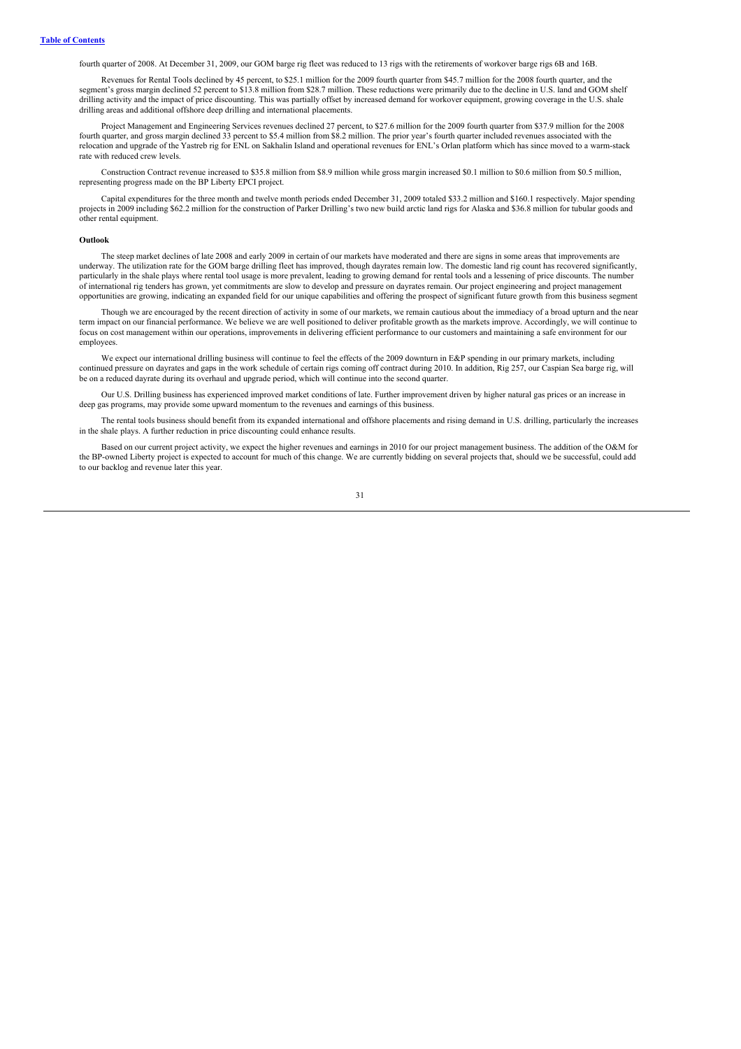fourth quarter of 2008. At December 31, 2009, our GOM barge rig fleet was reduced to 13 rigs with the retirements of workover barge rigs 6B and 16B.

Revenues for Rental Tools declined by 45 percent, to $25.1 million for the 2009 fourth quarter from $45.7 million for the 2008 fourth quarter, and the segment's gross margin declined 52 percent to $13.8 million from $28.7 million. These reductions were primarily due to the decline in U.S. land and GOM shelf drilling activity and the impact of price discounting. This was partially offset by increased demand for workover equipment, growing coverage in the U.S. shale drilling areas and additional offshore deep drilling and international placements.

Project Management and Engineering Services revenues declined 27 percent, to $27.6 million for the 2009 fourth quarter from $37.9 million for the 2008 fourth quarter, and gross margin declined 33 percent to $5.4 million from $8.2 million. The prior year's fourth quarter included revenues associated with the relocation and upgrade of the Yastreb rig for ENL on Sakhalin Island and operational revenues for ENL's Orlan platform which has since moved to a warm-stack rate with reduced crew levels.

Construction Contract revenue increased to $35.8 million from $8.9 million while gross margin increased $0.1 million to $0.6 million from $0.5 million, representing progress made on the BP Liberty EPCI project.

Capital expenditures for the three month and twelve month periods ended December 31, 2009 totaled $33.2 million and $160.1 respectively. Major spending projects in 2009 including $62.2 million for the construction of Parker Drilling's two new build arctic land rigs for Alaska and $36.8 million for tubular goods and other rental equipment.

**Outlook**

The steep market declines of late 2008 and early 2009 in certain of our markets have moderated and there are signs in some areas that improvements are underway. The utilization rate for the GOM barge drilling fleet has improved, though dayrates remain low. The domestic land rig count has recovered significantly, particularly in the shale plays where rental tool usage is more prevalent, leading to growing demand for rental tools and a lessening of price discounts. The number of international rig tenders has grown, yet commitments are slow to develop and pressure on dayrates remain. Our project engineering and project management opportunities are growing, indicating an expanded field for our unique capabilities and offering the prospect of significant future growth from this business segment

Though we are encouraged by the recent direction of activity in some of our markets, we remain cautious about the immediacy of a broad upturn and the near term impact on our financial performance. We believe we are well positioned to deliver profitable growth as the markets improve. Accordingly, we will continue to focus on cost management within our operations, improvements in delivering efficient performance to our customers and maintaining a safe environment for our employees.

We expect our international drilling business will continue to feel the effects of the 2009 downturn in E&P spending in our primary markets, including continued pressure on dayrates and gaps in the work schedule of certain rigs coming off contract during 2010. In addition, Rig 257, our Caspian Sea barge rig, will be on a reduced dayrate during its overhaul and upgrade period, which will continue into the second quarter.

Our U.S. Drilling business has experienced improved market conditions of late. Further improvement driven by higher natural gas prices or an increase in deep gas programs, may provide some upward momentum to the revenues and earnings of this business.

The rental tools business should benefit from its expanded international and offshore placements and rising demand in U.S. drilling, particularly the increases in the shale plays. A further reduction in price discounting could enhance results.

Based on our current project activity, we expect the higher revenues and earnings in 2010 for our project management business. The addition of the O&M for the BP-owned Liberty project is expected to account for much of this change. We are currently bidding on several projects that, should we be successful, could add to our backlog and revenue later this year.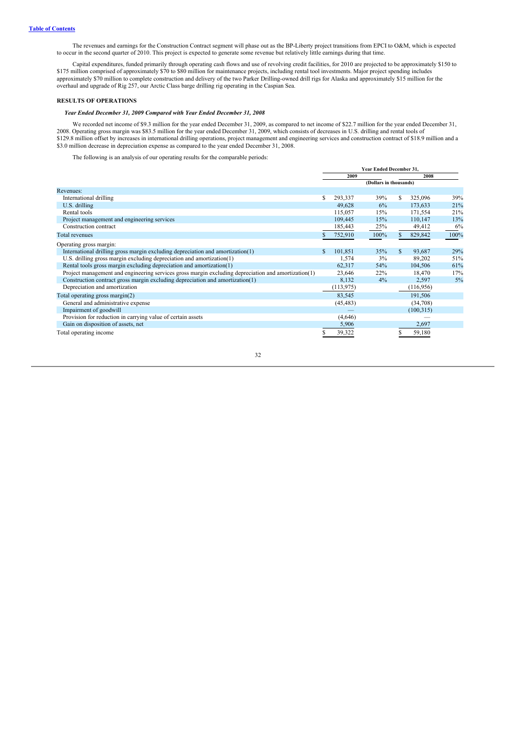[Table of Contents](#)

The revenues and earnings for the Construction Contract segment will phase out as the BP-Liberty project transitions from EPCI to O&M, which is expected to occur in the second quarter of 2010. This project is expected to generate some revenue but relatively little earnings during that time.

Capital expenditures, funded primarily through operating cash flows and use of revolving credit facilities, for 2010 are projected to be approximately $150 to $175 million comprised of approximately $70 to $80 million for maintenance projects, including rental tool investments. Major project spending includes approximately $70 million to complete construction and delivery of the two Parker Drilling-owned drill rigs for Alaska and approximately $15 million for the overhaul and upgrade of Rig 257, our Arctic Class barge drilling rig operating in the Caspian Sea.

## RESULTS OF OPERATIONS

### *Year Ended December 31, 2009 Compared with Year Ended December 31, 2008*

We recorded net income of $9.3 million for the year ended December 31, 2009, as compared to net income of $22.7 million for the year ended December 31, 2008. Operating gross margin was $83.5 million for the year ended December 31, 2009, which consists of decreases in U.S. drilling and rental tools of $129.8 million offset by increases in international drilling operations, project management and engineering services and construction contract of $18.9 million and a $3.0 million decrease in depreciation expense as compared to the year ended December 31, 2008.

The following is an analysis of our operating results for the comparable periods:

| | Year Ended December 31, | | | |
|---|---|---|---|---|
| | 2009 | | 2008 | |
| | (Dollars in thousands) | | | |
| Revenues: | | | | |
| International drilling | $ 293,337 | 39% | $ 325,096 | 39% |
| U.S. drilling | 49,628 | 6% | 173,633 | 21% |
| Rental tools | 115,057 | 15% | 171,554 | 21% |
| Project management and engineering services | 109,445 | 15% | 110,147 | 13% |
| Construction contract | 185,443 | 25% | 49,412 | 6% |
| Total revenues | $ 752,910 | 100% | $ 829,842 | 100% |
| Operating gross margin: | | | | |
| International drilling gross margin excluding depreciation and amortization(1) | $ 101,851 | 35% | $ 93,687 | 29% |
| U.S. drilling gross margin excluding depreciation and amortization(1) | 1,574 | 3% | 89,202 | 51% |
| Rental tools gross margin excluding depreciation and amortization(1) | 62,317 | 54% | 104,506 | 61% |
| Project management and engineering services gross margin excluding depreciation and amortization(1) | 23,646 | 22% | 18,470 | 17% |
| Construction contract gross margin excluding depreciation and amortization(1) | 8,132 | 4% | 2,597 | 5% |
| Depreciation and amortization | (113,975) | | (116,956) | |
| Total operating gross margin(2) | 83,545 | | 191,506 | |
| General and administrative expense | (45,483) | | (34,708) | |
| Impairment of goodwill | — | | (100,315) | |
| Provision for reduction in carrying value of certain assets | (4,646) | | — | |
| Gain on disposition of assets, net | 5,906 | | 2,697 | |
| Total operating income | $ 39,322 | | $ 59,180 | |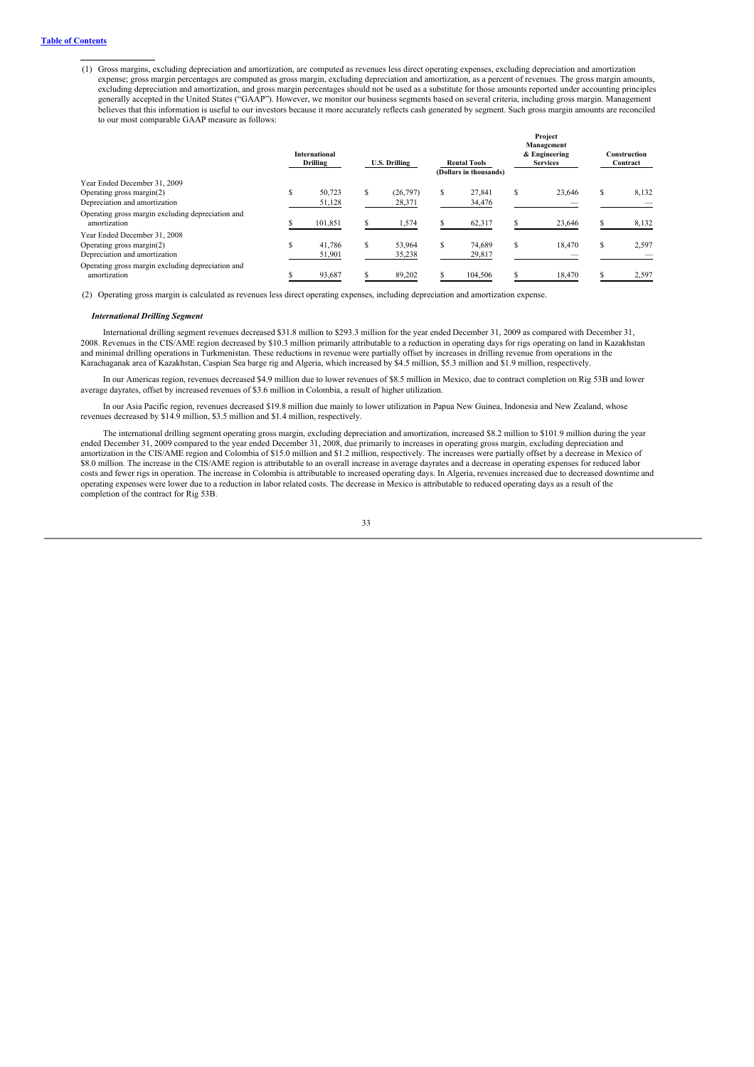[Table of Contents](#)

(1) Gross margins, excluding depreciation and amortization, are computed as revenues less direct operating expenses, excluding depreciation and amortization expense; gross margin percentages are computed as gross margin, excluding depreciation and amortization, as a percent of revenues. The gross margin amounts, excluding depreciation and amortization, and gross margin percentages should not be used as a substitute for those amounts reported under accounting principles generally accepted in the United States ("GAAP"). However, we monitor our business segments based on several criteria, including gross margin. Management believes that this information is useful to our investors because it more accurately reflects cash generated by segment. Such gross margin amounts are reconciled to our most comparable GAAP measure as follows:

| | International Drilling | U.S. Drilling | Rental Tools | Project Management & Engineering Services | Construction Contract |
|---|---|---|---|---|---|
| | | | (Dollars in thousands) | | |
| Year Ended December 31, 2009 | | | | | |
| Operating gross margin(2) | $ 50,723 | $ (26,797) | $ 27,841 | $ 23,646 | $ 8,132 |
| Depreciation and amortization | 51,128 | 28,371 | 34,476 | — | — |
| Operating gross margin excluding depreciation and amortization | $ 101,851 | $ 1,574 | $ 62,317 | $ 23,646 | $ 8,132 |
| Year Ended December 31, 2008 | | | | | |
| Operating gross margin(2) | $ 41,786 | $ 53,964 | $ 74,689 | $ 18,470 | $ 2,597 |
| Depreciation and amortization | 51,901 | 35,238 | 29,817 | — | — |
| Operating gross margin excluding depreciation and amortization | $ 93,687 | $ 89,202 | $ 104,506 | $ 18,470 | $ 2,597 |

(2) Operating gross margin is calculated as revenues less direct operating expenses, including depreciation and amortization expense.

***International Drilling Segment***

International drilling segment revenues decreased $31.8 million to $293.3 million for the year ended December 31, 2009 as compared with December 31, 2008. Revenues in the CIS/AME region decreased by $10.3 million primarily attributable to a reduction in operating days for rigs operating on land in Kazakhstan and minimal drilling operations in Turkmenistan. These reductions in revenue were partially offset by increases in drilling revenue from operations in the Karachaganak area of Kazakhstan, Caspian Sea barge rig and Algeria, which increased by $4.5 million, $5.3 million and $1.9 million, respectively.

In our Americas region, revenues decreased $4.9 million due to lower revenues of $8.5 million in Mexico, due to contract completion on Rig 53B and lower average dayrates, offset by increased revenues of $3.6 million in Colombia, a result of higher utilization.

In our Asia Pacific region, revenues decreased $19.8 million due mainly to lower utilization in Papua New Guinea, Indonesia and New Zealand, whose revenues decreased by $14.9 million, $3.5 million and $1.4 million, respectively.

The international drilling segment operating gross margin, excluding depreciation and amortization, increased $8.2 million to $101.9 million during the year ended December 31, 2009 compared to the year ended December 31, 2008, due primarily to increases in operating gross margin, excluding depreciation and amortization in the CIS/AME region and Colombia of $15.0 million and $1.2 million, respectively. The increases were partially offset by a decrease in Mexico of $8.0 million. The increase in the CIS/AME region is attributable to an overall increase in average dayrates and a decrease in operating expenses for reduced labor costs and fewer rigs in operation. The increase in Colombia is attributable to increased operating days. In Algeria, revenues increased due to decreased downtime and operating expenses were lower due to a reduction in labor related costs. The decrease in Mexico is attributable to reduced operating days as a result of the completion of the contract for Rig 53B.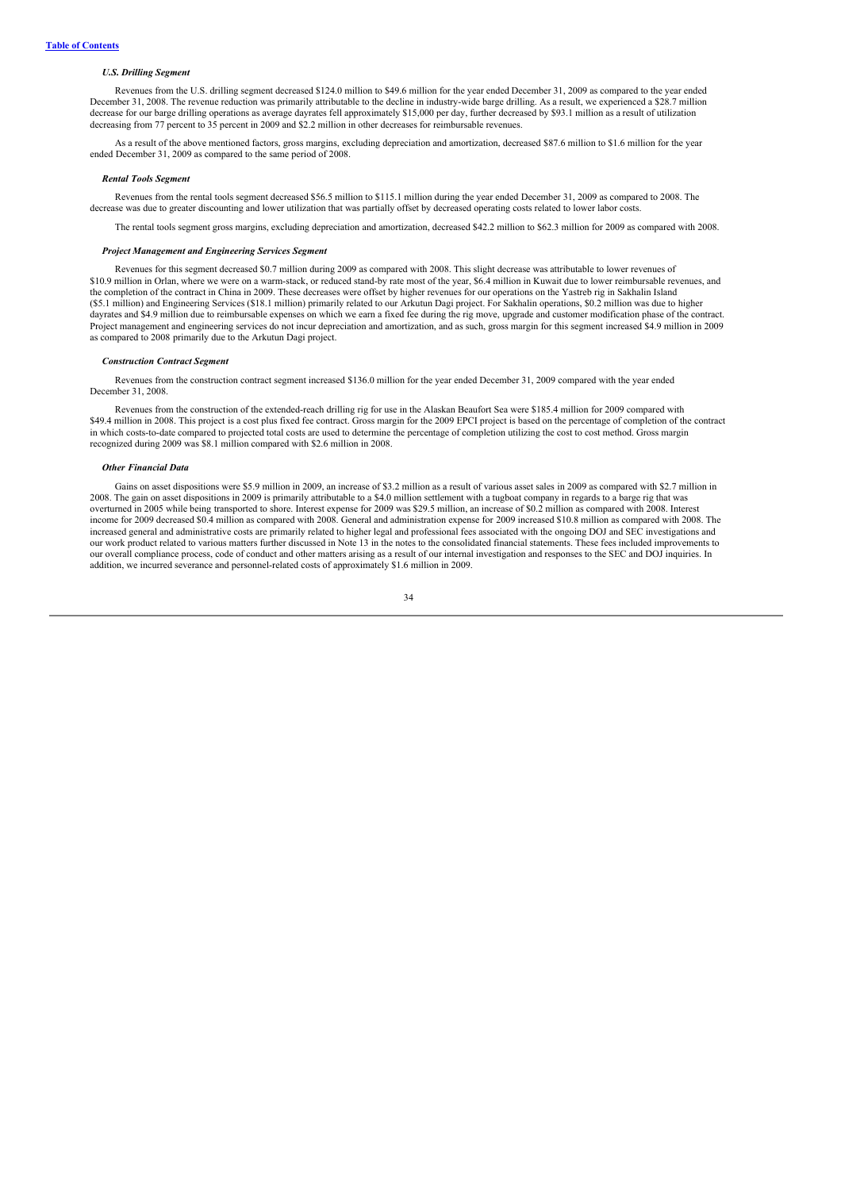[Table of Contents](#)

### *U.S. Drilling Segment*

Revenues from the U.S. drilling segment decreased \$124.0 million to \$49.6 million for the year ended December 31, 2009 as compared to the year ended December 31, 2008. The revenue reduction was primarily attributable to the decline in industry-wide barge drilling. As a result, we experienced a \$28.7 million decrease for our barge drilling operations as average dayrates fell approximately \$15,000 per day, further decreased by \$93.1 million as a result of utilization decreasing from 77 percent to 35 percent in 2009 and \$2.2 million in other decreases for reimbursable revenues.

As a result of the above mentioned factors, gross margins, excluding depreciation and amortization, decreased \$87.6 million to \$1.6 million for the year ended December 31, 2009 as compared to the same period of 2008.

### *Rental Tools Segment*

Revenues from the rental tools segment decreased \$56.5 million to \$115.1 million during the year ended December 31, 2009 as compared to 2008. The decrease was due to greater discounting and lower utilization that was partially offset by decreased operating costs related to lower labor costs.

The rental tools segment gross margins, excluding depreciation and amortization, decreased \$42.2 million to \$62.3 million for 2009 as compared with 2008.

### *Project Management and Engineering Services Segment*

Revenues for this segment decreased \$0.7 million during 2009 as compared with 2008. This slight decrease was attributable to lower revenues of \$10.9 million in Orlan, where we were on a warm-stack, or reduced stand-by rate most of the year, \$6.4 million in Kuwait due to lower reimbursable revenues, and the completion of the contract in China in 2009. These decreases were offset by higher revenues for our operations on the Yastreb rig in Sakhalin Island (\$5.1 million) and Engineering Services (\$18.1 million) primarily related to our Arkutun Dagi project. For Sakhalin operations, \$0.2 million was due to higher dayrates and \$4.9 million due to reimbursable expenses on which we earn a fixed fee during the rig move, upgrade and customer modification phase of the contract. Project management and engineering services do not incur depreciation and amortization, and as such, gross margin for this segment increased \$4.9 million in 2009 as compared to 2008 primarily due to the Arkutun Dagi project.

### *Construction Contract Segment*

Revenues from the construction contract segment increased \$136.0 million for the year ended December 31, 2009 compared with the year ended December 31, 2008.

Revenues from the construction of the extended-reach drilling rig for use in the Alaskan Beaufort Sea were \$185.4 million for 2009 compared with \$49.4 million in 2008. This project is a cost plus fixed fee contract. Gross margin for the 2009 EPCI project is based on the percentage of completion of the contract in which costs-to-date compared to projected total costs are used to determine the percentage of completion utilizing the cost to cost method. Gross margin recognized during 2009 was \$8.1 million compared with \$2.6 million in 2008.

### *Other Financial Data*

Gains on asset dispositions were \$5.9 million in 2009, an increase of \$3.2 million as a result of various asset sales in 2009 as compared with \$2.7 million in 2008. The gain on asset dispositions in 2009 is primarily attributable to a \$4.0 million settlement with a tugboat company in regards to a barge rig that was overturned in 2005 while being transported to shore. Interest expense for 2009 was \$29.5 million, an increase of \$0.2 million as compared with 2008. Interest income for 2009 decreased \$0.4 million as compared with 2008. General and administration expense for 2009 increased \$10.8 million as compared with 2008. The increased general and administrative costs are primarily related to higher legal and professional fees associated with the ongoing DOJ and SEC investigations and our work product related to various matters further discussed in Note 13 in the notes to the consolidated financial statements. These fees included improvements to our overall compliance process, code of conduct and other matters arising as a result of our internal investigation and responses to the SEC and DOJ inquiries. In addition, we incurred severance and personnel-related costs of approximately \$1.6 million in 2009.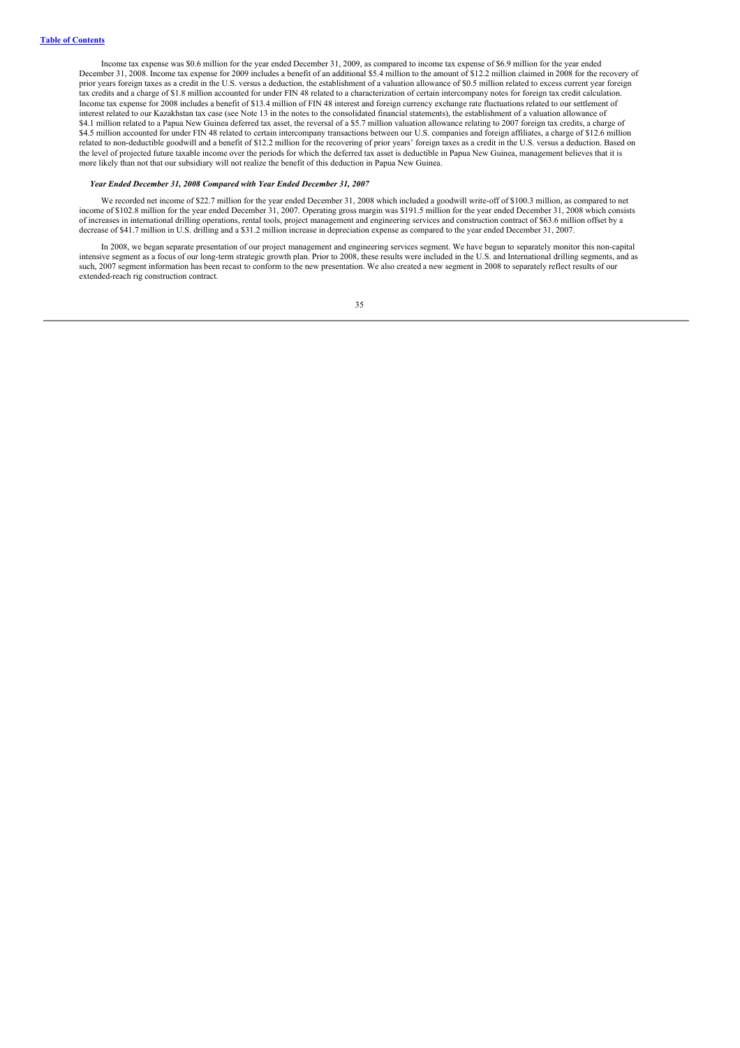Income tax expense was $0.6 million for the year ended December 31, 2009, as compared to income tax expense of $6.9 million for the year ended December 31, 2008. Income tax expense for 2009 includes a benefit of an additional $5.4 million to the amount of $12.2 million claimed in 2008 for the recovery of prior years foreign taxes as a credit in the U.S. versus a deduction, the establishment of a valuation allowance of $0.5 million related to excess current year foreign tax credits and a charge of $1.8 million accounted for under FIN 48 related to a characterization of certain intercompany notes for foreign tax credit calculation. Income tax expense for 2008 includes a benefit of $13.4 million of FIN 48 interest and foreign currency exchange rate fluctuations related to our settlement of interest related to our Kazakhstan tax case (see Note 13 in the notes to the consolidated financial statements), the establishment of a valuation allowance of $4.1 million related to a Papua New Guinea deferred tax asset, the reversal of a $5.7 million valuation allowance relating to 2007 foreign tax credits, a charge of $4.5 million accounted for under FIN 48 related to certain intercompany transactions between our U.S. companies and foreign affiliates, a charge of $12.6 million related to non-deductible goodwill and a benefit of $12.2 million for the recovering of prior years' foreign taxes as a credit in the U.S. versus a deduction. Based on the level of projected future taxable income over the periods for which the deferred tax asset is deductible in Papua New Guinea, management believes that it is more likely than not that our subsidiary will not realize the benefit of this deduction in Papua New Guinea.

***Year Ended December 31, 2008 Compared with Year Ended December 31, 2007***

We recorded net income of $22.7 million for the year ended December 31, 2008 which included a goodwill write-off of $100.3 million, as compared to net income of $102.8 million for the year ended December 31, 2007. Operating gross margin was $191.5 million for the year ended December 31, 2008 which consists of increases in international drilling operations, rental tools, project management and engineering services and construction contract of $63.6 million offset by a decrease of $41.7 million in U.S. drilling and a $31.2 million increase in depreciation expense as compared to the year ended December 31, 2007.

In 2008, we began separate presentation of our project management and engineering services segment. We have begun to separately monitor this non-capital intensive segment as a focus of our long-term strategic growth plan. Prior to 2008, these results were included in the U.S. and International drilling segments, and as such, 2007 segment information has been recast to conform to the new presentation. We also created a new segment in 2008 to separately reflect results of our extended-reach rig construction contract.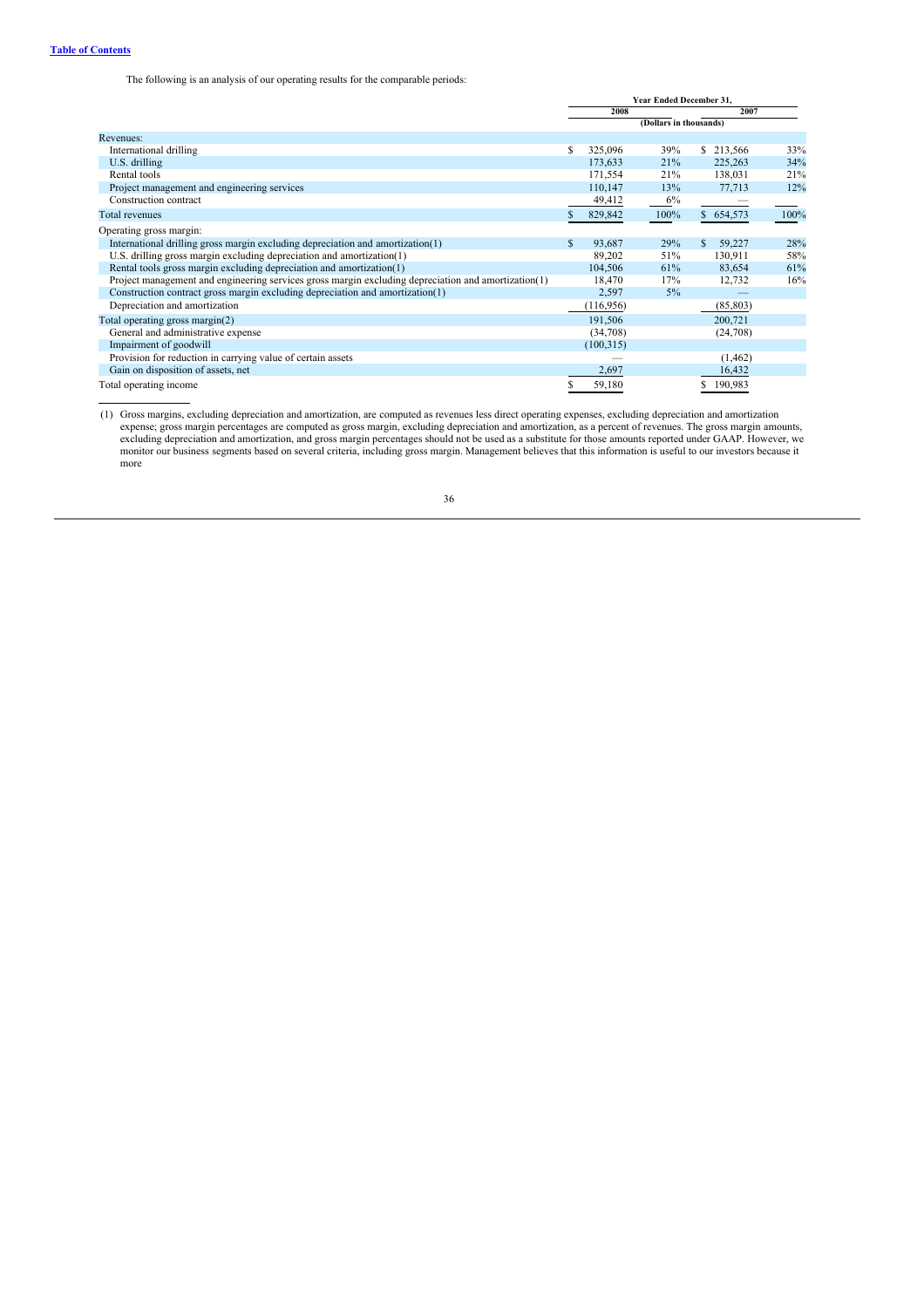The following is an analysis of our operating results for the comparable periods:

| | Year Ended December 31, | | | |
|---|---|---|---|---|
| | 2008 | | 2007 | |
| | (Dollars in thousands) | | | |
| Revenues: | | | | |
| International drilling | $ 325,096 | 39% | $ 213,566 | 33% |
| U.S. drilling | 173,633 | 21% | 225,263 | 34% |
| Rental tools | 171,554 | 21% | 138,031 | 21% |
| Project management and engineering services | 110,147 | 13% | 77,713 | 12% |
| Construction contract | 49,412 | 6% | — | |
| Total revenues | $ 829,842 | 100% | $ 654,573 | 100% |
| Operating gross margin: | | | | |
| International drilling gross margin excluding depreciation and amortization(1) | $ 93,687 | 29% | $ 59,227 | 28% |
| U.S. drilling gross margin excluding depreciation and amortization(1) | 89,202 | 51% | 130,911 | 58% |
| Rental tools gross margin excluding depreciation and amortization(1) | 104,506 | 61% | 83,654 | 61% |
| Project management and engineering services gross margin excluding depreciation and amortization(1) | 18,470 | 17% | 12,732 | 16% |
| Construction contract gross margin excluding depreciation and amortization(1) | 2,597 | 5% | — | |
| Depreciation and amortization | (116,956) | | (85,803) | |
| Total operating gross margin(2) | 191,506 | | 200,721 | |
| General and administrative expense | (34,708) | | (24,708) | |
| Impairment of goodwill | (100,315) | | | |
| Provision for reduction in carrying value of certain assets | — | | (1,462) | |
| Gain on disposition of assets, net | 2,697 | | 16,432 | |
| Total operating income | $ 59,180 | | $ 190,983 | |

(1) Gross margins, excluding depreciation and amortization, are computed as revenues less direct operating expenses, excluding depreciation and amortization expense; gross margin percentages are computed as gross margin, excluding depreciation and amortization, as a percent of revenues. The gross margin amounts, excluding depreciation and amortization, and gross margin percentages should not be used as a substitute for those amounts reported under GAAP. However, we monitor our business segments based on several criteria, including gross margin. Management believes that this information is useful to our investors because it more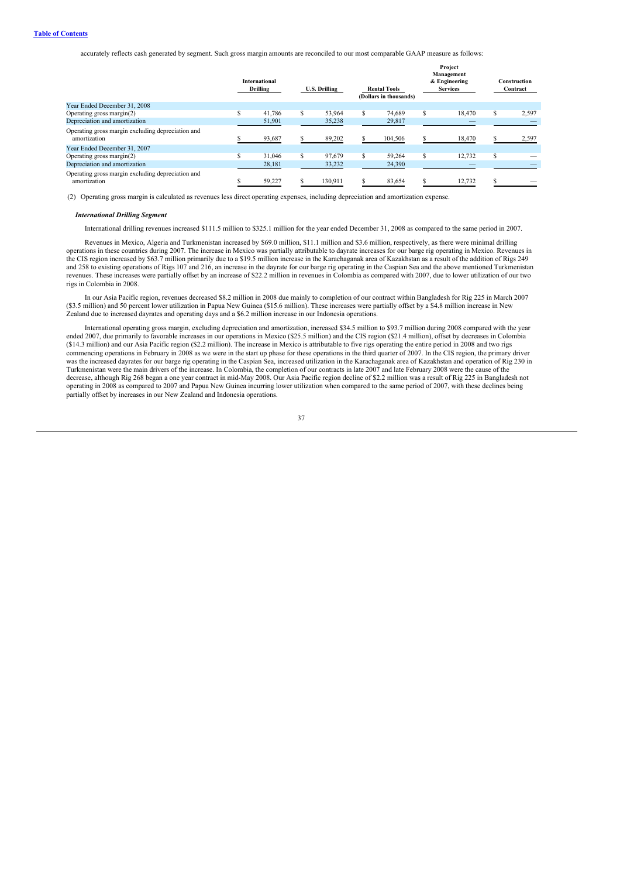accurately reflects cash generated by segment. Such gross margin amounts are reconciled to our most comparable GAAP measure as follows:

| | International Drilling | U.S. Drilling | Rental Tools | Project Management & Engineering Services | Construction Contract |
|---|---|---|---|---|---|
| | | | (Dollars in thousands) | | |
| Year Ended December 31, 2008 | | | | | |
| Operating gross margin(2) | $ 41,786 | $ 53,964 | $ 74,689 | $ 18,470 | $ 2,597 |
| Depreciation and amortization | 51,901 | 35,238 | 29,817 | — | — |
| Operating gross margin excluding depreciation and amortization | $ 93,687 | $ 89,202 | $ 104,506 | $ 18,470 | $ 2,597 |
| Year Ended December 31, 2007 | | | | | |
| Operating gross margin(2) | $ 31,046 | $ 97,679 | $ 59,264 | $ 12,732 | $ — |
| Depreciation and amortization | 28,181 | 33,232 | 24,390 | — | — |
| Operating gross margin excluding depreciation and amortization | $ 59,227 | $ 130,911 | $ 83,654 | $ 12,732 | $ — |

(2) Operating gross margin is calculated as revenues less direct operating expenses, including depreciation and amortization expense.

***International Drilling Segment***

International drilling revenues increased $111.5 million to $325.1 million for the year ended December 31, 2008 as compared to the same period in 2007.

Revenues in Mexico, Algeria and Turkmenistan increased by $69.0 million, $11.1 million and $3.6 million, respectively, as there were minimal drilling operations in these countries during 2007. The increase in Mexico was partially attributable to dayrate increases for our barge rig operating in Mexico. Revenues in the CIS region increased by $63.7 million primarily due to a $19.5 million increase in the Karachaganak area of Kazakhstan as a result of the addition of Rigs 249 and 258 to existing operations of Rigs 107 and 216, an increase in the dayrate for our barge rig operating in the Caspian Sea and the above mentioned Turkmenistan revenues. These increases were partially offset by an increase of $22.2 million in revenues in Colombia as compared with 2007, due to lower utilization of our two rigs in Colombia in 2008.

In our Asia Pacific region, revenues decreased $8.2 million in 2008 due mainly to completion of our contract within Bangladesh for Rig 225 in March 2007 ($3.5 million) and 50 percent lower utilization in Papua New Guinea ($15.6 million). These increases were partially offset by a $4.8 million increase in New Zealand due to increased dayrates and operating days and a $6.2 million increase in our Indonesia operations.

International operating gross margin, excluding depreciation and amortization, increased $34.5 million to $93.7 million during 2008 compared with the year ended 2007, due primarily to favorable increases in our operations in Mexico ($25.5 million) and the CIS region ($21.4 million), offset by decreases in Colombia ($14.3 million) and our Asia Pacific region ($2.2 million). The increase in Mexico is attributable to five rigs operating the entire period in 2008 and two rigs commencing operations in February in 2008 as we were in the start up phase for these operations in the third quarter of 2007. In the CIS region, the primary driver was the increased dayrates for our barge rig operating in the Caspian Sea, increased utilization in the Karachaganak area of Kazakhstan and operation of Rig 230 in Turkmenistan were the main drivers of the increase. In Colombia, the completion of our contracts in late 2007 and late February 2008 were the cause of the decrease, although Rig 268 began a one year contract in mid-May 2008. Our Asia Pacific region decline of $2.2 million was a result of Rig 225 in Bangladesh not operating in 2008 as compared to 2007 and Papua New Guinea incurring lower utilization when compared to the same period of 2007, with these declines being partially offset by increases in our New Zealand and Indonesia operations.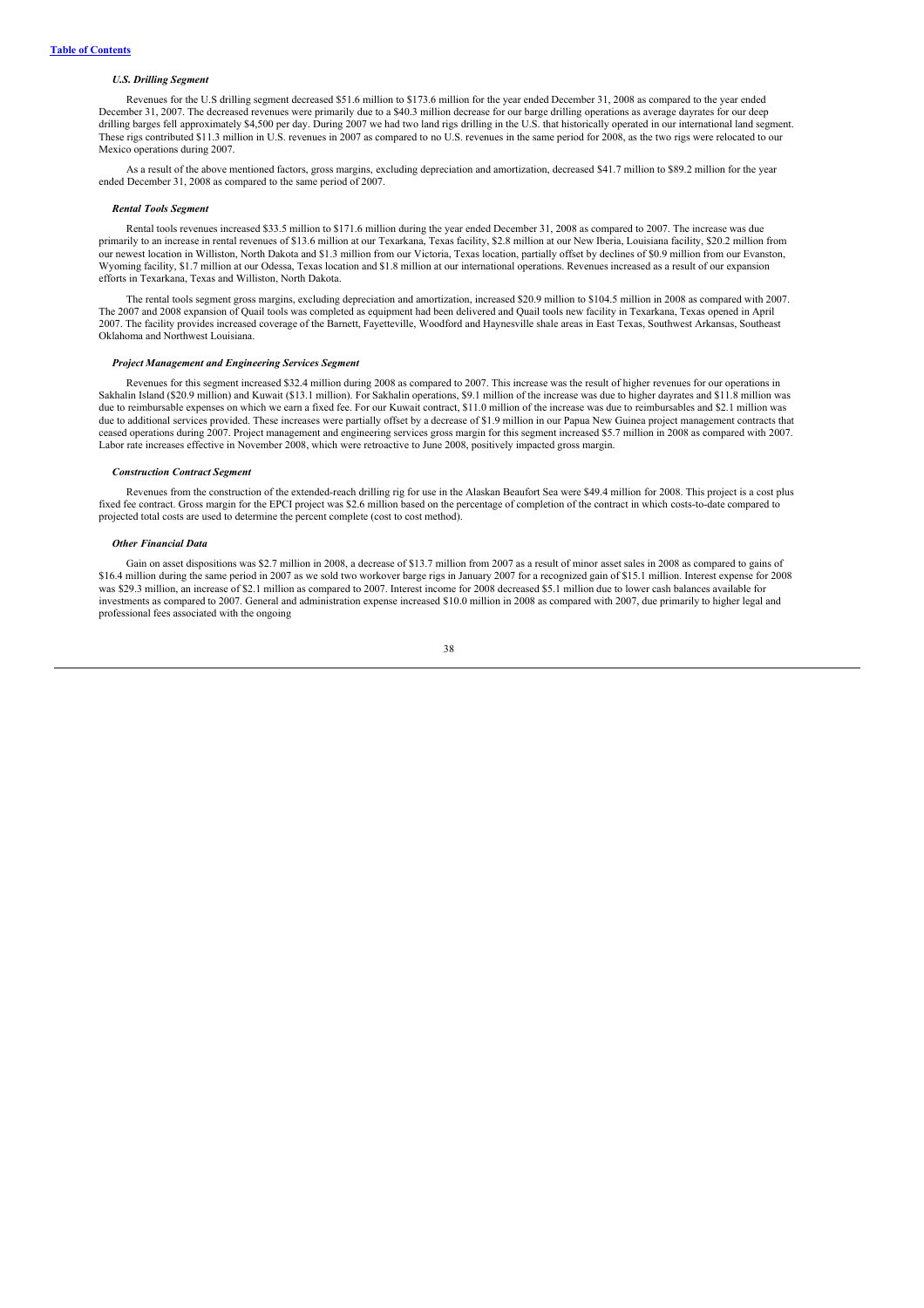[Table of Contents](#)

### *U.S. Drilling Segment*

Revenues for the U.S drilling segment decreased $51.6 million to $173.6 million for the year ended December 31, 2008 as compared to the year ended December 31, 2007. The decreased revenues were primarily due to a $40.3 million decrease for our barge drilling operations as average dayrates for our deep drilling barges fell approximately $4,500 per day. During 2007 we had two land rigs drilling in the U.S. that historically operated in our international land segment. These rigs contributed $11.3 million in U.S. revenues in 2007 as compared to no U.S. revenues in the same period for 2008, as the two rigs were relocated to our Mexico operations during 2007.

As a result of the above mentioned factors, gross margins, excluding depreciation and amortization, decreased $41.7 million to $89.2 million for the year ended December 31, 2008 as compared to the same period of 2007.

### *Rental Tools Segment*

Rental tools revenues increased $33.5 million to $171.6 million during the year ended December 31, 2008 as compared to 2007. The increase was due primarily to an increase in rental revenues of $13.6 million at our Texarkana, Texas facility, $2.8 million at our New Iberia, Louisiana facility, $20.2 million from our newest location in Williston, North Dakota and $1.3 million from our Victoria, Texas location, partially offset by declines of $0.9 million from our Evanston, Wyoming facility, $1.7 million at our Odessa, Texas location and $1.8 million at our international operations. Revenues increased as a result of our expansion efforts in Texarkana, Texas and Williston, North Dakota.

The rental tools segment gross margins, excluding depreciation and amortization, increased $20.9 million to $104.5 million in 2008 as compared with 2007. The 2007 and 2008 expansion of Quail tools was completed as equipment had been delivered and Quail tools new facility in Texarkana, Texas opened in April 2007. The facility provides increased coverage of the Barnett, Fayetteville, Woodford and Haynesville shale areas in East Texas, Southwest Arkansas, Southeast Oklahoma and Northwest Louisiana.

### *Project Management and Engineering Services Segment*

Revenues for this segment increased $32.4 million during 2008 as compared to 2007. This increase was the result of higher revenues for our operations in Sakhalin Island ($20.9 million) and Kuwait ($13.1 million). For Sakhalin operations, $9.1 million of the increase was due to higher dayrates and $11.8 million was due to reimbursable expenses on which we earn a fixed fee. For our Kuwait contract, $11.0 million of the increase was due to reimbursables and $2.1 million was due to additional services provided. These increases were partially offset by a decrease of $1.9 million in our Papua New Guinea project management contracts that ceased operations during 2007. Project management and engineering services gross margin for this segment increased $5.7 million in 2008 as compared with 2007. Labor rate increases effective in November 2008, which were retroactive to June 2008, positively impacted gross margin.

### *Construction Contract Segment*

Revenues from the construction of the extended-reach drilling rig for use in the Alaskan Beaufort Sea were $49.4 million for 2008. This project is a cost plus fixed fee contract. Gross margin for the EPCI project was $2.6 million based on the percentage of completion of the contract in which costs-to-date compared to projected total costs are used to determine the percent complete (cost to cost method).

### *Other Financial Data*

Gain on asset dispositions was $2.7 million in 2008, a decrease of $13.7 million from 2007 as a result of minor asset sales in 2008 as compared to gains of $16.4 million during the same period in 2007 as we sold two workover barge rigs in January 2007 for a recognized gain of $15.1 million. Interest expense for 2008 was $29.3 million, an increase of $2.1 million as compared to 2007. Interest income for 2008 decreased $5.1 million due to lower cash balances available for investments as compared to 2007. General and administration expense increased $10.0 million in 2008 as compared with 2007, due primarily to higher legal and professional fees associated with the ongoing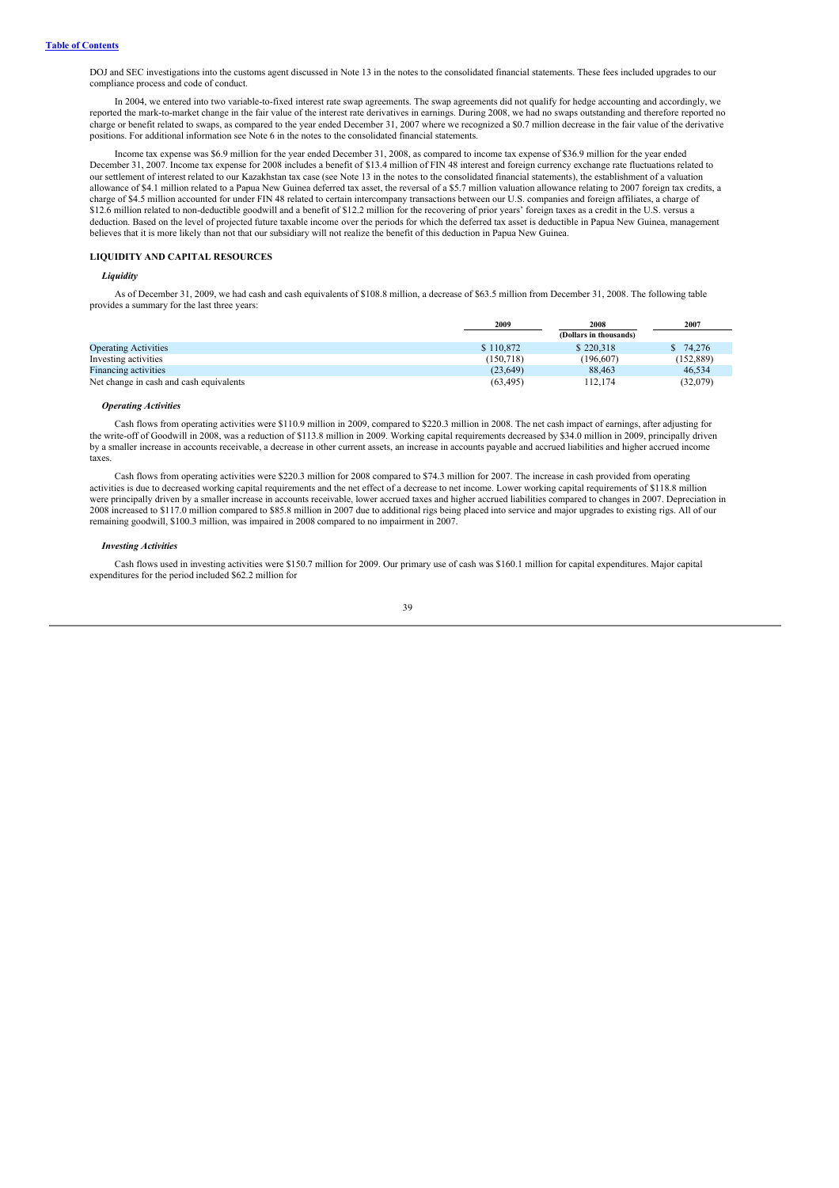DOJ and SEC investigations into the customs agent discussed in Note 13 in the notes to the consolidated financial statements. These fees included upgrades to our compliance process and code of conduct.

In 2004, we entered into two variable-to-fixed interest rate swap agreements. The swap agreements did not qualify for hedge accounting and accordingly, we reported the mark-to-market change in the fair value of the interest rate derivatives in earnings. During 2008, we had no swaps outstanding and therefore reported no charge or benefit related to swaps, as compared to the year ended December 31, 2007 where we recognized a $0.7 million decrease in the fair value of the derivative positions. For additional information see Note 6 in the notes to the consolidated financial statements.

Income tax expense was $6.9 million for the year ended December 31, 2008, as compared to income tax expense of $36.9 million for the year ended December 31, 2007. Income tax expense for 2008 includes a benefit of $13.4 million of FIN 48 interest and foreign currency exchange rate fluctuations related to our settlement of interest related to our Kazakhstan tax case (see Note 13 in the notes to the consolidated financial statements), the establishment of a valuation allowance of $4.1 million related to a Papua New Guinea deferred tax asset, the reversal of a $5.7 million valuation allowance relating to 2007 foreign tax credits, a charge of $4.5 million accounted for under FIN 48 related to certain intercompany transactions between our U.S. companies and foreign affiliates, a charge of $12.6 million related to non-deductible goodwill and a benefit of $12.2 million for the recovering of prior years' foreign taxes as a credit in the U.S. versus a deduction. Based on the level of projected future taxable income over the periods for which the deferred tax asset is deductible in Papua New Guinea, management believes that it is more likely than not that our subsidiary will not realize the benefit of this deduction in Papua New Guinea.

## LIQUIDITY AND CAPITAL RESOURCES

### *Liquidity*

As of December 31, 2009, we had cash and cash equivalents of $108.8 million, a decrease of $63.5 million from December 31, 2008. The following table provides a summary for the last three years:

| | 2009 | 2008 | 2007 |
|---|---|---|---|
| | | (Dollars in thousands) | |
| Operating Activities | $ 110,872 | $ 220,318 | $ 74,276 |
| Investing activities | (150,718) | (196,607) | (152,889) |
| Financing activities | (23,649) | 88,463 | 46,534 |
| Net change in cash and cash equivalents | (63,495) | 112,174 | (32,079) |

### *Operating Activities*

Cash flows from operating activities were $110.9 million in 2009, compared to $220.3 million in 2008. The net cash impact of earnings, after adjusting for the write-off of Goodwill in 2008, was a reduction of $113.8 million in 2009. Working capital requirements decreased by $34.0 million in 2009, principally driven by a smaller increase in accounts receivable, a decrease in other current assets, an increase in accounts payable and accrued liabilities and higher accrued income taxes.

Cash flows from operating activities were $220.3 million for 2008 compared to $74.3 million for 2007. The increase in cash provided from operating activities is due to decreased working capital requirements and the net effect of a decrease to net income. Lower working capital requirements of $118.8 million were principally driven by a smaller increase in accounts receivable, lower accrued taxes and higher accrued liabilities compared to changes in 2007. Depreciation in 2008 increased to $117.0 million compared to $85.8 million in 2007 due to additional rigs being placed into service and major upgrades to existing rigs. All of our remaining goodwill, $100.3 million, was impaired in 2008 compared to no impairment in 2007.

### *Investing Activities*

Cash flows used in investing activities were $150.7 million for 2009. Our primary use of cash was $160.1 million for capital expenditures. Major capital expenditures for the period included $62.2 million for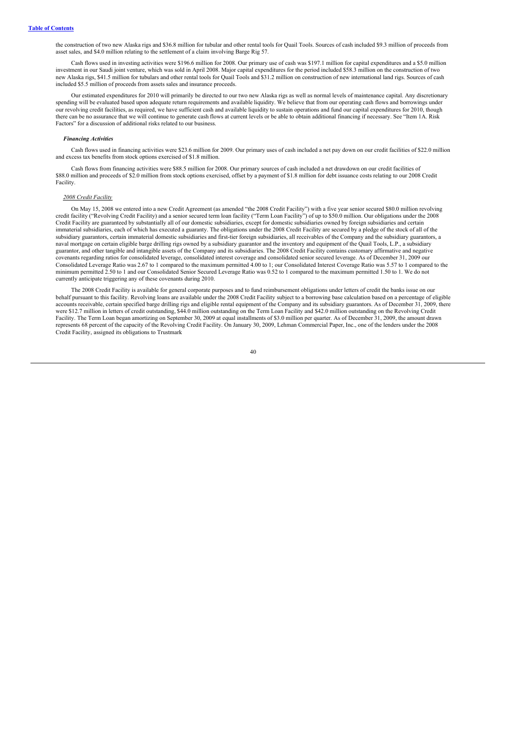the construction of two new Alaska rigs and $36.8 million for tubular and other rental tools for Quail Tools. Sources of cash included $9.3 million of proceeds from asset sales, and $4.0 million relating to the settlement of a claim involving Barge Rig 57.

Cash flows used in investing activities were $196.6 million for 2008. Our primary use of cash was $197.1 million for capital expenditures and a $5.0 million investment in our Saudi joint venture, which was sold in April 2008. Major capital expenditures for the period included $58.3 million on the construction of two new Alaska rigs, $41.5 million for tubulars and other rental tools for Quail Tools and $31.2 million on construction of new international land rigs. Sources of cash included $5.5 million of proceeds from assets sales and insurance proceeds.

Our estimated expenditures for 2010 will primarily be directed to our two new Alaska rigs as well as normal levels of maintenance capital. Any discretionary spending will be evaluated based upon adequate return requirements and available liquidity. We believe that from our operating cash flows and borrowings under our revolving credit facilities, as required, we have sufficient cash and available liquidity to sustain operations and fund our capital expenditures for 2010, though there can be no assurance that we will continue to generate cash flows at current levels or be able to obtain additional financing if necessary. See "Item 1A. Risk Factors" for a discussion of additional risks related to our business.

***Financing Activities***

Cash flows used in financing activities were $23.6 million for 2009. Our primary uses of cash included a net pay down on our credit facilities of $22.0 million and excess tax benefits from stock options exercised of $1.8 million.

Cash flows from financing activities were $88.5 million for 2008. Our primary sources of cash included a net drawdown on our credit facilities of $88.0 million and proceeds of $2.0 million from stock options exercised, offset by a payment of $1.8 million for debt issuance costs relating to our 2008 Credit Facility.

*2008 Credit Facility*

On May 15, 2008 we entered into a new Credit Agreement (as amended "the 2008 Credit Facility") with a five year senior secured $80.0 million revolving credit facility ("Revolving Credit Facility) and a senior secured term loan facility ("Term Loan Facility") of up to $50.0 million. Our obligations under the 2008 Credit Facility are guaranteed by substantially all of our domestic subsidiaries, except for domestic subsidiaries owned by foreign subsidiaries and certain immaterial subsidiaries, each of which has executed a guaranty. The obligations under the 2008 Credit Facility are secured by a pledge of the stock of all of the subsidiary guarantors, certain immaterial domestic subsidiaries and first-tier foreign subsidiaries, all receivables of the Company and the subsidiary guarantors, a naval mortgage on certain eligible barge drilling rigs owned by a subsidiary guarantor and the inventory and equipment of the Quail Tools, L.P., a subsidiary guarantor, and other tangible and intangible assets of the Company and its subsidiaries. The 2008 Credit Facility contains customary affirmative and negative covenants regarding ratios for consolidated leverage, consolidated interest coverage and consolidated senior secured leverage. As of December 31, 2009 our Consolidated Leverage Ratio was 2.67 to 1 compared to the maximum permitted 4.00 to 1; our Consolidated Interest Coverage Ratio was 5.57 to 1 compared to the minimum permitted 2.50 to 1 and our Consolidated Senior Secured Leverage Ratio was 0.52 to 1 compared to the maximum permitted 1.50 to 1. We do not currently anticipate triggering any of these covenants during 2010.

The 2008 Credit Facility is available for general corporate purposes and to fund reimbursement obligations under letters of credit the banks issue on our behalf pursuant to this facility. Revolving loans are available under the 2008 Credit Facility subject to a borrowing base calculation based on a percentage of eligible accounts receivable, certain specified barge drilling rigs and eligible rental equipment of the Company and its subsidiary guarantors. As of December 31, 2009, there were $12.7 million in letters of credit outstanding, $44.0 million outstanding on the Term Loan Facility and $42.0 million outstanding on the Revolving Credit Facility. The Term Loan began amortizing on September 30, 2009 at equal installments of $3.0 million per quarter. As of December 31, 2009, the amount drawn represents 68 percent of the capacity of the Revolving Credit Facility. On January 30, 2009, Lehman Commercial Paper, Inc., one of the lenders under the 2008 Credit Facility, assigned its obligations to Trustmark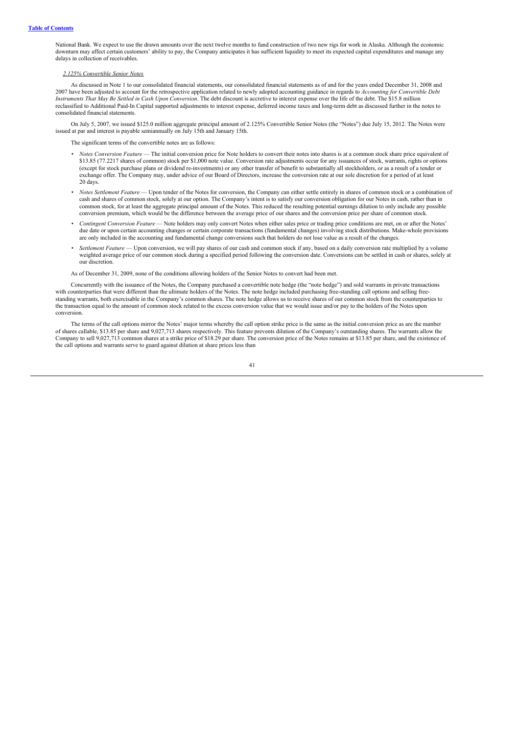National Bank. We expect to use the drawn amounts over the next twelve months to fund construction of two new rigs for work in Alaska. Although the economic downturn may affect certain customers' ability to pay, the Company anticipates it has sufficient liquidity to meet its expected capital expenditures and manage any delays in collection of receivables.

*2.125% Convertible Senior Notes*

As discussed in Note 1 to our consolidated financial statements, our consolidated financial statements as of and for the years ended December 31, 2008 and 2007 have been adjusted to account for the retrospective application related to newly adopted accounting guidance in regards to *Accounting for Convertible Debt Instruments That May Be Settled in Cash Upon Conversion*. The debt discount is accretive to interest expense over the life of the debt. The $15.8 million reclassified to Additional Paid-In Capital supported adjustments to interest expense, deferred income taxes and long-term debt as discussed further in the notes to consolidated financial statements.

On July 5, 2007, we issued $125.0 million aggregate principal amount of 2.125% Convertible Senior Notes (the "Notes") due July 15, 2012. The Notes were issued at par and interest is payable semiannually on July 15th and January 15th.

The significant terms of the convertible notes are as follows:

- *Notes Conversion Feature* — The initial conversion price for Note holders to convert their notes into shares is at a common stock share price equivalent of $13.85 (77.2217 shares of common) stock per $1,000 note value. Conversion rate adjustments occur for any issuances of stock, warrants, rights or options (except for stock purchase plans or dividend re-investments) or any other transfer of benefit to substantially all stockholders, or as a result of a tender or exchange offer. The Company may, under advice of our Board of Directors, increase the conversion rate at our sole discretion for a period of at least 20 days.
- *Notes Settlement Feature* — Upon tender of the Notes for conversion, the Company can either settle entirely in shares of common stock or a combination of cash and shares of common stock, solely at our option. The Company's intent is to satisfy our conversion obligation for our Notes in cash, rather than in common stock, for at least the aggregate principal amount of the Notes. This reduced the resulting potential earnings dilution to only include any possible conversion premium, which would be the difference between the average price of our shares and the conversion price per share of common stock.
- *Contingent Conversion Feature* — Note holders may only convert Notes when either sales price or trading price conditions are met, on or after the Notes' due date or upon certain accounting changes or certain corporate transactions (fundamental changes) involving stock distributions. Make-whole provisions are only included in the accounting and fundamental change conversions such that holders do not lose value as a result of the changes.
- *Settlement Feature* — Upon conversion, we will pay shares of our cash and common stock if any, based on a daily conversion rate multiplied by a volume weighted average price of our common stock during a specified period following the conversion date. Conversions can be settled in cash or shares, solely at our discretion.

As of December 31, 2009, none of the conditions allowing holders of the Senior Notes to convert had been met.

Concurrently with the issuance of the Notes, the Company purchased a convertible note hedge (the "note hedge") and sold warrants in private transactions with counterparties that were different than the ultimate holders of the Notes. The note hedge included purchasing free-standing call options and selling free-standing warrants, both exercisable in the Company's common shares. The note hedge allows us to receive shares of our common stock from the counterparties to the transaction equal to the amount of common stock related to the excess conversion value that we would issue and/or pay to the holders of the Notes upon conversion.

The terms of the call options mirror the Notes' major terms whereby the call option strike price is the same as the initial conversion price as are the number of shares callable, $13.85 per share and 9,027,713 shares respectively. This feature prevents dilution of the Company's outstanding shares. The warrants allow the Company to sell 9,027,713 common shares at a strike price of $18.29 per share. The conversion price of the Notes remains at $13.85 per share, and the existence of the call options and warrants serve to guard against dilution at share prices less than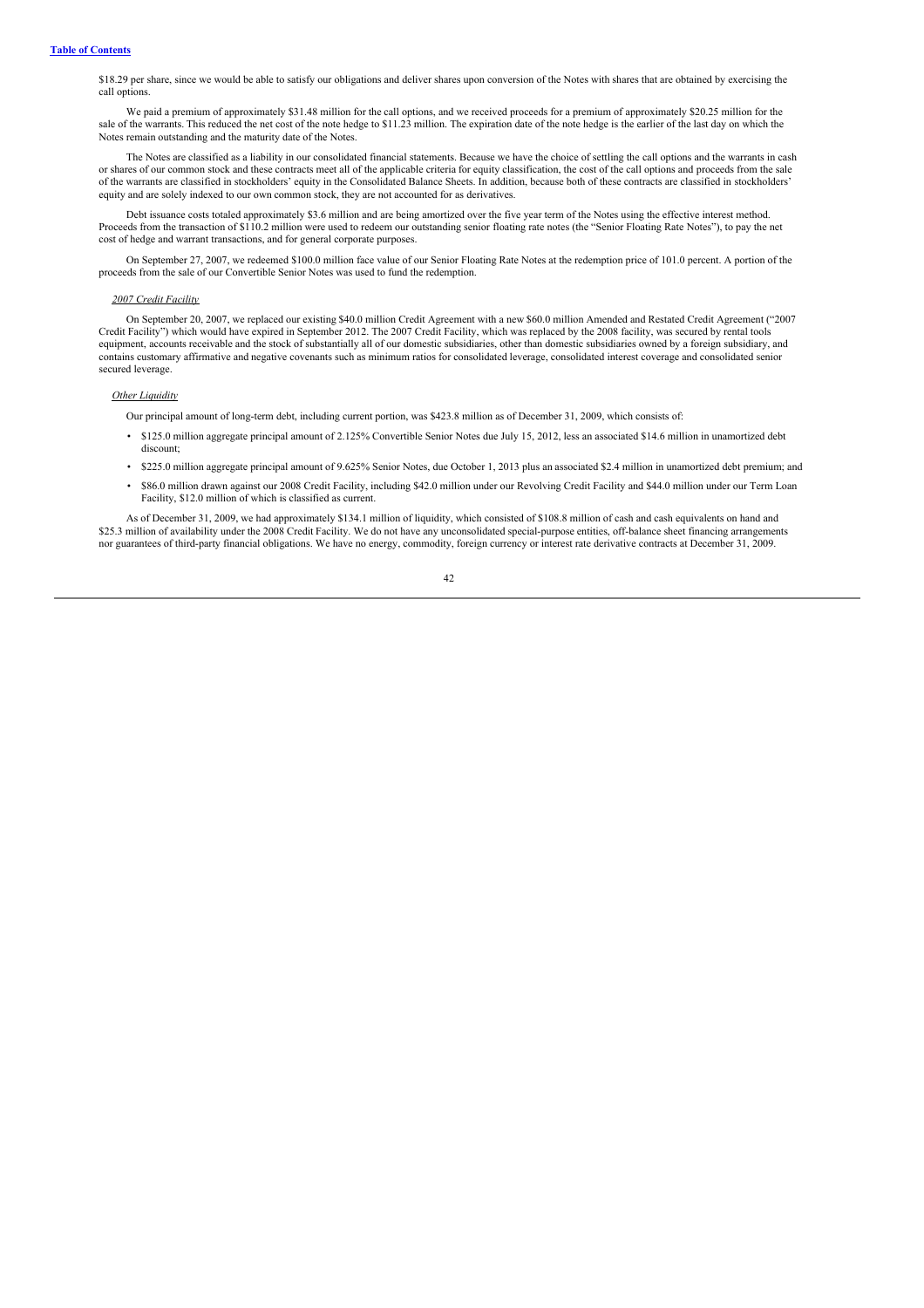[Table of Contents](#)

$18.29 per share, since we would be able to satisfy our obligations and deliver shares upon conversion of the Notes with shares that are obtained by exercising the call options.

We paid a premium of approximately $31.48 million for the call options, and we received proceeds for a premium of approximately $20.25 million for the sale of the warrants. This reduced the net cost of the note hedge to $11.23 million. The expiration date of the note hedge is the earlier of the last day on which the Notes remain outstanding and the maturity date of the Notes.

The Notes are classified as a liability in our consolidated financial statements. Because we have the choice of settling the call options and the warrants in cash or shares of our common stock and these contracts meet all of the applicable criteria for equity classification, the cost of the call options and proceeds from the sale of the warrants are classified in stockholders' equity in the Consolidated Balance Sheets. In addition, because both of these contracts are classified in stockholders' equity and are solely indexed to our own common stock, they are not accounted for as derivatives.

Debt issuance costs totaled approximately $3.6 million and are being amortized over the five year term of the Notes using the effective interest method. Proceeds from the transaction of $110.2 million were used to redeem our outstanding senior floating rate notes (the "Senior Floating Rate Notes"), to pay the net cost of hedge and warrant transactions, and for general corporate purposes.

On September 27, 2007, we redeemed $100.0 million face value of our Senior Floating Rate Notes at the redemption price of 101.0 percent. A portion of the proceeds from the sale of our Convertible Senior Notes was used to fund the redemption.

*2007 Credit Facility*

On September 20, 2007, we replaced our existing $40.0 million Credit Agreement with a new $60.0 million Amended and Restated Credit Agreement ("2007 Credit Facility") which would have expired in September 2012. The 2007 Credit Facility, which was replaced by the 2008 facility, was secured by rental tools equipment, accounts receivable and the stock of substantially all of our domestic subsidiaries, other than domestic subsidiaries owned by a foreign subsidiary, and contains customary affirmative and negative covenants such as minimum ratios for consolidated leverage, consolidated interest coverage and consolidated senior secured leverage.

*Other Liquidity*

Our principal amount of long-term debt, including current portion, was $423.8 million as of December 31, 2009, which consists of:

- $125.0 million aggregate principal amount of 2.125% Convertible Senior Notes due July 15, 2012, less an associated $14.6 million in unamortized debt discount;
- $225.0 million aggregate principal amount of 9.625% Senior Notes, due October 1, 2013 plus an associated $2.4 million in unamortized debt premium; and
- $86.0 million drawn against our 2008 Credit Facility, including $42.0 million under our Revolving Credit Facility and $44.0 million under our Term Loan Facility, $12.0 million of which is classified as current.

As of December 31, 2009, we had approximately $134.1 million of liquidity, which consisted of $108.8 million of cash and cash equivalents on hand and $25.3 million of availability under the 2008 Credit Facility. We do not have any unconsolidated special-purpose entities, off-balance sheet financing arrangements nor guarantees of third-party financial obligations. We have no energy, commodity, foreign currency or interest rate derivative contracts at December 31, 2009.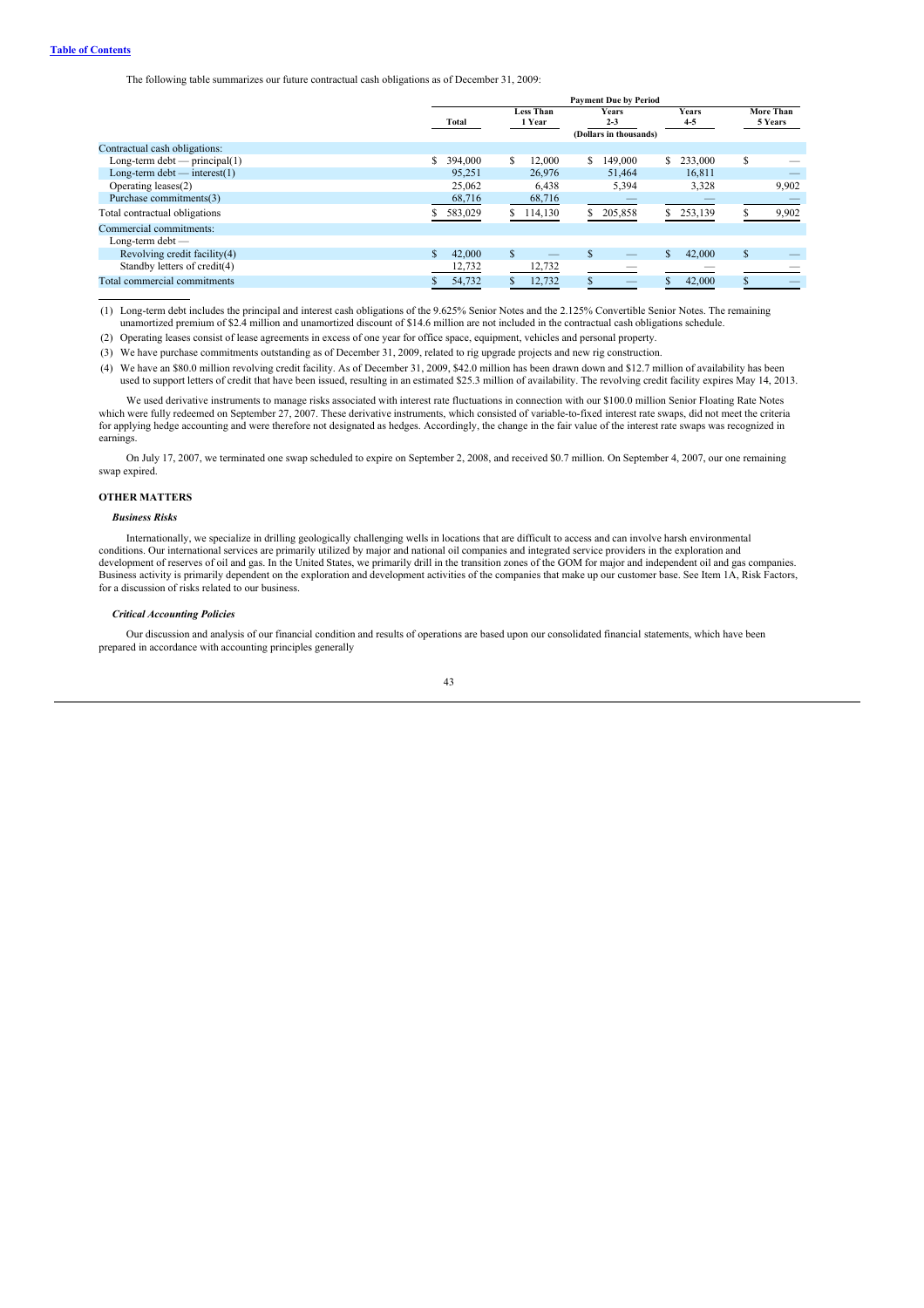The following table summarizes our future contractual cash obligations as of December 31, 2009:

| | Payment Due by Period | | | | |
|---|---|---|---|---|---|
| | Total | Less Than 1 Year | Years 2-3 | Years 4-5 | More Than 5 Years |
| | (Dollars in thousands) | | | | |
| Contractual cash obligations: | | | | | |
| Long-term debt — principal(1) | $ 394,000 | $ 12,000 | $ 149,000 | $ 233,000 | $ — |
| Long-term debt — interest(1) | 95,251 | 26,976 | 51,464 | 16,811 | — |
| Operating leases(2) | 25,062 | 6,438 | 5,394 | 3,328 | 9,902 |
| Purchase commitments(3) | 68,716 | 68,716 | — | — | — |
| Total contractual obligations | $ 583,029 | $ 114,130 | $ 205,858 | $ 253,139 | $ 9,902 |
| Commercial commitments: | | | | | |
| Long-term debt — | | | | | |
| Revolving credit facility(4) | $ 42,000 | $ — | $ — | $ 42,000 | $ — |
| Standby letters of credit(4) | 12,732 | 12,732 | — | — | — |
| Total commercial commitments | $ 54,732 | $ 12,732 | $ — | $ 42,000 | $ — |

(1) Long-term debt includes the principal and interest cash obligations of the 9.625% Senior Notes and the 2.125% Convertible Senior Notes. The remaining unamortized premium of $2.4 million and unamortized discount of $14.6 million are not included in the contractual cash obligations schedule.

(2) Operating leases consist of lease agreements in excess of one year for office space, equipment, vehicles and personal property.

(3) We have purchase commitments outstanding as of December 31, 2009, related to rig upgrade projects and new rig construction.

(4) We have an $80.0 million revolving credit facility. As of December 31, 2009, $42.0 million has been drawn down and $12.7 million of availability has been used to support letters of credit that have been issued, resulting in an estimated $25.3 million of availability. The revolving credit facility expires May 14, 2013.

We used derivative instruments to manage risks associated with interest rate fluctuations in connection with our $100.0 million Senior Floating Rate Notes which were fully redeemed on September 27, 2007. These derivative instruments, which consisted of variable-to-fixed interest rate swaps, did not meet the criteria for applying hedge accounting and were therefore not designated as hedges. Accordingly, the change in the fair value of the interest rate swaps was recognized in earnings.

On July 17, 2007, we terminated one swap scheduled to expire on September 2, 2008, and received $0.7 million. On September 4, 2007, our one remaining swap expired.

## OTHER MATTERS

### *Business Risks*

Internationally, we specialize in drilling geologically challenging wells in locations that are difficult to access and can involve harsh environmental conditions. Our international services are primarily utilized by major and national oil companies and integrated service providers in the exploration and development of reserves of oil and gas. In the United States, we primarily drill in the transition zones of the GOM for major and independent oil and gas companies. Business activity is primarily dependent on the exploration and development activities of the companies that make up our customer base. See Item 1A, Risk Factors, for a discussion of risks related to our business.

### *Critical Accounting Policies*

Our discussion and analysis of our financial condition and results of operations are based upon our consolidated financial statements, which have been prepared in accordance with accounting principles generally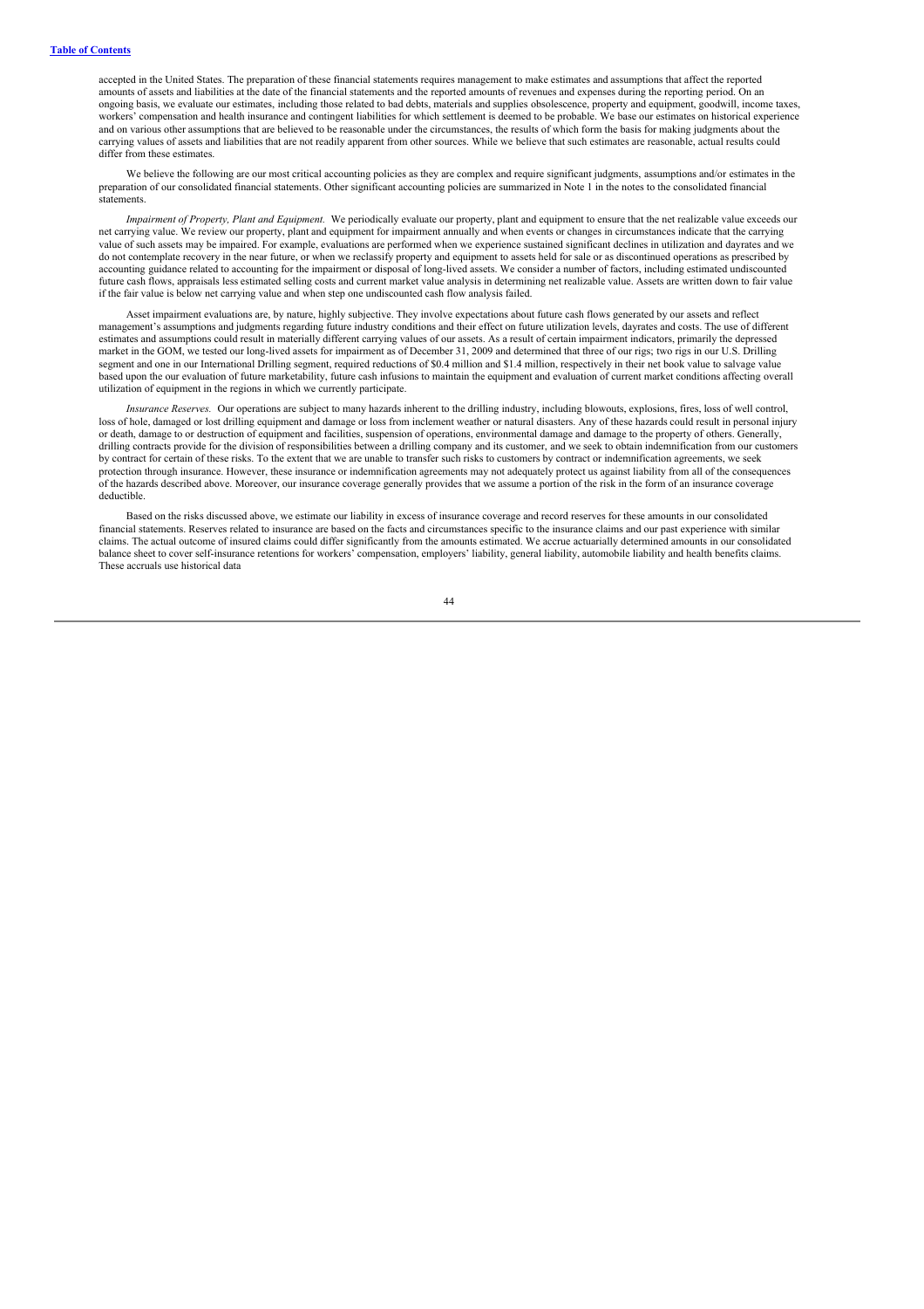accepted in the United States. The preparation of these financial statements requires management to make estimates and assumptions that affect the reported amounts of assets and liabilities at the date of the financial statements and the reported amounts of revenues and expenses during the reporting period. On an ongoing basis, we evaluate our estimates, including those related to bad debts, materials and supplies obsolescence, property and equipment, goodwill, income taxes, workers' compensation and health insurance and contingent liabilities for which settlement is deemed to be probable. We base our estimates on historical experience and on various other assumptions that are believed to be reasonable under the circumstances, the results of which form the basis for making judgments about the carrying values of assets and liabilities that are not readily apparent from other sources. While we believe that such estimates are reasonable, actual results could differ from these estimates.

We believe the following are our most critical accounting policies as they are complex and require significant judgments, assumptions and/or estimates in the preparation of our consolidated financial statements. Other significant accounting policies are summarized in Note 1 in the notes to the consolidated financial statements.

*Impairment of Property, Plant and Equipment.* We periodically evaluate our property, plant and equipment to ensure that the net realizable value exceeds our net carrying value. We review our property, plant and equipment for impairment annually and when events or changes in circumstances indicate that the carrying value of such assets may be impaired. For example, evaluations are performed when we experience sustained significant declines in utilization and dayrates and we do not contemplate recovery in the near future, or when we reclassify property and equipment to assets held for sale or as discontinued operations as prescribed by accounting guidance related to accounting for the impairment or disposal of long-lived assets. We consider a number of factors, including estimated undiscounted future cash flows, appraisals less estimated selling costs and current market value analysis in determining net realizable value. Assets are written down to fair value if the fair value is below net carrying value and when step one undiscounted cash flow analysis failed.

Asset impairment evaluations are, by nature, highly subjective. They involve expectations about future cash flows generated by our assets and reflect management's assumptions and judgments regarding future industry conditions and their effect on future utilization levels, dayrates and costs. The use of different estimates and assumptions could result in materially different carrying values of our assets. As a result of certain impairment indicators, primarily the depressed market in the GOM, we tested our long-lived assets for impairment as of December 31, 2009 and determined that three of our rigs; two rigs in our U.S. Drilling segment and one in our International Drilling segment, required reductions of $0.4 million and $1.4 million, respectively in their net book value to salvage value based upon the our evaluation of future marketability, future cash infusions to maintain the equipment and evaluation of current market conditions affecting overall utilization of equipment in the regions in which we currently participate.

*Insurance Reserves.* Our operations are subject to many hazards inherent to the drilling industry, including blowouts, explosions, fires, loss of well control, loss of hole, damaged or lost drilling equipment and damage or loss from inclement weather or natural disasters. Any of these hazards could result in personal injury or death, damage to or destruction of equipment and facilities, suspension of operations, environmental damage and damage to the property of others. Generally, drilling contracts provide for the division of responsibilities between a drilling company and its customer, and we seek to obtain indemnification from our customers by contract for certain of these risks. To the extent that we are unable to transfer such risks to customers by contract or indemnification agreements, we seek protection through insurance. However, these insurance or indemnification agreements may not adequately protect us against liability from all of the consequences of the hazards described above. Moreover, our insurance coverage generally provides that we assume a portion of the risk in the form of an insurance coverage deductible.

Based on the risks discussed above, we estimate our liability in excess of insurance coverage and record reserves for these amounts in our consolidated financial statements. Reserves related to insurance are based on the facts and circumstances specific to the insurance claims and our past experience with similar claims. The actual outcome of insured claims could differ significantly from the amounts estimated. We accrue actuarially determined amounts in our consolidated balance sheet to cover self-insurance retentions for workers' compensation, employers' liability, general liability, automobile liability and health benefits claims. These accruals use historical data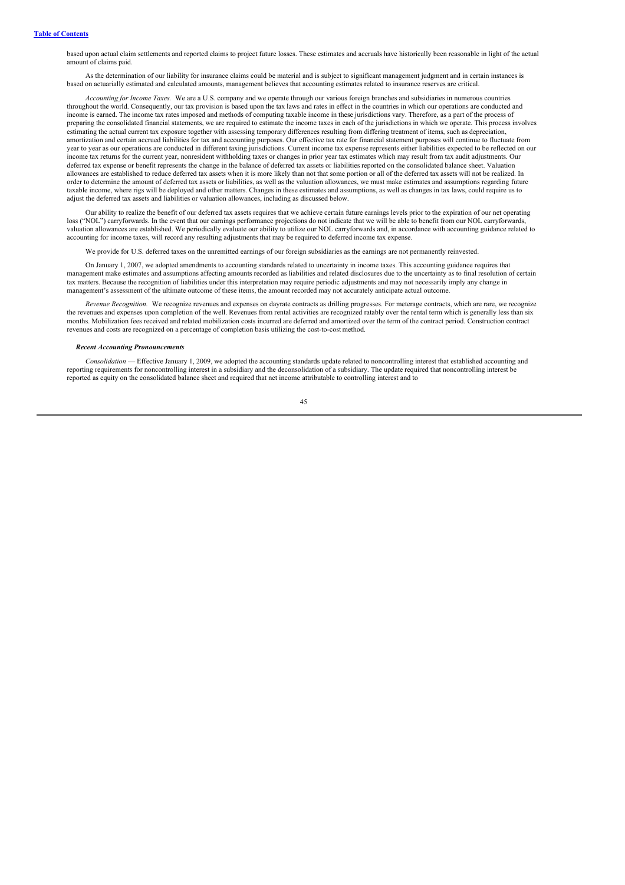based upon actual claim settlements and reported claims to project future losses. These estimates and accruals have historically been reasonable in light of the actual amount of claims paid.

As the determination of our liability for insurance claims could be material and is subject to significant management judgment and in certain instances is based on actuarially estimated and calculated amounts, management believes that accounting estimates related to insurance reserves are critical.

*Accounting for Income Taxes.* We are a U.S. company and we operate through our various foreign branches and subsidiaries in numerous countries throughout the world. Consequently, our tax provision is based upon the tax laws and rates in effect in the countries in which our operations are conducted and income is earned. The income tax rates imposed and methods of computing taxable income in these jurisdictions vary. Therefore, as a part of the process of preparing the consolidated financial statements, we are required to estimate the income taxes in each of the jurisdictions in which we operate. This process involves estimating the actual current tax exposure together with assessing temporary differences resulting from differing treatment of items, such as depreciation, amortization and certain accrued liabilities for tax and accounting purposes. Our effective tax rate for financial statement purposes will continue to fluctuate from year to year as our operations are conducted in different taxing jurisdictions. Current income tax expense represents either liabilities expected to be reflected on our income tax returns for the current year, nonresident withholding taxes or changes in prior year tax estimates which may result from tax audit adjustments. Our deferred tax expense or benefit represents the change in the balance of deferred tax assets or liabilities reported on the consolidated balance sheet. Valuation allowances are established to reduce deferred tax assets when it is more likely than not that some portion or all of the deferred tax assets will not be realized. In order to determine the amount of deferred tax assets or liabilities, as well as the valuation allowances, we must make estimates and assumptions regarding future taxable income, where rigs will be deployed and other matters. Changes in these estimates and assumptions, as well as changes in tax laws, could require us to adjust the deferred tax assets and liabilities or valuation allowances, including as discussed below.

Our ability to realize the benefit of our deferred tax assets requires that we achieve certain future earnings levels prior to the expiration of our net operating loss ("NOL") carryforwards. In the event that our earnings performance projections do not indicate that we will be able to benefit from our NOL carryforwards, valuation allowances are established. We periodically evaluate our ability to utilize our NOL carryforwards and, in accordance with accounting guidance related to accounting for income taxes, will record any resulting adjustments that may be required to deferred income tax expense.

We provide for U.S. deferred taxes on the unremitted earnings of our foreign subsidiaries as the earnings are not permanently reinvested.

On January 1, 2007, we adopted amendments to accounting standards related to uncertainty in income taxes. This accounting guidance requires that management make estimates and assumptions affecting amounts recorded as liabilities and related disclosures due to the uncertainty as to final resolution of certain tax matters. Because the recognition of liabilities under this interpretation may require periodic adjustments and may not necessarily imply any change in management's assessment of the ultimate outcome of these items, the amount recorded may not accurately anticipate actual outcome.

*Revenue Recognition.* We recognize revenues and expenses on dayrate contracts as drilling progresses. For meterage contracts, which are rare, we recognize the revenues and expenses upon completion of the well. Revenues from rental activities are recognized ratably over the rental term which is generally less than six months. Mobilization fees received and related mobilization costs incurred are deferred and amortized over the term of the contract period. Construction contract revenues and costs are recognized on a percentage of completion basis utilizing the cost-to-cost method.

### *Recent Accounting Pronouncements*

*Consolidation* — Effective January 1, 2009, we adopted the accounting standards update related to noncontrolling interest that established accounting and reporting requirements for noncontrolling interest in a subsidiary and the deconsolidation of a subsidiary. The update required that noncontrolling interest be reported as equity on the consolidated balance sheet and required that net income attributable to controlling interest and to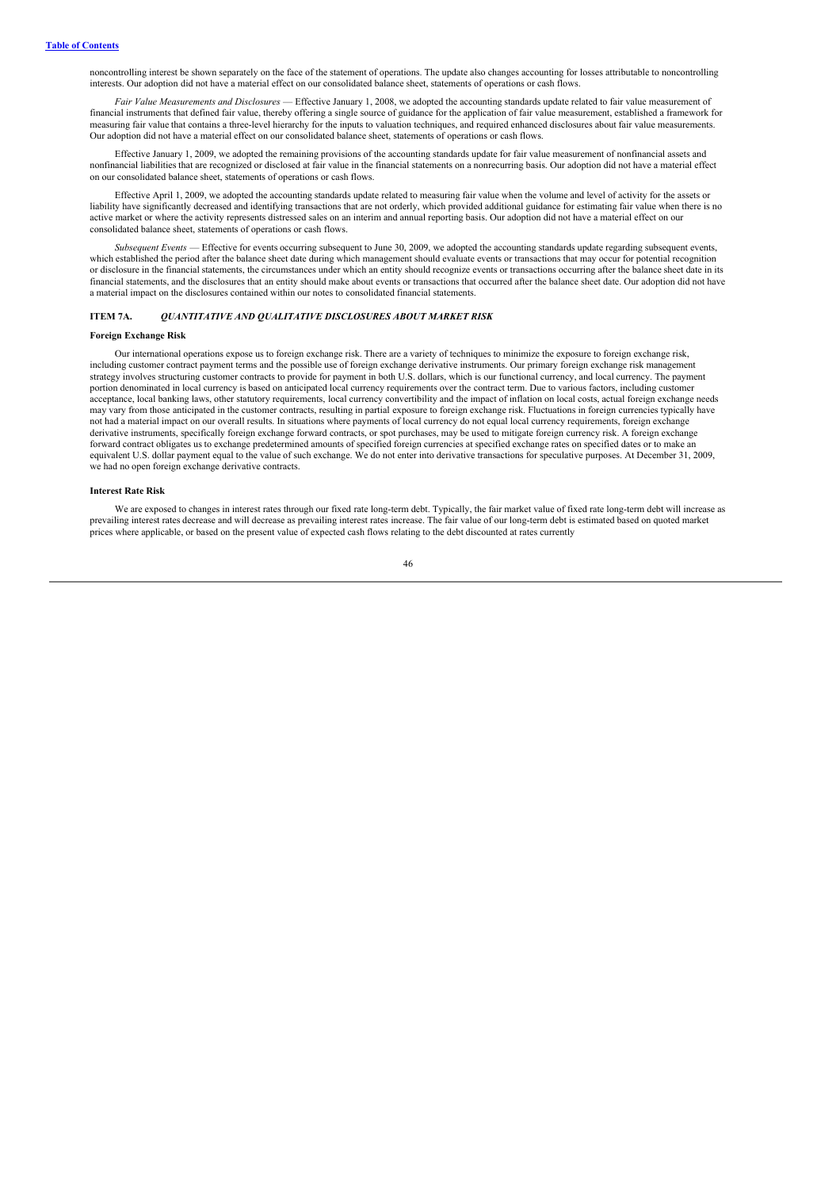noncontrolling interest be shown separately on the face of the statement of operations. The update also changes accounting for losses attributable to noncontrolling interests. Our adoption did not have a material effect on our consolidated balance sheet, statements of operations or cash flows.

*Fair Value Measurements and Disclosures* — Effective January 1, 2008, we adopted the accounting standards update related to fair value measurement of financial instruments that defined fair value, thereby offering a single source of guidance for the application of fair value measurement, established a framework for measuring fair value that contains a three-level hierarchy for the inputs to valuation techniques, and required enhanced disclosures about fair value measurements. Our adoption did not have a material effect on our consolidated balance sheet, statements of operations or cash flows.

Effective January 1, 2009, we adopted the remaining provisions of the accounting standards update for fair value measurement of nonfinancial assets and nonfinancial liabilities that are recognized or disclosed at fair value in the financial statements on a nonrecurring basis. Our adoption did not have a material effect on our consolidated balance sheet, statements of operations or cash flows.

Effective April 1, 2009, we adopted the accounting standards update related to measuring fair value when the volume and level of activity for the assets or liability have significantly decreased and identifying transactions that are not orderly, which provided additional guidance for estimating fair value when there is no active market or where the activity represents distressed sales on an interim and annual reporting basis. Our adoption did not have a material effect on our consolidated balance sheet, statements of operations or cash flows.

*Subsequent Events* — Effective for events occurring subsequent to June 30, 2009, we adopted the accounting standards update regarding subsequent events, which established the period after the balance sheet date during which management should evaluate events or transactions that may occur for potential recognition or disclosure in the financial statements, the circumstances under which an entity should recognize events or transactions occurring after the balance sheet date in its financial statements, and the disclosures that an entity should make about events or transactions that occurred after the balance sheet date. Our adoption did not have a material impact on the disclosures contained within our notes to consolidated financial statements.

## ITEM 7A. *QUANTITATIVE AND QUALITATIVE DISCLOSURES ABOUT MARKET RISK*

**Foreign Exchange Risk**

Our international operations expose us to foreign exchange risk. There are a variety of techniques to minimize the exposure to foreign exchange risk, including customer contract payment terms and the possible use of foreign exchange derivative instruments. Our primary foreign exchange risk management strategy involves structuring customer contracts to provide for payment in both U.S. dollars, which is our functional currency, and local currency. The payment portion denominated in local currency is based on anticipated local currency requirements over the contract term. Due to various factors, including customer acceptance, local banking laws, other statutory requirements, local currency convertibility and the impact of inflation on local costs, actual foreign exchange needs may vary from those anticipated in the customer contracts, resulting in partial exposure to foreign exchange risk. Fluctuations in foreign currencies typically have not had a material impact on our overall results. In situations where payments of local currency do not equal local currency requirements, foreign exchange derivative instruments, specifically foreign exchange forward contracts, or spot purchases, may be used to mitigate foreign currency risk. A foreign exchange forward contract obligates us to exchange predetermined amounts of specified foreign currencies at specified exchange rates on specified dates or to make an equivalent U.S. dollar payment equal to the value of such exchange. We do not enter into derivative transactions for speculative purposes. At December 31, 2009, we had no open foreign exchange derivative contracts.

**Interest Rate Risk**

We are exposed to changes in interest rates through our fixed rate long-term debt. Typically, the fair market value of fixed rate long-term debt will increase as prevailing interest rates decrease and will decrease as prevailing interest rates increase. The fair value of our long-term debt is estimated based on quoted market prices where applicable, or based on the present value of expected cash flows relating to the debt discounted at rates currently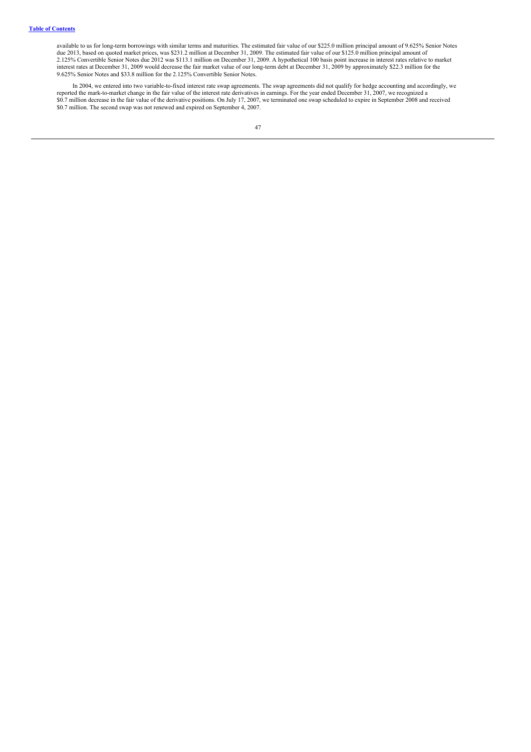available to us for long-term borrowings with similar terms and maturities. The estimated fair value of our $225.0 million principal amount of 9.625% Senior Notes due 2013, based on quoted market prices, was $231.2 million at December 31, 2009. The estimated fair value of our $125.0 million principal amount of 2.125% Convertible Senior Notes due 2012 was $113.1 million on December 31, 2009. A hypothetical 100 basis point increase in interest rates relative to market interest rates at December 31, 2009 would decrease the fair market value of our long-term debt at December 31, 2009 by approximately $22.3 million for the 9.625% Senior Notes and $33.8 million for the 2.125% Convertible Senior Notes.

In 2004, we entered into two variable-to-fixed interest rate swap agreements. The swap agreements did not qualify for hedge accounting and accordingly, we reported the mark-to-market change in the fair value of the interest rate derivatives in earnings. For the year ended December 31, 2007, we recognized a $0.7 million decrease in the fair value of the derivative positions. On July 17, 2007, we terminated one swap scheduled to expire in September 2008 and received $0.7 million. The second swap was not renewed and expired on September 4, 2007.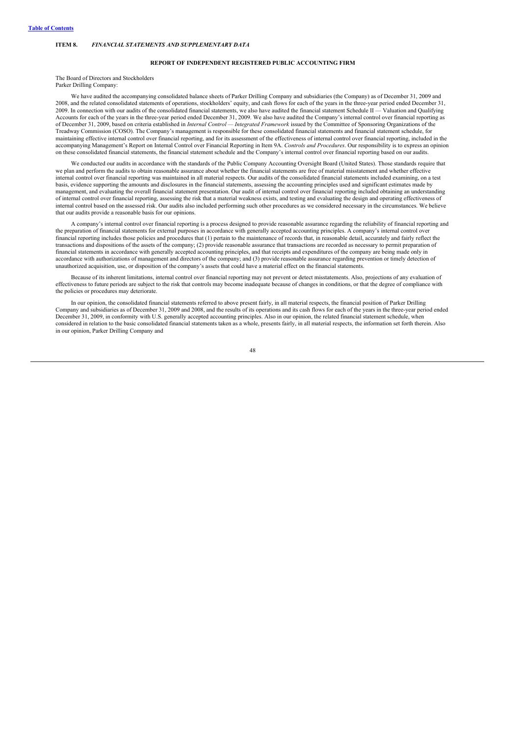**ITEM 8.** *FINANCIAL STATEMENTS AND SUPPLEMENTARY DATA*

## REPORT OF INDEPENDENT REGISTERED PUBLIC ACCOUNTING FIRM

The Board of Directors and Stockholders
Parker Drilling Company:

We have audited the accompanying consolidated balance sheets of Parker Drilling Company and subsidiaries (the Company) as of December 31, 2009 and 2008, and the related consolidated statements of operations, stockholders' equity, and cash flows for each of the years in the three-year period ended December 31, 2009. In connection with our audits of the consolidated financial statements, we also have audited the financial statement Schedule II — Valuation and Qualifying Accounts for each of the years in the three-year period ended December 31, 2009. We also have audited the Company's internal control over financial reporting as of December 31, 2009, based on criteria established in *Internal Control — Integrated Framework* issued by the Committee of Sponsoring Organizations of the Treadway Commission (COSO). The Company's management is responsible for these consolidated financial statements and financial statement schedule, for maintaining effective internal control over financial reporting, and for its assessment of the effectiveness of internal control over financial reporting, included in the accompanying Management's Report on Internal Control over Financial Reporting in Item 9A. *Controls and Procedures*. Our responsibility is to express an opinion on these consolidated financial statements, the financial statement schedule and the Company's internal control over financial reporting based on our audits.

We conducted our audits in accordance with the standards of the Public Company Accounting Oversight Board (United States). Those standards require that we plan and perform the audits to obtain reasonable assurance about whether the financial statements are free of material misstatement and whether effective internal control over financial reporting was maintained in all material respects. Our audits of the consolidated financial statements included examining, on a test basis, evidence supporting the amounts and disclosures in the financial statements, assessing the accounting principles used and significant estimates made by management, and evaluating the overall financial statement presentation. Our audit of internal control over financial reporting included obtaining an understanding of internal control over financial reporting, assessing the risk that a material weakness exists, and testing and evaluating the design and operating effectiveness of internal control based on the assessed risk. Our audits also included performing such other procedures as we considered necessary in the circumstances. We believe that our audits provide a reasonable basis for our opinions.

A company's internal control over financial reporting is a process designed to provide reasonable assurance regarding the reliability of financial reporting and the preparation of financial statements for external purposes in accordance with generally accepted accounting principles. A company's internal control over financial reporting includes those policies and procedures that (1) pertain to the maintenance of records that, in reasonable detail, accurately and fairly reflect the transactions and dispositions of the assets of the company; (2) provide reasonable assurance that transactions are recorded as necessary to permit preparation of financial statements in accordance with generally accepted accounting principles, and that receipts and expenditures of the company are being made only in accordance with authorizations of management and directors of the company; and (3) provide reasonable assurance regarding prevention or timely detection of unauthorized acquisition, use, or disposition of the company's assets that could have a material effect on the financial statements.

Because of its inherent limitations, internal control over financial reporting may not prevent or detect misstatements. Also, projections of any evaluation of effectiveness to future periods are subject to the risk that controls may become inadequate because of changes in conditions, or that the degree of compliance with the policies or procedures may deteriorate.

In our opinion, the consolidated financial statements referred to above present fairly, in all material respects, the financial position of Parker Drilling Company and subsidiaries as of December 31, 2009 and 2008, and the results of its operations and its cash flows for each of the years in the three-year period ended December 31, 2009, in conformity with U.S. generally accepted accounting principles. Also in our opinion, the related financial statement schedule, when considered in relation to the basic consolidated financial statements taken as a whole, presents fairly, in all material respects, the information set forth therein. Also in our opinion, Parker Drilling Company and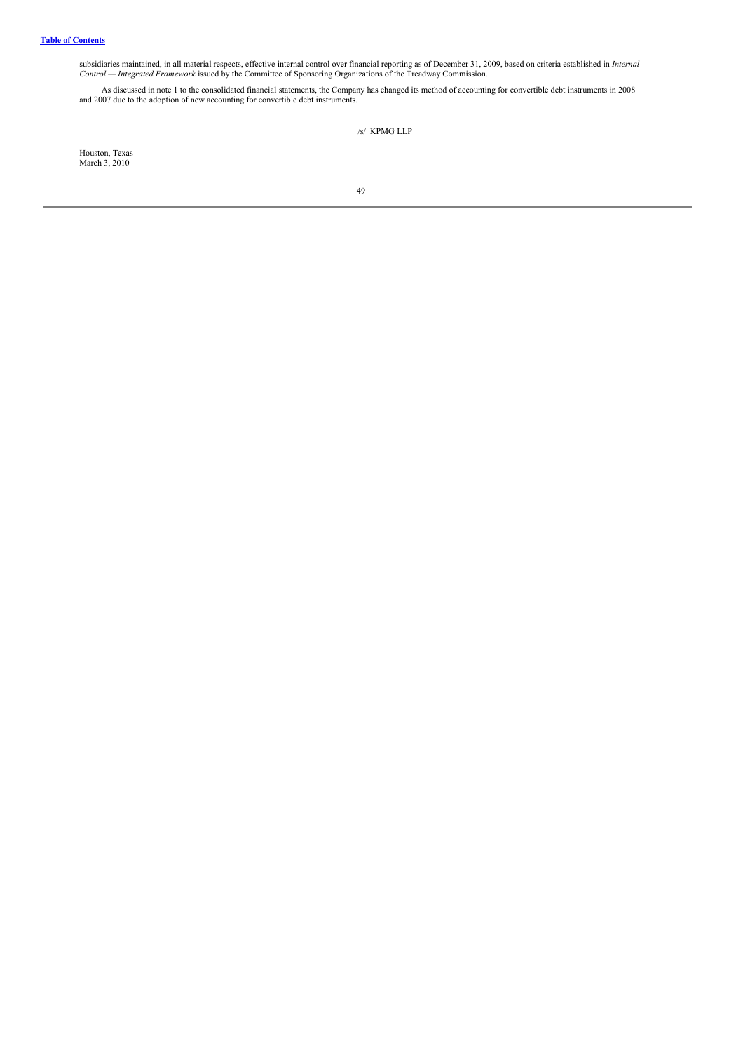subsidiaries maintained, in all material respects, effective internal control over financial reporting as of December 31, 2009, based on criteria established in *Internal Control — Integrated Framework* issued by the Committee of Sponsoring Organizations of the Treadway Commission.

As discussed in note 1 to the consolidated financial statements, the Company has changed its method of accounting for convertible debt instruments in 2008 and 2007 due to the adoption of new accounting for convertible debt instruments.

/s/ KPMG LLP

Houston, Texas
March 3, 2010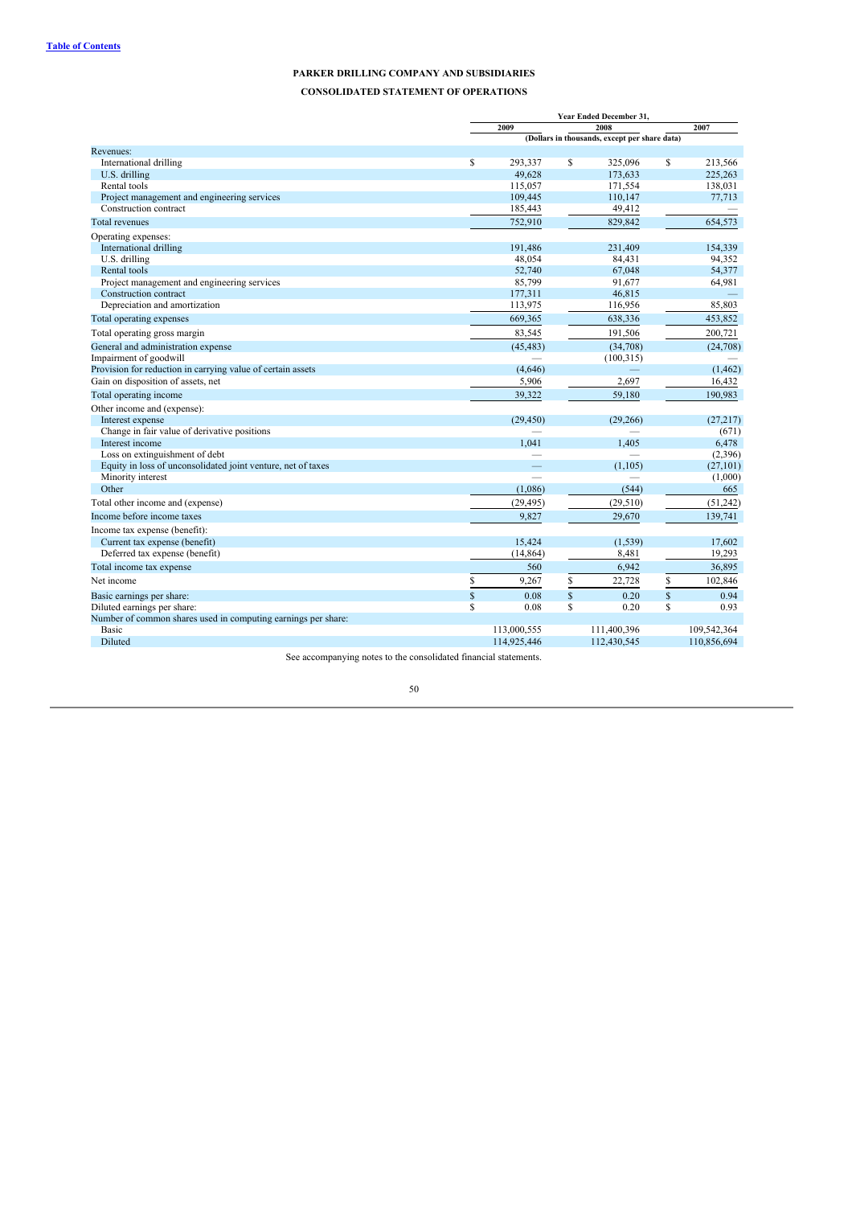[Table of Contents]

# PARKER DRILLING COMPANY AND SUBSIDIARIES

## CONSOLIDATED STATEMENT OF OPERATIONS

| | Year Ended December 31, | | |
|---|---|---|---|
| | 2009 | 2008 | 2007 |
| | (Dollars in thousands, except per share data) | | |
| Revenues: | | | |
| International drilling | $ 293,337 | $ 325,096 | $ 213,566 |
| U.S. drilling | 49,628 | 173,633 | 225,263 |
| Rental tools | 115,057 | 171,554 | 138,031 |
| Project management and engineering services | 109,445 | 110,147 | 77,713 |
| Construction contract | 185,443 | 49,412 | — |
| Total revenues | 752,910 | 829,842 | 654,573 |
| Operating expenses: | | | |
| International drilling | 191,486 | 231,409 | 154,339 |
| U.S. drilling | 48,054 | 84,431 | 94,352 |
| Rental tools | 52,740 | 67,048 | 54,377 |
| Project management and engineering services | 85,799 | 91,677 | 64,981 |
| Construction contract | 177,311 | 46,815 | — |
| Depreciation and amortization | 113,975 | 116,956 | 85,803 |
| Total operating expenses | 669,365 | 638,336 | 453,852 |
| Total operating gross margin | 83,545 | 191,506 | 200,721 |
| General and administration expense | (45,483) | (34,708) | (24,708) |
| Impairment of goodwill | — | (100,315) | — |
| Provision for reduction in carrying value of certain assets | (4,646) | — | (1,462) |
| Gain on disposition of assets, net | 5,906 | 2,697 | 16,432 |
| Total operating income | 39,322 | 59,180 | 190,983 |
| Other income and (expense): | | | |
| Interest expense | (29,450) | (29,266) | (27,217) |
| Change in fair value of derivative positions | — | — | (671) |
| Interest income | 1,041 | 1,405 | 6,478 |
| Loss on extinguishment of debt | — | — | (2,396) |
| Equity in loss of unconsolidated joint venture, net of taxes | — | (1,105) | (27,101) |
| Minority interest | — | — | (1,000) |
| Other | (1,086) | (544) | 665 |
| Total other income and (expense) | (29,495) | (29,510) | (51,242) |
| Income before income taxes | 9,827 | 29,670 | 139,741 |
| Income tax expense (benefit): | | | |
| Current tax expense (benefit) | 15,424 | (1,539) | 17,602 |
| Deferred tax expense (benefit) | (14,864) | 8,481 | 19,293 |
| Total income tax expense | 560 | 6,942 | 36,895 |
| Net income | $ 9,267 | $ 22,728 | $ 102,846 |
| Basic earnings per share: | $ 0.08 | $ 0.20 | $ 0.94 |
| Diluted earnings per share: | $ 0.08 | $ 0.20 | $ 0.93 |
| Number of common shares used in computing earnings per share: | | | |
| Basic | 113,000,555 | 111,400,396 | 109,542,364 |
| Diluted | 114,925,446 | 112,430,545 | 110,856,694 |

See accompanying notes to the consolidated financial statements.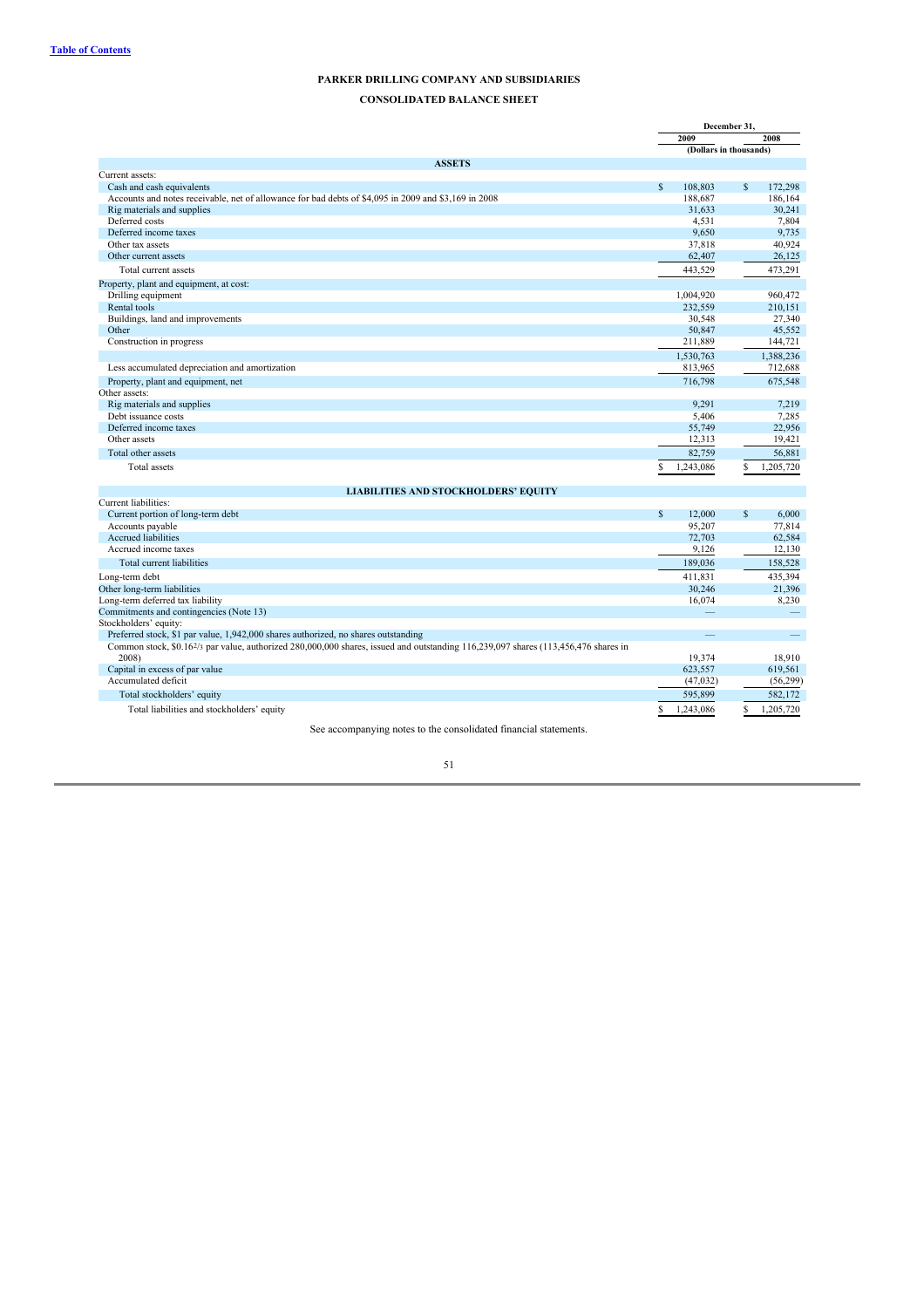[Table of Contents](#)

# PARKER DRILLING COMPANY AND SUBSIDIARIES

## CONSOLIDATED BALANCE SHEET

| | December 31, | |
|---|---|---|
| | 2009 | 2008 |
| | (Dollars in thousands) | |
| **ASSETS** | | |
| Current assets: | | |
| Cash and cash equivalents | $ 108,803 | $ 172,298 |
| Accounts and notes receivable, net of allowance for bad debts of $4,095 in 2009 and $3,169 in 2008 | 188,687 | 186,164 |
| Rig materials and supplies | 31,633 | 30,241 |
| Deferred costs | 4,531 | 7,804 |
| Deferred income taxes | 9,650 | 9,735 |
| Other tax assets | 37,818 | 40,924 |
| Other current assets | 62,407 | 26,125 |
| Total current assets | 443,529 | 473,291 |
| Property, plant and equipment, at cost: | | |
| Drilling equipment | 1,004,920 | 960,472 |
| Rental tools | 232,559 | 210,151 |
| Buildings, land and improvements | 30,548 | 27,340 |
| Other | 50,847 | 45,552 |
| Construction in progress | 211,889 | 144,721 |
| | 1,530,763 | 1,388,236 |
| Less accumulated depreciation and amortization | 813,965 | 712,688 |
| Property, plant and equipment, net | 716,798 | 675,548 |
| Other assets: | | |
| Rig materials and supplies | 9,291 | 7,219 |
| Debt issuance costs | 5,406 | 7,285 |
| Deferred income taxes | 55,749 | 22,956 |
| Other assets | 12,313 | 19,421 |
| Total other assets | 82,759 | 56,881 |
| Total assets | $ 1,243,086 | $ 1,205,720 |
| **LIABILITIES AND STOCKHOLDERS' EQUITY** | | |
| Current liabilities: | | |
| Current portion of long-term debt | $ 12,000 | $ 6,000 |
| Accounts payable | 95,207 | 77,814 |
| Accrued liabilities | 72,703 | 62,584 |
| Accrued income taxes | 9,126 | 12,130 |
| Total current liabilities | 189,036 | 158,528 |
| Long-term debt | 411,831 | 435,394 |
| Other long-term liabilities | 30,246 | 21,396 |
| Long-term deferred tax liability | 16,074 | 8,230 |
| Commitments and contingencies (Note 13) | — | — |
| Stockholders' equity: | | |
| Preferred stock, $1 par value, 1,942,000 shares authorized, no shares outstanding | — | — |
| Common stock, $0.16 2/3 par value, authorized 280,000,000 shares, issued and outstanding 116,239,097 shares (113,456,476 shares in 2008) | 19,374 | 18,910 |
| Capital in excess of par value | 623,557 | 619,561 |
| Accumulated deficit | (47,032) | (56,299) |
| Total stockholders' equity | 595,899 | 582,172 |
| Total liabilities and stockholders' equity | $ 1,243,086 | $ 1,205,720 |

See accompanying notes to the consolidated financial statements.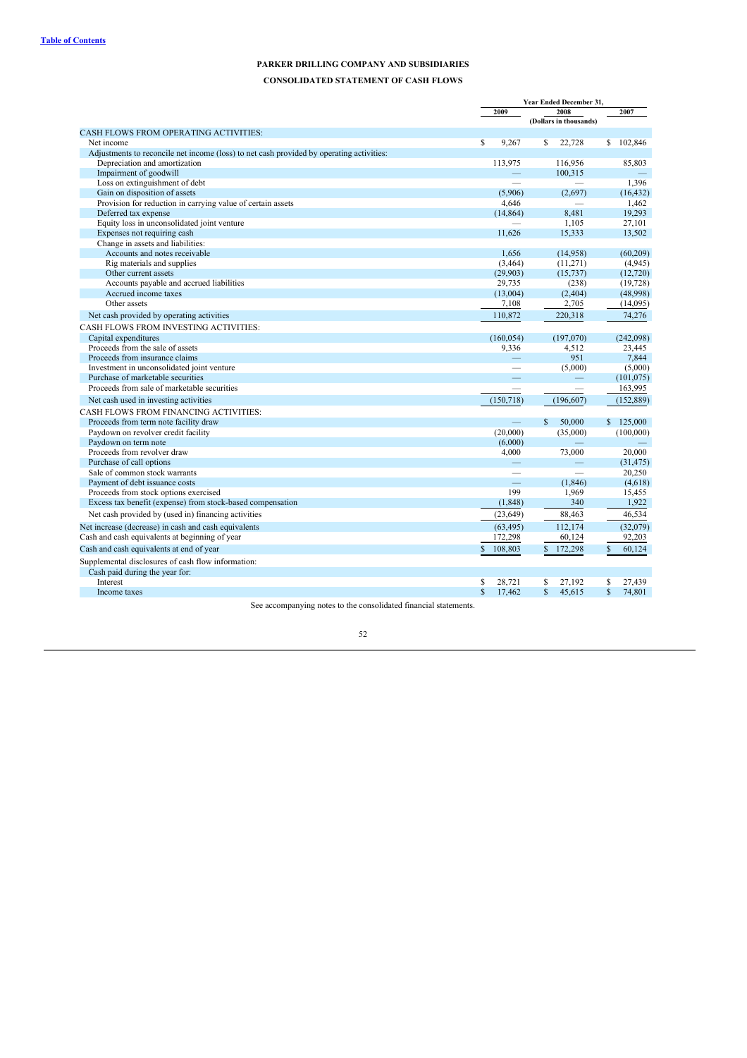[Table of Contents](#)

**PARKER DRILLING COMPANY AND SUBSIDIARIES**

**CONSOLIDATED STATEMENT OF CASH FLOWS**

| | Year Ended December 31, | | |
|---|---|---|---|
| | 2009 | 2008 | 2007 |
| | (Dollars in thousands) | | |
| CASH FLOWS FROM OPERATING ACTIVITIES: | | | |
| Net income | $ 9,267 | $ 22,728 | $ 102,846 |
| Adjustments to reconcile net income (loss) to net cash provided by operating activities: | | | |
| Depreciation and amortization | 113,975 | 116,956 | 85,803 |
| Impairment of goodwill | — | 100,315 | — |
| Loss on extinguishment of debt | — | — | 1,396 |
| Gain on disposition of assets | (5,906) | (2,697) | (16,432) |
| Provision for reduction in carrying value of certain assets | 4,646 | — | 1,462 |
| Deferred tax expense | (14,864) | 8,481 | 19,293 |
| Equity loss in unconsolidated joint venture | — | 1,105 | 27,101 |
| Expenses not requiring cash | 11,626 | 15,333 | 13,502 |
| Change in assets and liabilities: | | | |
| Accounts and notes receivable | 1,656 | (14,958) | (60,209) |
| Rig materials and supplies | (3,464) | (11,271) | (4,945) |
| Other current assets | (29,903) | (15,737) | (12,720) |
| Accounts payable and accrued liabilities | 29,735 | (238) | (19,728) |
| Accrued income taxes | (13,004) | (2,404) | (48,998) |
| Other assets | 7,108 | 2,705 | (14,095) |
| Net cash provided by operating activities | 110,872 | 220,318 | 74,276 |
| CASH FLOWS FROM INVESTING ACTIVITIES: | | | |
| Capital expenditures | (160,054) | (197,070) | (242,098) |
| Proceeds from the sale of assets | 9,336 | 4,512 | 23,445 |
| Proceeds from insurance claims | — | 951 | 7,844 |
| Investment in unconsolidated joint venture | — | (5,000) | (5,000) |
| Purchase of marketable securities | — | — | (101,075) |
| Proceeds from sale of marketable securities | — | — | 163,995 |
| Net cash used in investing activities | (150,718) | (196,607) | (152,889) |
| CASH FLOWS FROM FINANCING ACTIVITIES: | | | |
| Proceeds from term note facility draw | — | $ 50,000 | $ 125,000 |
| Paydown on revolver credit facility | (20,000) | (35,000) | (100,000) |
| Paydown on term note | (6,000) | — | — |
| Proceeds from revolver draw | 4,000 | 73,000 | 20,000 |
| Purchase of call options | — | — | (31,475) |
| Sale of common stock warrants | — | — | 20,250 |
| Payment of debt issuance costs | — | (1,846) | (4,618) |
| Proceeds from stock options exercised | 199 | 1,969 | 15,455 |
| Excess tax benefit (expense) from stock-based compensation | (1,848) | 340 | 1,922 |
| Net cash provided by (used in) financing activities | (23,649) | 88,463 | 46,534 |
| Net increase (decrease) in cash and cash equivalents | (63,495) | 112,174 | (32,079) |
| Cash and cash equivalents at beginning of year | 172,298 | 60,124 | 92,203 |
| Cash and cash equivalents at end of year | $ 108,803 | $ 172,298 | $ 60,124 |
| Supplemental disclosures of cash flow information: | | | |
| Cash paid during the year for: | | | |
| Interest | $ 28,721 | $ 27,192 | $ 27,439 |
| Income taxes | $ 17,462 | $ 45,615 | $ 74,801 |

See accompanying notes to the consolidated financial statements.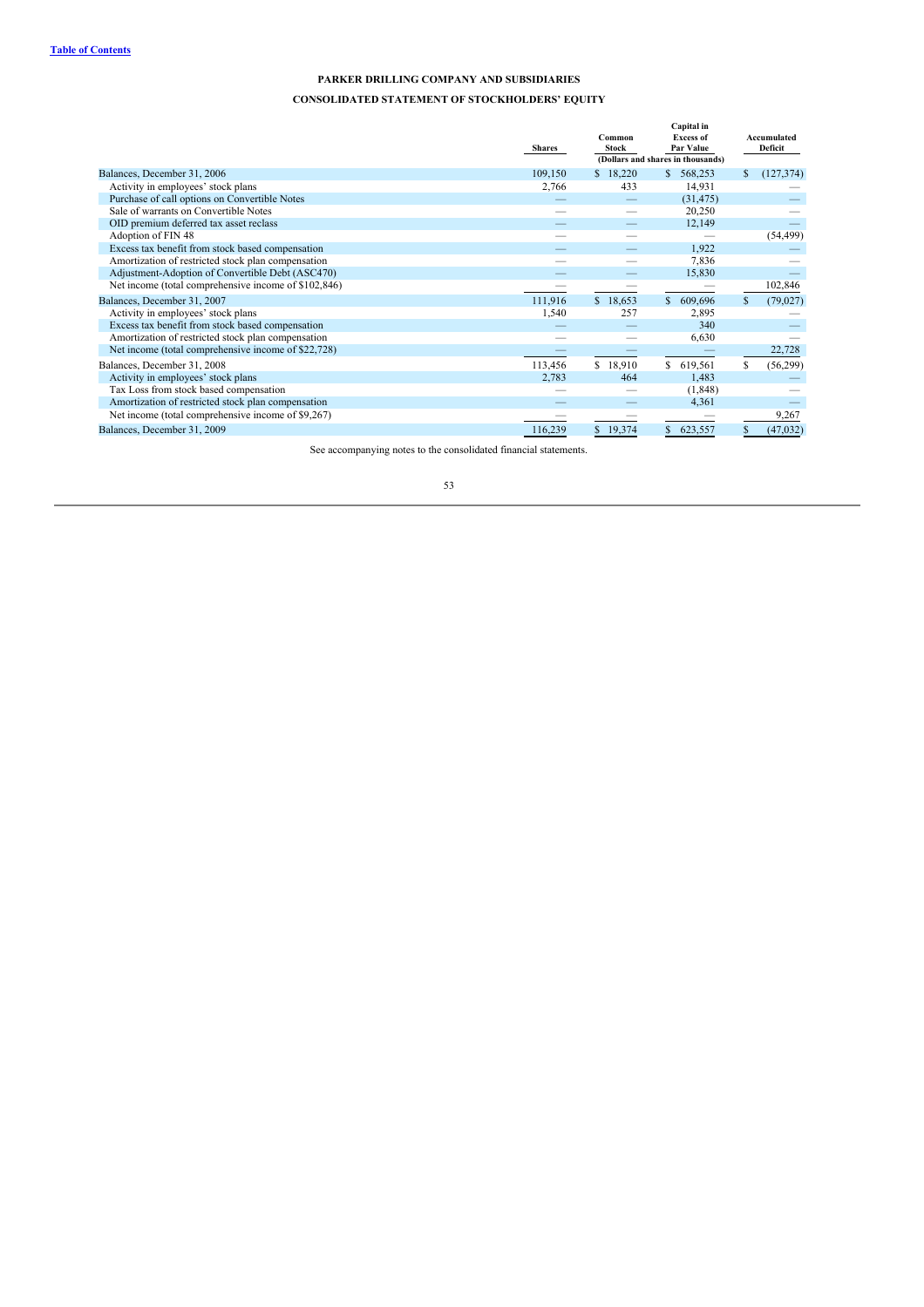[Table of Contents]

## PARKER DRILLING COMPANY AND SUBSIDIARIES

## CONSOLIDATED STATEMENT OF STOCKHOLDERS' EQUITY

| | Shares | Common Stock | Capital in Excess of Par Value | Accumulated Deficit |
|---|---|---|---|---|
| | (Dollars and shares in thousands) | | | |
| Balances, December 31, 2006 | 109,150 | $ 18,220 | $ 568,253 | $ (127,374) |
| Activity in employees' stock plans | 2,766 | 433 | 14,931 | — |
| Purchase of call options on Convertible Notes | — | — | (31,475) | — |
| Sale of warrants on Convertible Notes | — | — | 20,250 | — |
| OID premium deferred tax asset reclass | — | — | 12,149 | — |
| Adoption of FIN 48 | — | — | — | (54,499) |
| Excess tax benefit from stock based compensation | — | — | 1,922 | — |
| Amortization of restricted stock plan compensation | — | — | 7,836 | — |
| Adjustment-Adoption of Convertible Debt (ASC470) | — | — | 15,830 | — |
| Net income (total comprehensive income of $102,846) | — | — | — | 102,846 |
| Balances, December 31, 2007 | 111,916 | $ 18,653 | $ 609,696 | $ (79,027) |
| Activity in employees' stock plans | 1,540 | 257 | 2,895 | — |
| Excess tax benefit from stock based compensation | — | — | 340 | — |
| Amortization of restricted stock plan compensation | — | — | 6,630 | — |
| Net income (total comprehensive income of $22,728) | — | — | — | 22,728 |
| Balances, December 31, 2008 | 113,456 | $ 18,910 | $ 619,561 | $ (56,299) |
| Activity in employees' stock plans | 2,783 | 464 | 1,483 | — |
| Tax Loss from stock based compensation | — | — | (1,848) | — |
| Amortization of restricted stock plan compensation | — | — | 4,361 | — |
| Net income (total comprehensive income of $9,267) | — | — | — | 9,267 |
| Balances, December 31, 2009 | 116,239 | $ 19,374 | $ 623,557 | $ (47,032) |

See accompanying notes to the consolidated financial statements.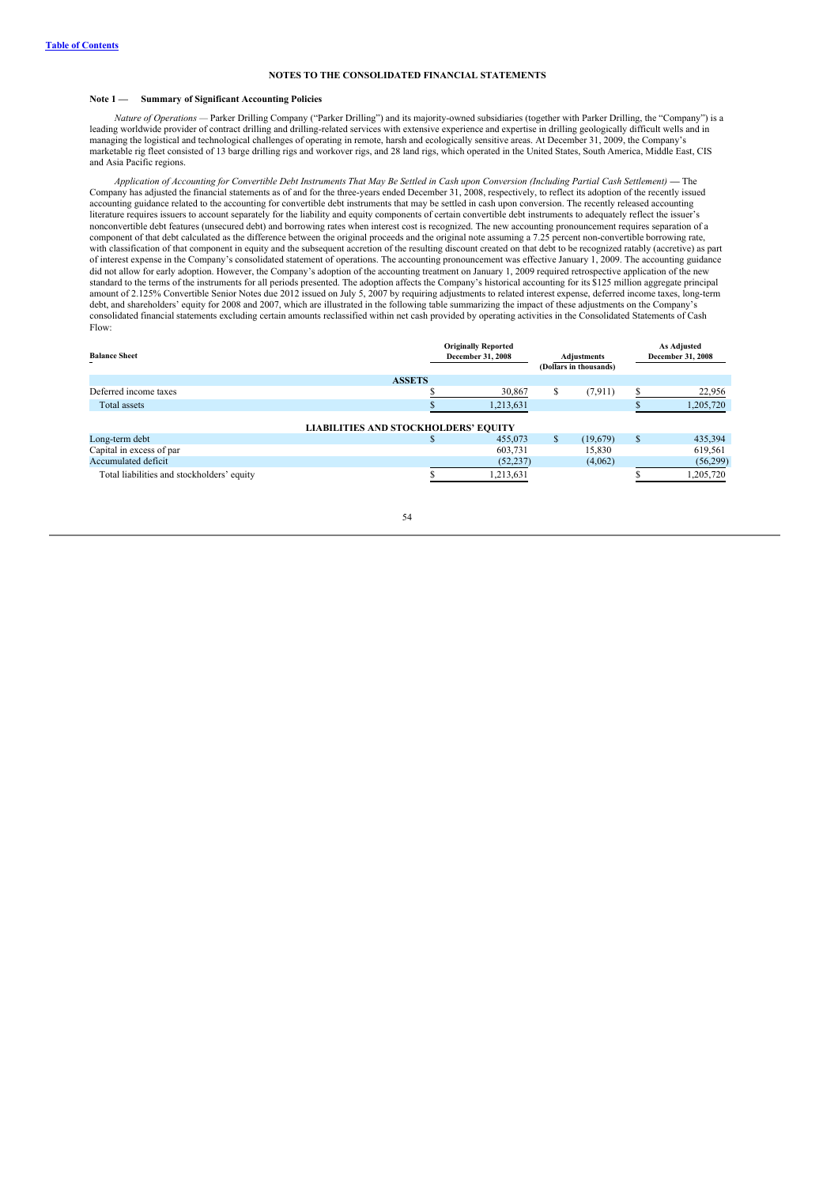[Table of Contents](#)

**NOTES TO THE CONSOLIDATED FINANCIAL STATEMENTS**

**Note 1 — Summary of Significant Accounting Policies**

*Nature of Operations —* Parker Drilling Company ("Parker Drilling") and its majority-owned subsidiaries (together with Parker Drilling, the "Company") is a leading worldwide provider of contract drilling and drilling-related services with extensive experience and expertise in drilling geologically difficult wells and in managing the logistical and technological challenges of operating in remote, harsh and ecologically sensitive areas. At December 31, 2009, the Company's marketable rig fleet consisted of 13 barge drilling rigs and workover rigs, and 28 land rigs, which operated in the United States, South America, Middle East, CIS and Asia Pacific regions.

*Application of Accounting for Convertible Debt Instruments That May Be Settled in Cash upon Conversion (Including Partial Cash Settlement)* — The Company has adjusted the financial statements as of and for the three-years ended December 31, 2008, respectively, to reflect its adoption of the recently issued accounting guidance related to the accounting for convertible debt instruments that may be settled in cash upon conversion. The recently released accounting literature requires issuers to account separately for the liability and equity components of certain convertible debt instruments to adequately reflect the issuer's nonconvertible debt features (unsecured debt) and borrowing rates when interest cost is recognized. The new accounting pronouncement requires separation of a component of that debt calculated as the difference between the original proceeds and the original note assuming a 7.25 percent non-convertible borrowing rate, with classification of that component in equity and the subsequent accretion of the resulting discount created on that debt to be recognized ratably (accretive) as part of interest expense in the Company's consolidated statement of operations. The accounting pronouncement was effective January 1, 2009. The accounting guidance did not allow for early adoption. However, the Company's adoption of the accounting treatment on January 1, 2009 required retrospective application of the new standard to the terms of the instruments for all periods presented. The adoption affects the Company's historical accounting for its $125 million aggregate principal amount of 2.125% Convertible Senior Notes due 2012 issued on July 5, 2007 by requiring adjustments to related interest expense, deferred income taxes, long-term debt, and shareholders' equity for 2008 and 2007, which are illustrated in the following table summarizing the impact of these adjustments on the Company's consolidated financial statements excluding certain amounts reclassified within net cash provided by operating activities in the Consolidated Statements of Cash Flow:

| Balance Sheet | Originally Reported December 31, 2008 | Adjustments (Dollars in thousands) | As Adjusted December 31, 2008 |
|---|---|---|---|
| **ASSETS** | | | |
| Deferred income taxes | $ 30,867 | $ (7,911) | $ 22,956 |
| Total assets | $ 1,213,631 | | $ 1,205,720 |
| **LIABILITIES AND STOCKHOLDERS' EQUITY** | | | |
| Long-term debt | $ 455,073 | $ (19,679) | $ 435,394 |
| Capital in excess of par | 603,731 | 15,830 | 619,561 |
| Accumulated deficit | (52,237) | (4,062) | (56,299) |
| Total liabilities and stockholders' equity | $ 1,213,631 | | $ 1,205,720 |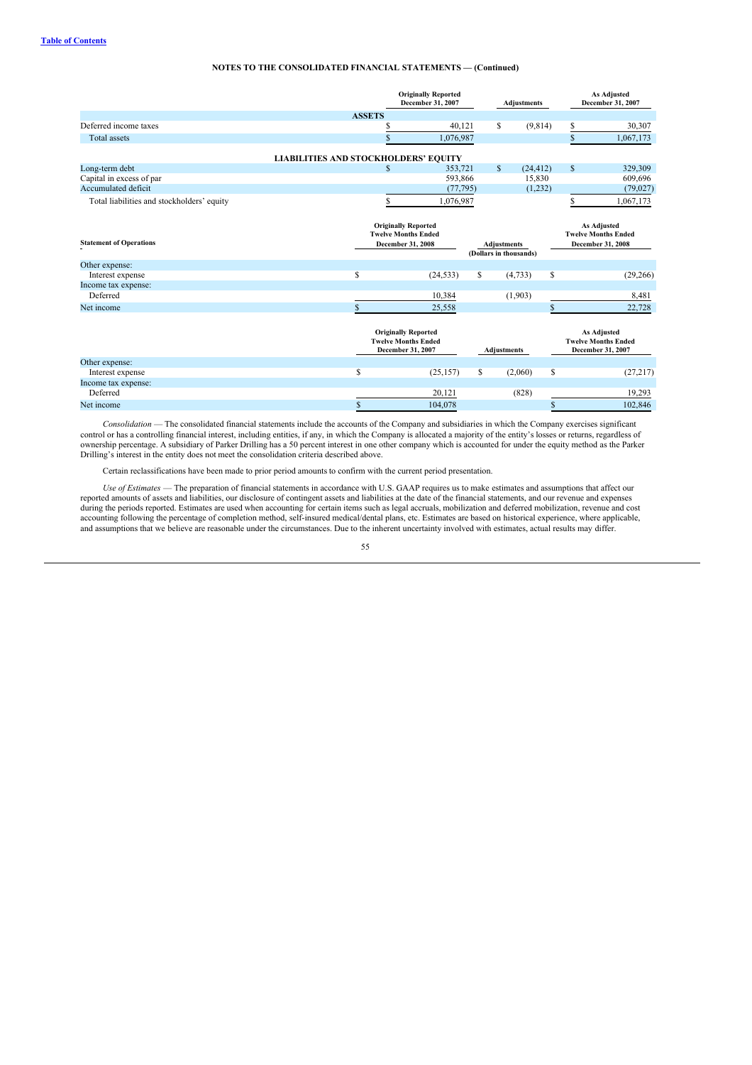**Table of Contents**

## NOTES TO THE CONSOLIDATED FINANCIAL STATEMENTS — (Continued)

| | Originally Reported December 31, 2007 | Adjustments | As Adjusted December 31, 2007 |
|---|---|---|---|
| **ASSETS** | | | |
| Deferred income taxes | $ 40,121 | $ (9,814) | $ 30,307 |
| Total assets | $ 1,076,987 | | $ 1,067,173 |
| **LIABILITIES AND STOCKHOLDERS' EQUITY** | | | |
| Long-term debt | $ 353,721 | $ (24,412) | $ 329,309 |
| Capital in excess of par | 593,866 | 15,830 | 609,696 |
| Accumulated deficit | (77,795) | (1,232) | (79,027) |
| Total liabilities and stockholders' equity | $ 1,076,987 | | $ 1,067,173 |

| Statement of Operations | Originally Reported Twelve Months Ended December 31, 2008 | Adjustments (Dollars in thousands) | As Adjusted Twelve Months Ended December 31, 2008 |
|---|---|---|---|
| Other expense: | | | |
| Interest expense | $ (24,533) | $ (4,733) | $ (29,266) |
| Income tax expense: | | | |
| Deferred | 10,384 | (1,903) | 8,481 |
| Net income | $ 25,558 | | $ 22,728 |

| | Originally Reported Twelve Months Ended December 31, 2007 | Adjustments | As Adjusted Twelve Months Ended December 31, 2007 |
|---|---|---|---|
| Other expense: | | | |
| Interest expense | $ (25,157) | $ (2,060) | $ (27,217) |
| Income tax expense: | | | |
| Deferred | 20,121 | (828) | 19,293 |
| Net income | $ 104,078 | | $ 102,846 |

*Consolidation* — The consolidated financial statements include the accounts of the Company and subsidiaries in which the Company exercises significant control or has a controlling financial interest, including entities, if any, in which the Company is allocated a majority of the entity's losses or returns, regardless of ownership percentage. A subsidiary of Parker Drilling has a 50 percent interest in one other company which is accounted for under the equity method as the Parker Drilling's interest in the entity does not meet the consolidation criteria described above.

Certain reclassifications have been made to prior period amounts to confirm with the current period presentation.

*Use of Estimates* — The preparation of financial statements in accordance with U.S. GAAP requires us to make estimates and assumptions that affect our reported amounts of assets and liabilities, our disclosure of contingent assets and liabilities at the date of the financial statements, and our revenue and expenses during the periods reported. Estimates are used when accounting for certain items such as legal accruals, mobilization and deferred mobilization, revenue and cost accounting following the percentage of completion method, self-insured medical/dental plans, etc. Estimates are based on historical experience, where applicable, and assumptions that we believe are reasonable under the circumstances. Due to the inherent uncertainty involved with estimates, actual results may differ.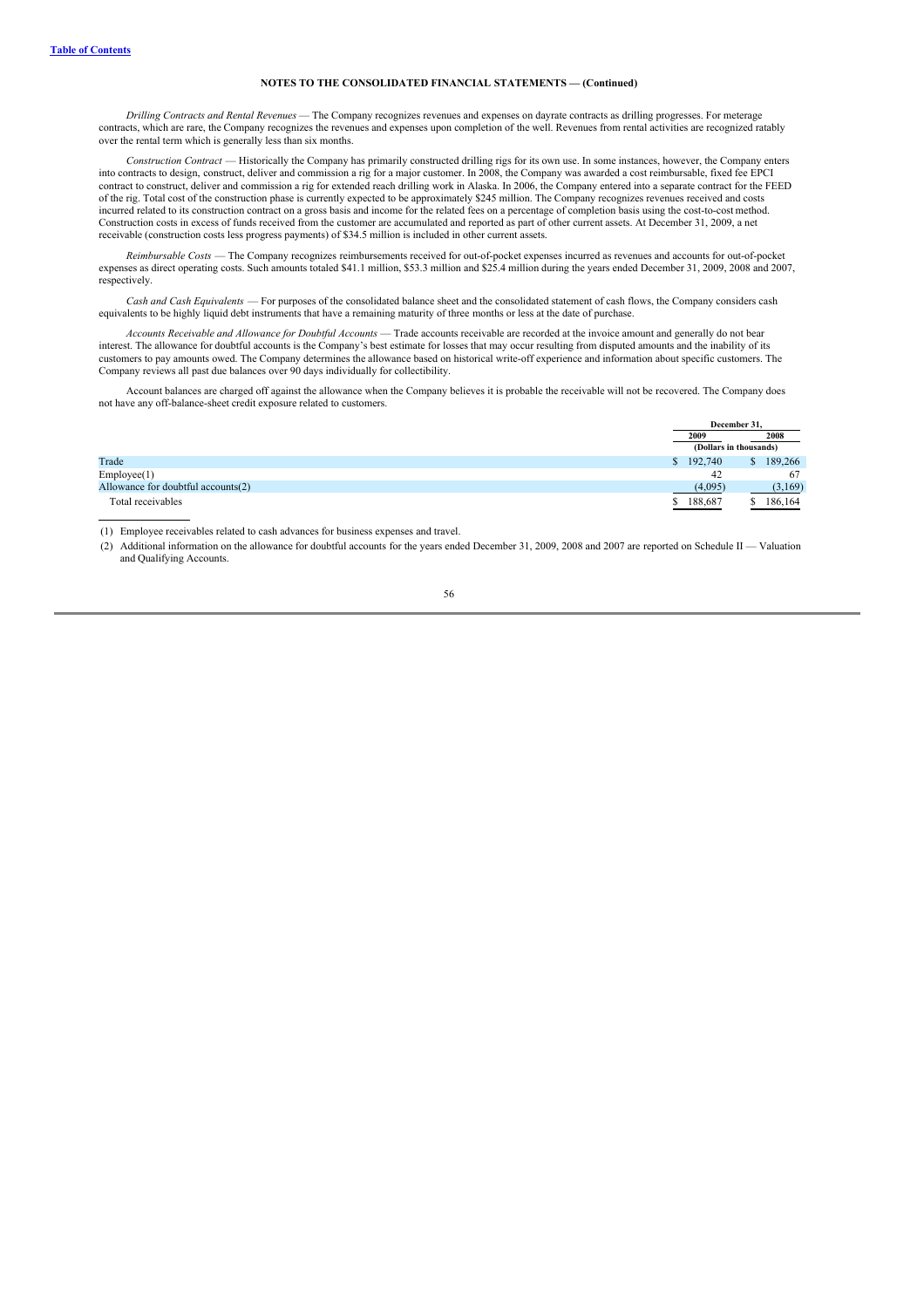NOTES TO THE CONSOLIDATED FINANCIAL STATEMENTS — (Continued)

*Drilling Contracts and Rental Revenues* — The Company recognizes revenues and expenses on dayrate contracts as drilling progresses. For meterage contracts, which are rare, the Company recognizes the revenues and expenses upon completion of the well. Revenues from rental activities are recognized ratably over the rental term which is generally less than six months.

*Construction Contract* — Historically the Company has primarily constructed drilling rigs for its own use. In some instances, however, the Company enters into contracts to design, construct, deliver and commission a rig for a major customer. In 2008, the Company was awarded a cost reimbursable, fixed fee EPCI contract to construct, deliver and commission a rig for extended reach drilling work in Alaska. In 2006, the Company entered into a separate contract for the FEED of the rig. Total cost of the construction phase is currently expected to be approximately $245 million. The Company recognizes revenues received and costs incurred related to its construction contract on a gross basis and income for the related fees on a percentage of completion basis using the cost-to-cost method. Construction costs in excess of funds received from the customer are accumulated and reported as part of other current assets. At December 31, 2009, a net receivable (construction costs less progress payments) of $34.5 million is included in other current assets.

*Reimbursable Costs* — The Company recognizes reimbursements received for out-of-pocket expenses incurred as revenues and accounts for out-of-pocket expenses as direct operating costs. Such amounts totaled $41.1 million, $53.3 million and $25.4 million during the years ended December 31, 2009, 2008 and 2007, respectively.

*Cash and Cash Equivalents* — For purposes of the consolidated balance sheet and the consolidated statement of cash flows, the Company considers cash equivalents to be highly liquid debt instruments that have a remaining maturity of three months or less at the date of purchase.

*Accounts Receivable and Allowance for Doubtful Accounts* — Trade accounts receivable are recorded at the invoice amount and generally do not bear interest. The allowance for doubtful accounts is the Company's best estimate for losses that may occur resulting from disputed amounts and the inability of its customers to pay amounts owed. The Company determines the allowance based on historical write-off experience and information about specific customers. The Company reviews all past due balances over 90 days individually for collectibility.

Account balances are charged off against the allowance when the Company believes it is probable the receivable will not be recovered. The Company does not have any off-balance-sheet credit exposure related to customers.

| | December 31, | |
|---|---|---|
| | 2009 | 2008 |
| | (Dollars in thousands) | |
| Trade | $ 192,740 | $ 189,266 |
| Employee(1) | 42 | 67 |
| Allowance for doubtful accounts(2) | (4,095) | (3,169) |
| Total receivables | $ 188,687 | $ 186,164 |

(1) Employee receivables related to cash advances for business expenses and travel.

(2) Additional information on the allowance for doubtful accounts for the years ended December 31, 2009, 2008 and 2007 are reported on Schedule II — Valuation and Qualifying Accounts.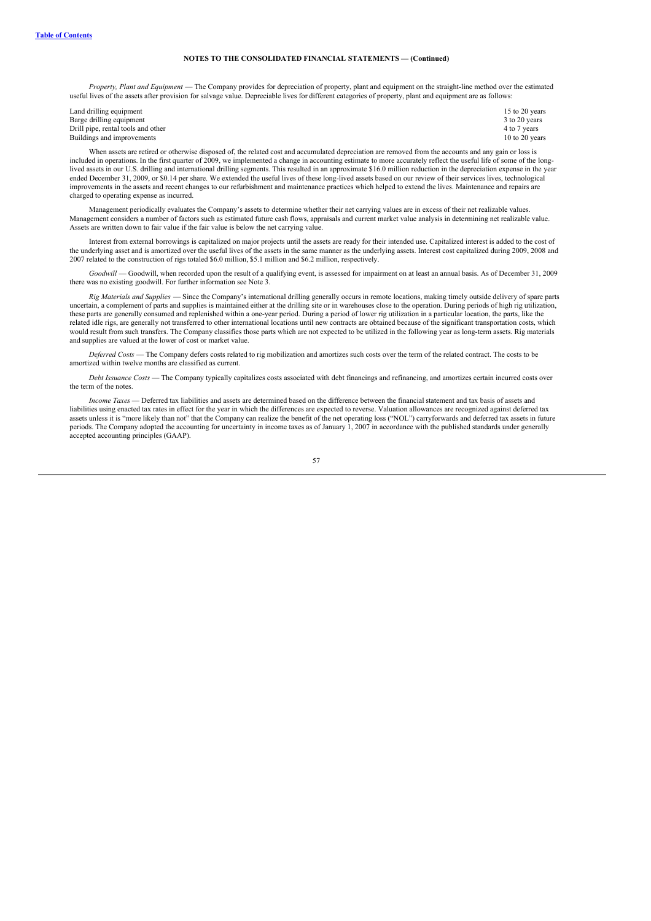**NOTES TO THE CONSOLIDATED FINANCIAL STATEMENTS — (Continued)**

*Property, Plant and Equipment* — The Company provides for depreciation of property, plant and equipment on the straight-line method over the estimated useful lives of the assets after provision for salvage value. Depreciable lives for different categories of property, plant and equipment are as follows:

| | |
|---|---|
| Land drilling equipment | 15 to 20 years |
| Barge drilling equipment | 3 to 20 years |
| Drill pipe, rental tools and other | 4 to 7 years |
| Buildings and improvements | 10 to 20 years |

When assets are retired or otherwise disposed of, the related cost and accumulated depreciation are removed from the accounts and any gain or loss is included in operations. In the first quarter of 2009, we implemented a change in accounting estimate to more accurately reflect the useful life of some of the long-lived assets in our U.S. drilling and international drilling segments. This resulted in an approximate $16.0 million reduction in the depreciation expense in the year ended December 31, 2009, or $0.14 per share. We extended the useful lives of these long-lived assets based on our review of their services lives, technological improvements in the assets and recent changes to our refurbishment and maintenance practices which helped to extend the lives. Maintenance and repairs are charged to operating expense as incurred.

Management periodically evaluates the Company's assets to determine whether their net carrying values are in excess of their net realizable values. Management considers a number of factors such as estimated future cash flows, appraisals and current market value analysis in determining net realizable value. Assets are written down to fair value if the fair value is below the net carrying value.

Interest from external borrowings is capitalized on major projects until the assets are ready for their intended use. Capitalized interest is added to the cost of the underlying asset and is amortized over the useful lives of the assets in the same manner as the underlying assets. Interest cost capitalized during 2009, 2008 and 2007 related to the construction of rigs totaled $6.0 million, $5.1 million and $6.2 million, respectively.

*Goodwill* — Goodwill, when recorded upon the result of a qualifying event, is assessed for impairment on at least an annual basis. As of December 31, 2009 there was no existing goodwill. For further information see Note 3.

*Rig Materials and Supplies* — Since the Company's international drilling generally occurs in remote locations, making timely outside delivery of spare parts uncertain, a complement of parts and supplies is maintained either at the drilling site or in warehouses close to the operation. During periods of high rig utilization, these parts are generally consumed and replenished within a one-year period. During a period of lower rig utilization in a particular location, the parts, like the related idle rigs, are generally not transferred to other international locations until new contracts are obtained because of the significant transportation costs, which would result from such transfers. The Company classifies those parts which are not expected to be utilized in the following year as long-term assets. Rig materials and supplies are valued at the lower of cost or market value.

*Deferred Costs* — The Company defers costs related to rig mobilization and amortizes such costs over the term of the related contract. The costs to be amortized within twelve months are classified as current.

*Debt Issuance Costs* — The Company typically capitalizes costs associated with debt financings and refinancing, and amortizes certain incurred costs over the term of the notes.

*Income Taxes* — Deferred tax liabilities and assets are determined based on the difference between the financial statement and tax basis of assets and liabilities using enacted tax rates in effect for the year in which the differences are expected to reverse. Valuation allowances are recognized against deferred tax assets unless it is "more likely than not" that the Company can realize the benefit of the net operating loss ("NOL") carryforwards and deferred tax assets in future periods. The Company adopted the accounting for uncertainty in income taxes as of January 1, 2007 in accordance with the published standards under generally accepted accounting principles (GAAP).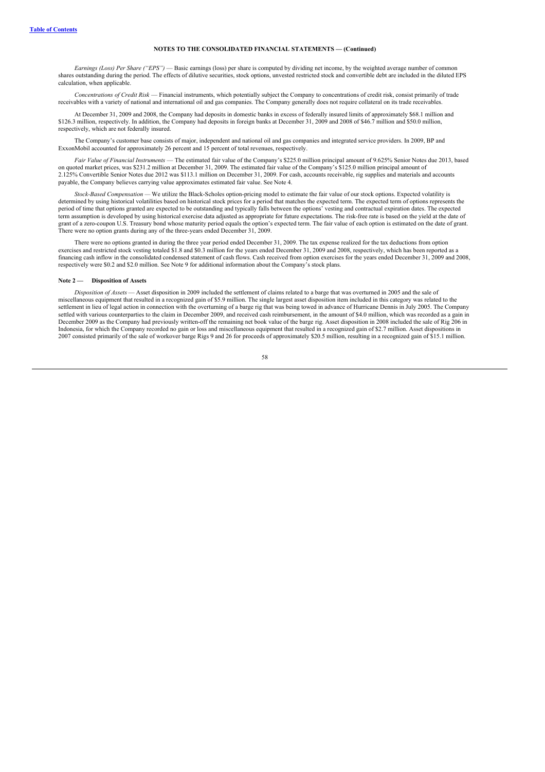**NOTES TO THE CONSOLIDATED FINANCIAL STATEMENTS — (Continued)**

*Earnings (Loss) Per Share ("EPS")* — Basic earnings (loss) per share is computed by dividing net income, by the weighted average number of common shares outstanding during the period. The effects of dilutive securities, stock options, unvested restricted stock and convertible debt are included in the diluted EPS calculation, when applicable.

*Concentrations of Credit Risk* — Financial instruments, which potentially subject the Company to concentrations of credit risk, consist primarily of trade receivables with a variety of national and international oil and gas companies. The Company generally does not require collateral on its trade receivables.

At December 31, 2009 and 2008, the Company had deposits in domestic banks in excess of federally insured limits of approximately $68.1 million and $126.3 million, respectively. In addition, the Company had deposits in foreign banks at December 31, 2009 and 2008 of $46.7 million and $50.0 million, respectively, which are not federally insured.

The Company's customer base consists of major, independent and national oil and gas companies and integrated service providers. In 2009, BP and ExxonMobil accounted for approximately 26 percent and 15 percent of total revenues, respectively.

*Fair Value of Financial Instruments* — The estimated fair value of the Company's $225.0 million principal amount of 9.625% Senior Notes due 2013, based on quoted market prices, was $231.2 million at December 31, 2009. The estimated fair value of the Company's $125.0 million principal amount of 2.125% Convertible Senior Notes due 2012 was $113.1 million on December 31, 2009. For cash, accounts receivable, rig supplies and materials and accounts payable, the Company believes carrying value approximates estimated fair value. See Note 4.

*Stock-Based Compensation* — We utilize the Black-Scholes option-pricing model to estimate the fair value of our stock options. Expected volatility is determined by using historical volatilities based on historical stock prices for a period that matches the expected term. The expected term of options represents the period of time that options granted are expected to be outstanding and typically falls between the options' vesting and contractual expiration dates. The expected term assumption is developed by using historical exercise data adjusted as appropriate for future expectations. The risk-free rate is based on the yield at the date of grant of a zero-coupon U.S. Treasury bond whose maturity period equals the option's expected term. The fair value of each option is estimated on the date of grant. There were no option grants during any of the three-years ended December 31, 2009.

There were no options granted in during the three year period ended December 31, 2009. The tax expense realized for the tax deductions from option exercises and restricted stock vesting totaled $1.8 and $0.3 million for the years ended December 31, 2009 and 2008, respectively, which has been reported as a financing cash inflow in the consolidated condensed statement of cash flows. Cash received from option exercises for the years ended December 31, 2009 and 2008, respectively were $0.2 and $2.0 million. See Note 9 for additional information about the Company's stock plans.

**Note 2 — Disposition of Assets**

*Disposition of Assets* — Asset disposition in 2009 included the settlement of claims related to a barge that was overturned in 2005 and the sale of miscellaneous equipment that resulted in a recognized gain of $5.9 million. The single largest asset disposition item included in this category was related to the settlement in lieu of legal action in connection with the overturning of a barge rig that was being towed in advance of Hurricane Dennis in July 2005. The Company settled with various counterparties to the claim in December 2009, and received cash reimbursement, in the amount of $4.0 million, which was recorded as a gain in December 2009 as the Company had previously written-off the remaining net book value of the barge rig. Asset disposition in 2008 included the sale of Rig 206 in Indonesia, for which the Company recorded no gain or loss and miscellaneous equipment that resulted in a recognized gain of $2.7 million. Asset dispositions in 2007 consisted primarily of the sale of workover barge Rigs 9 and 26 for proceeds of approximately $20.5 million, resulting in a recognized gain of $15.1 million.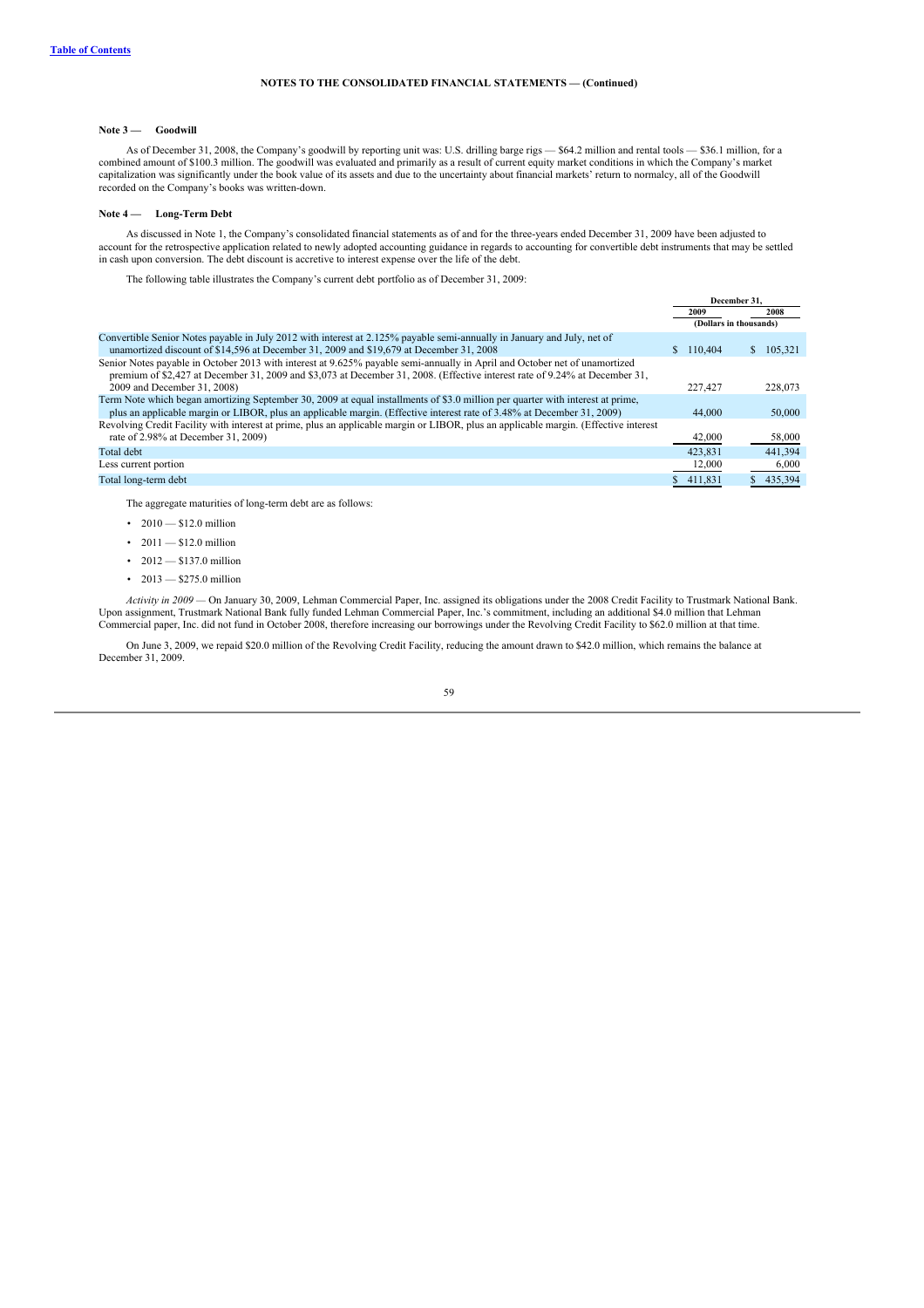**Table of Contents**

**NOTES TO THE CONSOLIDATED FINANCIAL STATEMENTS — (Continued)**

**Note 3 — Goodwill**

As of December 31, 2008, the Company's goodwill by reporting unit was: U.S. drilling barge rigs — $64.2 million and rental tools — $36.1 million, for a combined amount of $100.3 million. The goodwill was evaluated and primarily as a result of current equity market conditions in which the Company's market capitalization was significantly under the book value of its assets and due to the uncertainty about financial markets' return to normalcy, all of the Goodwill recorded on the Company's books was written-down.

**Note 4 — Long-Term Debt**

As discussed in Note 1, the Company's consolidated financial statements as of and for the three-years ended December 31, 2009 have been adjusted to account for the retrospective application related to newly adopted accounting guidance in regards to accounting for convertible debt instruments that may be settled in cash upon conversion. The debt discount is accretive to interest expense over the life of the debt.

The following table illustrates the Company's current debt portfolio as of December 31, 2009:

| | December 31, | |
|---|---|---|
| | 2009 | 2008 |
| | (Dollars in thousands) | |
| Convertible Senior Notes payable in July 2012 with interest at 2.125% payable semi-annually in January and July, net of unamortized discount of $14,596 at December 31, 2009 and $19,679 at December 31, 2008 | $ 110,404 | $ 105,321 |
| Senior Notes payable in October 2013 with interest at 9.625% payable semi-annually in April and October net of unamortized premium of $2,427 at December 31, 2009 and $3,073 at December 31, 2008. (Effective interest rate of 9.24% at December 31, 2009 and December 31, 2008) | 227,427 | 228,073 |
| Term Note which began amortizing September 30, 2009 at equal installments of $3.0 million per quarter with interest at prime, plus an applicable margin or LIBOR, plus an applicable margin. (Effective interest rate of 3.48% at December 31, 2009) | 44,000 | 50,000 |
| Revolving Credit Facility with interest at prime, plus an applicable margin or LIBOR, plus an applicable margin. (Effective interest rate of 2.98% at December 31, 2009) | 42,000 | 58,000 |
| Total debt | 423,831 | 441,394 |
| Less current portion | 12,000 | 6,000 |
| Total long-term debt | $ 411,831 | $ 435,394 |

The aggregate maturities of long-term debt are as follows:

- 2010 — $12.0 million
- 2011 — $12.0 million
- 2012 — $137.0 million
- 2013 — $275.0 million

*Activity in 2009* — On January 30, 2009, Lehman Commercial Paper, Inc. assigned its obligations under the 2008 Credit Facility to Trustmark National Bank. Upon assignment, Trustmark National Bank fully funded Lehman Commercial Paper, Inc.'s commitment, including an additional $4.0 million that Lehman Commercial paper, Inc. did not fund in October 2008, therefore increasing our borrowings under the Revolving Credit Facility to $62.0 million at that time.

On June 3, 2009, we repaid $20.0 million of the Revolving Credit Facility, reducing the amount drawn to $42.0 million, which remains the balance at December 31, 2009.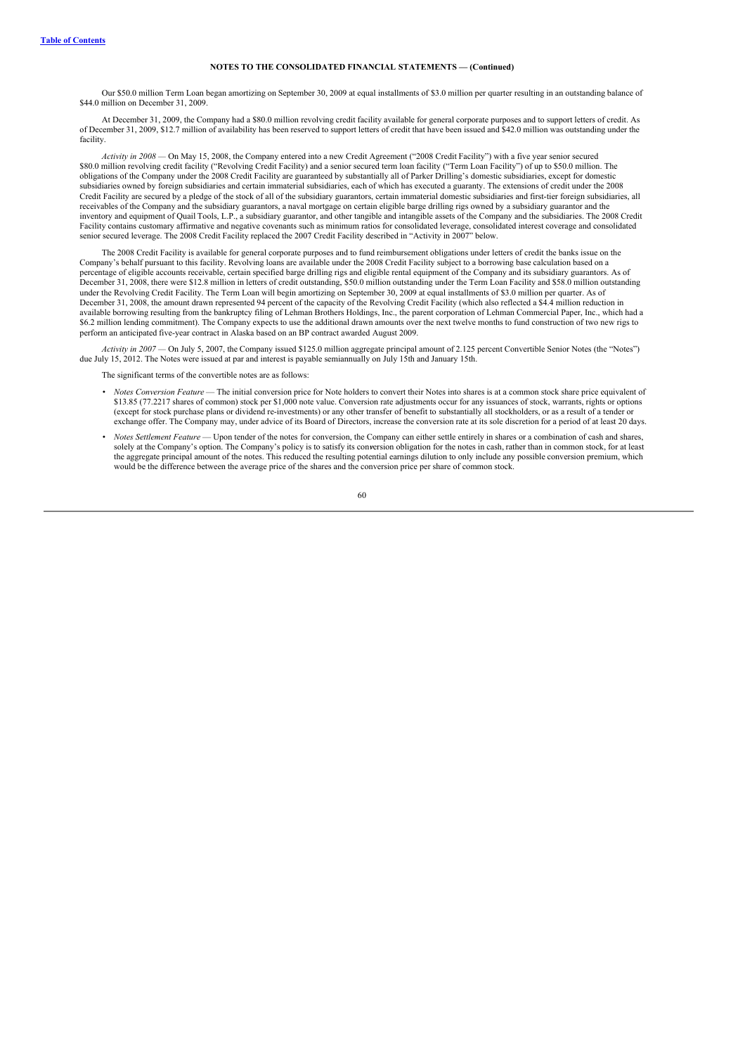Table of Contents

**NOTES TO THE CONSOLIDATED FINANCIAL STATEMENTS — (Continued)**

Our $50.0 million Term Loan began amortizing on September 30, 2009 at equal installments of $3.0 million per quarter resulting in an outstanding balance of $44.0 million on December 31, 2009.

At December 31, 2009, the Company had a $80.0 million revolving credit facility available for general corporate purposes and to support letters of credit. As of December 31, 2009, $12.7 million of availability has been reserved to support letters of credit that have been issued and $42.0 million was outstanding under the facility.

*Activity in 2008* — On May 15, 2008, the Company entered into a new Credit Agreement ("2008 Credit Facility") with a five year senior secured $80.0 million revolving credit facility ("Revolving Credit Facility) and a senior secured term loan facility ("Term Loan Facility") of up to $50.0 million. The obligations of the Company under the 2008 Credit Facility are guaranteed by substantially all of Parker Drilling's domestic subsidiaries, except for domestic subsidiaries owned by foreign subsidiaries and certain immaterial subsidiaries, each of which has executed a guaranty. The extensions of credit under the 2008 Credit Facility are secured by a pledge of the stock of all of the subsidiary guarantors, certain immaterial domestic subsidiaries and first-tier foreign subsidiaries, all receivables of the Company and the subsidiary guarantors, a naval mortgage on certain eligible barge drilling rigs owned by a subsidiary guarantor and the inventory and equipment of Quail Tools, L.P., a subsidiary guarantor, and other tangible and intangible assets of the Company and the subsidiaries. The 2008 Credit Facility contains customary affirmative and negative covenants such as minimum ratios for consolidated leverage, consolidated interest coverage and consolidated senior secured leverage. The 2008 Credit Facility replaced the 2007 Credit Facility described in "Activity in 2007" below.

The 2008 Credit Facility is available for general corporate purposes and to fund reimbursement obligations under letters of credit the banks issue on the Company's behalf pursuant to this facility. Revolving loans are available under the 2008 Credit Facility subject to a borrowing base calculation based on a percentage of eligible accounts receivable, certain specified barge drilling rigs and eligible rental equipment of the Company and its subsidiary guarantors. As of December 31, 2008, there were $12.8 million in letters of credit outstanding, $50.0 million outstanding under the Term Loan Facility and $58.0 million outstanding under the Revolving Credit Facility. The Term Loan will begin amortizing on September 30, 2009 at equal installments of $3.0 million per quarter. As of December 31, 2008, the amount drawn represented 94 percent of the capacity of the Revolving Credit Facility (which also reflected a $4.4 million reduction in available borrowing resulting from the bankruptcy filing of Lehman Brothers Holdings, Inc., the parent corporation of Lehman Commercial Paper, Inc., which had a $6.2 million lending commitment). The Company expects to use the additional drawn amounts over the next twelve months to fund construction of two new rigs to perform an anticipated five-year contract in Alaska based on an BP contract awarded August 2009.

*Activity in 2007* — On July 5, 2007, the Company issued $125.0 million aggregate principal amount of 2.125 percent Convertible Senior Notes (the "Notes") due July 15, 2012. The Notes were issued at par and interest is payable semiannually on July 15th and January 15th.

The significant terms of the convertible notes are as follows:

- *Notes Conversion Feature* — The initial conversion price for Note holders to convert their Notes into shares is at a common stock share price equivalent of $13.85 (77.2217 shares of common) stock per $1,000 note value. Conversion rate adjustments occur for any issuances of stock, warrants, rights or options (except for stock purchase plans or dividend re-investments) or any other transfer of benefit to substantially all stockholders, or as a result of a tender or exchange offer. The Company may, under advice of its Board of Directors, increase the conversion rate at its sole discretion for a period of at least 20 days.
- *Notes Settlement Feature* — Upon tender of the notes for conversion, the Company can either settle entirely in shares or a combination of cash and shares, solely at the Company's option. The Company's policy is to satisfy its conversion obligation for the notes in cash, rather than in common stock, for at least the aggregate principal amount of the notes. This reduced the resulting potential earnings dilution to only include any possible conversion premium, which would be the difference between the average price of the shares and the conversion price per share of common stock.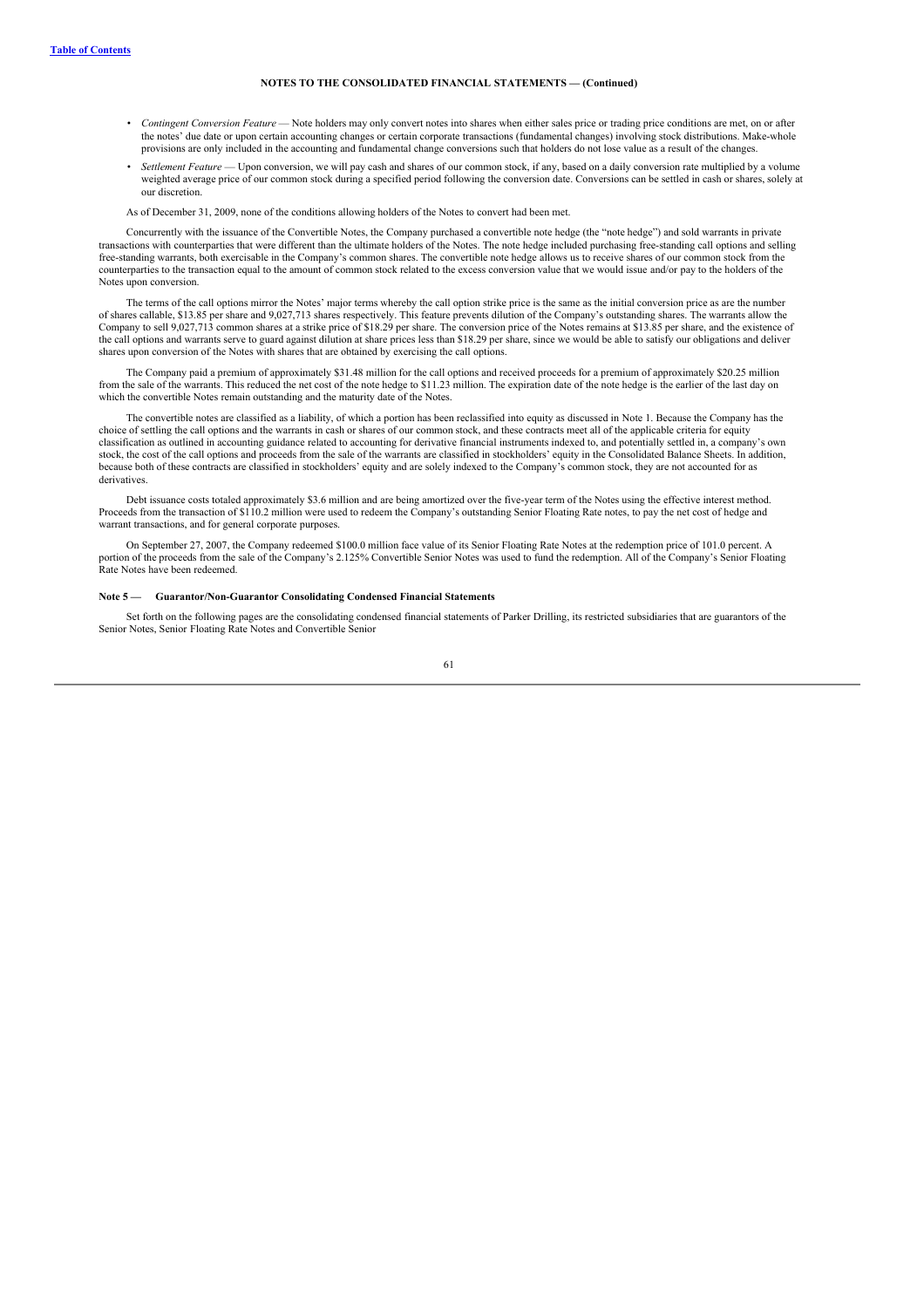NOTES TO THE CONSOLIDATED FINANCIAL STATEMENTS — (Continued)

- *Contingent Conversion Feature* — Note holders may only convert notes into shares when either sales price or trading price conditions are met, on or after the notes' due date or upon certain accounting changes or certain corporate transactions (fundamental changes) involving stock distributions. Make-whole provisions are only included in the accounting and fundamental change conversions such that holders do not lose value as a result of the changes.
- *Settlement Feature* — Upon conversion, we will pay cash and shares of our common stock, if any, based on a daily conversion rate multiplied by a volume weighted average price of our common stock during a specified period following the conversion date. Conversions can be settled in cash or shares, solely at our discretion.

As of December 31, 2009, none of the conditions allowing holders of the Notes to convert had been met.

Concurrently with the issuance of the Convertible Notes, the Company purchased a convertible note hedge (the "note hedge") and sold warrants in private transactions with counterparties that were different than the ultimate holders of the Notes. The note hedge included purchasing free-standing call options and selling free-standing warrants, both exercisable in the Company's common shares. The convertible note hedge allows us to receive shares of our common stock from the counterparties to the transaction equal to the amount of common stock related to the excess conversion value that we would issue and/or pay to the holders of the Notes upon conversion.

The terms of the call options mirror the Notes' major terms whereby the call option strike price is the same as the initial conversion price as are the number of shares callable, $13.85 per share and 9,027,713 shares respectively. This feature prevents dilution of the Company's outstanding shares. The warrants allow the Company to sell 9,027,713 common shares at a strike price of $18.29 per share. The conversion price of the Notes remains at $13.85 per share, and the existence of the call options and warrants serve to guard against dilution at share prices less than $18.29 per share, since we would be able to satisfy our obligations and deliver shares upon conversion of the Notes with shares that are obtained by exercising the call options.

The Company paid a premium of approximately $31.48 million for the call options and received proceeds for a premium of approximately $20.25 million from the sale of the warrants. This reduced the net cost of the note hedge to $11.23 million. The expiration date of the note hedge is the earlier of the last day on which the convertible Notes remain outstanding and the maturity date of the Notes.

The convertible notes are classified as a liability, of which a portion has been reclassified into equity as discussed in Note 1. Because the Company has the choice of settling the call options and the warrants in cash or shares of our common stock, and these contracts meet all of the applicable criteria for equity classification as outlined in accounting guidance related to accounting for derivative financial instruments indexed to, and potentially settled in, a company's own stock, the cost of the call options and proceeds from the sale of the warrants are classified in stockholders' equity in the Consolidated Balance Sheets. In addition, because both of these contracts are classified in stockholders' equity and are solely indexed to the Company's common stock, they are not accounted for as derivatives.

Debt issuance costs totaled approximately $3.6 million and are being amortized over the five-year term of the Notes using the effective interest method. Proceeds from the transaction of $110.2 million were used to redeem the Company's outstanding Senior Floating Rate notes, to pay the net cost of hedge and warrant transactions, and for general corporate purposes.

On September 27, 2007, the Company redeemed $100.0 million face value of its Senior Floating Rate Notes at the redemption price of 101.0 percent. A portion of the proceeds from the sale of the Company's 2.125% Convertible Senior Notes was used to fund the redemption. All of the Company's Senior Floating Rate Notes have been redeemed.

## Note 5 — Guarantor/Non-Guarantor Consolidating Condensed Financial Statements

Set forth on the following pages are the consolidating condensed financial statements of Parker Drilling, its restricted subsidiaries that are guarantors of the Senior Notes, Senior Floating Rate Notes and Convertible Senior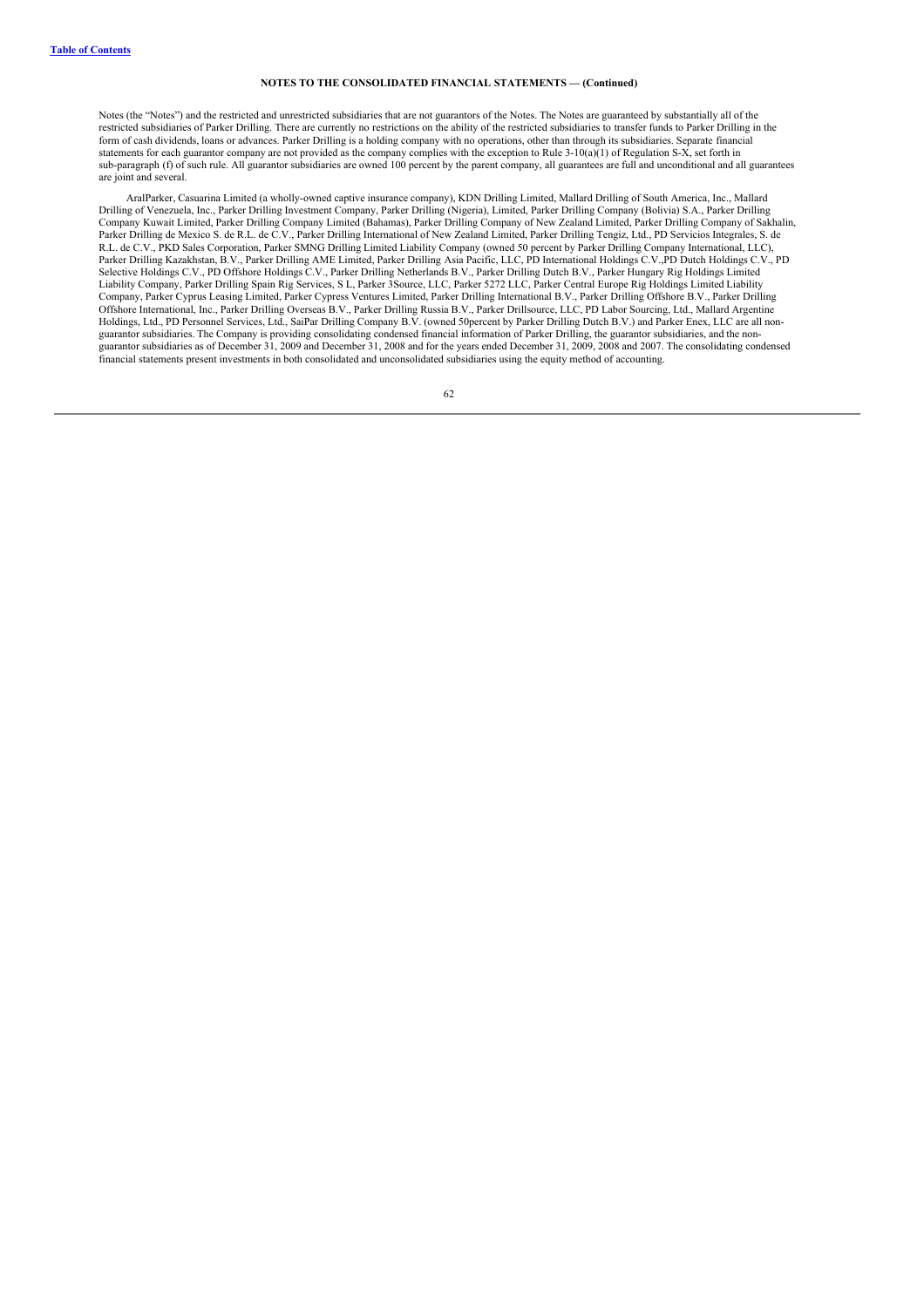**NOTES TO THE CONSOLIDATED FINANCIAL STATEMENTS — (Continued)**

Notes (the "Notes") and the restricted and unrestricted subsidiaries that are not guarantors of the Notes. The Notes are guaranteed by substantially all of the restricted subsidiaries of Parker Drilling. There are currently no restrictions on the ability of the restricted subsidiaries to transfer funds to Parker Drilling in the form of cash dividends, loans or advances. Parker Drilling is a holding company with no operations, other than through its subsidiaries. Separate financial statements for each guarantor company are not provided as the company complies with the exception to Rule 3-10(a)(1) of Regulation S-X, set forth in sub-paragraph (f) of such rule. All guarantor subsidiaries are owned 100 percent by the parent company, all guarantees are full and unconditional and all guarantees are joint and several.

AralParker, Casuarina Limited (a wholly-owned captive insurance company), KDN Drilling Limited, Mallard Drilling of South America, Inc., Mallard Drilling of Venezuela, Inc., Parker Drilling Investment Company, Parker Drilling (Nigeria), Limited, Parker Drilling Company (Bolivia) S.A., Parker Drilling Company Kuwait Limited, Parker Drilling Company Limited (Bahamas), Parker Drilling Company of New Zealand Limited, Parker Drilling Company of Sakhalin, Parker Drilling de Mexico S. de R.L. de C.V., Parker Drilling International of New Zealand Limited, Parker Drilling Tengiz, Ltd., PD Servicios Integrales, S. de R.L. de C.V., PKD Sales Corporation, Parker SMNG Drilling Limited Liability Company (owned 50 percent by Parker Drilling Company International, LLC), Parker Drilling Kazakhstan, B.V., Parker Drilling AME Limited, Parker Drilling Asia Pacific, LLC, PD International Holdings C.V.,PD Dutch Holdings C.V., PD Selective Holdings C.V., PD Offshore Holdings C.V., Parker Drilling Netherlands B.V., Parker Drilling Dutch B.V., Parker Hungary Rig Holdings Limited Liability Company, Parker Drilling Spain Rig Services, S L, Parker 3Source, LLC, Parker 5272 LLC, Parker Central Europe Rig Holdings Limited Liability Company, Parker Cyprus Leasing Limited, Parker Cypress Ventures Limited, Parker Drilling International B.V., Parker Drilling Offshore B.V., Parker Drilling Offshore International, Inc., Parker Drilling Overseas B.V., Parker Drilling Russia B.V., Parker Drillsource, LLC, PD Labor Sourcing, Ltd., Mallard Argentine Holdings, Ltd., PD Personnel Services, Ltd., SaiPar Drilling Company B.V. (owned 50percent by Parker Drilling Dutch B.V.) and Parker Enex, LLC are all non-guarantor subsidiaries. The Company is providing consolidating condensed financial information of Parker Drilling, the guarantor subsidiaries, and the non-guarantor subsidiaries as of December 31, 2009 and December 31, 2008 and for the years ended December 31, 2009, 2008 and 2007. The consolidating condensed financial statements present investments in both consolidated and unconsolidated subsidiaries using the equity method of accounting.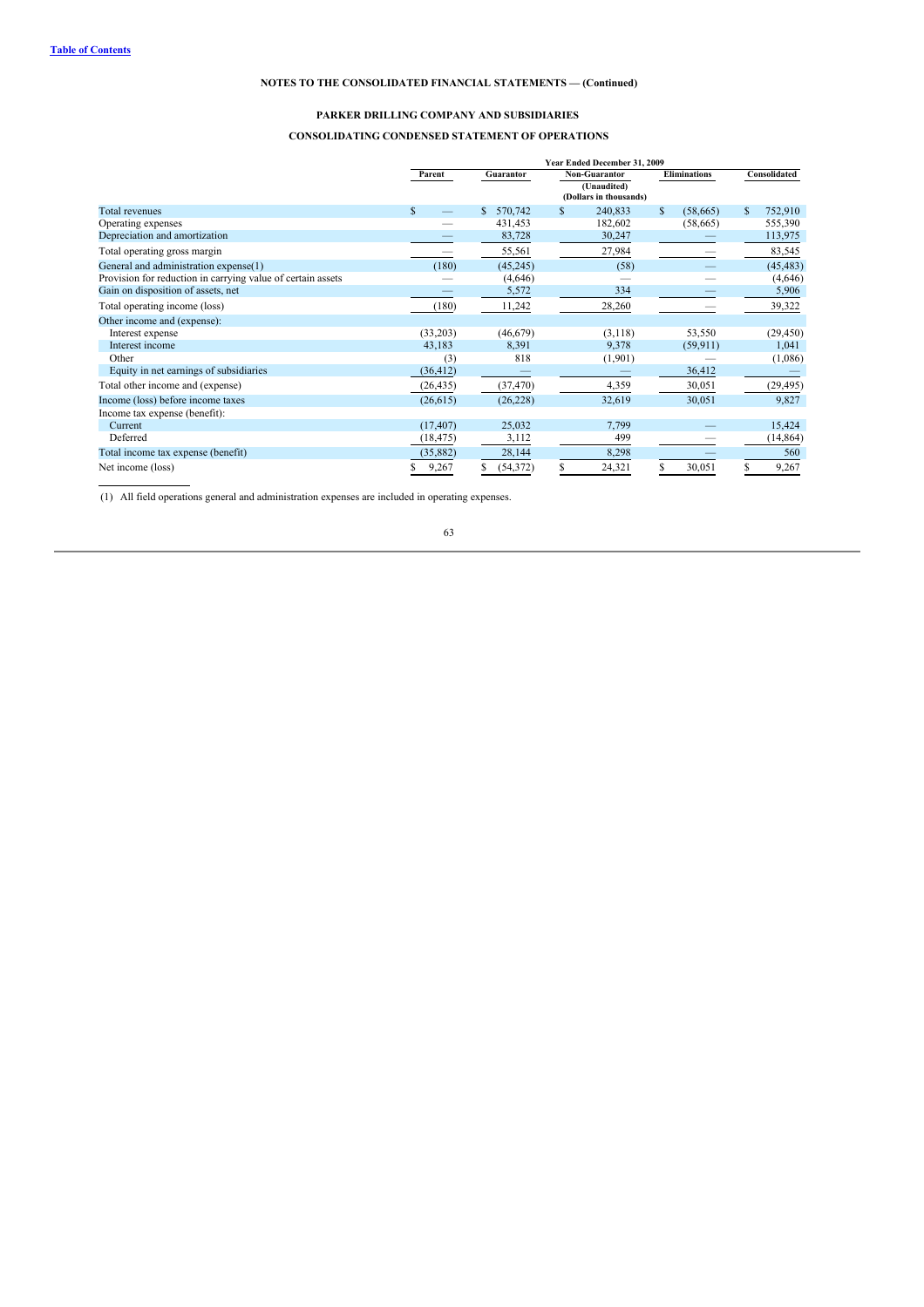[Table of Contents](#)

**NOTES TO THE CONSOLIDATED FINANCIAL STATEMENTS — (Continued)**

**PARKER DRILLING COMPANY AND SUBSIDIARIES**

**CONSOLIDATING CONDENSED STATEMENT OF OPERATIONS**

| | Year Ended December 31, 2009 | | | | |
|---|---|---|---|---|---|
| | Parent | Guarantor | Non-Guarantor | Eliminations | Consolidated |
| | | | (Unaudited) (Dollars in thousands) | | |
| Total revenues | $ — | $ 570,742 | $ 240,833 | $ (58,665) | $ 752,910 |
| Operating expenses | — | 431,453 | 182,602 | (58,665) | 555,390 |
| Depreciation and amortization | — | 83,728 | 30,247 | — | 113,975 |
| Total operating gross margin | — | 55,561 | 27,984 | — | 83,545 |
| General and administration expense(1) | (180) | (45,245) | (58) | — | (45,483) |
| Provision for reduction in carrying value of certain assets | — | (4,646) | — | — | (4,646) |
| Gain on disposition of assets, net | — | 5,572 | 334 | — | 5,906 |
| Total operating income (loss) | (180) | 11,242 | 28,260 | — | 39,322 |
| Other income and (expense): | | | | | |
| Interest expense | (33,203) | (46,679) | (3,118) | 53,550 | (29,450) |
| Interest income | 43,183 | 8,391 | 9,378 | (59,911) | 1,041 |
| Other | (3) | 818 | (1,901) | — | (1,086) |
| Equity in net earnings of subsidiaries | (36,412) | — | — | 36,412 | — |
| Total other income and (expense) | (26,435) | (37,470) | 4,359 | 30,051 | (29,495) |
| Income (loss) before income taxes | (26,615) | (26,228) | 32,619 | 30,051 | 9,827 |
| Income tax expense (benefit): | | | | | |
| Current | (17,407) | 25,032 | 7,799 | — | 15,424 |
| Deferred | (18,475) | 3,112 | 499 | — | (14,864) |
| Total income tax expense (benefit) | (35,882) | 28,144 | 8,298 | — | 560 |
| Net income (loss) | $ 9,267 | $ (54,372) | $ 24,321 | $ 30,051 | $ 9,267 |

(1) All field operations general and administration expenses are included in operating expenses.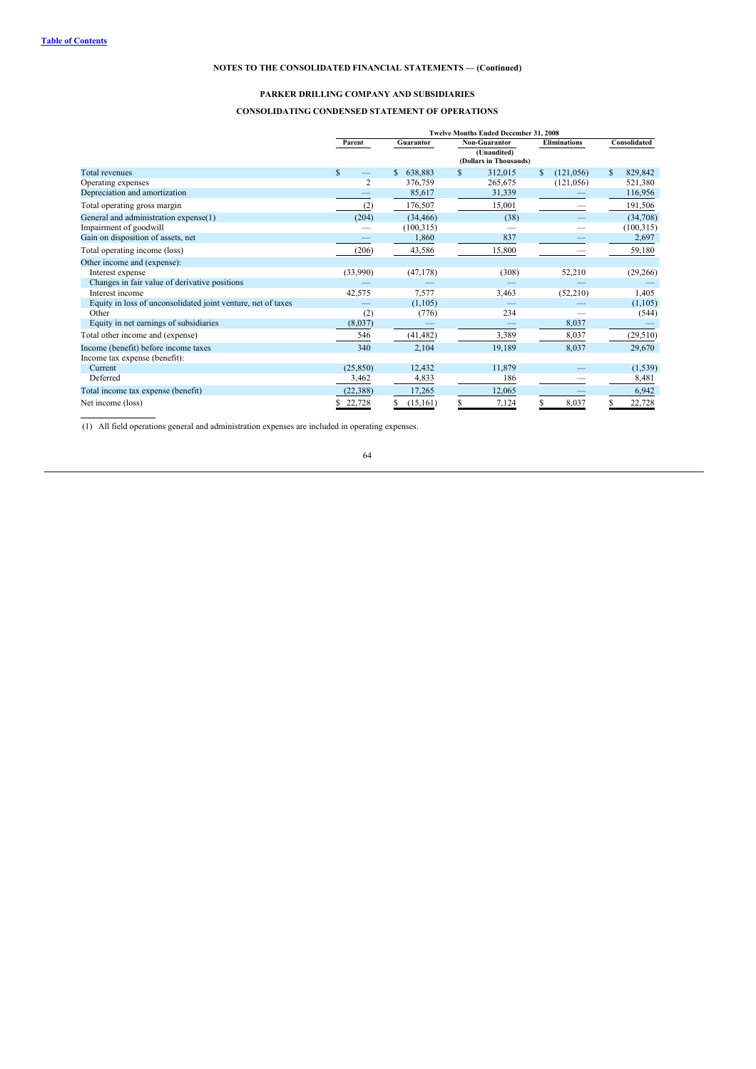NOTES TO THE CONSOLIDATED FINANCIAL STATEMENTS — (Continued)

## PARKER DRILLING COMPANY AND SUBSIDIARIES

## CONSOLIDATING CONDENSED STATEMENT OF OPERATIONS

| | Twelve Months Ended December 31, 2008 | | | | |
|---|---|---|---|---|---|
| | Parent | Guarantor | Non-Guarantor | Eliminations | Consolidated |
| | | | (Unaudited) (Dollars in Thousands) | | |
| Total revenues | $ — | $ 638,883 | $ 312,015 | $ (121,056) | $ 829,842 |
| Operating expenses | 2 | 376,759 | 265,675 | (121,056) | 521,380 |
| Depreciation and amortization | — | 85,617 | 31,339 | — | 116,956 |
| Total operating gross margin | (2) | 176,507 | 15,001 | — | 191,506 |
| General and administration expense(1) | (204) | (34,466) | (38) | — | (34,708) |
| Impairment of goodwill | — | (100,315) | — | — | (100,315) |
| Gain on disposition of assets, net | — | 1,860 | 837 | — | 2,697 |
| Total operating income (loss) | (206) | 43,586 | 15,800 | — | 59,180 |
| Other income and (expense): | | | | | |
| Interest expense | (33,990) | (47,178) | (308) | 52,210 | (29,266) |
| Changes in fair value of derivative positions | — | — | — | — | — |
| Interest income | 42,575 | 7,577 | 3,463 | (52,210) | 1,405 |
| Equity in loss of unconsolidated joint venture, net of taxes | — | (1,105) | — | — | (1,105) |
| Other | (2) | (776) | 234 | — | (544) |
| Equity in net earnings of subsidiaries | (8,037) | — | — | 8,037 | — |
| Total other income and (expense) | 546 | (41,482) | 3,389 | 8,037 | (29,510) |
| Income (benefit) before income taxes | 340 | 2,104 | 19,189 | 8,037 | 29,670 |
| Income tax expense (benefit): | | | | | |
| Current | (25,850) | 12,432 | 11,879 | — | (1,539) |
| Deferred | 3,462 | 4,833 | 186 | — | 8,481 |
| Total income tax expense (benefit) | (22,388) | 17,265 | 12,065 | — | 6,942 |
| Net income (loss) | $ 22,728 | $ (15,161) | $ 7,124 | $ 8,037 | $ 22,728 |

(1) All field operations general and administration expenses are included in operating expenses.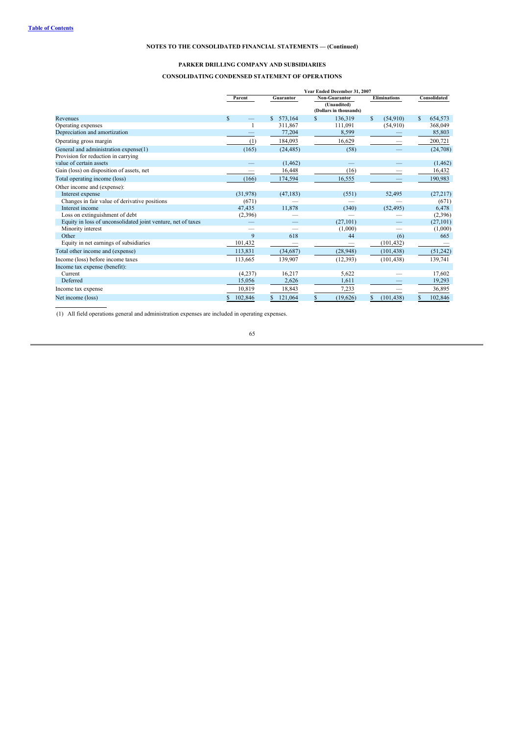Table of Contents

## NOTES TO THE CONSOLIDATED FINANCIAL STATEMENTS — (Continued)

### PARKER DRILLING COMPANY AND SUBSIDIARIES

### CONSOLIDATING CONDENSED STATEMENT OF OPERATIONS

| | Year Ended December 31, 2007 | | | | |
|---|---|---|---|---|---|
| | Parent | Guarantor | Non-Guarantor (Unaudited) | Eliminations | Consolidated |
| | (Dollars in thousands) | | | | |
| Revenues | $ — | $ 573,164 | $ 136,319 | $ (54,910) | $ 654,573 |
| Operating expenses | 1 | 311,867 | 111,091 | (54,910) | 368,049 |
| Depreciation and amortization | — | 77,204 | 8,599 | — | 85,803 |
| Operating gross margin | (1) | 184,093 | 16,629 | — | 200,721 |
| General and administration expense(1) | (165) | (24,485) | (58) | — | (24,708) |
| Provision for reduction in carrying value of certain assets | — | (1,462) | — | — | (1,462) |
| Gain (loss) on disposition of assets, net | — | 16,448 | (16) | — | 16,432 |
| Total operating income (loss) | (166) | 174,594 | 16,555 | — | 190,983 |
| Other income and (expense): | | | | | |
| Interest expense | (31,978) | (47,183) | (551) | 52,495 | (27,217) |
| Changes in fair value of derivative positions | (671) | — | — | — | (671) |
| Interest income | 47,435 | 11,878 | (340) | (52,495) | 6,478 |
| Loss on extinguishment of debt | (2,396) | — | — | — | (2,396) |
| Equity in loss of unconsolidated joint venture, net of taxes | — | — | (27,101) | — | (27,101) |
| Minority interest | — | — | (1,000) | — | (1,000) |
| Other | 9 | 618 | 44 | (6) | 665 |
| Equity in net earnings of subsidiaries | 101,432 | — | — | (101,432) | — |
| Total other income and (expense) | 113,831 | (34,687) | (28,948) | (101,438) | (51,242) |
| Income (loss) before income taxes | 113,665 | 139,907 | (12,393) | (101,438) | 139,741 |
| Income tax expense (benefit): | | | | | |
| Current | (4,237) | 16,217 | 5,622 | — | 17,602 |
| Deferred | 15,056 | 2,626 | 1,611 | — | 19,293 |
| Income tax expense | 10,819 | 18,843 | 7,233 | — | 36,895 |
| Net income (loss) | $ 102,846 | $ 121,064 | $ (19,626) | $ (101,438) | $ 102,846 |

(1) All field operations general and administration expenses are included in operating expenses.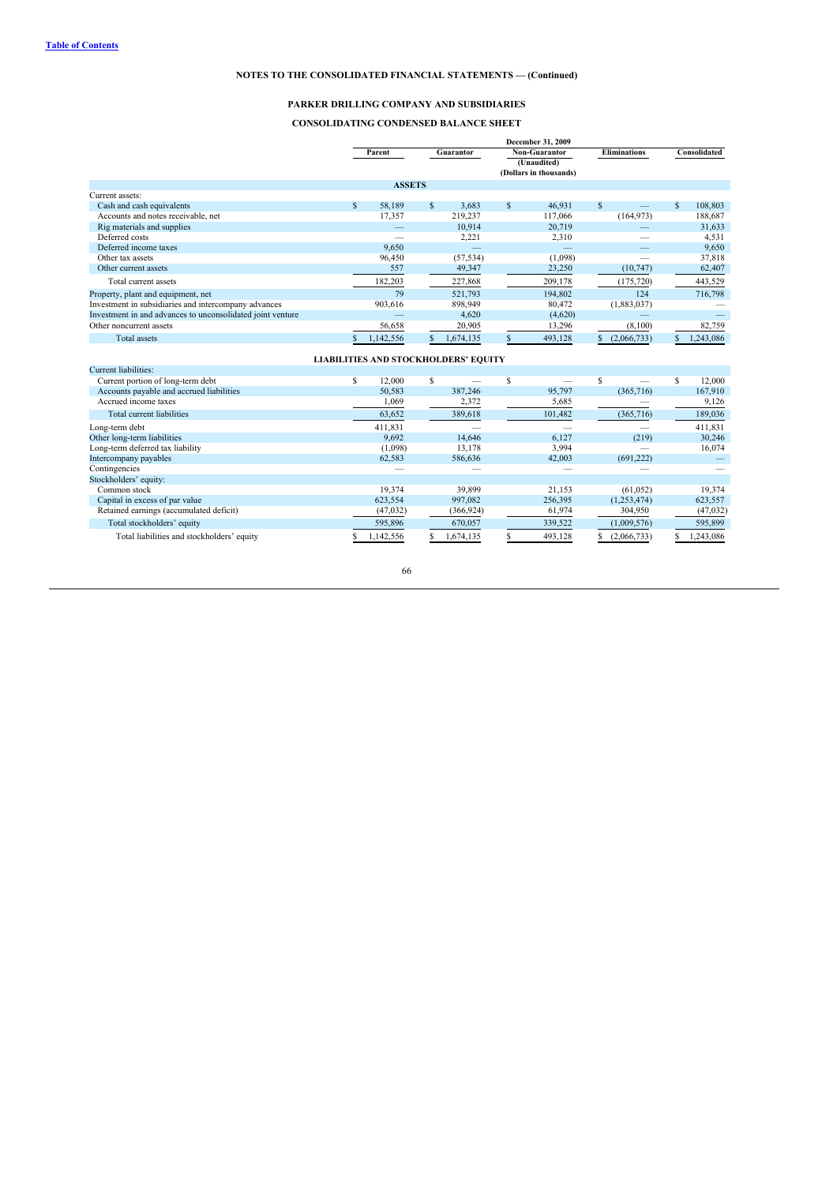[Table of Contents]

**NOTES TO THE CONSOLIDATED FINANCIAL STATEMENTS — (Continued)**

**PARKER DRILLING COMPANY AND SUBSIDIARIES**

**CONSOLIDATING CONDENSED BALANCE SHEET**

| | December 31, 2009 | | | | |
|---|---|---|---|---|---|
| | Parent | Guarantor | Non-Guarantor | Eliminations | Consolidated |
| | | | (Unaudited) | | |
| | | | (Dollars in thousands) | | |
| **ASSETS** | | | | | |
| Current assets: | | | | | |
| Cash and cash equivalents | $ 58,189 | $ 3,683 | $ 46,931 | $ — | $ 108,803 |
| Accounts and notes receivable, net | 17,357 | 219,237 | 117,066 | (164,973) | 188,687 |
| Rig materials and supplies | — | 10,914 | 20,719 | — | 31,633 |
| Deferred costs | — | 2,221 | 2,310 | — | 4,531 |
| Deferred income taxes | 9,650 | — | — | — | 9,650 |
| Other tax assets | 96,450 | (57,534) | (1,098) | — | 37,818 |
| Other current assets | 557 | 49,347 | 23,250 | (10,747) | 62,407 |
| Total current assets | 182,203 | 227,868 | 209,178 | (175,720) | 443,529 |
| Property, plant and equipment, net | 79 | 521,793 | 194,802 | 124 | 716,798 |
| Investment in subsidiaries and intercompany advances | 903,616 | 898,949 | 80,472 | (1,883,037) | — |
| Investment in and advances to unconsolidated joint venture | — | 4,620 | (4,620) | — | — |
| Other noncurrent assets | 56,658 | 20,905 | 13,296 | (8,100) | 82,759 |
| Total assets | $ 1,142,556 | $ 1,674,135 | $ 493,128 | $ (2,066,733) | $ 1,243,086 |
| **LIABILITIES AND STOCKHOLDERS' EQUITY** | | | | | |
| Current liabilities: | | | | | |
| Current portion of long-term debt | $ 12,000 | $ — | $ — | $ — | $ 12,000 |
| Accounts payable and accrued liabilities | 50,583 | 387,246 | 95,797 | (365,716) | 167,910 |
| Accrued income taxes | 1,069 | 2,372 | 5,685 | — | 9,126 |
| Total current liabilities | 63,652 | 389,618 | 101,482 | (365,716) | 189,036 |
| Long-term debt | 411,831 | — | — | — | 411,831 |
| Other long-term liabilities | 9,692 | 14,646 | 6,127 | (219) | 30,246 |
| Long-term deferred tax liability | (1,098) | 13,178 | 3,994 | — | 16,074 |
| Intercompany payables | 62,583 | 586,636 | 42,003 | (691,222) | — |
| Contingencies | — | — | — | — | — |
| Stockholders' equity: | | | | | |
| Common stock | 19,374 | 39,899 | 21,153 | (61,052) | 19,374 |
| Capital in excess of par value | 623,554 | 997,082 | 256,395 | (1,253,474) | 623,557 |
| Retained earnings (accumulated deficit) | (47,032) | (366,924) | 61,974 | 304,950 | (47,032) |
| Total stockholders' equity | 595,896 | 670,057 | 339,522 | (1,009,576) | 595,899 |
| Total liabilities and stockholders' equity | $ 1,142,556 | $ 1,674,135 | $ 493,128 | $ (2,066,733) | $ 1,243,086 |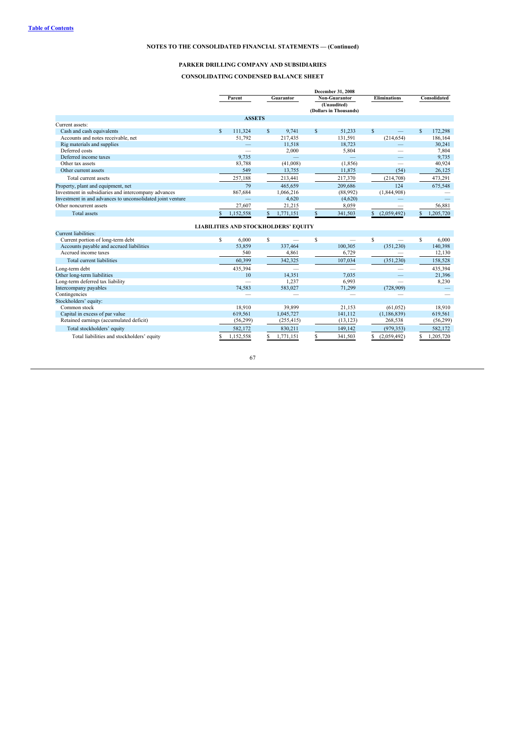[Table of Contents](#)

**NOTES TO THE CONSOLIDATED FINANCIAL STATEMENTS — (Continued)**

**PARKER DRILLING COMPANY AND SUBSIDIARIES**

**CONSOLIDATING CONDENSED BALANCE SHEET**

| | December 31, 2008 | | | | |
|---|---|---|---|---|---|
| | Parent | Guarantor | Non-Guarantor | Eliminations | Consolidated |
| | | | (Unaudited) (Dollars in Thousands) | | |
| **ASSETS** | | | | | |
| Current assets: | | | | | |
| Cash and cash equivalents | $ 111,324 | $ 9,741 | $ 51,233 | $ — | $ 172,298 |
| Accounts and notes receivable, net | 51,792 | 217,435 | 131,591 | (214,654) | 186,164 |
| Rig materials and supplies | — | 11,518 | 18,723 | — | 30,241 |
| Deferred costs | — | 2,000 | 5,804 | — | 7,804 |
| Deferred income taxes | 9,735 | — | — | — | 9,735 |
| Other tax assets | 83,788 | (41,008) | (1,856) | — | 40,924 |
| Other current assets | 549 | 13,755 | 11,875 | (54) | 26,125 |
| Total current assets | 257,188 | 213,441 | 217,370 | (214,708) | 473,291 |
| Property, plant and equipment, net | 79 | 465,659 | 209,686 | 124 | 675,548 |
| Investment in subsidiaries and intercompany advances | 867,684 | 1,066,216 | (88,992) | (1,844,908) | — |
| Investment in and advances to unconsolidated joint venture | — | 4,620 | (4,620) | — | — |
| Other noncurrent assets | 27,607 | 21,215 | 8,059 | — | 56,881 |
| Total assets | $ 1,152,558 | $ 1,771,151 | $ 341,503 | $ (2,059,492) | $ 1,205,720 |
| **LIABILITIES AND STOCKHOLDERS' EQUITY** | | | | | |
| Current liabilities: | | | | | |
| Current portion of long-term debt | $ 6,000 | $ — | $ — | $ — | $ 6,000 |
| Accounts payable and accrued liabilities | 53,859 | 337,464 | 100,305 | (351,230) | 140,398 |
| Accrued income taxes | 540 | 4,861 | 6,729 | — | 12,130 |
| Total current liabilities | 60,399 | 342,325 | 107,034 | (351,230) | 158,528 |
| Long-term debt | 435,394 | — | — | — | 435,394 |
| Other long-term liabilities | 10 | 14,351 | 7,035 | — | 21,396 |
| Long-term deferred tax liability | — | 1,237 | 6,993 | — | 8,230 |
| Intercompany payables | 74,583 | 583,027 | 71,299 | (728,909) | — |
| Contingencies | — | — | — | — | — |
| Stockholders' equity: | | | | | |
| Common stock | 18,910 | 39,899 | 21,153 | (61,052) | 18,910 |
| Capital in excess of par value | 619,561 | 1,045,727 | 141,112 | (1,186,839) | 619,561 |
| Retained earnings (accumulated deficit) | (56,299) | (255,415) | (13,123) | 268,538 | (56,299) |
| Total stockholders' equity | 582,172 | 830,211 | 149,142 | (979,353) | 582,172 |
| Total liabilities and stockholders' equity | $ 1,152,558 | $ 1,771,151 | $ 341,503 | $ (2,059,492) | $ 1,205,720 |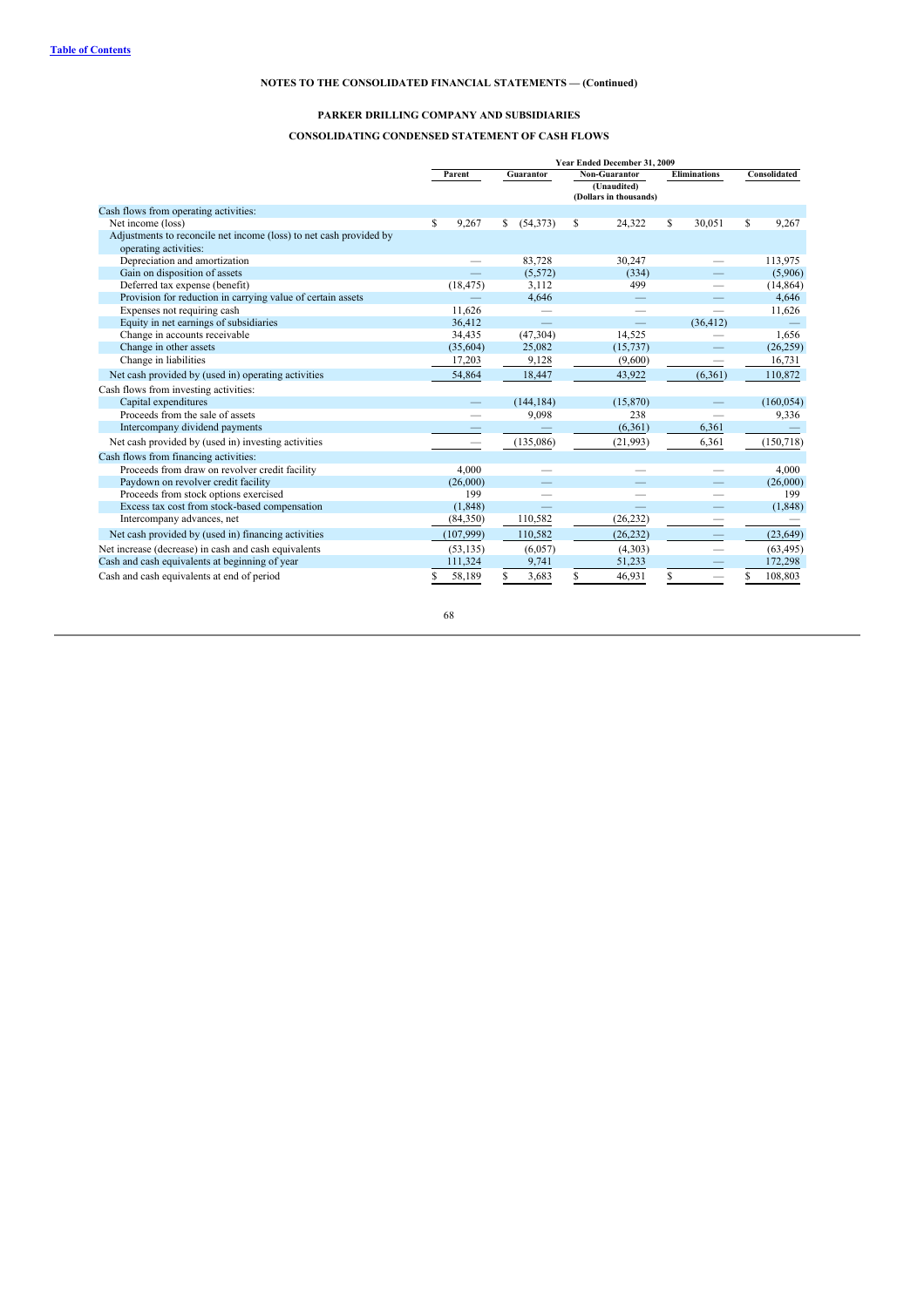[Table of Contents](#)

**NOTES TO THE CONSOLIDATED FINANCIAL STATEMENTS — (Continued)**

**PARKER DRILLING COMPANY AND SUBSIDIARIES**

**CONSOLIDATING CONDENSED STATEMENT OF CASH FLOWS**

| | Year Ended December 31, 2009 | | | | |
|---|---|---|---|---|---|
| | Parent | Guarantor | Non-Guarantor | Eliminations | Consolidated |
| | | | (Unaudited) (Dollars in thousands) | | |
| Cash flows from operating activities: | | | | | |
| Net income (loss) | $ 9,267 | $ (54,373) | $ 24,322 | $ 30,051 | $ 9,267 |
| Adjustments to reconcile net income (loss) to net cash provided by operating activities: | | | | | |
| Depreciation and amortization | — | 83,728 | 30,247 | — | 113,975 |
| Gain on disposition of assets | — | (5,572) | (334) | — | (5,906) |
| Deferred tax expense (benefit) | (18,475) | 3,112 | 499 | — | (14,864) |
| Provision for reduction in carrying value of certain assets | — | 4,646 | — | — | 4,646 |
| Expenses not requiring cash | 11,626 | — | — | — | 11,626 |
| Equity in net earnings of subsidiaries | 36,412 | — | — | (36,412) | — |
| Change in accounts receivable | 34,435 | (47,304) | 14,525 | — | 1,656 |
| Change in other assets | (35,604) | 25,082 | (15,737) | — | (26,259) |
| Change in liabilities | 17,203 | 9,128 | (9,600) | — | 16,731 |
| Net cash provided by (used in) operating activities | 54,864 | 18,447 | 43,922 | (6,361) | 110,872 |
| Cash flows from investing activities: | | | | | |
| Capital expenditures | — | (144,184) | (15,870) | — | (160,054) |
| Proceeds from the sale of assets | — | 9,098 | 238 | — | 9,336 |
| Intercompany dividend payments | — | — | (6,361) | 6,361 | — |
| Net cash provided by (used in) investing activities | — | (135,086) | (21,993) | 6,361 | (150,718) |
| Cash flows from financing activities: | | | | | |
| Proceeds from draw on revolver credit facility | 4,000 | — | — | — | 4,000 |
| Paydown on revolver credit facility | (26,000) | — | — | — | (26,000) |
| Proceeds from stock options exercised | 199 | — | — | — | 199 |
| Excess tax cost from stock-based compensation | (1,848) | — | — | — | (1,848) |
| Intercompany advances, net | (84,350) | 110,582 | (26,232) | — | — |
| Net cash provided by (used in) financing activities | (107,999) | 110,582 | (26,232) | — | (23,649) |
| Net increase (decrease) in cash and cash equivalents | (53,135) | (6,057) | (4,303) | — | (63,495) |
| Cash and cash equivalents at beginning of year | 111,324 | 9,741 | 51,233 | — | 172,298 |
| Cash and cash equivalents at end of period | $ 58,189 | $ 3,683 | $ 46,931 | $ — | $ 108,803 |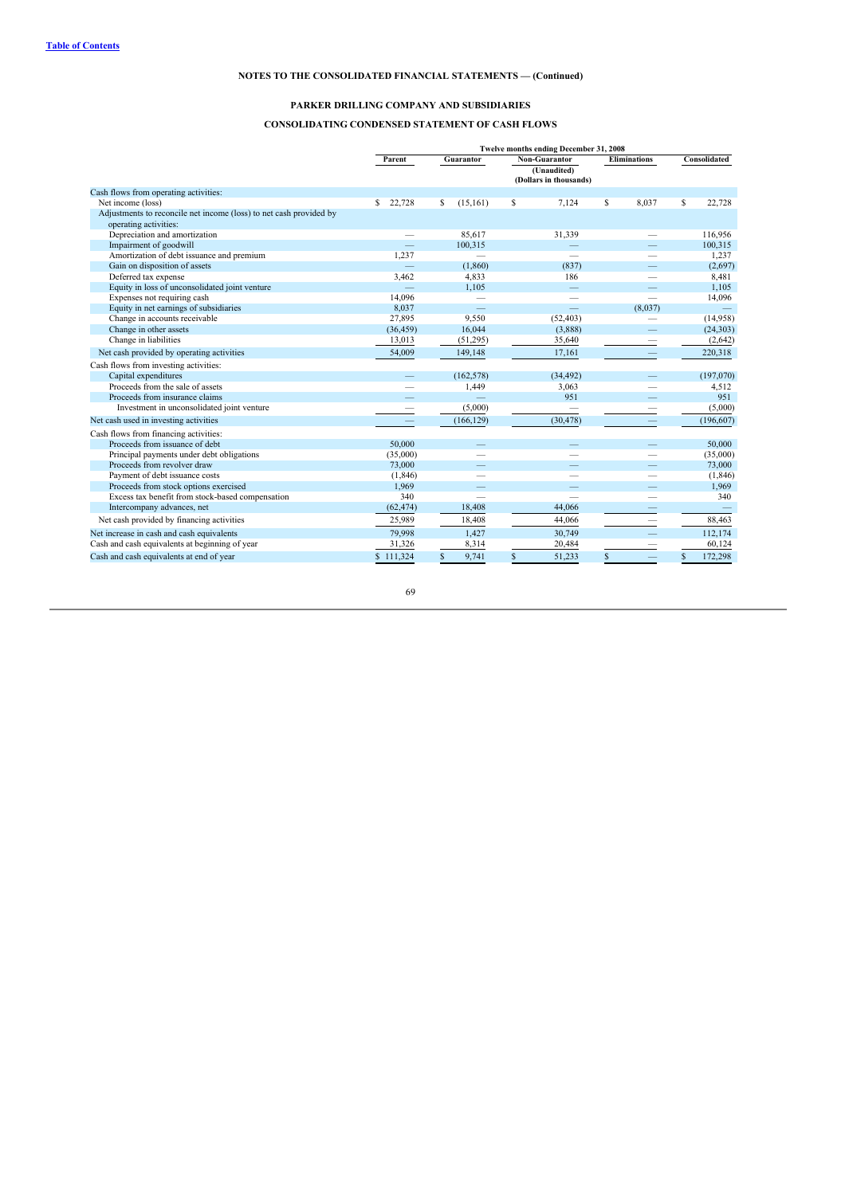Table of Contents

NOTES TO THE CONSOLIDATED FINANCIAL STATEMENTS — (Continued)

## PARKER DRILLING COMPANY AND SUBSIDIARIES

## CONSOLIDATING CONDENSED STATEMENT OF CASH FLOWS

| | Twelve months ending December 31, 2008 | | | | |
|---|---|---|---|---|---|
| | Parent | Guarantor | Non-Guarantor | Eliminations | Consolidated |
| | | | (Unaudited) (Dollars in thousands) | | |
| Cash flows from operating activities: | | | | | |
| Net income (loss) | $ 22,728 | $ (15,161) | $ 7,124 | $ 8,037 | $ 22,728 |
| Adjustments to reconcile net income (loss) to net cash provided by operating activities: | | | | | |
| Depreciation and amortization | — | 85,617 | 31,339 | — | 116,956 |
| Impairment of goodwill | — | 100,315 | — | — | 100,315 |
| Amortization of debt issuance and premium | 1,237 | — | — | — | 1,237 |
| Gain on disposition of assets | — | (1,860) | (837) | — | (2,697) |
| Deferred tax expense | 3,462 | 4,833 | 186 | — | 8,481 |
| Equity in loss of unconsolidated joint venture | — | 1,105 | — | — | 1,105 |
| Expenses not requiring cash | 14,096 | — | — | — | 14,096 |
| Equity in net earnings of subsidiaries | 8,037 | — | — | (8,037) | — |
| Change in accounts receivable | 27,895 | 9,550 | (52,403) | — | (14,958) |
| Change in other assets | (36,459) | 16,044 | (3,888) | — | (24,303) |
| Change in liabilities | 13,013 | (51,295) | 35,640 | — | (2,642) |
| Net cash provided by operating activities | 54,009 | 149,148 | 17,161 | — | 220,318 |
| Cash flows from investing activities: | | | | | |
| Capital expenditures | — | (162,578) | (34,492) | — | (197,070) |
| Proceeds from the sale of assets | — | 1,449 | 3,063 | — | 4,512 |
| Proceeds from insurance claims | — | — | 951 | — | 951 |
| Investment in unconsolidated joint venture | — | (5,000) | — | — | (5,000) |
| Net cash used in investing activities | — | (166,129) | (30,478) | — | (196,607) |
| Cash flows from financing activities: | | | | | |
| Proceeds from issuance of debt | 50,000 | — | — | — | 50,000 |
| Principal payments under debt obligations | (35,000) | — | — | — | (35,000) |
| Proceeds from revolver draw | 73,000 | — | — | — | 73,000 |
| Payment of debt issuance costs | (1,846) | — | — | — | (1,846) |
| Proceeds from stock options exercised | 1,969 | — | — | — | 1,969 |
| Excess tax benefit from stock-based compensation | 340 | — | — | — | 340 |
| Intercompany advances, net | (62,474) | 18,408 | 44,066 | — | — |
| Net cash provided by financing activities | 25,989 | 18,408 | 44,066 | — | 88,463 |
| Net increase in cash and cash equivalents | 79,998 | 1,427 | 30,749 | — | 112,174 |
| Cash and cash equivalents at beginning of year | 31,326 | 8,314 | 20,484 | — | 60,124 |
| Cash and cash equivalents at end of year | $ 111,324 | $ 9,741 | $ 51,233 | $ — | $ 172,298 |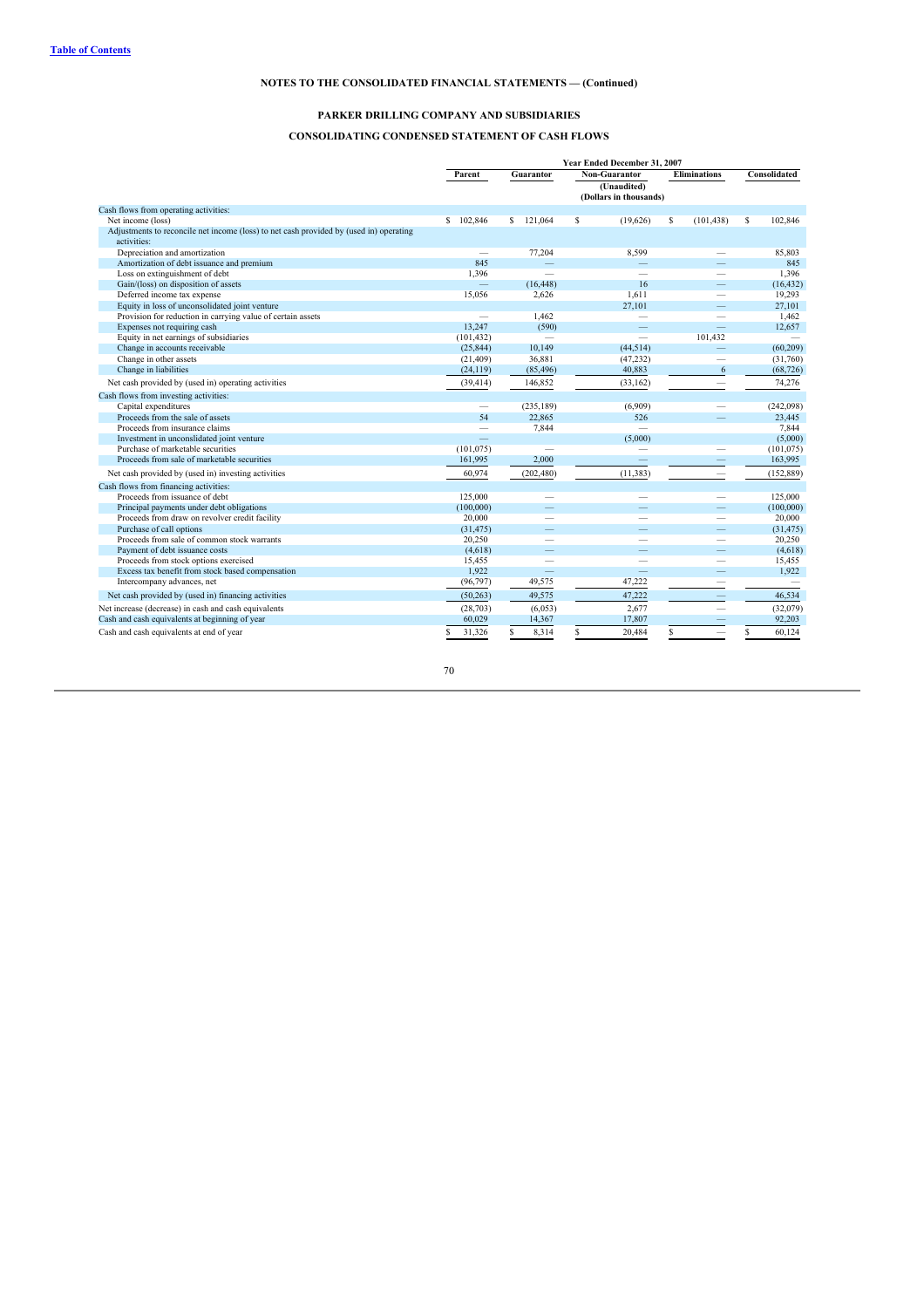**NOTES TO THE CONSOLIDATED FINANCIAL STATEMENTS — (Continued)**

**PARKER DRILLING COMPANY AND SUBSIDIARIES**

**CONSOLIDATING CONDENSED STATEMENT OF CASH FLOWS**

| | Year Ended December 31, 2007 | | | | |
|---|---|---|---|---|---|
| | Parent | Guarantor | Non-Guarantor | Eliminations | Consolidated |
| | | | (Unaudited) (Dollars in thousands) | | |
| Cash flows from operating activities: | | | | | |
| Net income (loss) | $ 102,846 | $ 121,064 | $ (19,626) | $ (101,438) | $ 102,846 |
| Adjustments to reconcile net income (loss) to net cash provided by (used in) operating activities: | | | | | |
| Depreciation and amortization | — | 77,204 | 8,599 | — | 85,803 |
| Amortization of debt issuance and premium | 845 | — | — | — | 845 |
| Loss on extinguishment of debt | 1,396 | — | — | — | 1,396 |
| Gain/(loss) on disposition of assets | — | (16,448) | 16 | — | (16,432) |
| Deferred income tax expense | 15,056 | 2,626 | 1,611 | — | 19,293 |
| Equity in loss of unconsolidated joint venture | | | 27,101 | — | 27,101 |
| Provision for reduction in carrying value of certain assets | — | 1,462 | — | — | 1,462 |
| Expenses not requiring cash | 13,247 | (590) | — | — | 12,657 |
| Equity in net earnings of subsidiaries | (101,432) | — | — | 101,432 | — |
| Change in accounts receivable | (25,844) | 10,149 | (44,514) | — | (60,209) |
| Change in other assets | (21,409) | 36,881 | (47,232) | — | (31,760) |
| Change in liabilities | (24,119) | (85,496) | 40,883 | 6 | (68,726) |
| Net cash provided by (used in) operating activities | (39,414) | 146,852 | (33,162) | — | 74,276 |
| Cash flows from investing activities: | | | | | |
| Capital expenditures | — | (235,189) | (6,909) | — | (242,098) |
| Proceeds from the sale of assets | 54 | 22,865 | 526 | — | 23,445 |
| Proceeds from insurance claims | — | 7,844 | — | | 7,844 |
| Investment in unconslidated joint venture | — | | (5,000) | | (5,000) |
| Purchase of marketable securities | (101,075) | — | — | — | (101,075) |
| Proceeds from sale of marketable securities | 161,995 | 2,000 | — | — | 163,995 |
| Net cash provided by (used in) investing activities | 60,974 | (202,480) | (11,383) | — | (152,889) |
| Cash flows from financing activities: | | | | | |
| Proceeds from issuance of debt | 125,000 | — | — | — | 125,000 |
| Principal payments under debt obligations | (100,000) | — | — | — | (100,000) |
| Proceeds from draw on revolver credit facility | 20,000 | — | — | — | 20,000 |
| Purchase of call options | (31,475) | — | — | — | (31,475) |
| Proceeds from sale of common stock warrants | 20,250 | — | — | — | 20,250 |
| Payment of debt issuance costs | (4,618) | — | — | — | (4,618) |
| Proceeds from stock options exercised | 15,455 | — | — | — | 15,455 |
| Excess tax benefit from stock based compensation | 1,922 | — | — | — | 1,922 |
| Intercompany advances, net | (96,797) | 49,575 | 47,222 | — | — |
| Net cash provided by (used in) financing activities | (50,263) | 49,575 | 47,222 | — | 46,534 |
| Net increase (decrease) in cash and cash equivalents | (28,703) | (6,053) | 2,677 | — | (32,079) |
| Cash and cash equivalents at beginning of year | 60,029 | 14,367 | 17,807 | — | 92,203 |
| Cash and cash equivalents at end of year | $ 31,326 | $ 8,314 | $ 20,484 | $ — | $ 60,124 |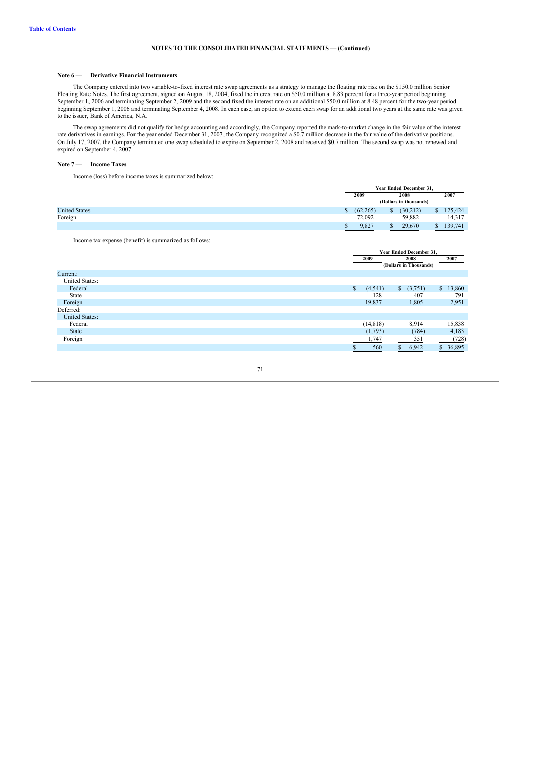Table of Contents

**NOTES TO THE CONSOLIDATED FINANCIAL STATEMENTS — (Continued)**

**Note 6 — Derivative Financial Instruments**

The Company entered into two variable-to-fixed interest rate swap agreements as a strategy to manage the floating rate risk on the $150.0 million Senior Floating Rate Notes. The first agreement, signed on August 18, 2004, fixed the interest rate on $50.0 million at 8.83 percent for a three-year period beginning September 1, 2006 and terminating September 2, 2009 and the second fixed the interest rate on an additional $50.0 million at 8.48 percent for the two-year period beginning September 1, 2006 and terminating September 4, 2008. In each case, an option to extend each swap for an additional two years at the same rate was given to the issuer, Bank of America, N.A.

The swap agreements did not qualify for hedge accounting and accordingly, the Company reported the mark-to-market change in the fair value of the interest rate derivatives in earnings. For the year ended December 31, 2007, the Company recognized a $0.7 million decrease in the fair value of the derivative positions. On July 17, 2007, the Company terminated one swap scheduled to expire on September 2, 2008 and received $0.7 million. The second swap was not renewed and expired on September 4, 2007.

**Note 7 — Income Taxes**

Income (loss) before income taxes is summarized below:

| | Year Ended December 31, | | |
|---|---|---|---|
| | 2009 | 2008 | 2007 |
| | (Dollars in thousands) | | |
| United States | $ (62,265) | $ (30,212) | $ 125,424 |
| Foreign | 72,092 | 59,882 | 14,317 |
| | $ 9,827 | $ 29,670 | $ 139,741 |

Income tax expense (benefit) is summarized as follows:

| | Year Ended December 31, | | |
|---|---|---|---|
| | 2009 | 2008 | 2007 |
| | (Dollars in Thousands) | | |
| Current: | | | |
| United States: | | | |
| Federal | $ (4,541) | $ (3,751) | $ 13,860 |
| State | 128 | 407 | 791 |
| Foreign | 19,837 | 1,805 | 2,951 |
| Deferred: | | | |
| United States: | | | |
| Federal | (14,818) | 8,914 | 15,838 |
| State | (1,793) | (784) | 4,183 |
| Foreign | 1,747 | 351 | (728) |
| | $ 560 | $ 6,942 | $ 36,895 |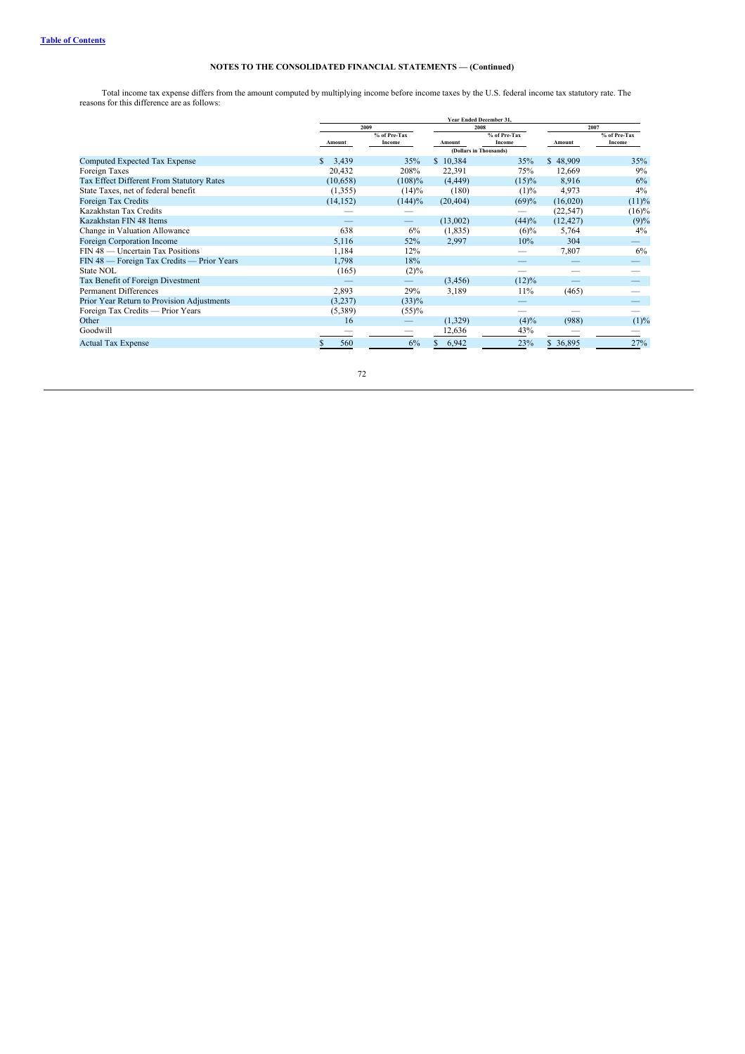**NOTES TO THE CONSOLIDATED FINANCIAL STATEMENTS — (Continued)**

Total income tax expense differs from the amount computed by multiplying income before income taxes by the U.S. federal income tax statutory rate. The reasons for this difference are as follows:

| | Year Ended December 31, | | | | | |
|---|---|---|---|---|---|---|
| | 2009 | | 2008 | | 2007 | |
| | Amount | % of Pre-Tax Income | Amount | % of Pre-Tax Income | Amount | % of Pre-Tax Income |
| | | | (Dollars in Thousands) | | | |
| Computed Expected Tax Expense | $ 3,439 | 35% | $ 10,384 | 35% | $ 48,909 | 35% |
| Foreign Taxes | 20,432 | 208% | 22,391 | 75% | 12,669 | 9% |
| Tax Effect Different From Statutory Rates | (10,658) | (108)% | (4,449) | (15)% | 8,916 | 6% |
| State Taxes, net of federal benefit | (1,355) | (14)% | (180) | (1)% | 4,973 | 4% |
| Foreign Tax Credits | (14,152) | (144)% | (20,404) | (69)% | (16,020) | (11)% |
| Kazakhstan Tax Credits | — | — | | — | (22,547) | (16)% |
| Kazakhstan FIN 48 Items | — | — | (13,002) | (44)% | (12,427) | (9)% |
| Change in Valuation Allowance | 638 | 6% | (1,835) | (6)% | 5,764 | 4% |
| Foreign Corporation Income | 5,116 | 52% | 2,997 | 10% | 304 | — |
| FIN 48 — Uncertain Tax Positions | 1,184 | 12% | | — | 7,807 | 6% |
| FIN 48 — Foreign Tax Credits — Prior Years | 1,798 | 18% | | — | — | — |
| State NOL | (165) | (2)% | | — | — | — |
| Tax Benefit of Foreign Divestment | — | — | (3,456) | (12)% | — | — |
| Permanent Differences | 2,893 | 29% | 3,189 | 11% | (465) | — |
| Prior Year Return to Provision Adjustments | (3,237) | (33)% | | — | | — |
| Foreign Tax Credits — Prior Years | (5,389) | (55)% | | — | — | — |
| Other | 16 | — | (1,329) | (4)% | (988) | (1)% |
| Goodwill | — | — | 12,636 | 43% | — | — |
| Actual Tax Expense | $ 560 | 6% | $ 6,942 | 23% | $ 36,895 | 27% |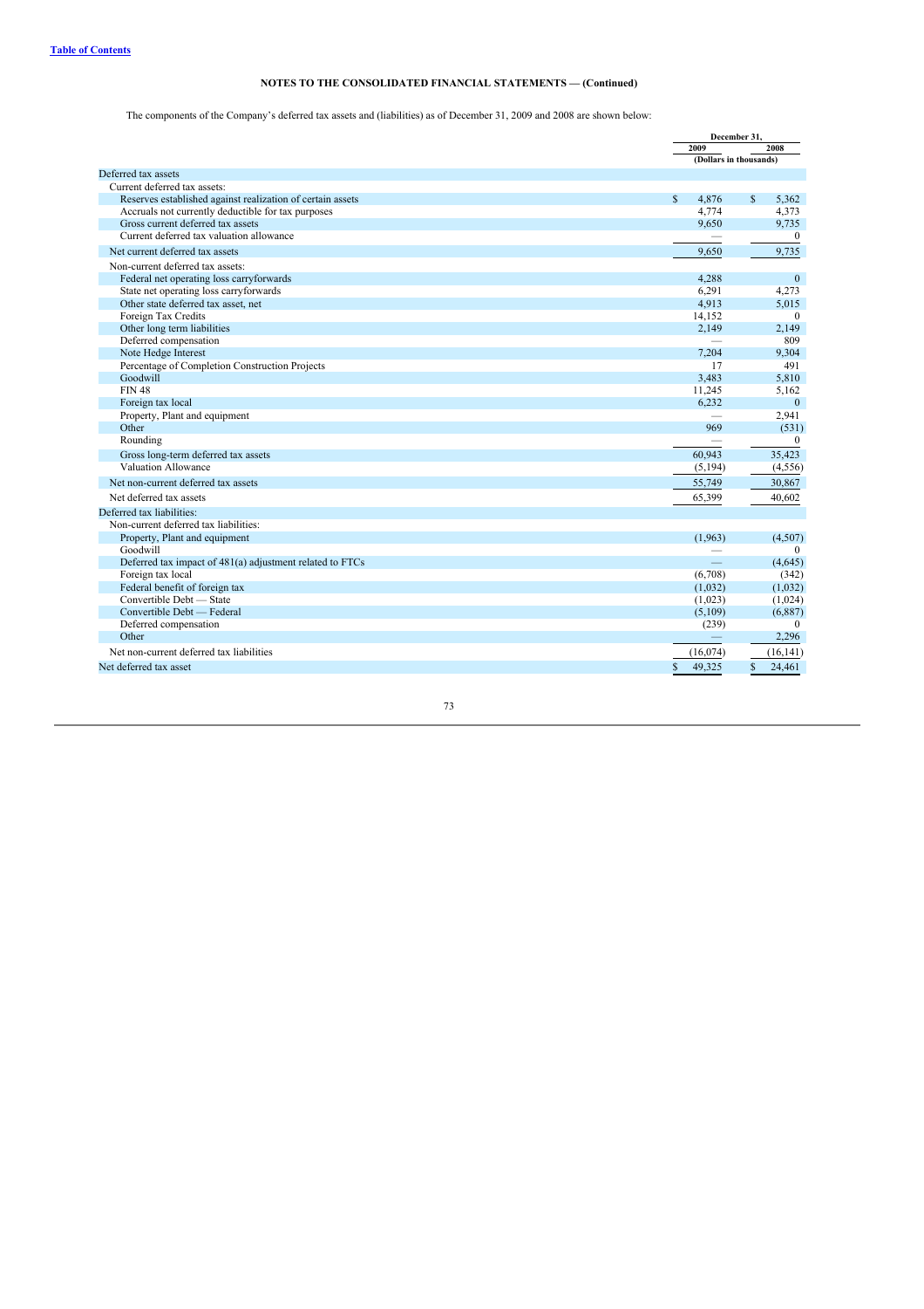**NOTES TO THE CONSOLIDATED FINANCIAL STATEMENTS — (Continued)**

The components of the Company's deferred tax assets and (liabilities) as of December 31, 2009 and 2008 are shown below:

| | December 31, | |
|---|---|---|
| | 2009 | 2008 |
| | (Dollars in thousands) | |
| Deferred tax assets | | |
| Current deferred tax assets: | | |
| Reserves established against realization of certain assets | $ 4,876 | $ 5,362 |
| Accruals not currently deductible for tax purposes | 4,774 | 4,373 |
| Gross current deferred tax assets | 9,650 | 9,735 |
| Current deferred tax valuation allowance | — | 0 |
| Net current deferred tax assets | 9,650 | 9,735 |
| Non-current deferred tax assets: | | |
| Federal net operating loss carryforwards | 4,288 | 0 |
| State net operating loss carryforwards | 6,291 | 4,273 |
| Other state deferred tax asset, net | 4,913 | 5,015 |
| Foreign Tax Credits | 14,152 | 0 |
| Other long term liabilities | 2,149 | 2,149 |
| Deferred compensation | — | 809 |
| Note Hedge Interest | 7,204 | 9,304 |
| Percentage of Completion Construction Projects | 17 | 491 |
| Goodwill | 3,483 | 5,810 |
| FIN 48 | 11,245 | 5,162 |
| Foreign tax local | 6,232 | 0 |
| Property, Plant and equipment | — | 2,941 |
| Other | 969 | (531) |
| Rounding | — | 0 |
| Gross long-term deferred tax assets | 60,943 | 35,423 |
| Valuation Allowance | (5,194) | (4,556) |
| Net non-current deferred tax assets | 55,749 | 30,867 |
| Net deferred tax assets | 65,399 | 40,602 |
| Deferred tax liabilities: | | |
| Non-current deferred tax liabilities: | | |
| Property, Plant and equipment | (1,963) | (4,507) |
| Goodwill | — | 0 |
| Deferred tax impact of 481(a) adjustment related to FTCs | — | (4,645) |
| Foreign tax local | (6,708) | (342) |
| Federal benefit of foreign tax | (1,032) | (1,032) |
| Convertible Debt — State | (1,023) | (1,024) |
| Convertible Debt — Federal | (5,109) | (6,887) |
| Deferred compensation | (239) | 0 |
| Other | — | 2,296 |
| Net non-current deferred tax liabilities | (16,074) | (16,141) |
| Net deferred tax asset | $ 49,325 | $ 24,461 |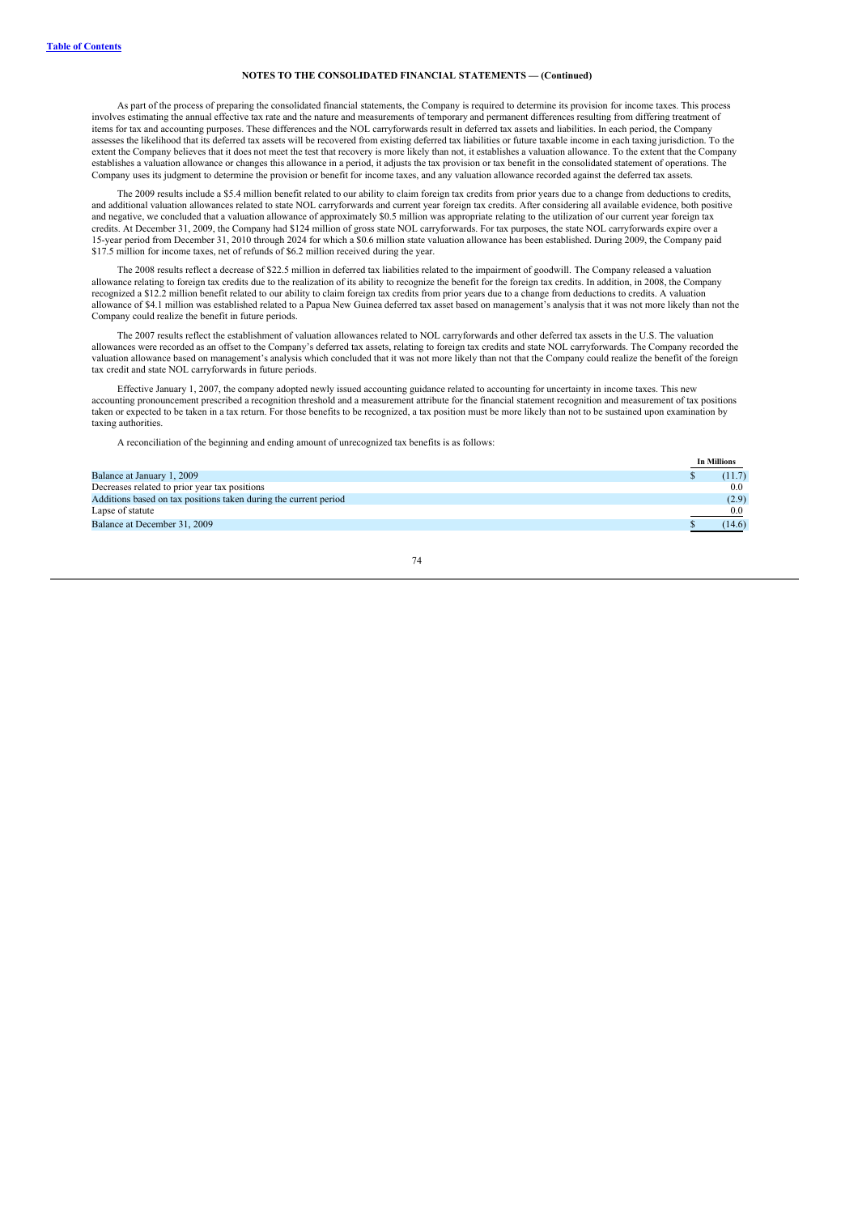**NOTES TO THE CONSOLIDATED FINANCIAL STATEMENTS — (Continued)**

As part of the process of preparing the consolidated financial statements, the Company is required to determine its provision for income taxes. This process involves estimating the annual effective tax rate and the nature and measurements of temporary and permanent differences resulting from differing treatment of items for tax and accounting purposes. These differences and the NOL carryforwards result in deferred tax assets and liabilities. In each period, the Company assesses the likelihood that its deferred tax assets will be recovered from existing deferred tax liabilities or future taxable income in each taxing jurisdiction. To the extent the Company believes that it does not meet the test that recovery is more likely than not, it establishes a valuation allowance. To the extent that the Company establishes a valuation allowance or changes this allowance in a period, it adjusts the tax provision or tax benefit in the consolidated statement of operations. The Company uses its judgment to determine the provision or benefit for income taxes, and any valuation allowance recorded against the deferred tax assets.

The 2009 results include a $5.4 million benefit related to our ability to claim foreign tax credits from prior years due to a change from deductions to credits, and additional valuation allowances related to state NOL carryforwards and current year foreign tax credits. After considering all available evidence, both positive and negative, we concluded that a valuation allowance of approximately $0.5 million was appropriate relating to the utilization of our current year foreign tax credits. At December 31, 2009, the Company had $124 million of gross state NOL carryforwards. For tax purposes, the state NOL carryforwards expire over a 15-year period from December 31, 2010 through 2024 for which a $0.6 million state valuation allowance has been established. During 2009, the Company paid $17.5 million for income taxes, net of refunds of $6.2 million received during the year.

The 2008 results reflect a decrease of $22.5 million in deferred tax liabilities related to the impairment of goodwill. The Company released a valuation allowance relating to foreign tax credits due to the realization of its ability to recognize the benefit for the foreign tax credits. In addition, in 2008, the Company recognized a $12.2 million benefit related to our ability to claim foreign tax credits from prior years due to a change from deductions to credits. A valuation allowance of $4.1 million was established related to a Papua New Guinea deferred tax asset based on management's analysis that it was not more likely than not the Company could realize the benefit in future periods.

The 2007 results reflect the establishment of valuation allowances related to NOL carryforwards and other deferred tax assets in the U.S. The valuation allowances were recorded as an offset to the Company's deferred tax assets, relating to foreign tax credits and state NOL carryforwards. The Company recorded the valuation allowance based on management's analysis which concluded that it was not more likely than not that the Company could realize the benefit of the foreign tax credit and state NOL carryforwards in future periods.

Effective January 1, 2007, the company adopted newly issued accounting guidance related to accounting for uncertainty in income taxes. This new accounting pronouncement prescribed a recognition threshold and a measurement attribute for the financial statement recognition and measurement of tax positions taken or expected to be taken in a tax return. For those benefits to be recognized, a tax position must be more likely than not to be sustained upon examination by taxing authorities.

A reconciliation of the beginning and ending amount of unrecognized tax benefits is as follows:

| | In Millions |
|---|---|
| Balance at January 1, 2009 | $ (11.7) |
| Decreases related to prior year tax positions | 0.0 |
| Additions based on tax positions taken during the current period | (2.9) |
| Lapse of statute | 0.0 |
| Balance at December 31, 2009 | $ (14.6) |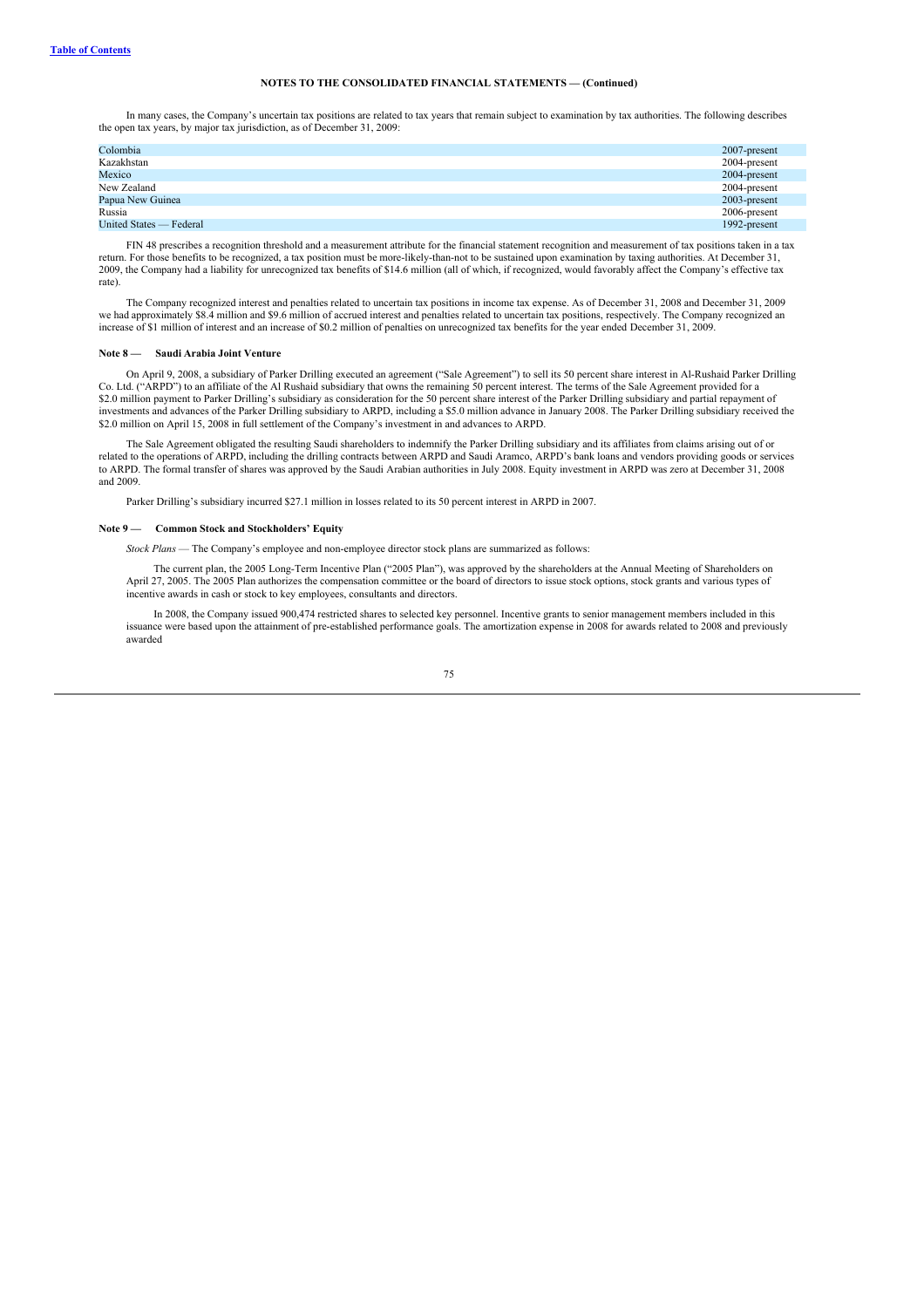[Table of Contents](#)

**NOTES TO THE CONSOLIDATED FINANCIAL STATEMENTS — (Continued)**

In many cases, the Company's uncertain tax positions are related to tax years that remain subject to examination by tax authorities. The following describes the open tax years, by major tax jurisdiction, as of December 31, 2009:

| | |
|---|---|
| Colombia | 2007-present |
| Kazakhstan | 2004-present |
| Mexico | 2004-present |
| New Zealand | 2004-present |
| Papua New Guinea | 2003-present |
| Russia | 2006-present |
| United States — Federal | 1992-present |

FIN 48 prescribes a recognition threshold and a measurement attribute for the financial statement recognition and measurement of tax positions taken in a tax return. For those benefits to be recognized, a tax position must be more-likely-than-not to be sustained upon examination by taxing authorities. At December 31, 2009, the Company had a liability for unrecognized tax benefits of $14.6 million (all of which, if recognized, would favorably affect the Company's effective tax rate).

The Company recognized interest and penalties related to uncertain tax positions in income tax expense. As of December 31, 2008 and December 31, 2009 we had approximately $8.4 million and $9.6 million of accrued interest and penalties related to uncertain tax positions, respectively. The Company recognized an increase of $1 million of interest and an increase of $0.2 million of penalties on unrecognized tax benefits for the year ended December 31, 2009.

**Note 8 — Saudi Arabia Joint Venture**

On April 9, 2008, a subsidiary of Parker Drilling executed an agreement ("Sale Agreement") to sell its 50 percent share interest in Al-Rushaid Parker Drilling Co. Ltd. ("ARPD") to an affiliate of the Al Rushaid subsidiary that owns the remaining 50 percent interest. The terms of the Sale Agreement provided for a $2.0 million payment to Parker Drilling's subsidiary as consideration for the 50 percent share interest of the Parker Drilling subsidiary and partial repayment of investments and advances of the Parker Drilling subsidiary to ARPD, including a $5.0 million advance in January 2008. The Parker Drilling subsidiary received the $2.0 million on April 15, 2008 in full settlement of the Company's investment in and advances to ARPD.

The Sale Agreement obligated the resulting Saudi shareholders to indemnify the Parker Drilling subsidiary and its affiliates from claims arising out of or related to the operations of ARPD, including the drilling contracts between ARPD and Saudi Aramco, ARPD's bank loans and vendors providing goods or services to ARPD. The formal transfer of shares was approved by the Saudi Arabian authorities in July 2008. Equity investment in ARPD was zero at December 31, 2008 and 2009.

Parker Drilling's subsidiary incurred $27.1 million in losses related to its 50 percent interest in ARPD in 2007.

**Note 9 — Common Stock and Stockholders' Equity**

*Stock Plans* — The Company's employee and non-employee director stock plans are summarized as follows:

The current plan, the 2005 Long-Term Incentive Plan ("2005 Plan"), was approved by the shareholders at the Annual Meeting of Shareholders on April 27, 2005. The 2005 Plan authorizes the compensation committee or the board of directors to issue stock options, stock grants and various types of incentive awards in cash or stock to key employees, consultants and directors.

In 2008, the Company issued 900,474 restricted shares to selected key personnel. Incentive grants to senior management members included in this issuance were based upon the attainment of pre-established performance goals. The amortization expense in 2008 for awards related to 2008 and previously awarded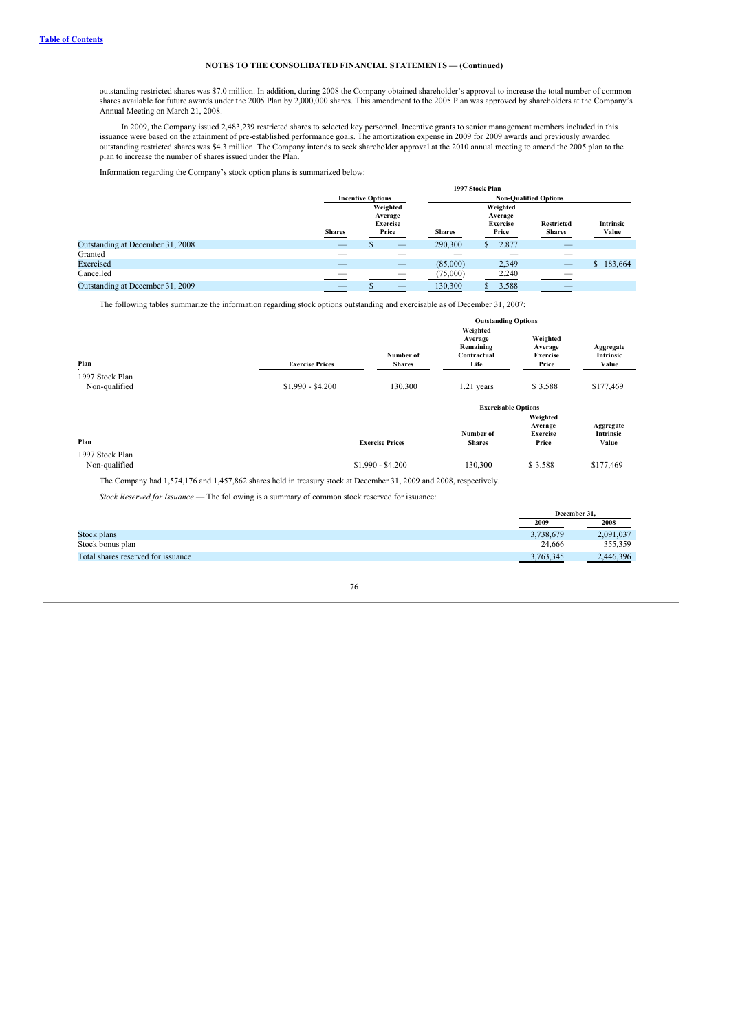**Table of Contents**

**NOTES TO THE CONSOLIDATED FINANCIAL STATEMENTS — (Continued)**

outstanding restricted shares was $7.0 million. In addition, during 2008 the Company obtained shareholder's approval to increase the total number of common shares available for future awards under the 2005 Plan by 2,000,000 shares. This amendment to the 2005 Plan was approved by shareholders at the Company's Annual Meeting on March 21, 2008.

In 2009, the Company issued 2,483,239 restricted shares to selected key personnel. Incentive grants to senior management members included in this issuance were based on the attainment of pre-established performance goals. The amortization expense in 2009 for 2009 awards and previously awarded outstanding restricted shares was $4.3 million. The Company intends to seek shareholder approval at the 2010 annual meeting to amend the 2005 plan to the plan to increase the number of shares issued under the Plan.

Information regarding the Company's stock option plans is summarized below:

| | 1997 Stock Plan | | | | | |
|---|---|---|---|---|---|---|
| | Incentive Options | | Non-Qualified Options | | | |
| | Shares | Weighted Average Exercise Price | Shares | Weighted Average Exercise Price | Restricted Shares | Intrinsic Value |
| Outstanding at December 31, 2008 | — | $ — | 290,300 | $ 2.877 | — | |
| Granted | — | — | — | — | — | |
| Exercised | — | — | (85,000) | 2,349 | — | $ 183,664 |
| Cancelled | — | — | (75,000) | 2.240 | — | |
| Outstanding at December 31, 2009 | — | $ — | 130,300 | $ 3.588 | — | |

The following tables summarize the information regarding stock options outstanding and exercisable as of December 31, 2007:

| | | | Outstanding Options | | |
|---|---|---|---|---|---|
| Plan | Exercise Prices | Number of Shares | Weighted Average Remaining Contractual Life | Weighted Average Exercise Price | Aggregate Intrinsic Value |
| 1997 Stock Plan Non-qualified | $1.990 - $4.200 | 130,300 | 1.21 years | $ 3.588 | $177,469 |

| | | Exercisable Options | | |
|---|---|---|---|---|
| Plan | Exercise Prices | Number of Shares | Weighted Average Exercise Price | Aggregate Intrinsic Value |
| 1997 Stock Plan Non-qualified | $1.990 - $4.200 | 130,300 | $ 3.588 | $177,469 |

The Company had 1,574,176 and 1,457,862 shares held in treasury stock at December 31, 2009 and 2008, respectively.

*Stock Reserved for Issuance* — The following is a summary of common stock reserved for issuance:

| | December 31, | |
|---|---|---|
| | 2009 | 2008 |
| Stock plans | 3,738,679 | 2,091,037 |
| Stock bonus plan | 24,666 | 355,359 |
| Total shares reserved for issuance | 3,763,345 | 2,446,396 |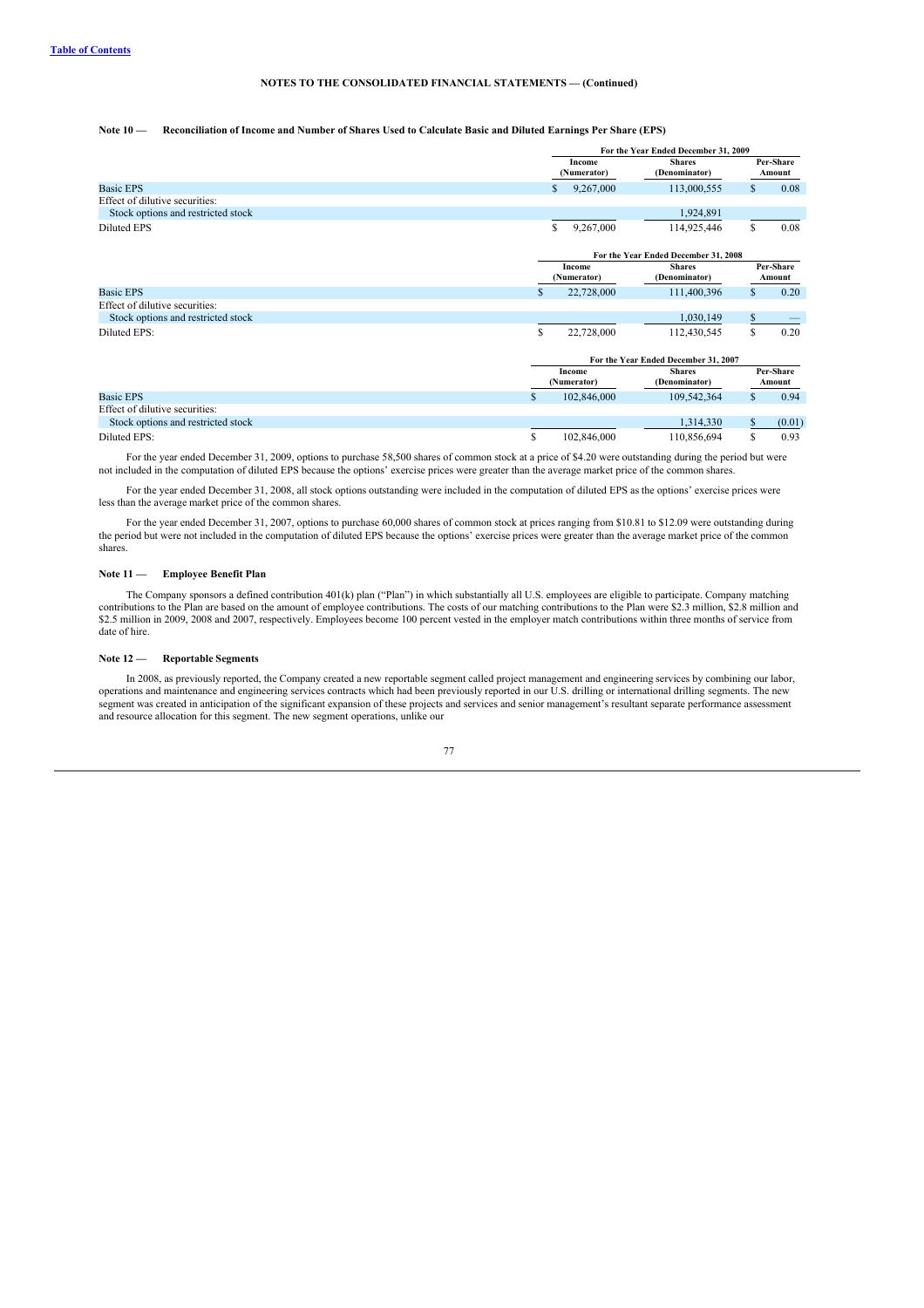NOTES TO THE CONSOLIDATED FINANCIAL STATEMENTS — (Continued)

**Note 10 — Reconciliation of Income and Number of Shares Used to Calculate Basic and Diluted Earnings Per Share (EPS)**

| | For the Year Ended December 31, 2009 | | |
|---|---|---|---|
| | Income (Numerator) | Shares (Denominator) | Per-Share Amount |
| Basic EPS | $ 9,267,000 | 113,000,555 | $ 0.08 |
| Effect of dilutive securities: | | | |
| Stock options and restricted stock | | 1,924,891 | |
| Diluted EPS | $ 9,267,000 | 114,925,446 | $ 0.08 |

| | For the Year Ended December 31, 2008 | | |
|---|---|---|---|
| | Income (Numerator) | Shares (Denominator) | Per-Share Amount |
| Basic EPS | $ 22,728,000 | 111,400,396 | $ 0.20 |
| Effect of dilutive securities: | | | |
| Stock options and restricted stock | | 1,030,149 | $ — |
| Diluted EPS: | $ 22,728,000 | 112,430,545 | $ 0.20 |

| | For the Year Ended December 31, 2007 | | |
|---|---|---|---|
| | Income (Numerator) | Shares (Denominator) | Per-Share Amount |
| Basic EPS | $ 102,846,000 | 109,542,364 | $ 0.94 |
| Effect of dilutive securities: | | | |
| Stock options and restricted stock | | 1,314,330 | $ (0.01) |
| Diluted EPS: | $ 102,846,000 | 110,856,694 | $ 0.93 |

For the year ended December 31, 2009, options to purchase 58,500 shares of common stock at a price of $4.20 were outstanding during the period but were not included in the computation of diluted EPS because the options' exercise prices were greater than the average market price of the common shares.

For the year ended December 31, 2008, all stock options outstanding were included in the computation of diluted EPS as the options' exercise prices were less than the average market price of the common shares.

For the year ended December 31, 2007, options to purchase 60,000 shares of common stock at prices ranging from $10.81 to $12.09 were outstanding during the period but were not included in the computation of diluted EPS because the options' exercise prices were greater than the average market price of the common shares.

**Note 11 — Employee Benefit Plan**

The Company sponsors a defined contribution 401(k) plan ("Plan") in which substantially all U.S. employees are eligible to participate. Company matching contributions to the Plan are based on the amount of employee contributions. The costs of our matching contributions to the Plan were $2.3 million, $2.8 million and $2.5 million in 2009, 2008 and 2007, respectively. Employees become 100 percent vested in the employer match contributions within three months of service from date of hire.

**Note 12 — Reportable Segments**

In 2008, as previously reported, the Company created a new reportable segment called project management and engineering services by combining our labor, operations and maintenance and engineering services contracts which had been previously reported in our U.S. drilling or international drilling segments. The new segment was created in anticipation of the significant expansion of these projects and services and senior management's resultant separate performance assessment and resource allocation for this segment. The new segment operations, unlike our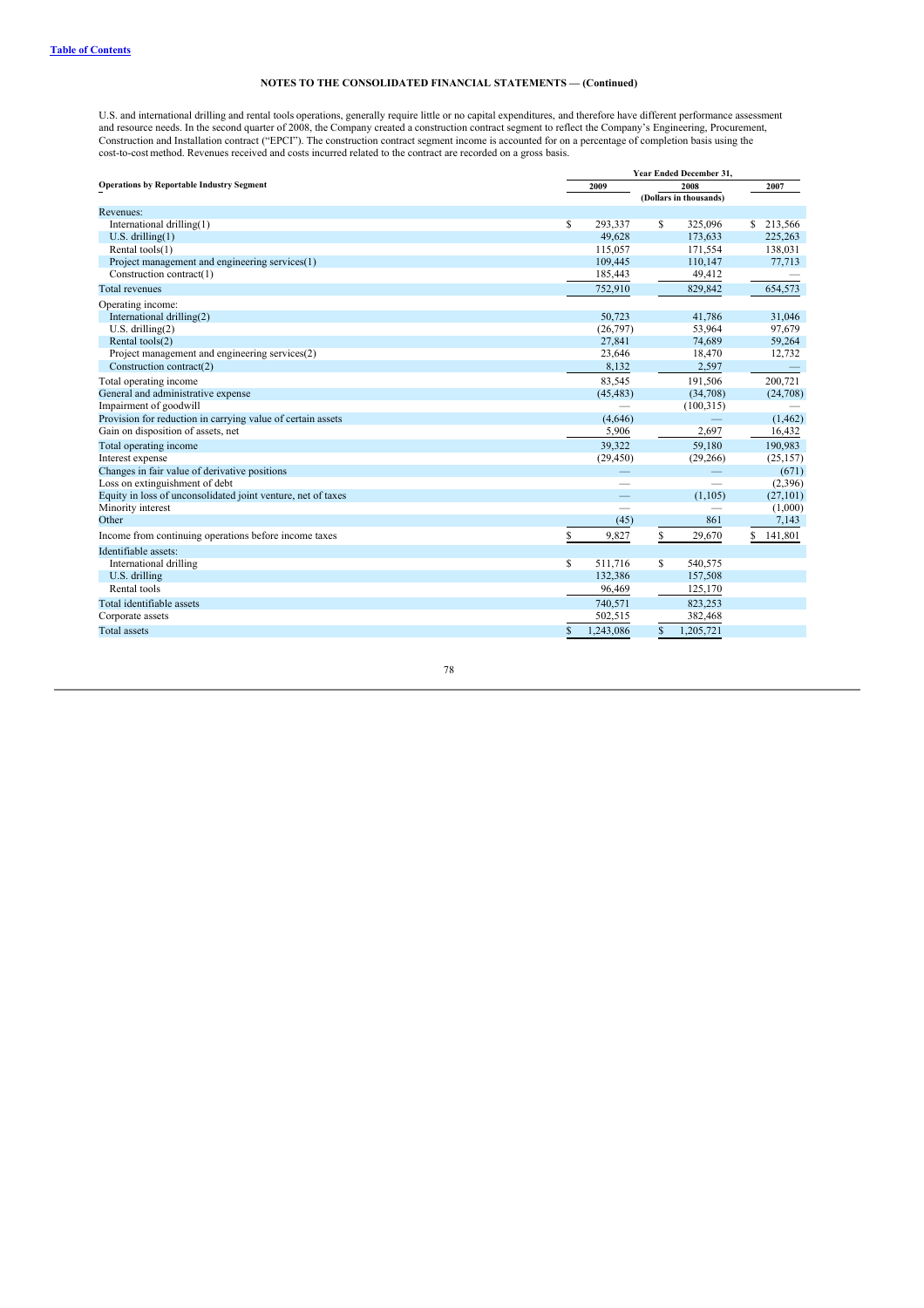**Table of Contents**

**NOTES TO THE CONSOLIDATED FINANCIAL STATEMENTS — (Continued)**

U.S. and international drilling and rental tools operations, generally require little or no capital expenditures, and therefore have different performance assessment and resource needs. In the second quarter of 2008, the Company created a construction contract segment to reflect the Company's Engineering, Procurement, Construction and Installation contract ("EPCI"). The construction contract segment income is accounted for on a percentage of completion basis using the cost-to-cost method. Revenues received and costs incurred related to the contract are recorded on a gross basis.

| Operations by Reportable Industry Segment | Year Ended December 31, 2009 | 2008 | 2007 |
|---|---|---|---|
| | | (Dollars in thousands) | |
| Revenues: | | | |
| International drilling(1) | $ 293,337 | $ 325,096 | $ 213,566 |
| U.S. drilling(1) | 49,628 | 173,633 | 225,263 |
| Rental tools(1) | 115,057 | 171,554 | 138,031 |
| Project management and engineering services(1) | 109,445 | 110,147 | 77,713 |
| Construction contract(1) | 185,443 | 49,412 | — |
| Total revenues | 752,910 | 829,842 | 654,573 |
| Operating income: | | | |
| International drilling(2) | 50,723 | 41,786 | 31,046 |
| U.S. drilling(2) | (26,797) | 53,964 | 97,679 |
| Rental tools(2) | 27,841 | 74,689 | 59,264 |
| Project management and engineering services(2) | 23,646 | 18,470 | 12,732 |
| Construction contract(2) | 8,132 | 2,597 | — |
| Total operating income | 83,545 | 191,506 | 200,721 |
| General and administrative expense | (45,483) | (34,708) | (24,708) |
| Impairment of goodwill | — | (100,315) | — |
| Provision for reduction in carrying value of certain assets | (4,646) | — | (1,462) |
| Gain on disposition of assets, net | 5,906 | 2,697 | 16,432 |
| Total operating income | 39,322 | 59,180 | 190,983 |
| Interest expense | (29,450) | (29,266) | (25,157) |
| Changes in fair value of derivative positions | — | — | (671) |
| Loss on extinguishment of debt | — | — | (2,396) |
| Equity in loss of unconsolidated joint venture, net of taxes | — | (1,105) | (27,101) |
| Minority interest | — | — | (1,000) |
| Other | (45) | 861 | 7,143 |
| Income from continuing operations before income taxes | $ 9,827 | $ 29,670 | $ 141,801 |
| Identifiable assets: | | | |
| International drilling | $ 511,716 | $ 540,575 | |
| U.S. drilling | 132,386 | 157,508 | |
| Rental tools | 96,469 | 125,170 | |
| Total identifiable assets | 740,571 | 823,253 | |
| Corporate assets | 502,515 | 382,468 | |
| Total assets | $ 1,243,086 | $ 1,205,721 | |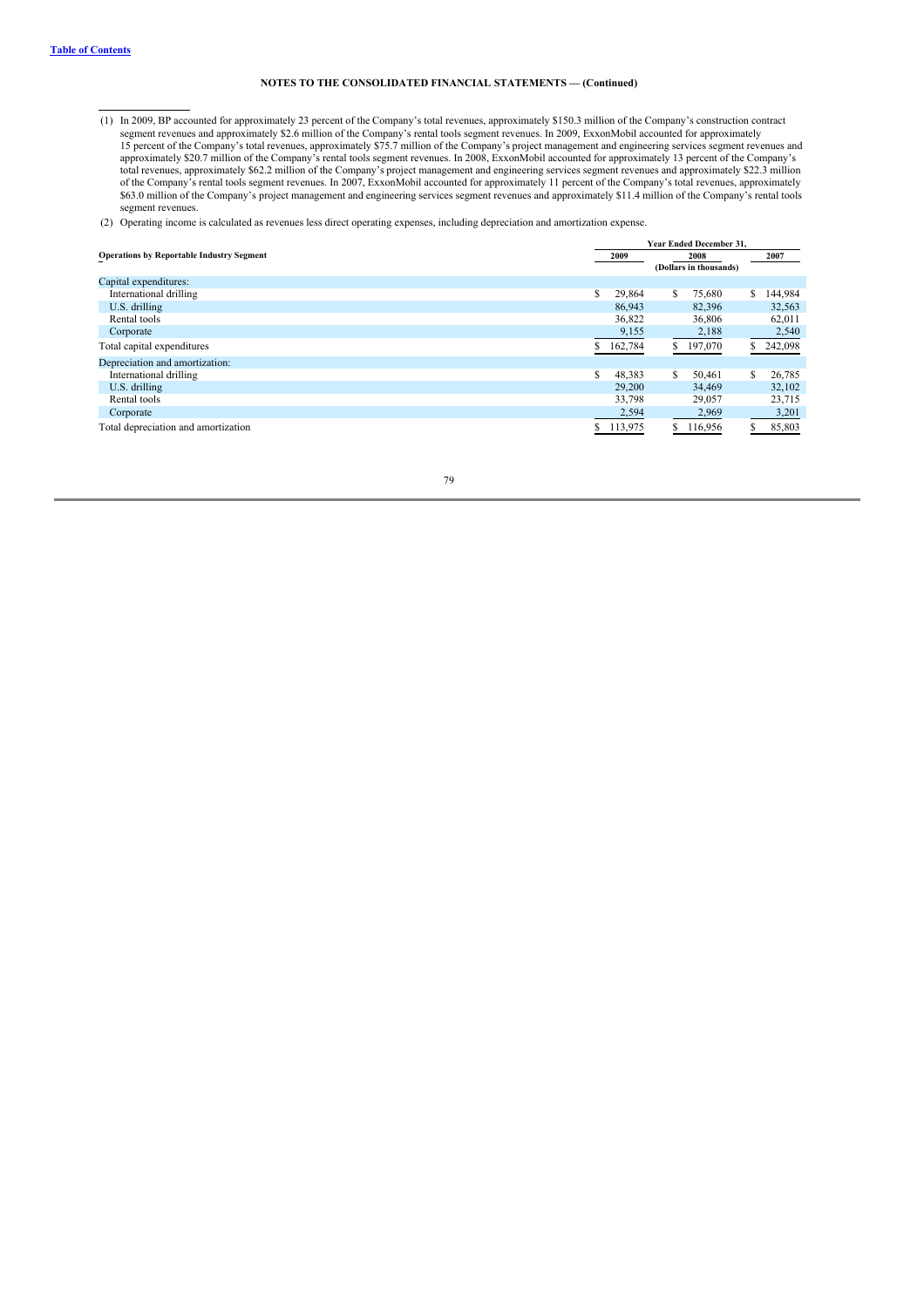**NOTES TO THE CONSOLIDATED FINANCIAL STATEMENTS — (Continued)**

(1) In 2009, BP accounted for approximately 23 percent of the Company's total revenues, approximately $150.3 million of the Company's construction contract segment revenues and approximately $2.6 million of the Company's rental tools segment revenues. In 2009, ExxonMobil accounted for approximately 15 percent of the Company's total revenues, approximately $75.7 million of the Company's project management and engineering services segment revenues and approximately $20.7 million of the Company's rental tools segment revenues. In 2008, ExxonMobil accounted for approximately 13 percent of the Company's total revenues, approximately $62.2 million of the Company's project management and engineering services segment revenues and approximately $22.3 million of the Company's rental tools segment revenues. In 2007, ExxonMobil accounted for approximately 11 percent of the Company's total revenues, approximately $63.0 million of the Company's project management and engineering services segment revenues and approximately $11.4 million of the Company's rental tools segment revenues.

(2) Operating income is calculated as revenues less direct operating expenses, including depreciation and amortization expense.

| Operations by Reportable Industry Segment | Year Ended December 31, 2009 | 2008 | 2007 |
|---|---|---|---|
| | (Dollars in thousands) | | |
| Capital expenditures: | | | |
| International drilling | $ 29,864 | $ 75,680 | $ 144,984 |
| U.S. drilling | 86,943 | 82,396 | 32,563 |
| Rental tools | 36,822 | 36,806 | 62,011 |
| Corporate | 9,155 | 2,188 | 2,540 |
| Total capital expenditures | $ 162,784 | $ 197,070 | $ 242,098 |
| Depreciation and amortization: | | | |
| International drilling | $ 48,383 | $ 50,461 | $ 26,785 |
| U.S. drilling | 29,200 | 34,469 | 32,102 |
| Rental tools | 33,798 | 29,057 | 23,715 |
| Corporate | 2,594 | 2,969 | 3,201 |
| Total depreciation and amortization | $ 113,975 | $ 116,956 | $ 85,803 |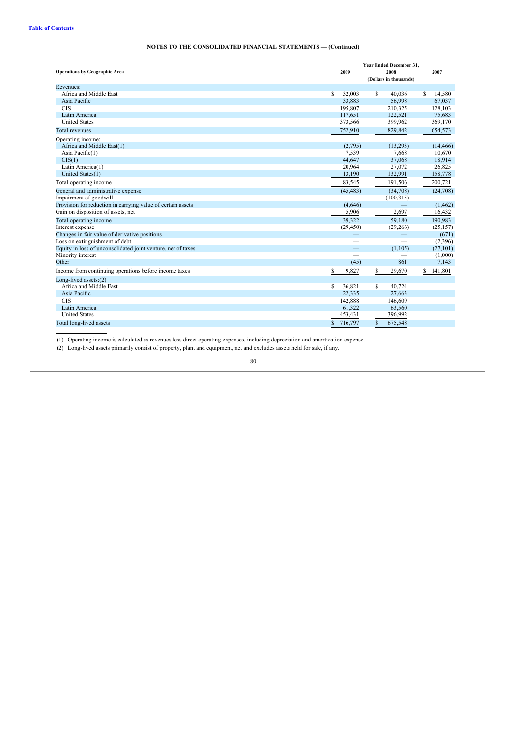## NOTES TO THE CONSOLIDATED FINANCIAL STATEMENTS — (Continued)

| Operations by Geographic Area | Year Ended December 31, 2009 | 2008 | 2007 |
|---|---|---|---|
| | (Dollars in thousands) | | |
| Revenues: | | | |
| Africa and Middle East | $ 32,003 | $ 40,036 | $ 14,580 |
| Asia Pacific | 33,883 | 56,998 | 67,037 |
| CIS | 195,807 | 210,325 | 128,103 |
| Latin America | 117,651 | 122,521 | 75,683 |
| United States | 373,566 | 399,962 | 369,170 |
| Total revenues | 752,910 | 829,842 | 654,573 |
| Operating income: | | | |
| Africa and Middle East(1) | (2,795) | (13,293) | (14,466) |
| Asia Pacific(1) | 7,539 | 7,668 | 10,670 |
| CIS(1) | 44,647 | 37,068 | 18,914 |
| Latin America(1) | 20,964 | 27,072 | 26,825 |
| United States(1) | 13,190 | 132,991 | 158,778 |
| Total operating income | 83,545 | 191,506 | 200,721 |
| General and administrative expense | (45,483) | (34,708) | (24,708) |
| Impairment of goodwill | — | (100,315) | — |
| Provision for reduction in carrying value of certain assets | (4,646) | — | (1,462) |
| Gain on disposition of assets, net | 5,906 | 2,697 | 16,432 |
| Total operating income | 39,322 | 59,180 | 190,983 |
| Interest expense | (29,450) | (29,266) | (25,157) |
| Changes in fair value of derivative positions | — | — | (671) |
| Loss on extinguishment of debt | — | — | (2,396) |
| Equity in loss of unconsolidated joint venture, net of taxes | — | (1,105) | (27,101) |
| Minority interest | — | — | (1,000) |
| Other | (45) | 861 | 7,143 |
| Income from continuing operations before income taxes | $ 9,827 | $ 29,670 | $ 141,801 |
| Long-lived assets:(2) | | | |
| Africa and Middle East | $ 36,821 | $ 40,724 | |
| Asia Pacific | 22,335 | 27,663 | |
| CIS | 142,888 | 146,609 | |
| Latin America | 61,322 | 63,560 | |
| United States | 453,431 | 396,992 | |
| Total long-lived assets | $ 716,797 | $ 675,548 | |

(1) Operating income is calculated as revenues less direct operating expenses, including depreciation and amortization expense.

(2) Long-lived assets primarily consist of property, plant and equipment, net and excludes assets held for sale, if any.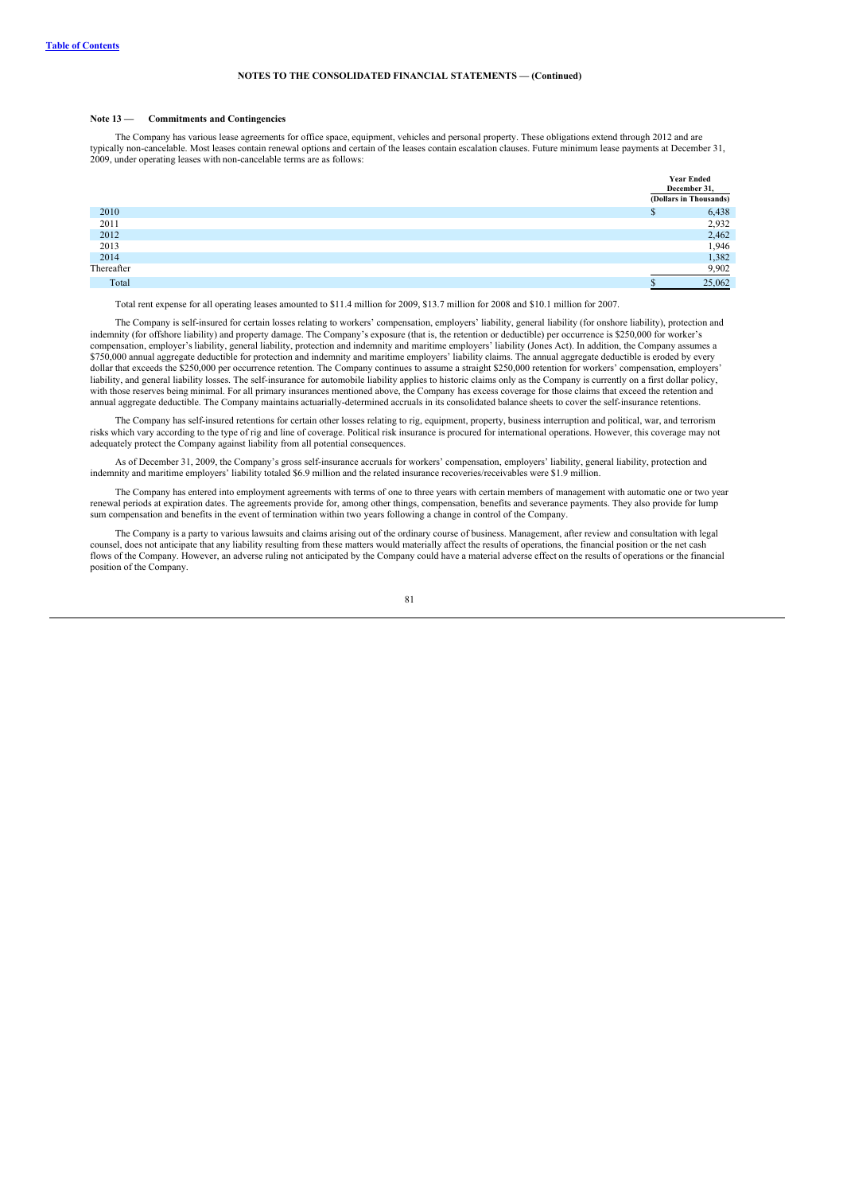**Table of Contents**

## NOTES TO THE CONSOLIDATED FINANCIAL STATEMENTS — (Continued)

### Note 13 — Commitments and Contingencies

The Company has various lease agreements for office space, equipment, vehicles and personal property. These obligations extend through 2012 and are typically non-cancelable. Most leases contain renewal options and certain of the leases contain escalation clauses. Future minimum lease payments at December 31, 2009, under operating leases with non-cancelable terms are as follows:

| | Year Ended December 31, (Dollars in Thousands) |
|---|---|
| 2010 | $ 6,438 |
| 2011 | 2,932 |
| 2012 | 2,462 |
| 2013 | 1,946 |
| 2014 | 1,382 |
| Thereafter | 9,902 |
| Total | $ 25,062 |

Total rent expense for all operating leases amounted to $11.4 million for 2009, $13.7 million for 2008 and $10.1 million for 2007.

The Company is self-insured for certain losses relating to workers' compensation, employers' liability, general liability (for onshore liability), protection and indemnity (for offshore liability) and property damage. The Company's exposure (that is, the retention or deductible) per occurrence is $250,000 for worker's compensation, employer's liability, general liability, protection and indemnity and maritime employers' liability (Jones Act). In addition, the Company assumes a $750,000 annual aggregate deductible for protection and indemnity and maritime employers' liability claims. The annual aggregate deductible is eroded by every dollar that exceeds the $250,000 per occurrence retention. The Company continues to assume a straight $250,000 retention for workers' compensation, employers' liability, and general liability losses. The self-insurance for automobile liability applies to historic claims only as the Company is currently on a first dollar policy, with those reserves being minimal. For all primary insurances mentioned above, the Company has excess coverage for those claims that exceed the retention and annual aggregate deductible. The Company maintains actuarially-determined accruals in its consolidated balance sheets to cover the self-insurance retentions.

The Company has self-insured retentions for certain other losses relating to rig, equipment, property, business interruption and political, war, and terrorism risks which vary according to the type of rig and line of coverage. Political risk insurance is procured for international operations. However, this coverage may not adequately protect the Company against liability from all potential consequences.

As of December 31, 2009, the Company's gross self-insurance accruals for workers' compensation, employers' liability, general liability, protection and indemnity and maritime employers' liability totaled $6.9 million and the related insurance recoveries/receivables were $1.9 million.

The Company has entered into employment agreements with terms of one to three years with certain members of management with automatic one or two year renewal periods at expiration dates. The agreements provide for, among other things, compensation, benefits and severance payments. They also provide for lump sum compensation and benefits in the event of termination within two years following a change in control of the Company.

The Company is a party to various lawsuits and claims arising out of the ordinary course of business. Management, after review and consultation with legal counsel, does not anticipate that any liability resulting from these matters would materially affect the results of operations, the financial position or the net cash flows of the Company. However, an adverse ruling not anticipated by the Company could have a material adverse effect on the results of operations or the financial position of the Company.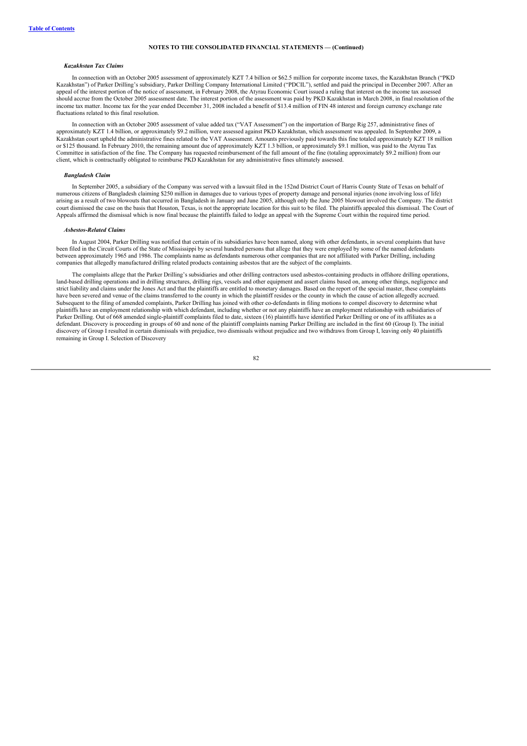#### *Kazakhstan Tax Claims*

In connection with an October 2005 assessment of approximately KZT 7.4 billion or $62.5 million for corporate income taxes, the Kazakhstan Branch ("PKD Kazakhstan") of Parker Drilling's subsidiary, Parker Drilling Company International Limited ("PDCIL"), settled and paid the principal in December 2007. After an appeal of the interest portion of the notice of assessment, in February 2008, the Atyrau Economic Court issued a ruling that interest on the income tax assessed should accrue from the October 2005 assessment date. The interest portion of the assessment was paid by PKD Kazakhstan in March 2008, in final resolution of the income tax matter. Income tax for the year ended December 31, 2008 included a benefit of $13.4 million of FIN 48 interest and foreign currency exchange rate fluctuations related to this final resolution.

In connection with an October 2005 assessment of value added tax ("VAT Assessment") on the importation of Barge Rig 257, administrative fines of approximately KZT 1.4 billion, or approximately $9.2 million, were assessed against PKD Kazakhstan, which assessment was appealed. In September 2009, a Kazakhstan court upheld the administrative fines related to the VAT Assessment. Amounts previously paid towards this fine totaled approximately KZT 18 million or $125 thousand. In February 2010, the remaining amount due of approximately KZT 1.3 billion, or approximately $9.1 million, was paid to the Atyrau Tax Committee in satisfaction of the fine. The Company has requested reimbursement of the full amount of the fine (totaling approximately $9.2 million) from our client, which is contractually obligated to reimburse PKD Kazakhstan for any administrative fines ultimately assessed.

#### *Bangladesh Claim*

In September 2005, a subsidiary of the Company was served with a lawsuit filed in the 152nd District Court of Harris County State of Texas on behalf of numerous citizens of Bangladesh claiming $250 million in damages due to various types of property damage and personal injuries (none involving loss of life) arising as a result of two blowouts that occurred in Bangladesh in January and June 2005, although only the June 2005 blowout involved the Company. The district court dismissed the case on the basis that Houston, Texas, is not the appropriate location for this suit to be filed. The plaintiffs appealed this dismissal. The Court of Appeals affirmed the dismissal which is now final because the plaintiffs failed to lodge an appeal with the Supreme Court within the required time period.

#### *Asbestos-Related Claims*

In August 2004, Parker Drilling was notified that certain of its subsidiaries have been named, along with other defendants, in several complaints that have been filed in the Circuit Courts of the State of Mississippi by several hundred persons that allege that they were employed by some of the named defendants between approximately 1965 and 1986. The complaints name as defendants numerous other companies that are not affiliated with Parker Drilling, including companies that allegedly manufactured drilling related products containing asbestos that are the subject of the complaints.

The complaints allege that the Parker Drilling's subsidiaries and other drilling contractors used asbestos-containing products in offshore drilling operations, land-based drilling operations and in drilling structures, drilling rigs, vessels and other equipment and assert claims based on, among other things, negligence and strict liability and claims under the Jones Act and that the plaintiffs are entitled to monetary damages. Based on the report of the special master, these complaints have been severed and venue of the claims transferred to the county in which the plaintiff resides or the county in which the cause of action allegedly accrued. Subsequent to the filing of amended complaints, Parker Drilling has joined with other co-defendants in filing motions to compel discovery to determine what plaintiffs have an employment relationship with which defendant, including whether or not any plaintiffs have an employment relationship with subsidiaries of Parker Drilling. Out of 668 amended single-plaintiff complaints filed to date, sixteen (16) plaintiffs have identified Parker Drilling or one of its affiliates as a defendant. Discovery is proceeding in groups of 60 and none of the plaintiff complaints naming Parker Drilling are included in the first 60 (Group I). The initial discovery of Group I resulted in certain dismissals with prejudice, two dismissals without prejudice and two withdraws from Group I, leaving only 40 plaintiffs remaining in Group I. Selection of Discovery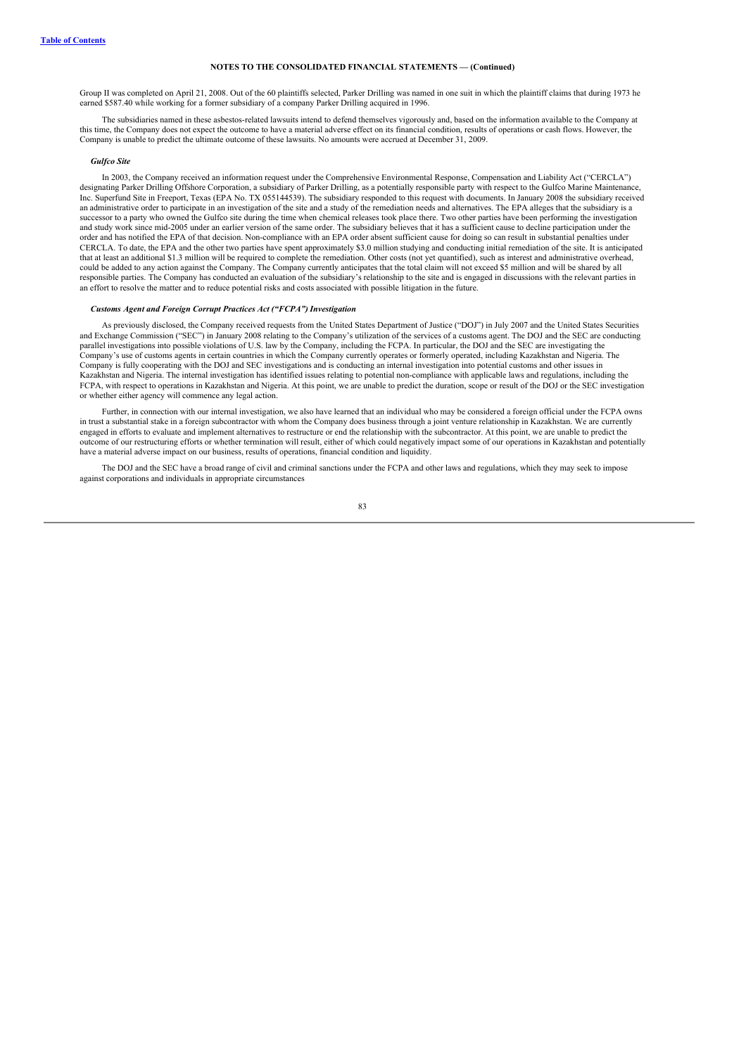**NOTES TO THE CONSOLIDATED FINANCIAL STATEMENTS — (Continued)**

Group II was completed on April 21, 2008. Out of the 60 plaintiffs selected, Parker Drilling was named in one suit in which the plaintiff claims that during 1973 he earned $587.40 while working for a former subsidiary of a company Parker Drilling acquired in 1996.

The subsidiaries named in these asbestos-related lawsuits intend to defend themselves vigorously and, based on the information available to the Company at this time, the Company does not expect the outcome to have a material adverse effect on its financial condition, results of operations or cash flows. However, the Company is unable to predict the ultimate outcome of these lawsuits. No amounts were accrued at December 31, 2009.

***Gulfco Site***

In 2003, the Company received an information request under the Comprehensive Environmental Response, Compensation and Liability Act ("CERCLA") designating Parker Drilling Offshore Corporation, a subsidiary of Parker Drilling, as a potentially responsible party with respect to the Gulfco Marine Maintenance, Inc. Superfund Site in Freeport, Texas (EPA No. TX 055144539). The subsidiary responded to this request with documents. In January 2008 the subsidiary received an administrative order to participate in an investigation of the site and a study of the remediation needs and alternatives. The EPA alleges that the subsidiary is a successor to a party who owned the Gulfco site during the time when chemical releases took place there. Two other parties have been performing the investigation and study work since mid-2005 under an earlier version of the same order. The subsidiary believes that it has a sufficient cause to decline participation under the order and has notified the EPA of that decision. Non-compliance with an EPA order absent sufficient cause for doing so can result in substantial penalties under CERCLA. To date, the EPA and the other two parties have spent approximately $3.0 million studying and conducting initial remediation of the site. It is anticipated that at least an additional $1.3 million will be required to complete the remediation. Other costs (not yet quantified), such as interest and administrative overhead, could be added to any action against the Company. The Company currently anticipates that the total claim will not exceed $5 million and will be shared by all responsible parties. The Company has conducted an evaluation of the subsidiary's relationship to the site and is engaged in discussions with the relevant parties in an effort to resolve the matter and to reduce potential risks and costs associated with possible litigation in the future.

***Customs Agent and Foreign Corrupt Practices Act ("FCPA") Investigation***

As previously disclosed, the Company received requests from the United States Department of Justice ("DOJ") in July 2007 and the United States Securities and Exchange Commission ("SEC") in January 2008 relating to the Company's utilization of the services of a customs agent. The DOJ and the SEC are conducting parallel investigations into possible violations of U.S. law by the Company, including the FCPA. In particular, the DOJ and the SEC are investigating the Company's use of customs agents in certain countries in which the Company currently operates or formerly operated, including Kazakhstan and Nigeria. The Company is fully cooperating with the DOJ and SEC investigations and is conducting an internal investigation into potential customs and other issues in Kazakhstan and Nigeria. The internal investigation has identified issues relating to potential non-compliance with applicable laws and regulations, including the FCPA, with respect to operations in Kazakhstan and Nigeria. At this point, we are unable to predict the duration, scope or result of the DOJ or the SEC investigation or whether either agency will commence any legal action.

Further, in connection with our internal investigation, we also have learned that an individual who may be considered a foreign official under the FCPA owns in trust a substantial stake in a foreign subcontractor with whom the Company does business through a joint venture relationship in Kazakhstan. We are currently engaged in efforts to evaluate and implement alternatives to restructure or end the relationship with the subcontractor. At this point, we are unable to predict the outcome of our restructuring efforts or whether termination will result, either of which could negatively impact some of our operations in Kazakhstan and potentially have a material adverse impact on our business, results of operations, financial condition and liquidity.

The DOJ and the SEC have a broad range of civil and criminal sanctions under the FCPA and other laws and regulations, which they may seek to impose against corporations and individuals in appropriate circumstances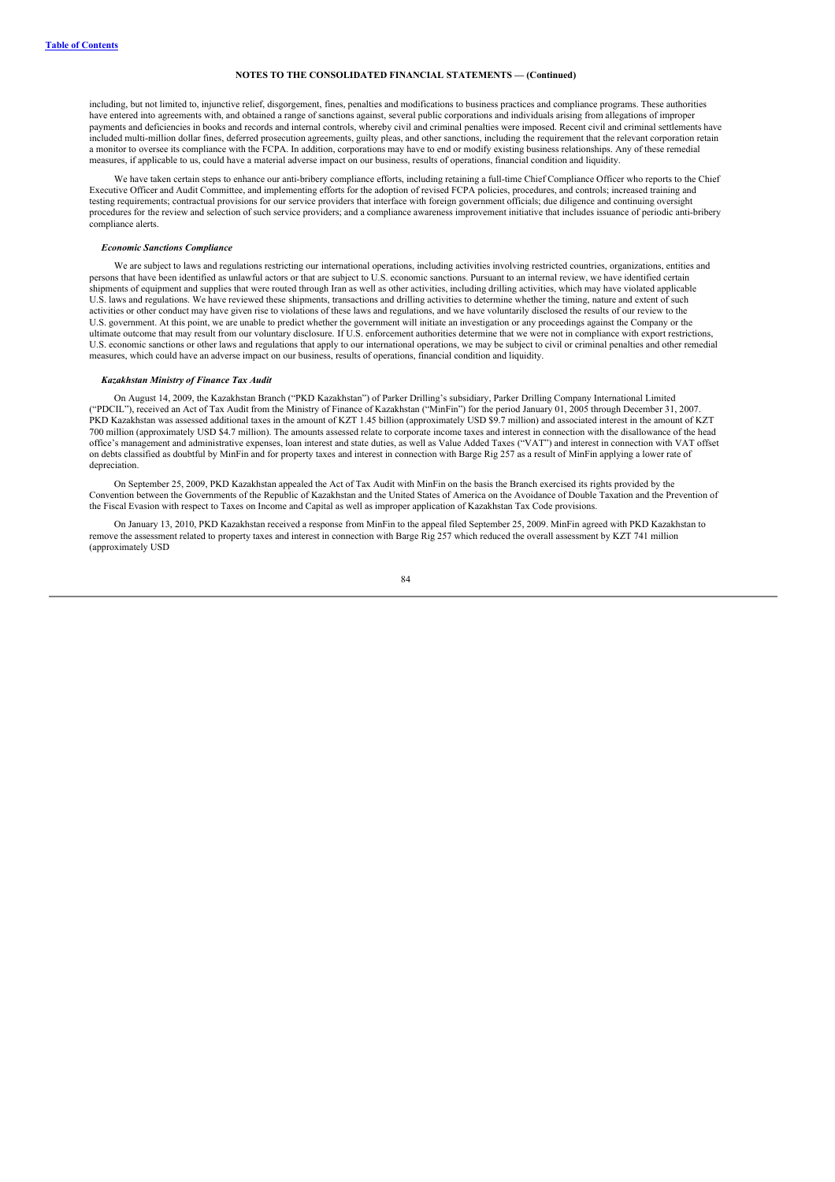including, but not limited to, injunctive relief, disgorgement, fines, penalties and modifications to business practices and compliance programs. These authorities have entered into agreements with, and obtained a range of sanctions against, several public corporations and individuals arising from allegations of improper payments and deficiencies in books and records and internal controls, whereby civil and criminal penalties were imposed. Recent civil and criminal settlements have included multi-million dollar fines, deferred prosecution agreements, guilty pleas, and other sanctions, including the requirement that the relevant corporation retain a monitor to oversee its compliance with the FCPA. In addition, corporations may have to end or modify existing business relationships. Any of these remedial measures, if applicable to us, could have a material adverse impact on our business, results of operations, financial condition and liquidity.

We have taken certain steps to enhance our anti-bribery compliance efforts, including retaining a full-time Chief Compliance Officer who reports to the Chief Executive Officer and Audit Committee, and implementing efforts for the adoption of revised FCPA policies, procedures, and controls; increased training and testing requirements; contractual provisions for our service providers that interface with foreign government officials; due diligence and continuing oversight procedures for the review and selection of such service providers; and a compliance awareness improvement initiative that includes issuance of periodic anti-bribery compliance alerts.

***Economic Sanctions Compliance***

We are subject to laws and regulations restricting our international operations, including activities involving restricted countries, organizations, entities and persons that have been identified as unlawful actors or that are subject to U.S. economic sanctions. Pursuant to an internal review, we have identified certain shipments of equipment and supplies that were routed through Iran as well as other activities, including drilling activities, which may have violated applicable U.S. laws and regulations. We have reviewed these shipments, transactions and drilling activities to determine whether the timing, nature and extent of such activities or other conduct may have given rise to violations of these laws and regulations, and we have voluntarily disclosed the results of our review to the U.S. government. At this point, we are unable to predict whether the government will initiate an investigation or any proceedings against the Company or the ultimate outcome that may result from our voluntary disclosure. If U.S. enforcement authorities determine that we were not in compliance with export restrictions, U.S. economic sanctions or other laws and regulations that apply to our international operations, we may be subject to civil or criminal penalties and other remedial measures, which could have an adverse impact on our business, results of operations, financial condition and liquidity.

***Kazakhstan Ministry of Finance Tax Audit***

On August 14, 2009, the Kazakhstan Branch ("PKD Kazakhstan") of Parker Drilling's subsidiary, Parker Drilling Company International Limited ("PDCIL"), received an Act of Tax Audit from the Ministry of Finance of Kazakhstan ("MinFin") for the period January 01, 2005 through December 31, 2007. PKD Kazakhstan was assessed additional taxes in the amount of KZT 1.45 billion (approximately USD $9.7 million) and associated interest in the amount of KZT 700 million (approximately USD $4.7 million). The amounts assessed relate to corporate income taxes and interest in connection with the disallowance of the head office's management and administrative expenses, loan interest and state duties, as well as Value Added Taxes ("VAT") and interest in connection with VAT offset on debts classified as doubtful by MinFin and for property taxes and interest in connection with Barge Rig 257 as a result of MinFin applying a lower rate of depreciation.

On September 25, 2009, PKD Kazakhstan appealed the Act of Tax Audit with MinFin on the basis the Branch exercised its rights provided by the Convention between the Governments of the Republic of Kazakhstan and the United States of America on the Avoidance of Double Taxation and the Prevention of the Fiscal Evasion with respect to Taxes on Income and Capital as well as improper application of Kazakhstan Tax Code provisions.

On January 13, 2010, PKD Kazakhstan received a response from MinFin to the appeal filed September 25, 2009. MinFin agreed with PKD Kazakhstan to remove the assessment related to property taxes and interest in connection with Barge Rig 257 which reduced the overall assessment by KZT 741 million (approximately USD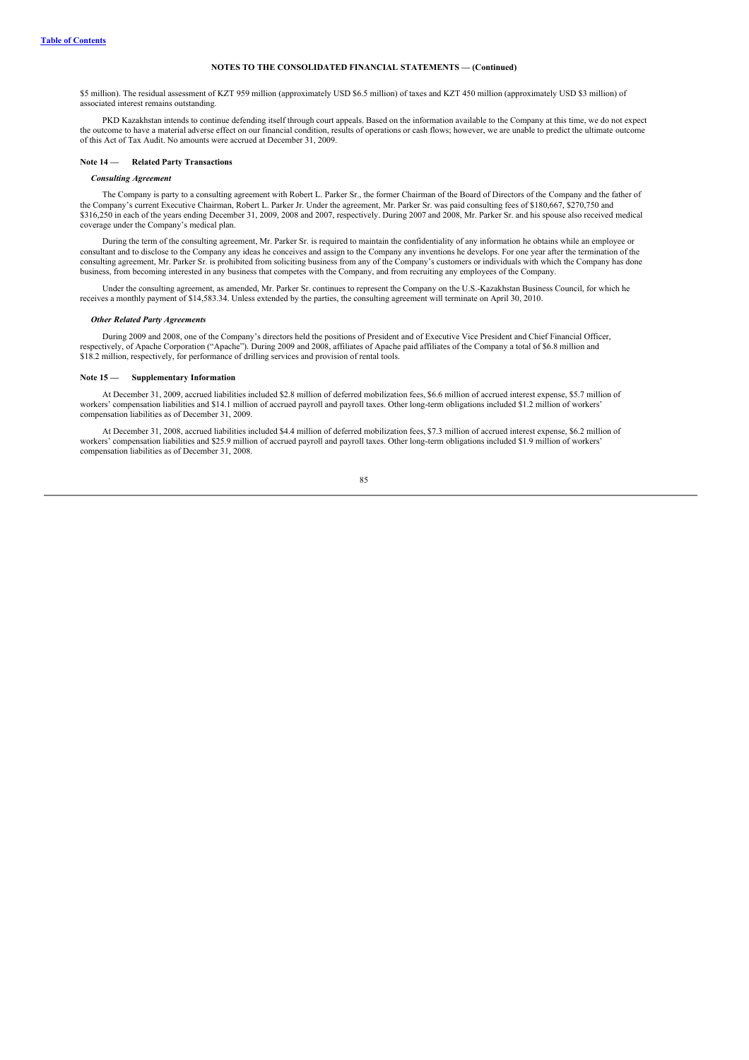$5 million). The residual assessment of KZT 959 million (approximately USD $6.5 million) of taxes and KZT 450 million (approximately USD $3 million) of associated interest remains outstanding.

PKD Kazakhstan intends to continue defending itself through court appeals. Based on the information available to the Company at this time, we do not expect the outcome to have a material adverse effect on our financial condition, results of operations or cash flows; however, we are unable to predict the ultimate outcome of this Act of Tax Audit. No amounts were accrued at December 31, 2009.

### Note 14 — Related Party Transactions

***Consulting Agreement***

The Company is party to a consulting agreement with Robert L. Parker Sr., the former Chairman of the Board of Directors of the Company and the father of the Company's current Executive Chairman, Robert L. Parker Jr. Under the agreement, Mr. Parker Sr. was paid consulting fees of $180,667, $270,750 and $316,250 in each of the years ending December 31, 2009, 2008 and 2007, respectively. During 2007 and 2008, Mr. Parker Sr. and his spouse also received medical coverage under the Company's medical plan.

During the term of the consulting agreement, Mr. Parker Sr. is required to maintain the confidentiality of any information he obtains while an employee or consultant and to disclose to the Company any ideas he conceives and assign to the Company any inventions he develops. For one year after the termination of the consulting agreement, Mr. Parker Sr. is prohibited from soliciting business from any of the Company's customers or individuals with which the Company has done business, from becoming interested in any business that competes with the Company, and from recruiting any employees of the Company.

Under the consulting agreement, as amended, Mr. Parker Sr. continues to represent the Company on the U.S.-Kazakhstan Business Council, for which he receives a monthly payment of $14,583.34. Unless extended by the parties, the consulting agreement will terminate on April 30, 2010.

***Other Related Party Agreements***

During 2009 and 2008, one of the Company's directors held the positions of President and of Executive Vice President and Chief Financial Officer, respectively, of Apache Corporation ("Apache"). During 2009 and 2008, affiliates of Apache paid affiliates of the Company a total of $6.8 million and $18.2 million, respectively, for performance of drilling services and provision of rental tools.

### Note 15 — Supplementary Information

At December 31, 2009, accrued liabilities included $2.8 million of deferred mobilization fees, $6.6 million of accrued interest expense, $5.7 million of workers' compensation liabilities and $14.1 million of accrued payroll and payroll taxes. Other long-term obligations included $1.2 million of workers' compensation liabilities as of December 31, 2009.

At December 31, 2008, accrued liabilities included $4.4 million of deferred mobilization fees, $7.3 million of accrued interest expense, $6.2 million of workers' compensation liabilities and $25.9 million of accrued payroll and payroll taxes. Other long-term obligations included $1.9 million of workers' compensation liabilities as of December 31, 2008.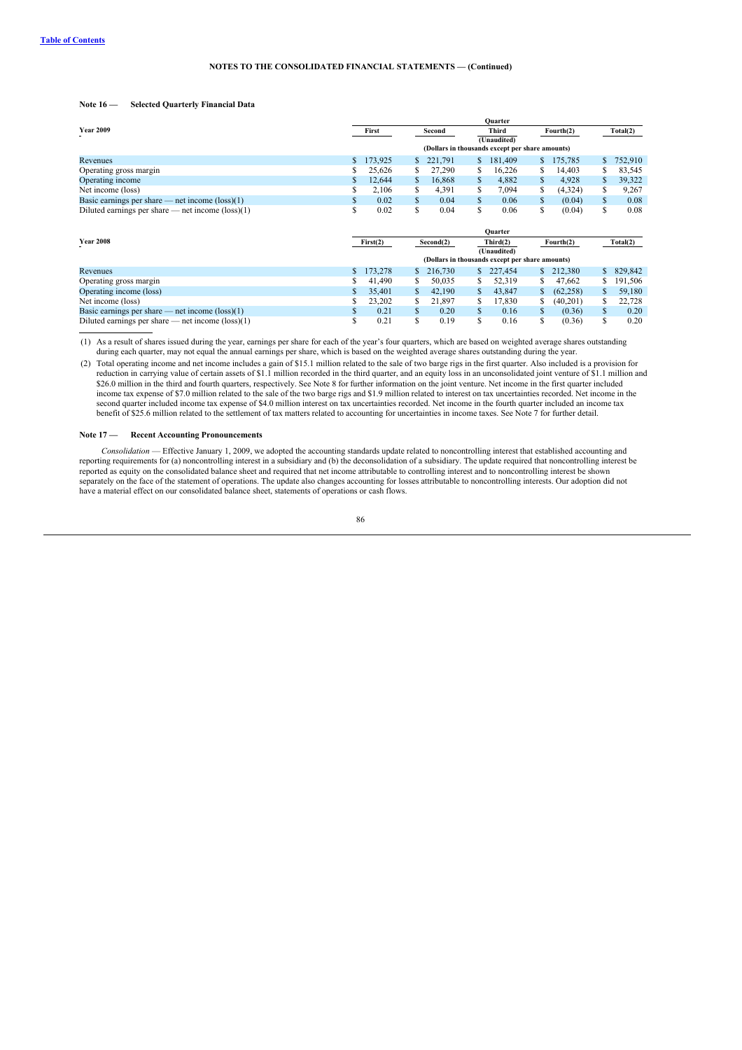Table of Contents

NOTES TO THE CONSOLIDATED FINANCIAL STATEMENTS — (Continued)

**Note 16 — Selected Quarterly Financial Data**

| Year 2009 | Quarter | | | | |
|---|---|---|---|---|---|
| | First | Second | Third | Fourth(2) | Total(2) |
| | (Unaudited) | | | | |
| | (Dollars in thousands except per share amounts) | | | | |
| Revenues | $ 173,925 | $ 221,791 | $ 181,409 | $ 175,785 | $ 752,910 |
| Operating gross margin | $ 25,626 | $ 27,290 | $ 16,226 | $ 14,403 | $ 83,545 |
| Operating income | $ 12,644 | $ 16,868 | $ 4,882 | $ 4,928 | $ 39,322 |
| Net income (loss) | $ 2,106 | $ 4,391 | $ 7,094 | $ (4,324) | $ 9,267 |
| Basic earnings per share — net income (loss)(1) | $ 0.02 | $ 0.04 | $ 0.06 | $ (0.04) | $ 0.08 |
| Diluted earnings per share — net income (loss)(1) | $ 0.02 | $ 0.04 | $ 0.06 | $ (0.04) | $ 0.08 |

| Year 2008 | Quarter | | | | |
|---|---|---|---|---|---|
| | First(2) | Second(2) | Third(2) | Fourth(2) | Total(2) |
| | (Unaudited) | | | | |
| | (Dollars in thousands except per share amounts) | | | | |
| Revenues | $ 173,278 | $ 216,730 | $ 227,454 | $ 212,380 | $ 829,842 |
| Operating gross margin | $ 41,490 | $ 50,035 | $ 52,319 | $ 47,662 | $ 191,506 |
| Operating income (loss) | $ 35,401 | $ 42,190 | $ 43,847 | $ (62,258) | $ 59,180 |
| Net income (loss) | $ 23,202 | $ 21,897 | $ 17,830 | $ (40,201) | $ 22,728 |
| Basic earnings per share — net income (loss)(1) | $ 0.21 | $ 0.20 | $ 0.16 | $ (0.36) | $ 0.20 |
| Diluted earnings per share — net income (loss)(1) | $ 0.21 | $ 0.19 | $ 0.16 | $ (0.36) | $ 0.20 |

(1) As a result of shares issued during the year, earnings per share for each of the year's four quarters, which are based on weighted average shares outstanding during each quarter, may not equal the annual earnings per share, which is based on the weighted average shares outstanding during the year.

(2) Total operating income and net income includes a gain of $15.1 million related to the sale of two barge rigs in the first quarter. Also included is a provision for reduction in carrying value of certain assets of $1.1 million recorded in the third quarter, and an equity loss in an unconsolidated joint venture of $1.1 million and $26.0 million in the third and fourth quarters, respectively. See Note 8 for further information on the joint venture. Net income in the first quarter included income tax expense of $7.0 million related to the sale of the two barge rigs and $1.9 million related to interest on tax uncertainties recorded. Net income in the second quarter included income tax expense of $4.0 million interest on tax uncertainties recorded. Net income in the fourth quarter included an income tax benefit of $25.6 million related to the settlement of tax matters related to accounting for uncertainties in income taxes. See Note 7 for further detail.

**Note 17 — Recent Accounting Pronouncements**

*Consolidation* — Effective January 1, 2009, we adopted the accounting standards update related to noncontrolling interest that established accounting and reporting requirements for (a) noncontrolling interest in a subsidiary and (b) the deconsolidation of a subsidiary. The update required that noncontrolling interest be reported as equity on the consolidated balance sheet and required that net income attributable to controlling interest and to noncontrolling interest be shown separately on the face of the statement of operations. The update also changes accounting for losses attributable to noncontrolling interests. Our adoption did not have a material effect on our consolidated balance sheet, statements of operations or cash flows.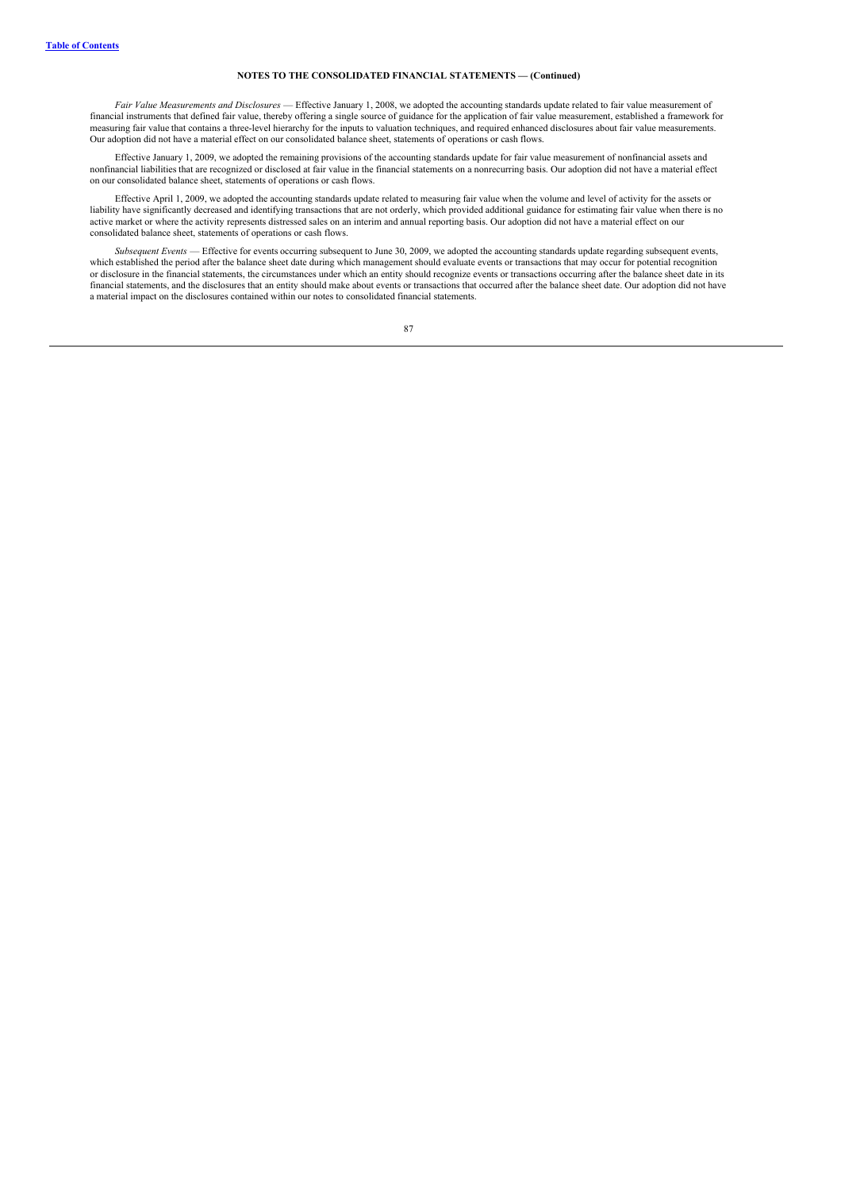*Fair Value Measurements and Disclosures* — Effective January 1, 2008, we adopted the accounting standards update related to fair value measurement of financial instruments that defined fair value, thereby offering a single source of guidance for the application of fair value measurement, established a framework for measuring fair value that contains a three-level hierarchy for the inputs to valuation techniques, and required enhanced disclosures about fair value measurements. Our adoption did not have a material effect on our consolidated balance sheet, statements of operations or cash flows.

Effective January 1, 2009, we adopted the remaining provisions of the accounting standards update for fair value measurement of nonfinancial assets and nonfinancial liabilities that are recognized or disclosed at fair value in the financial statements on a nonrecurring basis. Our adoption did not have a material effect on our consolidated balance sheet, statements of operations or cash flows.

Effective April 1, 2009, we adopted the accounting standards update related to measuring fair value when the volume and level of activity for the assets or liability have significantly decreased and identifying transactions that are not orderly, which provided additional guidance for estimating fair value when there is no active market or where the activity represents distressed sales on an interim and annual reporting basis. Our adoption did not have a material effect on our consolidated balance sheet, statements of operations or cash flows.

*Subsequent Events* — Effective for events occurring subsequent to June 30, 2009, we adopted the accounting standards update regarding subsequent events, which established the period after the balance sheet date during which management should evaluate events or transactions that may occur for potential recognition or disclosure in the financial statements, the circumstances under which an entity should recognize events or transactions occurring after the balance sheet date in its financial statements, and the disclosures that an entity should make about events or transactions that occurred after the balance sheet date. Our adoption did not have a material impact on the disclosures contained within our notes to consolidated financial statements.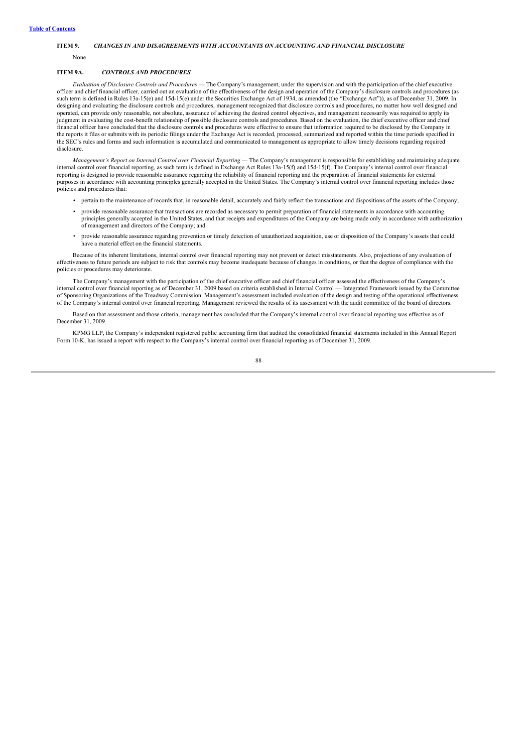[Table of Contents](#)

**ITEM 9.** ***CHANGES IN AND DISAGREEMENTS WITH ACCOUNTANTS ON ACCOUNTING AND FINANCIAL DISCLOSURE***

None

**ITEM 9A.** ***CONTROLS AND PROCEDURES***

*Evaluation of Disclosure Controls and Procedures* — The Company's management, under the supervision and with the participation of the chief executive officer and chief financial officer, carried out an evaluation of the effectiveness of the design and operation of the Company's disclosure controls and procedures (as such term is defined in Rules 13a-15(e) and 15d-15(e) under the Securities Exchange Act of 1934, as amended (the "Exchange Act")), as of December 31, 2009. In designing and evaluating the disclosure controls and procedures, management recognized that disclosure controls and procedures, no matter how well designed and operated, can provide only reasonable, not absolute, assurance of achieving the desired control objectives, and management necessarily was required to apply its judgment in evaluating the cost-benefit relationship of possible disclosure controls and procedures. Based on the evaluation, the chief executive officer and chief financial officer have concluded that the disclosure controls and procedures were effective to ensure that information required to be disclosed by the Company in the reports it files or submits with its periodic filings under the Exchange Act is recorded, processed, summarized and reported within the time periods specified in the SEC's rules and forms and such information is accumulated and communicated to management as appropriate to allow timely decisions regarding required disclosure.

*Management's Report on Internal Control over Financial Reporting* — The Company's management is responsible for establishing and maintaining adequate internal control over financial reporting, as such term is defined in Exchange Act Rules 13a-15(f) and 15d-15(f). The Company's internal control over financial reporting is designed to provide reasonable assurance regarding the reliability of financial reporting and the preparation of financial statements for external purposes in accordance with accounting principles generally accepted in the United States. The Company's internal control over financial reporting includes those policies and procedures that:

- pertain to the maintenance of records that, in reasonable detail, accurately and fairly reflect the transactions and dispositions of the assets of the Company;
- provide reasonable assurance that transactions are recorded as necessary to permit preparation of financial statements in accordance with accounting principles generally accepted in the United States, and that receipts and expenditures of the Company are being made only in accordance with authorization of management and directors of the Company; and
- provide reasonable assurance regarding prevention or timely detection of unauthorized acquisition, use or disposition of the Company's assets that could have a material effect on the financial statements.

Because of its inherent limitations, internal control over financial reporting may not prevent or detect misstatements. Also, projections of any evaluation of effectiveness to future periods are subject to risk that controls may become inadequate because of changes in conditions, or that the degree of compliance with the policies or procedures may deteriorate.

The Company's management with the participation of the chief executive officer and chief financial officer assessed the effectiveness of the Company's internal control over financial reporting as of December 31, 2009 based on criteria established in Internal Control — Integrated Framework issued by the Committee of Sponsoring Organizations of the Treadway Commission. Management's assessment included evaluation of the design and testing of the operational effectiveness of the Company's internal control over financial reporting. Management reviewed the results of its assessment with the audit committee of the board of directors.

Based on that assessment and those criteria, management has concluded that the Company's internal control over financial reporting was effective as of December 31, 2009.

KPMG LLP, the Company's independent registered public accounting firm that audited the consolidated financial statements included in this Annual Report Form 10-K, has issued a report with respect to the Company's internal control over financial reporting as of December 31, 2009.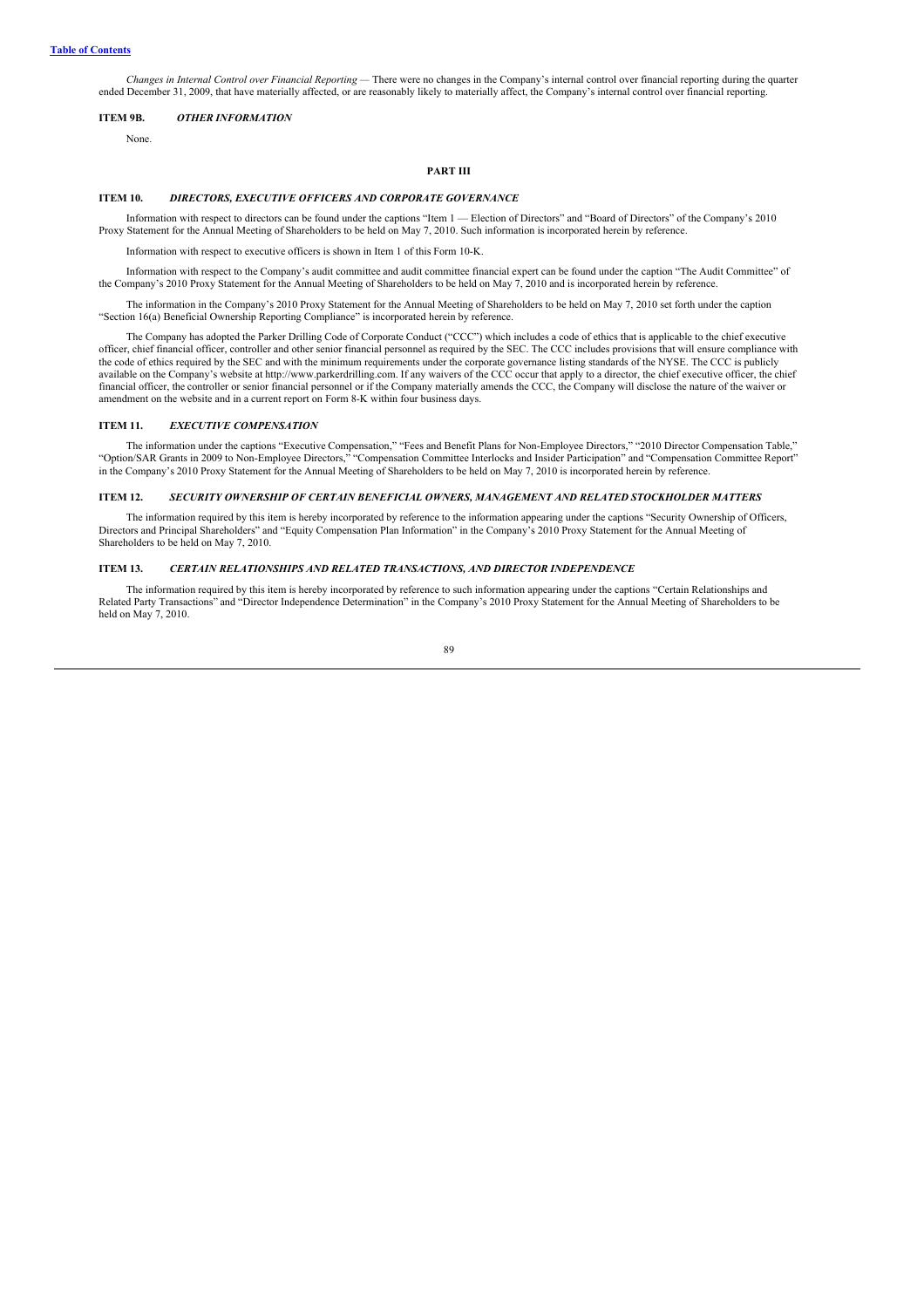*Changes in Internal Control over Financial Reporting* — There were no changes in the Company's internal control over financial reporting during the quarter ended December 31, 2009, that have materially affected, or are reasonably likely to materially affect, the Company's internal control over financial reporting.

### ITEM 9B. *OTHER INFORMATION*

None.

## PART III

### ITEM 10. *DIRECTORS, EXECUTIVE OFFICERS AND CORPORATE GOVERNANCE*

Information with respect to directors can be found under the captions "Item 1 — Election of Directors" and "Board of Directors" of the Company's 2010 Proxy Statement for the Annual Meeting of Shareholders to be held on May 7, 2010. Such information is incorporated herein by reference.

Information with respect to executive officers is shown in Item 1 of this Form 10-K.

Information with respect to the Company's audit committee and audit committee financial expert can be found under the caption "The Audit Committee" of the Company's 2010 Proxy Statement for the Annual Meeting of Shareholders to be held on May 7, 2010 and is incorporated herein by reference.

The information in the Company's 2010 Proxy Statement for the Annual Meeting of Shareholders to be held on May 7, 2010 set forth under the caption "Section 16(a) Beneficial Ownership Reporting Compliance" is incorporated herein by reference.

The Company has adopted the Parker Drilling Code of Corporate Conduct ("CCC") which includes a code of ethics that is applicable to the chief executive officer, chief financial officer, controller and other senior financial personnel as required by the SEC. The CCC includes provisions that will ensure compliance with the code of ethics required by the SEC and with the minimum requirements under the corporate governance listing standards of the NYSE. The CCC is publicly available on the Company's website at http://www.parkerdrilling.com. If any waivers of the CCC occur that apply to a director, the chief executive officer, the chief financial officer, the controller or senior financial personnel or if the Company materially amends the CCC, the Company will disclose the nature of the waiver or amendment on the website and in a current report on Form 8-K within four business days.

### ITEM 11. *EXECUTIVE COMPENSATION*

The information under the captions "Executive Compensation," "Fees and Benefit Plans for Non-Employee Directors," "2010 Director Compensation Table," "Option/SAR Grants in 2009 to Non-Employee Directors," "Compensation Committee Interlocks and Insider Participation" and "Compensation Committee Report" in the Company's 2010 Proxy Statement for the Annual Meeting of Shareholders to be held on May 7, 2010 is incorporated herein by reference.

### ITEM 12. *SECURITY OWNERSHIP OF CERTAIN BENEFICIAL OWNERS, MANAGEMENT AND RELATED STOCKHOLDER MATTERS*

The information required by this item is hereby incorporated by reference to the information appearing under the captions "Security Ownership of Officers, Directors and Principal Shareholders" and "Equity Compensation Plan Information" in the Company's 2010 Proxy Statement for the Annual Meeting of Shareholders to be held on May 7, 2010.

### ITEM 13. *CERTAIN RELATIONSHIPS AND RELATED TRANSACTIONS, AND DIRECTOR INDEPENDENCE*

The information required by this item is hereby incorporated by reference to such information appearing under the captions "Certain Relationships and Related Party Transactions" and "Director Independence Determination" in the Company's 2010 Proxy Statement for the Annual Meeting of Shareholders to be held on May 7, 2010.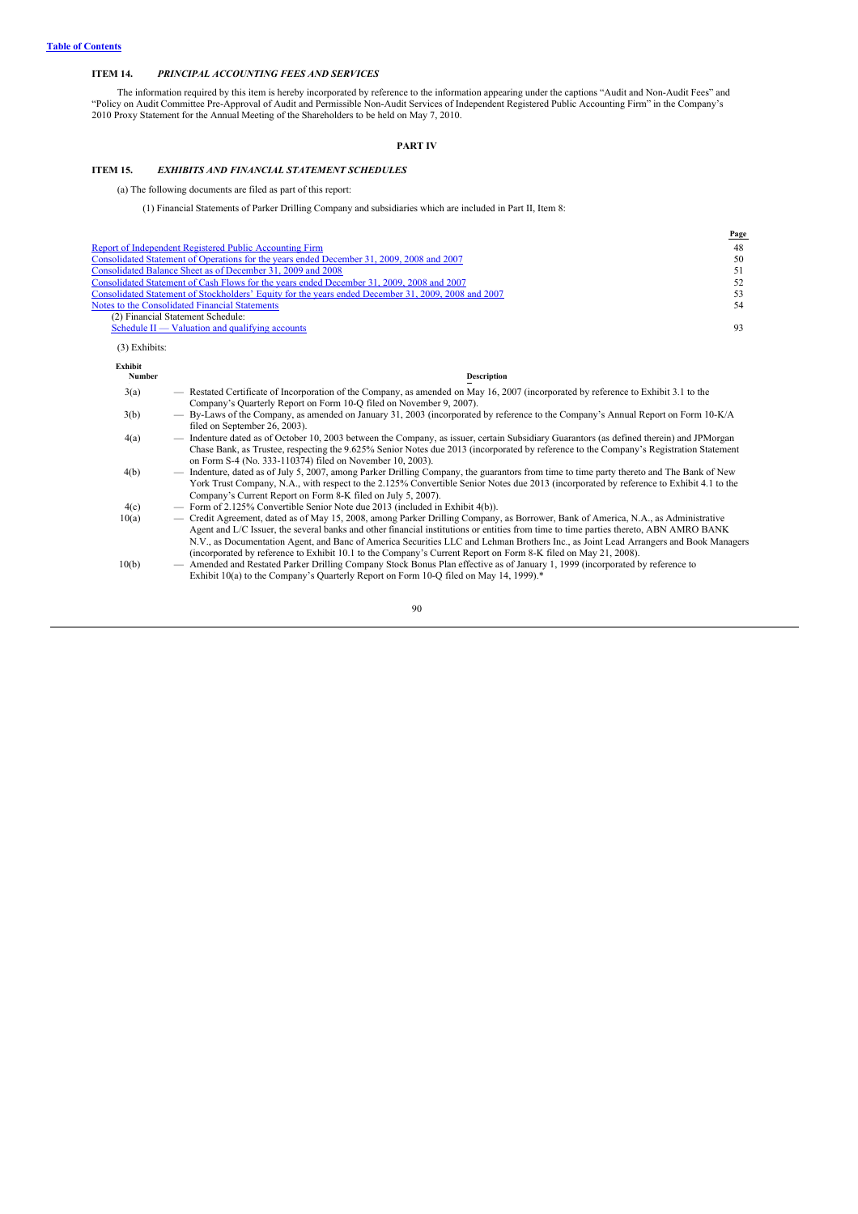[Table of Contents](#)

**ITEM 14.** ***PRINCIPAL ACCOUNTING FEES AND SERVICES***

The information required by this item is hereby incorporated by reference to the information appearing under the captions "Audit and Non-Audit Fees" and "Policy on Audit Committee Pre-Approval of Audit and Permissible Non-Audit Services of Independent Registered Public Accounting Firm" in the Company's 2010 Proxy Statement for the Annual Meeting of the Shareholders to be held on May 7, 2010.

## PART IV

**ITEM 15.** ***EXHIBITS AND FINANCIAL STATEMENT SCHEDULES***

(a) The following documents are filed as part of this report:

(1) Financial Statements of Parker Drilling Company and subsidiaries which are included in Part II, Item 8:

| | Page |
|---|---|
| Report of Independent Registered Public Accounting Firm | 48 |
| Consolidated Statement of Operations for the years ended December 31, 2009, 2008 and 2007 | 50 |
| Consolidated Balance Sheet as of December 31, 2009 and 2008 | 51 |
| Consolidated Statement of Cash Flows for the years ended December 31, 2009, 2008 and 2007 | 52 |
| Consolidated Statement of Stockholders' Equity for the years ended December 31, 2009, 2008 and 2007 | 53 |
| Notes to the Consolidated Financial Statements | 54 |
| (2) Financial Statement Schedule: | |
| Schedule II — Valuation and qualifying accounts | 93 |

(3) Exhibits:

| Exhibit Number | | Description |
|---|---|---|
| 3(a) | — | Restated Certificate of Incorporation of the Company, as amended on May 16, 2007 (incorporated by reference to Exhibit 3.1 to the Company's Quarterly Report on Form 10-Q filed on November 9, 2007). |
| 3(b) | — | By-Laws of the Company, as amended on January 31, 2003 (incorporated by reference to the Company's Annual Report on Form 10-K/A filed on September 26, 2003). |
| 4(a) | — | Indenture dated as of October 10, 2003 between the Company, as issuer, certain Subsidiary Guarantors (as defined therein) and JPMorgan Chase Bank, as Trustee, respecting the 9.625% Senior Notes due 2013 (incorporated by reference to the Company's Registration Statement on Form S-4 (No. 333-110374) filed on November 10, 2003). |
| 4(b) | — | Indenture, dated as of July 5, 2007, among Parker Drilling Company, the guarantors from time to time party thereto and The Bank of New York Trust Company, N.A., with respect to the 2.125% Convertible Senior Notes due 2013 (incorporated by reference to Exhibit 4.1 to the Company's Current Report on Form 8-K filed on July 5, 2007). |
| 4(c) | — | Form of 2.125% Convertible Senior Note due 2013 (included in Exhibit 4(b)). |
| 10(a) | — | Credit Agreement, dated as of May 15, 2008, among Parker Drilling Company, as Borrower, Bank of America, N.A., as Administrative Agent and L/C Issuer, the several banks and other financial institutions or entities from time to time parties thereto, ABN AMRO BANK N.V., as Documentation Agent, and Banc of America Securities LLC and Lehman Brothers Inc., as Joint Lead Arrangers and Book Managers (incorporated by reference to Exhibit 10.1 to the Company's Current Report on Form 8-K filed on May 21, 2008). |
| 10(b) | — | Amended and Restated Parker Drilling Company Stock Bonus Plan effective as of January 1, 1999 (incorporated by reference to Exhibit 10(a) to the Company's Quarterly Report on Form 10-Q filed on May 14, 1999).* |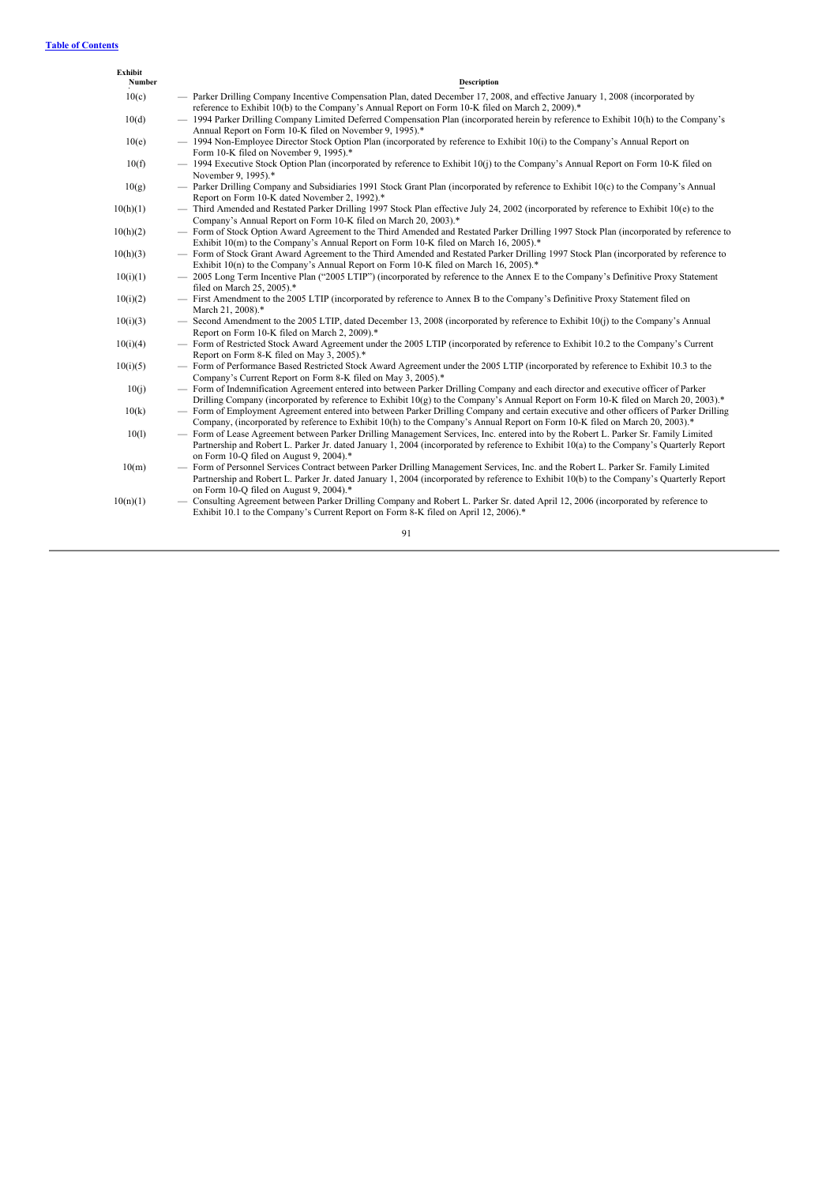[Table of Contents](#)

| Exhibit Number | | Description |
|---|---|---|
| 10(c) | — | Parker Drilling Company Incentive Compensation Plan, dated December 17, 2008, and effective January 1, 2008 (incorporated by reference to Exhibit 10(b) to the Company's Annual Report on Form 10-K filed on March 2, 2009).* |
| 10(d) | — | 1994 Parker Drilling Company Limited Deferred Compensation Plan (incorporated herein by reference to Exhibit 10(h) to the Company's Annual Report on Form 10-K filed on November 9, 1995).* |
| 10(e) | — | 1994 Non-Employee Director Stock Option Plan (incorporated by reference to Exhibit 10(i) to the Company's Annual Report on Form 10-K filed on November 9, 1995).* |
| 10(f) | — | 1994 Executive Stock Option Plan (incorporated by reference to Exhibit 10(j) to the Company's Annual Report on Form 10-K filed on November 9, 1995).* |
| 10(g) | — | Parker Drilling Company and Subsidiaries 1991 Stock Grant Plan (incorporated by reference to Exhibit 10(c) to the Company's Annual Report on Form 10-K dated November 2, 1992).* |
| 10(h)(1) | — | Third Amended and Restated Parker Drilling 1997 Stock Plan effective July 24, 2002 (incorporated by reference to Exhibit 10(e) to the Company's Annual Report on Form 10-K filed on March 20, 2003).* |
| 10(h)(2) | — | Form of Stock Option Award Agreement to the Third Amended and Restated Parker Drilling 1997 Stock Plan (incorporated by reference to Exhibit 10(m) to the Company's Annual Report on Form 10-K filed on March 16, 2005).* |
| 10(h)(3) | — | Form of Stock Grant Award Agreement to the Third Amended and Restated Parker Drilling 1997 Stock Plan (incorporated by reference to Exhibit 10(n) to the Company's Annual Report on Form 10-K filed on March 16, 2005).* |
| 10(i)(1) | — | 2005 Long Term Incentive Plan ("2005 LTIP") (incorporated by reference to the Annex E to the Company's Definitive Proxy Statement filed on March 25, 2005).* |
| 10(i)(2) | — | First Amendment to the 2005 LTIP (incorporated by reference to Annex B to the Company's Definitive Proxy Statement filed on March 21, 2008).* |
| 10(i)(3) | — | Second Amendment to the 2005 LTIP, dated December 13, 2008 (incorporated by reference to Exhibit 10(j) to the Company's Annual Report on Form 10-K filed on March 2, 2009).* |
| 10(i)(4) | — | Form of Restricted Stock Award Agreement under the 2005 LTIP (incorporated by reference to Exhibit 10.2 to the Company's Current Report on Form 8-K filed on May 3, 2005).* |
| 10(i)(5) | — | Form of Performance Based Restricted Stock Award Agreement under the 2005 LTIP (incorporated by reference to Exhibit 10.3 to the Company's Current Report on Form 8-K filed on May 3, 2005).* |
| 10(j) | — | Form of Indemnification Agreement entered into between Parker Drilling Company and each director and executive officer of Parker Drilling Company (incorporated by reference to Exhibit 10(g) to the Company's Annual Report on Form 10-K filed on March 20, 2003).* |
| 10(k) | — | Form of Employment Agreement entered into between Parker Drilling Company and certain executive and other officers of Parker Drilling Company, (incorporated by reference to Exhibit 10(h) to the Company's Annual Report on Form 10-K filed on March 20, 2003).* |
| 10(l) | — | Form of Lease Agreement between Parker Drilling Management Services, Inc. entered into by the Robert L. Parker Sr. Family Limited Partnership and Robert L. Parker Jr. dated January 1, 2004 (incorporated by reference to Exhibit 10(a) to the Company's Quarterly Report on Form 10-Q filed on August 9, 2004).* |
| 10(m) | — | Form of Personnel Services Contract between Parker Drilling Management Services, Inc. and the Robert L. Parker Sr. Family Limited Partnership and Robert L. Parker Jr. dated January 1, 2004 (incorporated by reference to Exhibit 10(b) to the Company's Quarterly Report on Form 10-Q filed on August 9, 2004).* |
| 10(n)(1) | — | Consulting Agreement between Parker Drilling Company and Robert L. Parker Sr. dated April 12, 2006 (incorporated by reference to Exhibit 10.1 to the Company's Current Report on Form 8-K filed on April 12, 2006).* |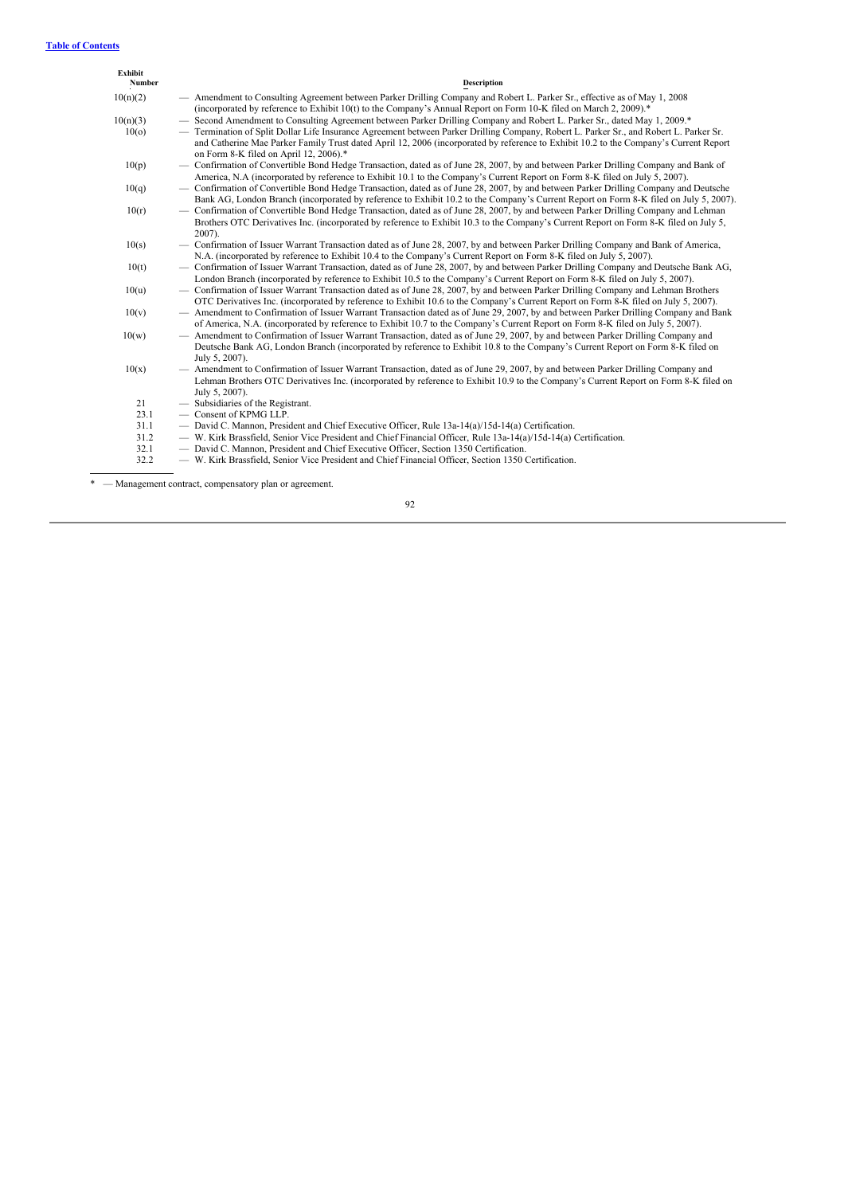| Exhibit Number | Description |
| --- | --- |
| 10(n)(2) | — Amendment to Consulting Agreement between Parker Drilling Company and Robert L. Parker Sr., effective as of May 1, 2008 (incorporated by reference to Exhibit 10(t) to the Company's Annual Report on Form 10-K filed on March 2, 2009).* |
| 10(n)(3) | — Second Amendment to Consulting Agreement between Parker Drilling Company and Robert L. Parker Sr., dated May 1, 2009.* |
| 10(o) | — Termination of Split Dollar Life Insurance Agreement between Parker Drilling Company, Robert L. Parker Sr., and Robert L. Parker Sr. and Catherine Mae Parker Family Trust dated April 12, 2006 (incorporated by reference to Exhibit 10.2 to the Company's Current Report on Form 8-K filed on April 12, 2006).* |
| 10(p) | — Confirmation of Convertible Bond Hedge Transaction, dated as of June 28, 2007, by and between Parker Drilling Company and Bank of America, N.A (incorporated by reference to Exhibit 10.1 to the Company's Current Report on Form 8-K filed on July 5, 2007). |
| 10(q) | — Confirmation of Convertible Bond Hedge Transaction, dated as of June 28, 2007, by and between Parker Drilling Company and Deutsche Bank AG, London Branch (incorporated by reference to Exhibit 10.2 to the Company's Current Report on Form 8-K filed on July 5, 2007). |
| 10(r) | — Confirmation of Convertible Bond Hedge Transaction, dated as of June 28, 2007, by and between Parker Drilling Company and Lehman Brothers OTC Derivatives Inc. (incorporated by reference to Exhibit 10.3 to the Company's Current Report on Form 8-K filed on July 5, 2007). |
| 10(s) | — Confirmation of Issuer Warrant Transaction dated as of June 28, 2007, by and between Parker Drilling Company and Bank of America, N.A. (incorporated by reference to Exhibit 10.4 to the Company's Current Report on Form 8-K filed on July 5, 2007). |
| 10(t) | — Confirmation of Issuer Warrant Transaction, dated as of June 28, 2007, by and between Parker Drilling Company and Deutsche Bank AG, London Branch (incorporated by reference to Exhibit 10.5 to the Company's Current Report on Form 8-K filed on July 5, 2007). |
| 10(u) | — Confirmation of Issuer Warrant Transaction dated as of June 28, 2007, by and between Parker Drilling Company and Lehman Brothers OTC Derivatives Inc. (incorporated by reference to Exhibit 10.6 to the Company's Current Report on Form 8-K filed on July 5, 2007). |
| 10(v) | — Amendment to Confirmation of Issuer Warrant Transaction dated as of June 29, 2007, by and between Parker Drilling Company and Bank of America, N.A. (incorporated by reference to Exhibit 10.7 to the Company's Current Report on Form 8-K filed on July 5, 2007). |
| 10(w) | — Amendment to Confirmation of Issuer Warrant Transaction, dated as of June 29, 2007, by and between Parker Drilling Company and Deutsche Bank AG, London Branch (incorporated by reference to Exhibit 10.8 to the Company's Current Report on Form 8-K filed on July 5, 2007). |
| 10(x) | — Amendment to Confirmation of Issuer Warrant Transaction, dated as of June 29, 2007, by and between Parker Drilling Company and Lehman Brothers OTC Derivatives Inc. (incorporated by reference to Exhibit 10.9 to the Company's Current Report on Form 8-K filed on July 5, 2007). |
| 21 | — Subsidiaries of the Registrant. |
| 23.1 | — Consent of KPMG LLP. |
| 31.1 | — David C. Mannon, President and Chief Executive Officer, Rule 13a-14(a)/15d-14(a) Certification. |
| 31.2 | — W. Kirk Brassfield, Senior Vice President and Chief Financial Officer, Rule 13a-14(a)/15d-14(a) Certification. |
| 32.1 | — David C. Mannon, President and Chief Executive Officer, Section 1350 Certification. |
| 32.2 | — W. Kirk Brassfield, Senior Vice President and Chief Financial Officer, Section 1350 Certification. |

* — Management contract, compensatory plan or agreement.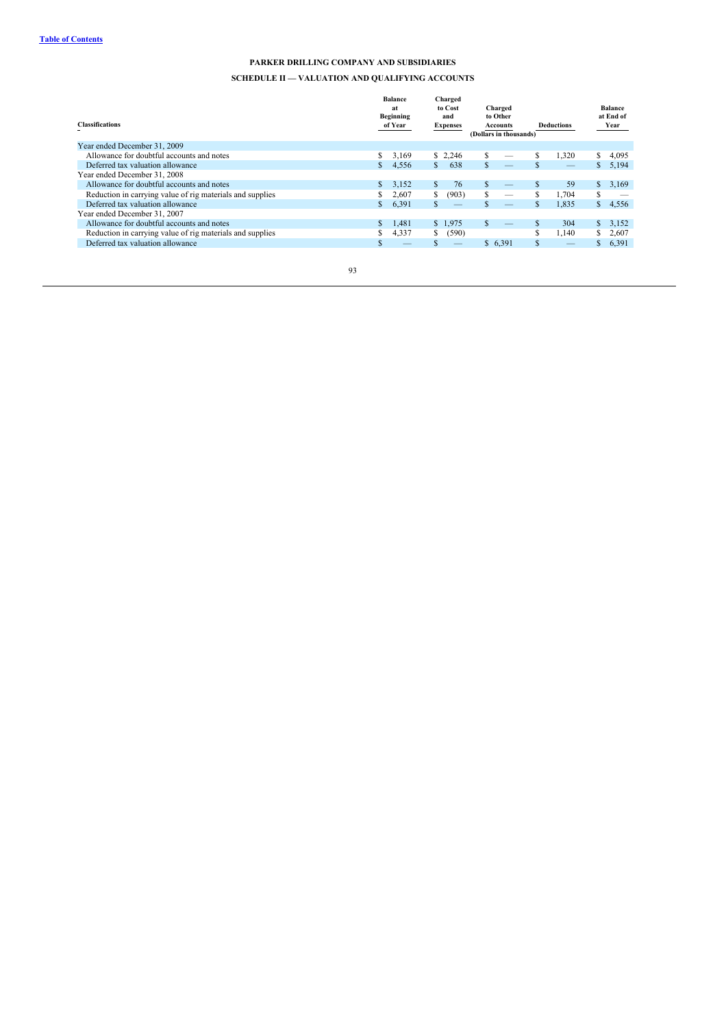[Table of Contents](#)

## PARKER DRILLING COMPANY AND SUBSIDIARIES

## SCHEDULE II — VALUATION AND QUALIFYING ACCOUNTS

| Classifications | Balance at Beginning of Year | Charged to Cost and Expenses | Charged to Other Accounts | Deductions | Balance at End of Year |
|---|---|---|---|---|---|
| | | | (Dollars in thousands) | | |
| Year ended December 31, 2009 | | | | | |
| Allowance for doubtful accounts and notes | $ 3,169 | $ 2,246 | $ — | $ 1,320 | $ 4,095 |
| Deferred tax valuation allowance | $ 4,556 | $ 638 | $ — | $ — | $ 5,194 |
| Year ended December 31, 2008 | | | | | |
| Allowance for doubtful accounts and notes | $ 3,152 | $ 76 | $ — | $ 59 | $ 3,169 |
| Reduction in carrying value of rig materials and supplies | $ 2,607 | $ (903) | $ — | $ 1,704 | $ — |
| Deferred tax valuation allowance | $ 6,391 | $ — | $ — | $ 1,835 | $ 4,556 |
| Year ended December 31, 2007 | | | | | |
| Allowance for doubtful accounts and notes | $ 1,481 | $ 1,975 | $ — | $ 304 | $ 3,152 |
| Reduction in carrying value of rig materials and supplies | $ 4,337 | $ (590) | | $ 1,140 | $ 2,607 |
| Deferred tax valuation allowance | $ — | $ — | $ 6,391 | $ — | $ 6,391 |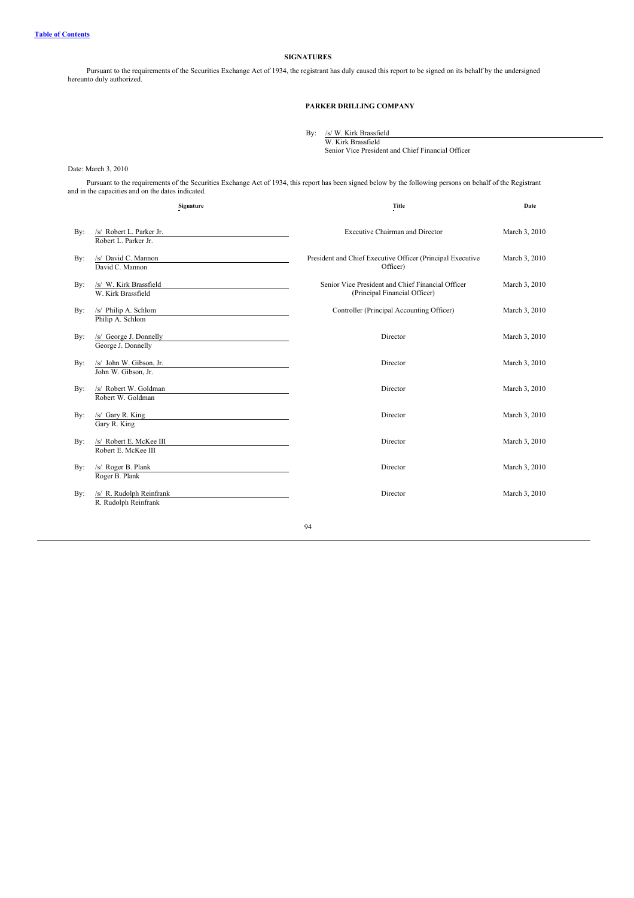## SIGNATURES

Pursuant to the requirements of the Securities Exchange Act of 1934, the registrant has duly caused this report to be signed on its behalf by the undersigned hereunto duly authorized.

**PARKER DRILLING COMPANY**

By: /s/ W. Kirk Brassfield
W. Kirk Brassfield
Senior Vice President and Chief Financial Officer

Date: March 3, 2010

Pursuant to the requirements of the Securities Exchange Act of 1934, this report has been signed below by the following persons on behalf of the Registrant and in the capacities and on the dates indicated.

| Signature | Title | Date |
|---|---|---|
| By: /s/ Robert L. Parker Jr.<br>Robert L. Parker Jr. | Executive Chairman and Director | March 3, 2010 |
| By: /s/ David C. Mannon<br>David C. Mannon | President and Chief Executive Officer (Principal Executive Officer) | March 3, 2010 |
| By: /s/ W. Kirk Brassfield<br>W. Kirk Brassfield | Senior Vice President and Chief Financial Officer (Principal Financial Officer) | March 3, 2010 |
| By: /s/ Philip A. Schlom<br>Philip A. Schlom | Controller (Principal Accounting Officer) | March 3, 2010 |
| By: /s/ George J. Donnelly<br>George J. Donnelly | Director | March 3, 2010 |
| By: /s/ John W. Gibson, Jr.<br>John W. Gibson, Jr. | Director | March 3, 2010 |
| By: /s/ Robert W. Goldman<br>Robert W. Goldman | Director | March 3, 2010 |
| By: /s/ Gary R. King<br>Gary R. King | Director | March 3, 2010 |
| By: /s/ Robert E. McKee III<br>Robert E. McKee III | Director | March 3, 2010 |
| By: /s/ Roger B. Plank<br>Roger B. Plank | Director | March 3, 2010 |
| By: /s/ R. Rudolph Reinfrank<br>R. Rudolph Reinfrank | Director | March 3, 2010 |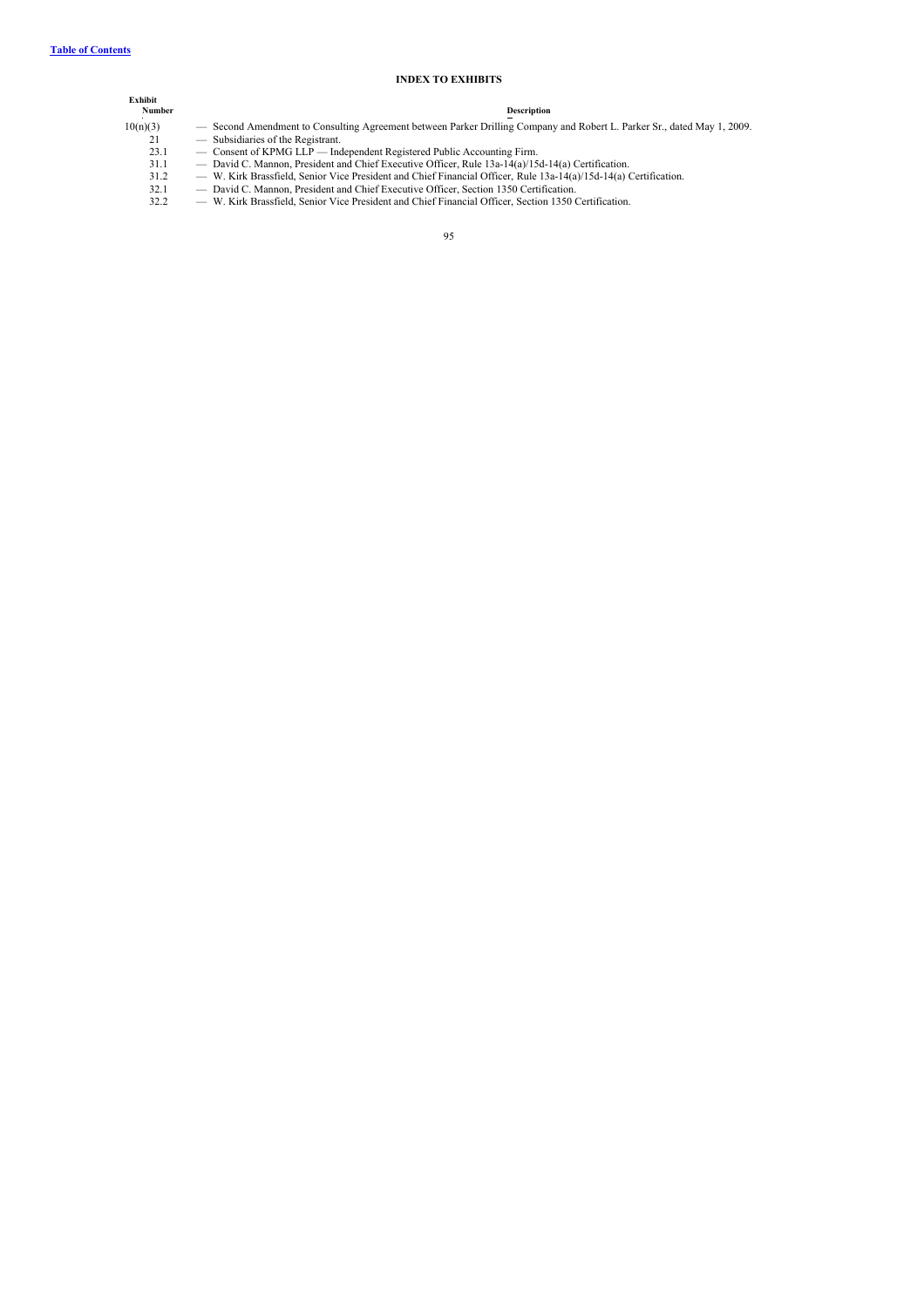[Table of Contents](#)

## INDEX TO EXHIBITS

| Exhibit Number | Description |
| --- | --- |
| 10(n)(3) | — Second Amendment to Consulting Agreement between Parker Drilling Company and Robert L. Parker Sr., dated May 1, 2009. |
| 21 | — Subsidiaries of the Registrant. |
| 23.1 | — Consent of KPMG LLP — Independent Registered Public Accounting Firm. |
| 31.1 | — David C. Mannon, President and Chief Executive Officer, Rule 13a-14(a)/15d-14(a) Certification. |
| 31.2 | — W. Kirk Brassfield, Senior Vice President and Chief Financial Officer, Rule 13a-14(a)/15d-14(a) Certification. |
| 32.1 | — David C. Mannon, President and Chief Executive Officer, Section 1350 Certification. |
| 32.2 | — W. Kirk Brassfield, Senior Vice President and Chief Financial Officer, Section 1350 Certification. |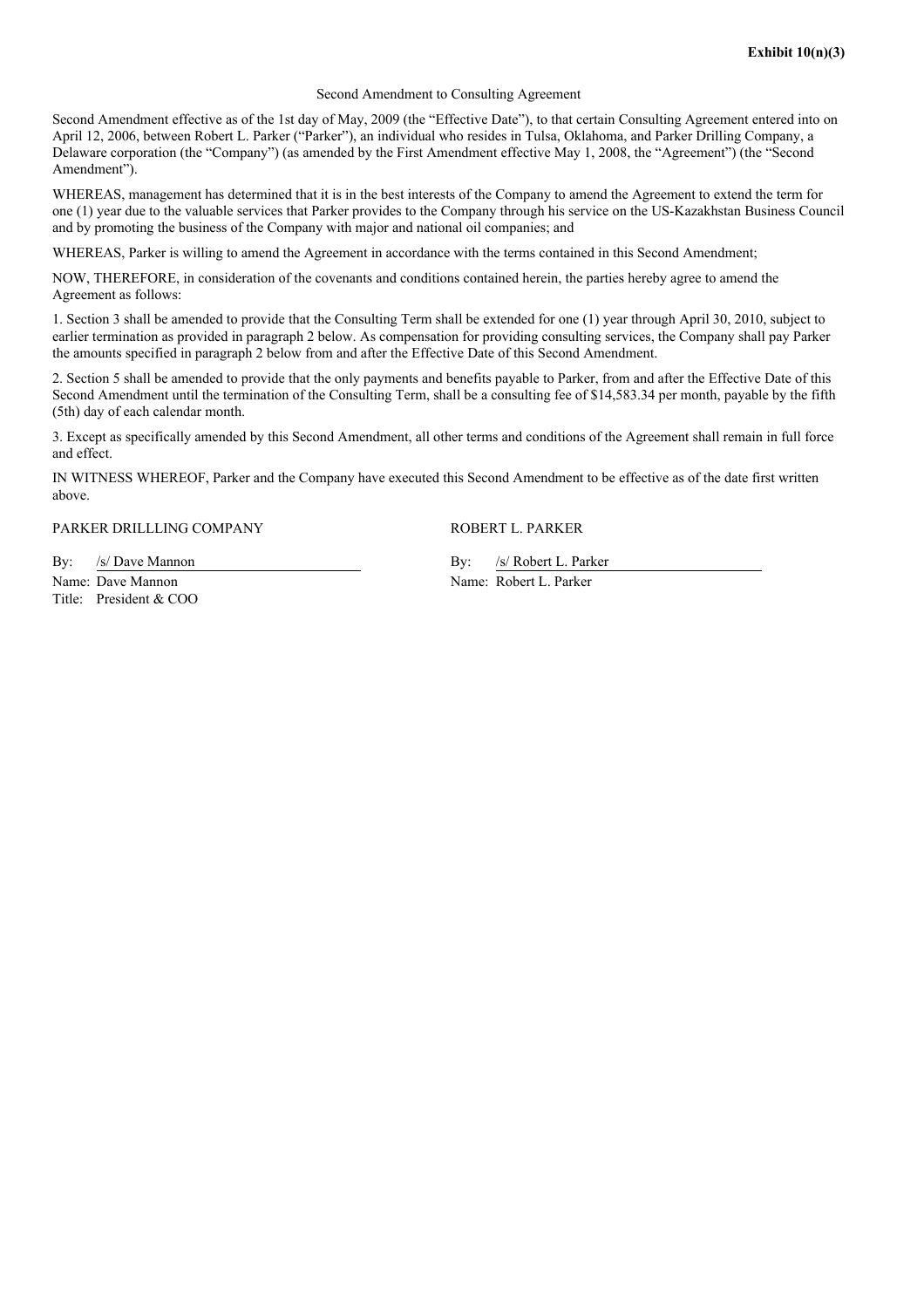**Exhibit 10(n)(3)**

Second Amendment to Consulting Agreement

Second Amendment effective as of the 1st day of May, 2009 (the "Effective Date"), to that certain Consulting Agreement entered into on April 12, 2006, between Robert L. Parker ("Parker"), an individual who resides in Tulsa, Oklahoma, and Parker Drilling Company, a Delaware corporation (the "Company") (as amended by the First Amendment effective May 1, 2008, the "Agreement") (the "Second Amendment").

WHEREAS, management has determined that it is in the best interests of the Company to amend the Agreement to extend the term for one (1) year due to the valuable services that Parker provides to the Company through his service on the US-Kazakhstan Business Council and by promoting the business of the Company with major and national oil companies; and

WHEREAS, Parker is willing to amend the Agreement in accordance with the terms contained in this Second Amendment;

NOW, THEREFORE, in consideration of the covenants and conditions contained herein, the parties hereby agree to amend the Agreement as follows:

1. Section 3 shall be amended to provide that the Consulting Term shall be extended for one (1) year through April 30, 2010, subject to earlier termination as provided in paragraph 2 below. As compensation for providing consulting services, the Company shall pay Parker the amounts specified in paragraph 2 below from and after the Effective Date of this Second Amendment.

2. Section 5 shall be amended to provide that the only payments and benefits payable to Parker, from and after the Effective Date of this Second Amendment until the termination of the Consulting Term, shall be a consulting fee of $14,583.34 per month, payable by the fifth (5th) day of each calendar month.

3. Except as specifically amended by this Second Amendment, all other terms and conditions of the Agreement shall remain in full force and effect.

IN WITNESS WHEREOF, Parker and the Company have executed this Second Amendment to be effective as of the date first written above.

PARKER DRILLLING COMPANY

By: /s/ Dave Mannon
Name: Dave Mannon
Title: President & COO

ROBERT L. PARKER

By: /s/ Robert L. Parker
Name: Robert L. Parker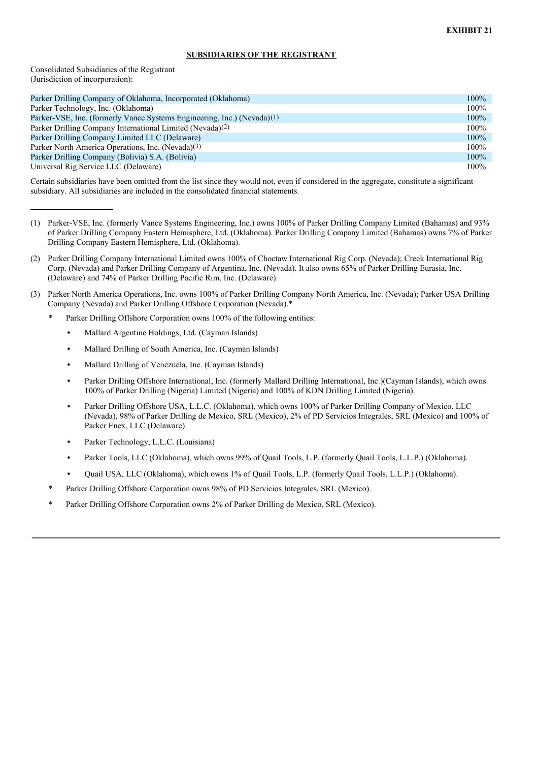**EXHIBIT 21**

**SUBSIDIARIES OF THE REGISTRANT**

Consolidated Subsidiaries of the Registrant
(Jurisdiction of incorporation):

| | |
|---|---|
| Parker Drilling Company of Oklahoma, Incorporated (Oklahoma) | 100% |
| Parker Technology, Inc. (Oklahoma) | 100% |
| Parker-VSE, Inc. (formerly Vance Systems Engineering, Inc.) (Nevada)(1) | 100% |
| Parker Drilling Company International Limited (Nevada)(2) | 100% |
| Parker Drilling Company Limited LLC (Delaware) | 100% |
| Parker North America Operations, Inc. (Nevada)(3) | 100% |
| Parker Drilling Company (Bolivia) S.A. (Bolivia) | 100% |
| Universal Rig Service LLC (Delaware) | 100% |

Certain subsidiaries have been omitted from the list since they would not, even if considered in the aggregate, constitute a significant subsidiary. All subsidiaries are included in the consolidated financial statements.

---

(1) Parker-VSE, Inc. (formerly Vance Systems Engineering, Inc.) owns 100% of Parker Drilling Company Limited (Bahamas) and 93% of Parker Drilling Company Eastern Hemisphere, Ltd. (Oklahoma). Parker Drilling Company Limited (Bahamas) owns 7% of Parker Drilling Company Eastern Hemisphere, Ltd. (Oklahoma).

(2) Parker Drilling Company International Limited owns 100% of Choctaw International Rig Corp. (Nevada); Creek International Rig Corp. (Nevada) and Parker Drilling Company of Argentina, Inc. (Nevada). It also owns 65% of Parker Drilling Eurasia, Inc. (Delaware) and 74% of Parker Drilling Pacific Rim, Inc. (Delaware).

(3) Parker North America Operations, Inc. owns 100% of Parker Drilling Company North America, Inc. (Nevada); Parker USA Drilling Company (Nevada) and Parker Drilling Offshore Corporation (Nevada).*

\* Parker Drilling Offshore Corporation owns 100% of the following entities:

- Mallard Argentine Holdings, Ltd. (Cayman Islands)
- Mallard Drilling of South America, Inc. (Cayman Islands)
- Mallard Drilling of Venezuela, Inc. (Cayman Islands)
- Parker Drilling Offshore International, Inc. (formerly Mallard Drilling International, Inc.)(Cayman Islands), which owns 100% of Parker Drilling (Nigeria) Limited (Nigeria) and 100% of KDN Drilling Limited (Nigeria).
- Parker Drilling Offshore USA, L.L.C. (Oklahoma), which owns 100% of Parker Drilling Company of Mexico, LLC (Nevada), 98% of Parker Drilling de Mexico, SRL (Mexico), 2% of PD Servicios Integrales, SRL (Mexico) and 100% of Parker Enex, LLC (Delaware).
- Parker Technology, L.L.C. (Louisiana)
- Parker Tools, LLC (Oklahoma), which owns 99% of Quail Tools, L.P. (formerly Quail Tools, L.L.P.) (Oklahoma).
- Quail USA, LLC (Oklahoma), which owns 1% of Quail Tools, L.P. (formerly Quail Tools, L.L.P.) (Oklahoma).

\* Parker Drilling Offshore Corporation owns 98% of PD Servicios Integrales, SRL (Mexico).

\* Parker Drilling Offshore Corporation owns 2% of Parker Drilling de Mexico, SRL (Mexico).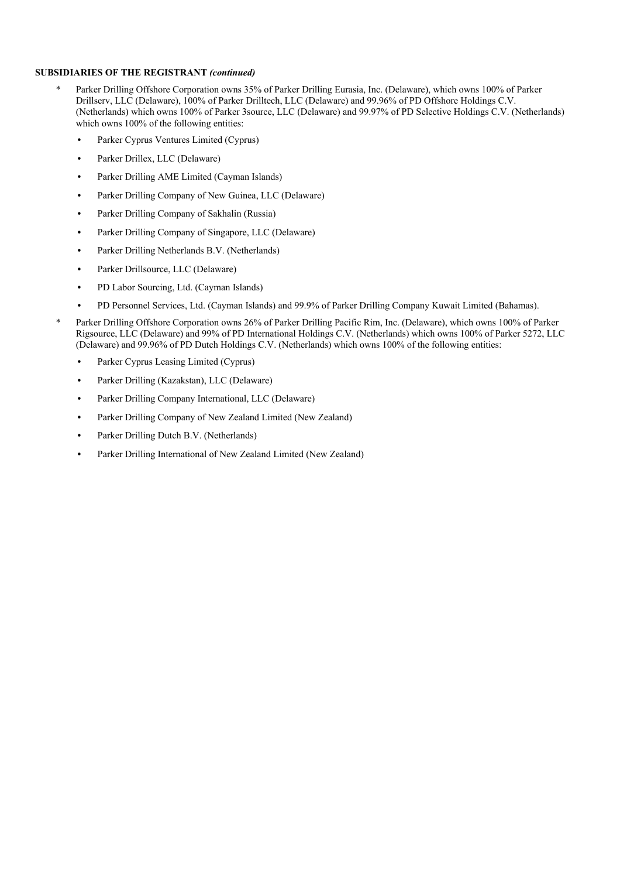**SUBSIDIARIES OF THE REGISTRANT *(continued)***

* Parker Drilling Offshore Corporation owns 35% of Parker Drilling Eurasia, Inc. (Delaware), which owns 100% of Parker Drillserv, LLC (Delaware), 100% of Parker Drilltech, LLC (Delaware) and 99.96% of PD Offshore Holdings C.V. (Netherlands) which owns 100% of Parker 3source, LLC (Delaware) and 99.97% of PD Selective Holdings C.V. (Netherlands) which owns 100% of the following entities:
  - Parker Cyprus Ventures Limited (Cyprus)
  - Parker Drillex, LLC (Delaware)
  - Parker Drilling AME Limited (Cayman Islands)
  - Parker Drilling Company of New Guinea, LLC (Delaware)
  - Parker Drilling Company of Sakhalin (Russia)
  - Parker Drilling Company of Singapore, LLC (Delaware)
  - Parker Drilling Netherlands B.V. (Netherlands)
  - Parker Drillsource, LLC (Delaware)
  - PD Labor Sourcing, Ltd. (Cayman Islands)
  - PD Personnel Services, Ltd. (Cayman Islands) and 99.9% of Parker Drilling Company Kuwait Limited (Bahamas).

* Parker Drilling Offshore Corporation owns 26% of Parker Drilling Pacific Rim, Inc. (Delaware), which owns 100% of Parker Rigsource, LLC (Delaware) and 99% of PD International Holdings C.V. (Netherlands) which owns 100% of Parker 5272, LLC (Delaware) and 99.96% of PD Dutch Holdings C.V. (Netherlands) which owns 100% of the following entities:
  - Parker Cyprus Leasing Limited (Cyprus)
  - Parker Drilling (Kazakstan), LLC (Delaware)
  - Parker Drilling Company International, LLC (Delaware)
  - Parker Drilling Company of New Zealand Limited (New Zealand)
  - Parker Drilling Dutch B.V. (Netherlands)
  - Parker Drilling International of New Zealand Limited (New Zealand)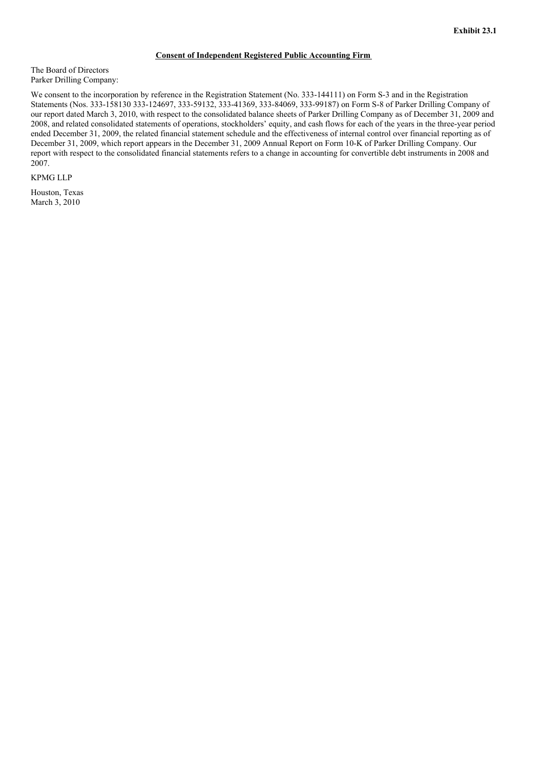**Exhibit 23.1**

**Consent of Independent Registered Public Accounting Firm**

The Board of Directors
Parker Drilling Company:

We consent to the incorporation by reference in the Registration Statement (No. 333-144111) on Form S-3 and in the Registration Statements (Nos. 333-158130 333-124697, 333-59132, 333-41369, 333-84069, 333-99187) on Form S-8 of Parker Drilling Company of our report dated March 3, 2010, with respect to the consolidated balance sheets of Parker Drilling Company as of December 31, 2009 and 2008, and related consolidated statements of operations, stockholders' equity, and cash flows for each of the years in the three-year period ended December 31, 2009, the related financial statement schedule and the effectiveness of internal control over financial reporting as of December 31, 2009, which report appears in the December 31, 2009 Annual Report on Form 10-K of Parker Drilling Company. Our report with respect to the consolidated financial statements refers to a change in accounting for convertible debt instruments in 2008 and 2007.

KPMG LLP

Houston, Texas
March 3, 2010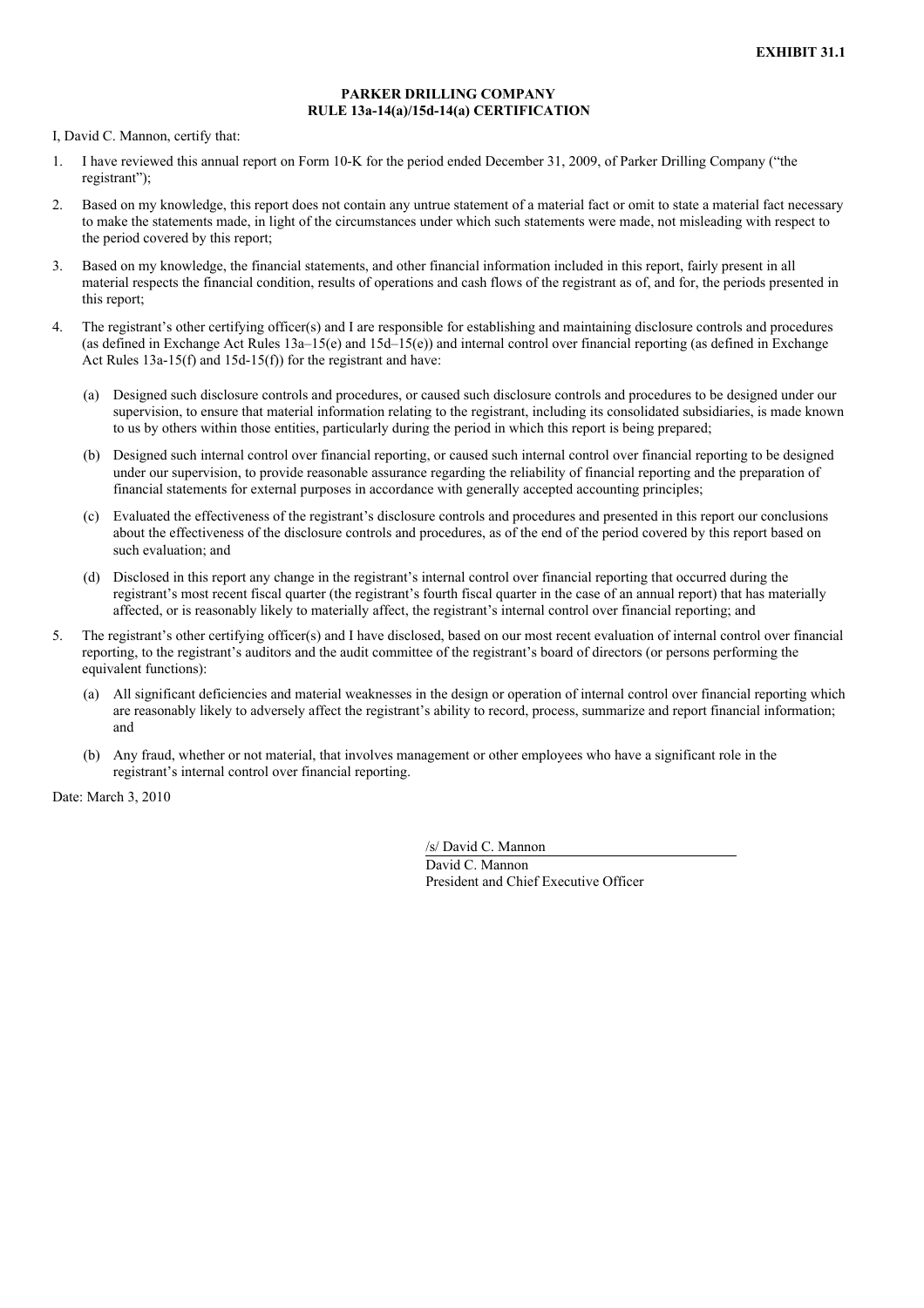**EXHIBIT 31.1**

**PARKER DRILLING COMPANY**
**RULE 13a-14(a)/15d-14(a) CERTIFICATION**

I, David C. Mannon, certify that:

1. I have reviewed this annual report on Form 10-K for the period ended December 31, 2009, of Parker Drilling Company ("the registrant");

2. Based on my knowledge, this report does not contain any untrue statement of a material fact or omit to state a material fact necessary to make the statements made, in light of the circumstances under which such statements were made, not misleading with respect to the period covered by this report;

3. Based on my knowledge, the financial statements, and other financial information included in this report, fairly present in all material respects the financial condition, results of operations and cash flows of the registrant as of, and for, the periods presented in this report;

4. The registrant's other certifying officer(s) and I are responsible for establishing and maintaining disclosure controls and procedures (as defined in Exchange Act Rules 13a–15(e) and 15d–15(e)) and internal control over financial reporting (as defined in Exchange Act Rules 13a-15(f) and 15d-15(f)) for the registrant and have:

   (a) Designed such disclosure controls and procedures, or caused such disclosure controls and procedures to be designed under our supervision, to ensure that material information relating to the registrant, including its consolidated subsidiaries, is made known to us by others within those entities, particularly during the period in which this report is being prepared;

   (b) Designed such internal control over financial reporting, or caused such internal control over financial reporting to be designed under our supervision, to provide reasonable assurance regarding the reliability of financial reporting and the preparation of financial statements for external purposes in accordance with generally accepted accounting principles;

   (c) Evaluated the effectiveness of the registrant's disclosure controls and procedures and presented in this report our conclusions about the effectiveness of the disclosure controls and procedures, as of the end of the period covered by this report based on such evaluation; and

   (d) Disclosed in this report any change in the registrant's internal control over financial reporting that occurred during the registrant's most recent fiscal quarter (the registrant's fourth fiscal quarter in the case of an annual report) that has materially affected, or is reasonably likely to materially affect, the registrant's internal control over financial reporting; and

5. The registrant's other certifying officer(s) and I have disclosed, based on our most recent evaluation of internal control over financial reporting, to the registrant's auditors and the audit committee of the registrant's board of directors (or persons performing the equivalent functions):

   (a) All significant deficiencies and material weaknesses in the design or operation of internal control over financial reporting which are reasonably likely to adversely affect the registrant's ability to record, process, summarize and report financial information; and

   (b) Any fraud, whether or not material, that involves management or other employees who have a significant role in the registrant's internal control over financial reporting.

Date: March 3, 2010

/s/ David C. Mannon
David C. Mannon
President and Chief Executive Officer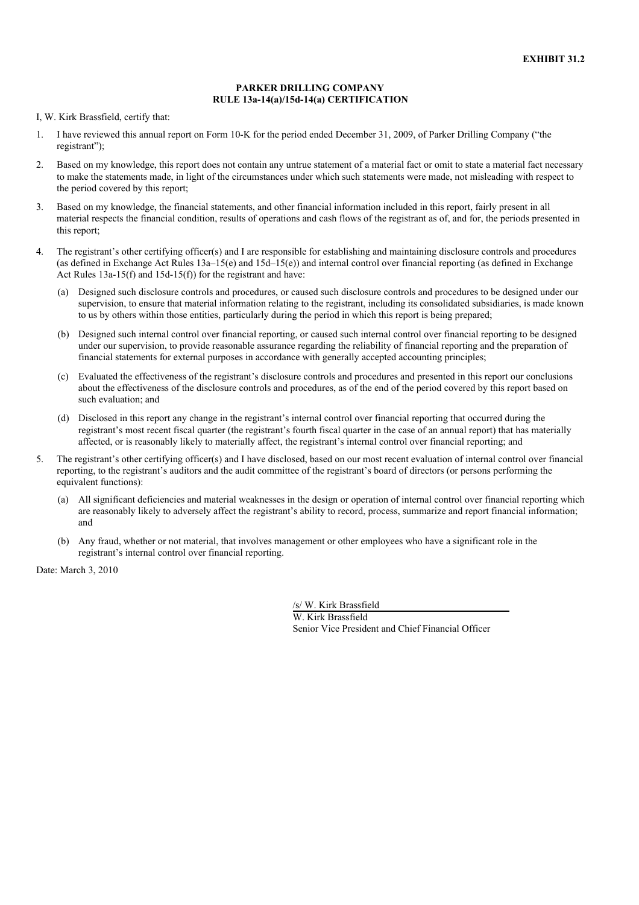**EXHIBIT 31.2**

**PARKER DRILLING COMPANY**
**RULE 13a-14(a)/15d-14(a) CERTIFICATION**

I, W. Kirk Brassfield, certify that:

1. I have reviewed this annual report on Form 10-K for the period ended December 31, 2009, of Parker Drilling Company (“the registrant”);

2. Based on my knowledge, this report does not contain any untrue statement of a material fact or omit to state a material fact necessary to make the statements made, in light of the circumstances under which such statements were made, not misleading with respect to the period covered by this report;

3. Based on my knowledge, the financial statements, and other financial information included in this report, fairly present in all material respects the financial condition, results of operations and cash flows of the registrant as of, and for, the periods presented in this report;

4. The registrant’s other certifying officer(s) and I are responsible for establishing and maintaining disclosure controls and procedures (as defined in Exchange Act Rules 13a–15(e) and 15d–15(e)) and internal control over financial reporting (as defined in Exchange Act Rules 13a-15(f) and 15d-15(f)) for the registrant and have:

   (a) Designed such disclosure controls and procedures, or caused such disclosure controls and procedures to be designed under our supervision, to ensure that material information relating to the registrant, including its consolidated subsidiaries, is made known to us by others within those entities, particularly during the period in which this report is being prepared;

   (b) Designed such internal control over financial reporting, or caused such internal control over financial reporting to be designed under our supervision, to provide reasonable assurance regarding the reliability of financial reporting and the preparation of financial statements for external purposes in accordance with generally accepted accounting principles;

   (c) Evaluated the effectiveness of the registrant’s disclosure controls and procedures and presented in this report our conclusions about the effectiveness of the disclosure controls and procedures, as of the end of the period covered by this report based on such evaluation; and

   (d) Disclosed in this report any change in the registrant’s internal control over financial reporting that occurred during the registrant’s most recent fiscal quarter (the registrant’s fourth fiscal quarter in the case of an annual report) that has materially affected, or is reasonably likely to materially affect, the registrant’s internal control over financial reporting; and

5. The registrant’s other certifying officer(s) and I have disclosed, based on our most recent evaluation of internal control over financial reporting, to the registrant’s auditors and the audit committee of the registrant’s board of directors (or persons performing the equivalent functions):

   (a) All significant deficiencies and material weaknesses in the design or operation of internal control over financial reporting which are reasonably likely to adversely affect the registrant’s ability to record, process, summarize and report financial information; and

   (b) Any fraud, whether or not material, that involves management or other employees who have a significant role in the registrant’s internal control over financial reporting.

Date: March 3, 2010

/s/ W. Kirk Brassfield
W. Kirk Brassfield
Senior Vice President and Chief Financial Officer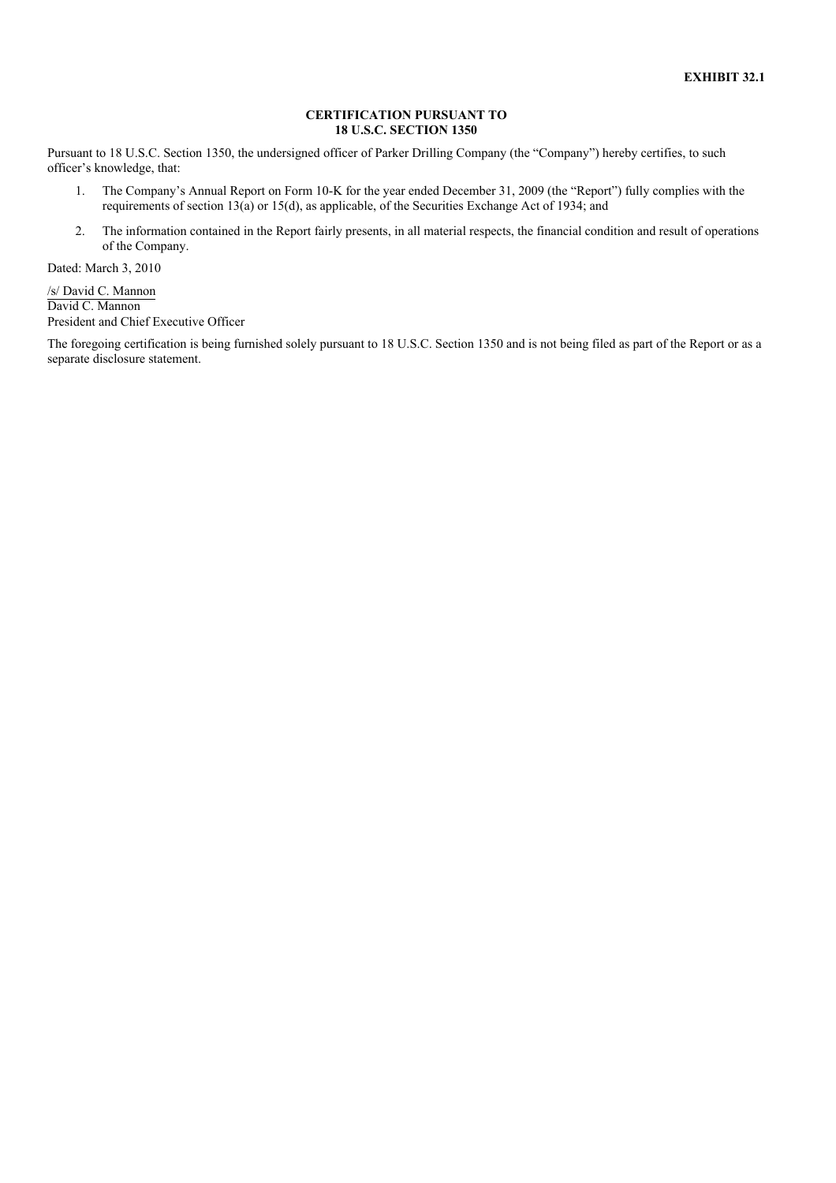**EXHIBIT 32.1**

**CERTIFICATION PURSUANT TO**
**18 U.S.C. SECTION 1350**

Pursuant to 18 U.S.C. Section 1350, the undersigned officer of Parker Drilling Company (the "Company") hereby certifies, to such officer's knowledge, that:

1. The Company's Annual Report on Form 10-K for the year ended December 31, 2009 (the "Report") fully complies with the requirements of section 13(a) or 15(d), as applicable, of the Securities Exchange Act of 1934; and
2. The information contained in the Report fairly presents, in all material respects, the financial condition and result of operations of the Company.

Dated: March 3, 2010

/s/ David C. Mannon
David C. Mannon
President and Chief Executive Officer

The foregoing certification is being furnished solely pursuant to 18 U.S.C. Section 1350 and is not being filed as part of the Report or as a separate disclosure statement.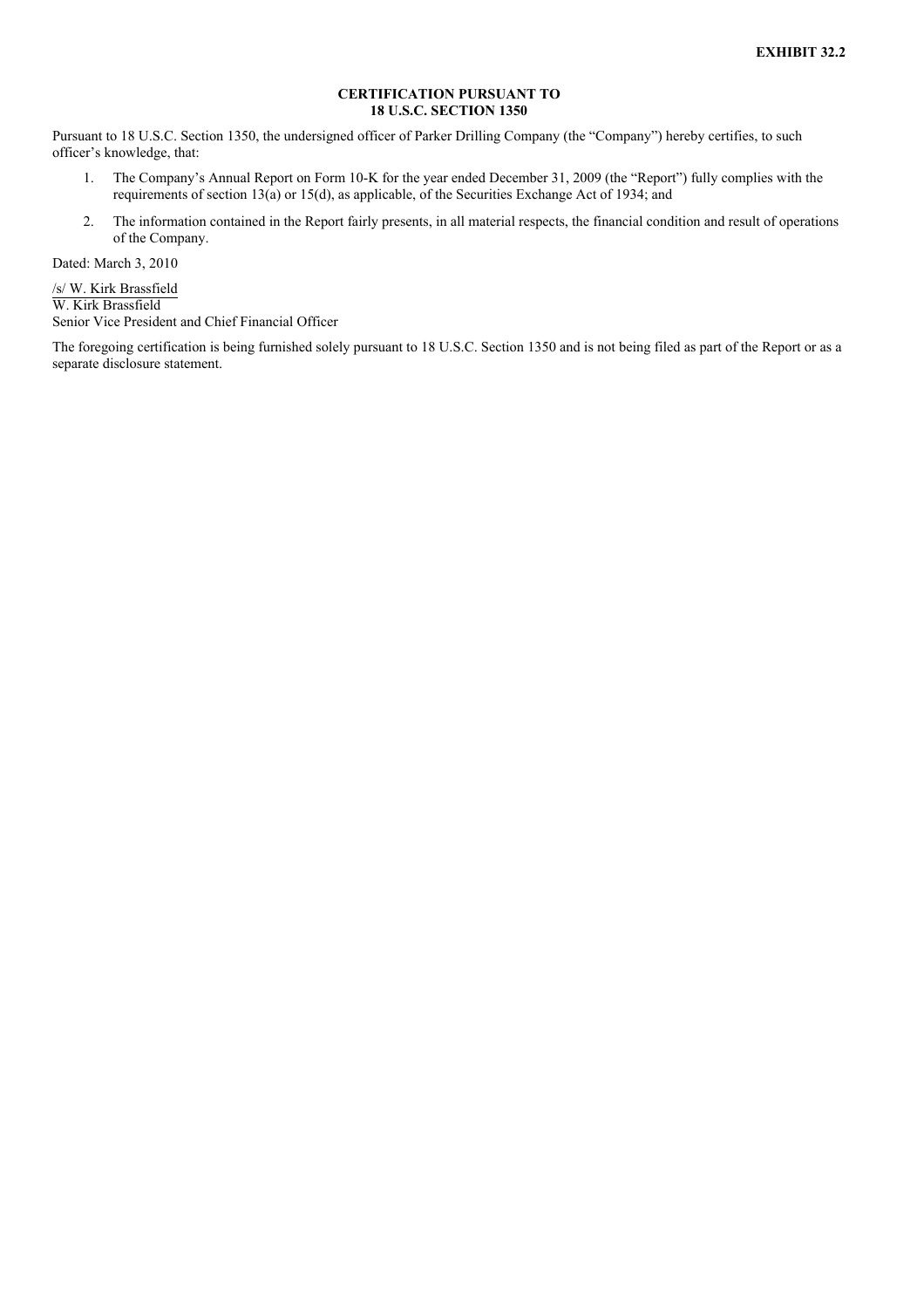**EXHIBIT 32.2**

**CERTIFICATION PURSUANT TO**
**18 U.S.C. SECTION 1350**

Pursuant to 18 U.S.C. Section 1350, the undersigned officer of Parker Drilling Company (the "Company") hereby certifies, to such officer's knowledge, that:

1. The Company's Annual Report on Form 10-K for the year ended December 31, 2009 (the "Report") fully complies with the requirements of section 13(a) or 15(d), as applicable, of the Securities Exchange Act of 1934; and

2. The information contained in the Report fairly presents, in all material respects, the financial condition and result of operations of the Company.

Dated: March 3, 2010

/s/ W. Kirk Brassfield
W. Kirk Brassfield
Senior Vice President and Chief Financial Officer

The foregoing certification is being furnished solely pursuant to 18 U.S.C. Section 1350 and is not being filed as part of the Report or as a separate disclosure statement.